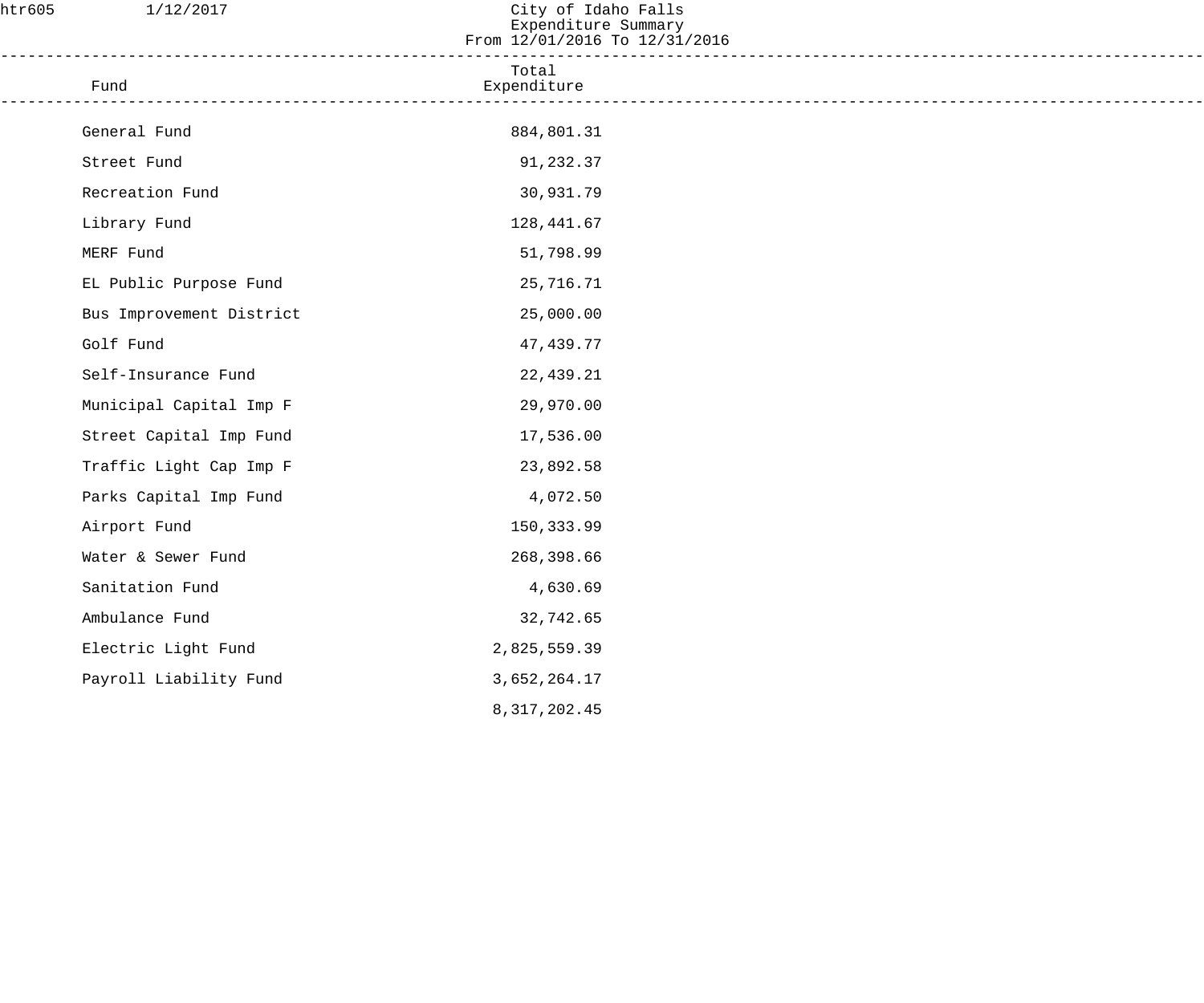htr605 1/12/2017

# City of Idaho Falls
## Expenditure Summary
### From 12/01/2016 To 12/31/2016

| Fund | Total Expenditure |
|---|---:|
| General Fund | 884,801.31 |
| Street Fund | 91,232.37 |
| Recreation Fund | 30,931.79 |
| Library Fund | 128,441.67 |
| MERF Fund | 51,798.99 |
| EL Public Purpose Fund | 25,716.71 |
| Bus Improvement District | 25,000.00 |
| Golf Fund | 47,439.77 |
| Self-Insurance Fund | 22,439.21 |
| Municipal Capital Imp F | 29,970.00 |
| Street Capital Imp Fund | 17,536.00 |
| Traffic Light Cap Imp F | 23,892.58 |
| Parks Capital Imp Fund | 4,072.50 |
| Airport Fund | 150,333.99 |
| Water & Sewer Fund | 268,398.66 |
| Sanitation Fund | 4,630.69 |
| Ambulance Fund | 32,742.65 |
| Electric Light Fund | 2,825,559.39 |
| Payroll Liability Fund | 3,652,264.17 |
| | 8,317,202.45 |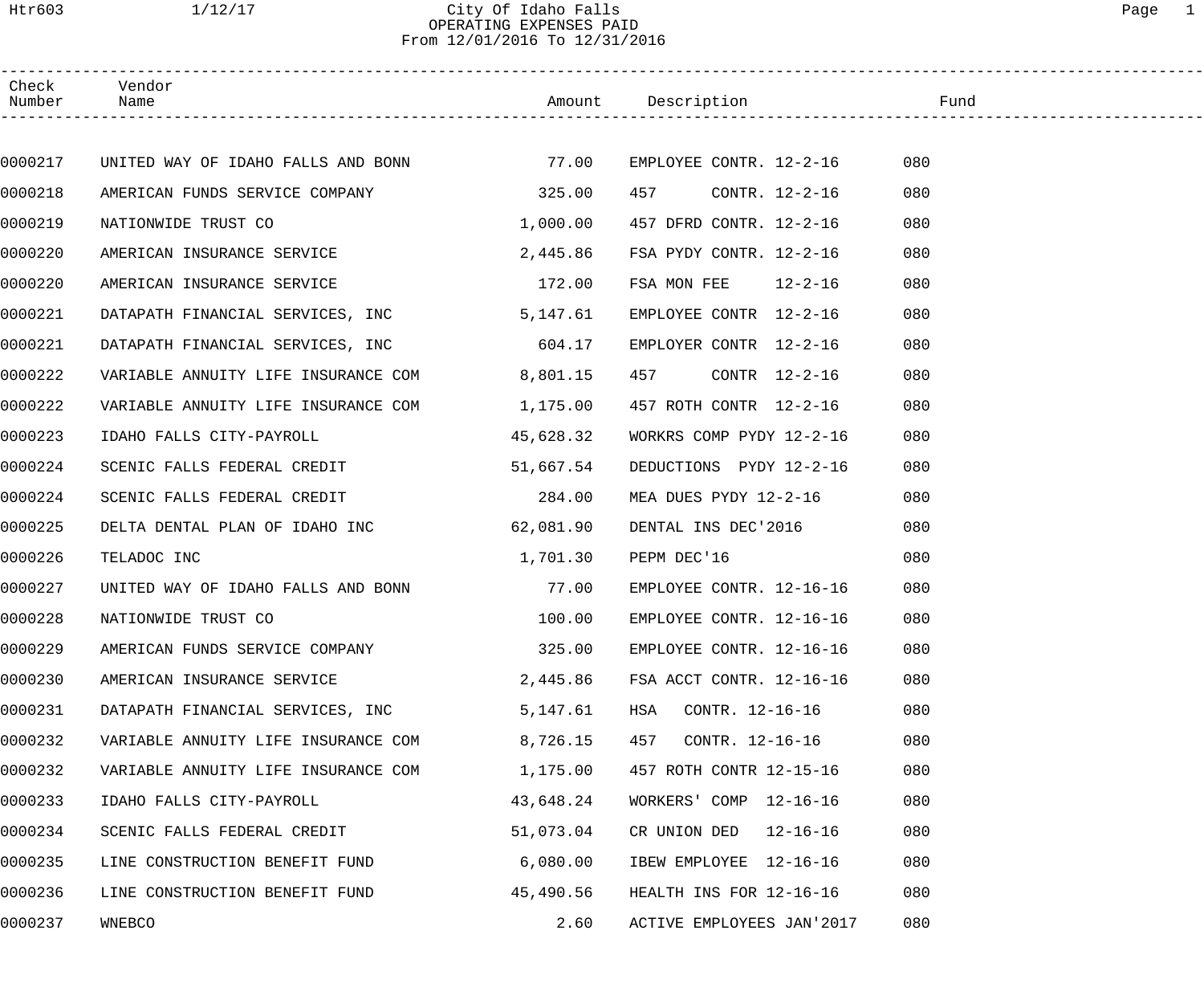# City Of Idaho Falls
## OPERATING EXPENSES PAID
### From 12/01/2016 To 12/31/2016

| Check Number | Vendor Name | Amount | Description | Fund |
|---|---|---|---|---|
| 0000217 | UNITED WAY OF IDAHO FALLS AND BONN | 77.00 | EMPLOYEE CONTR. 12-2-16 | 080 |
| 0000218 | AMERICAN FUNDS SERVICE COMPANY | 325.00 | 457 CONTR. 12-2-16 | 080 |
| 0000219 | NATIONWIDE TRUST CO | 1,000.00 | 457 DFRD CONTR. 12-2-16 | 080 |
| 0000220 | AMERICAN INSURANCE SERVICE | 2,445.86 | FSA PYDY CONTR. 12-2-16 | 080 |
| 0000220 | AMERICAN INSURANCE SERVICE | 172.00 | FSA MON FEE 12-2-16 | 080 |
| 0000221 | DATAPATH FINANCIAL SERVICES, INC | 5,147.61 | EMPLOYEE CONTR 12-2-16 | 080 |
| 0000221 | DATAPATH FINANCIAL SERVICES, INC | 604.17 | EMPLOYER CONTR 12-2-16 | 080 |
| 0000222 | VARIABLE ANNUITY LIFE INSURANCE COM | 8,801.15 | 457 CONTR 12-2-16 | 080 |
| 0000222 | VARIABLE ANNUITY LIFE INSURANCE COM | 1,175.00 | 457 ROTH CONTR 12-2-16 | 080 |
| 0000223 | IDAHO FALLS CITY-PAYROLL | 45,628.32 | WORKRS COMP PYDY 12-2-16 | 080 |
| 0000224 | SCENIC FALLS FEDERAL CREDIT | 51,667.54 | DEDUCTIONS PYDY 12-2-16 | 080 |
| 0000224 | SCENIC FALLS FEDERAL CREDIT | 284.00 | MEA DUES PYDY 12-2-16 | 080 |
| 0000225 | DELTA DENTAL PLAN OF IDAHO INC | 62,081.90 | DENTAL INS DEC'2016 | 080 |
| 0000226 | TELADOC INC | 1,701.30 | PEPM DEC'16 | 080 |
| 0000227 | UNITED WAY OF IDAHO FALLS AND BONN | 77.00 | EMPLOYEE CONTR. 12-16-16 | 080 |
| 0000228 | NATIONWIDE TRUST CO | 100.00 | EMPLOYEE CONTR. 12-16-16 | 080 |
| 0000229 | AMERICAN FUNDS SERVICE COMPANY | 325.00 | EMPLOYEE CONTR. 12-16-16 | 080 |
| 0000230 | AMERICAN INSURANCE SERVICE | 2,445.86 | FSA ACCT CONTR. 12-16-16 | 080 |
| 0000231 | DATAPATH FINANCIAL SERVICES, INC | 5,147.61 | HSA CONTR. 12-16-16 | 080 |
| 0000232 | VARIABLE ANNUITY LIFE INSURANCE COM | 8,726.15 | 457 CONTR. 12-16-16 | 080 |
| 0000232 | VARIABLE ANNUITY LIFE INSURANCE COM | 1,175.00 | 457 ROTH CONTR 12-15-16 | 080 |
| 0000233 | IDAHO FALLS CITY-PAYROLL | 43,648.24 | WORKERS' COMP 12-16-16 | 080 |
| 0000234 | SCENIC FALLS FEDERAL CREDIT | 51,073.04 | CR UNION DED 12-16-16 | 080 |
| 0000235 | LINE CONSTRUCTION BENEFIT FUND | 6,080.00 | IBEW EMPLOYEE 12-16-16 | 080 |
| 0000236 | LINE CONSTRUCTION BENEFIT FUND | 45,490.56 | HEALTH INS FOR 12-16-16 | 080 |
| 0000237 | WNEBCO | 2.60 | ACTIVE EMPLOYEES JAN'2017 | 080 |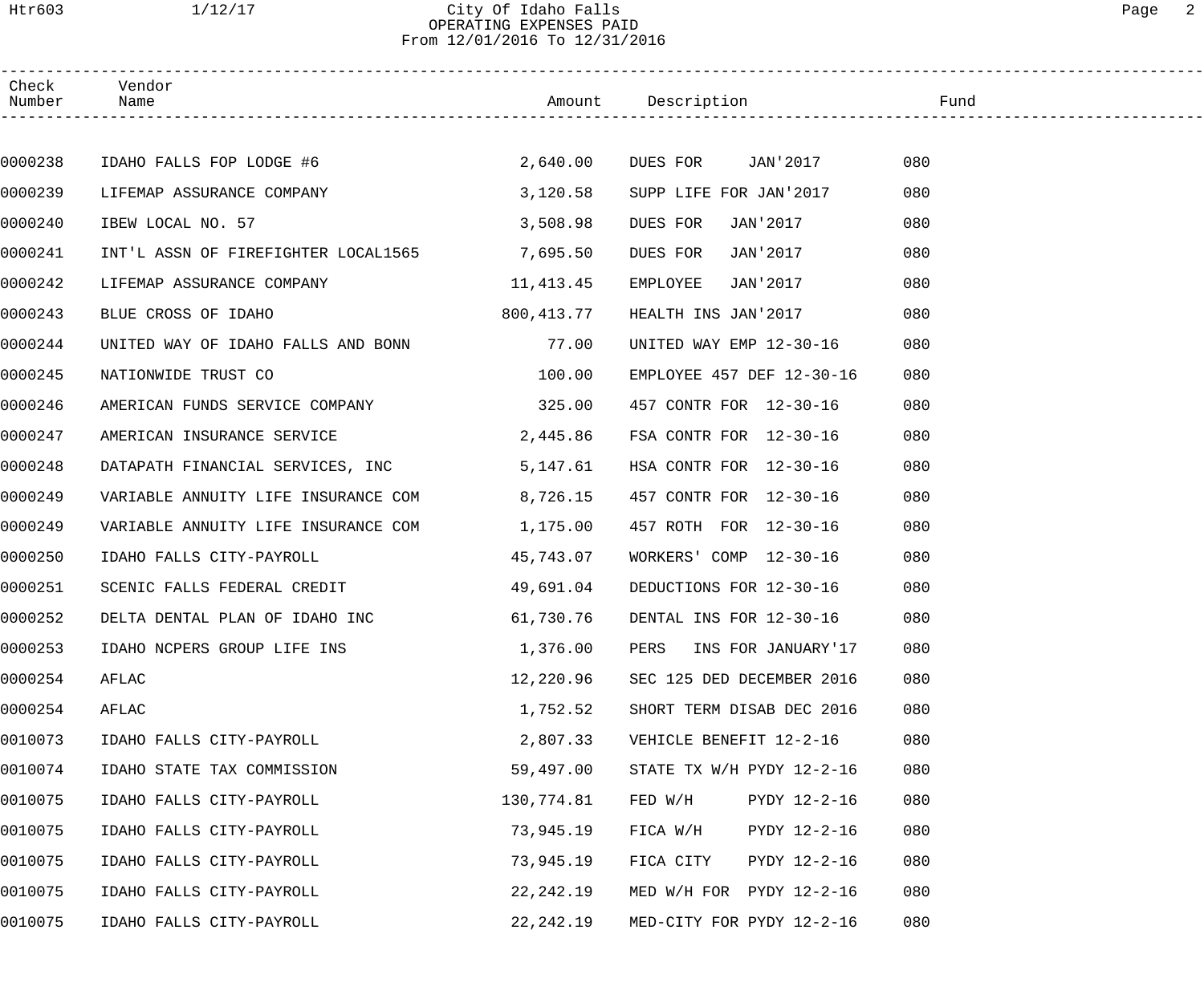# City Of Idaho Falls
## OPERATING EXPENSES PAID
### From 12/01/2016 To 12/31/2016

| Check Number | Vendor Name | Amount | Description | Fund |
|---|---|---|---|---|
| 0000238 | IDAHO FALLS FOP LODGE #6 | 2,640.00 | DUES FOR JAN'2017 | 080 |
| 0000239 | LIFEMAP ASSURANCE COMPANY | 3,120.58 | SUPP LIFE FOR JAN'2017 | 080 |
| 0000240 | IBEW LOCAL NO. 57 | 3,508.98 | DUES FOR JAN'2017 | 080 |
| 0000241 | INT'L ASSN OF FIREFIGHTER LOCAL1565 | 7,695.50 | DUES FOR JAN'2017 | 080 |
| 0000242 | LIFEMAP ASSURANCE COMPANY | 11,413.45 | EMPLOYEE JAN'2017 | 080 |
| 0000243 | BLUE CROSS OF IDAHO | 800,413.77 | HEALTH INS JAN'2017 | 080 |
| 0000244 | UNITED WAY OF IDAHO FALLS AND BONN | 77.00 | UNITED WAY EMP 12-30-16 | 080 |
| 0000245 | NATIONWIDE TRUST CO | 100.00 | EMPLOYEE 457 DEF 12-30-16 | 080 |
| 0000246 | AMERICAN FUNDS SERVICE COMPANY | 325.00 | 457 CONTR FOR 12-30-16 | 080 |
| 0000247 | AMERICAN INSURANCE SERVICE | 2,445.86 | FSA CONTR FOR 12-30-16 | 080 |
| 0000248 | DATAPATH FINANCIAL SERVICES, INC | 5,147.61 | HSA CONTR FOR 12-30-16 | 080 |
| 0000249 | VARIABLE ANNUITY LIFE INSURANCE COM | 8,726.15 | 457 CONTR FOR 12-30-16 | 080 |
| 0000249 | VARIABLE ANNUITY LIFE INSURANCE COM | 1,175.00 | 457 ROTH FOR 12-30-16 | 080 |
| 0000250 | IDAHO FALLS CITY-PAYROLL | 45,743.07 | WORKERS' COMP 12-30-16 | 080 |
| 0000251 | SCENIC FALLS FEDERAL CREDIT | 49,691.04 | DEDUCTIONS FOR 12-30-16 | 080 |
| 0000252 | DELTA DENTAL PLAN OF IDAHO INC | 61,730.76 | DENTAL INS FOR 12-30-16 | 080 |
| 0000253 | IDAHO NCPERS GROUP LIFE INS | 1,376.00 | PERS INS FOR JANUARY'17 | 080 |
| 0000254 | AFLAC | 12,220.96 | SEC 125 DED DECEMBER 2016 | 080 |
| 0000254 | AFLAC | 1,752.52 | SHORT TERM DISAB DEC 2016 | 080 |
| 0010073 | IDAHO FALLS CITY-PAYROLL | 2,807.33 | VEHICLE BENEFIT 12-2-16 | 080 |
| 0010074 | IDAHO STATE TAX COMMISSION | 59,497.00 | STATE TX W/H PYDY 12-2-16 | 080 |
| 0010075 | IDAHO FALLS CITY-PAYROLL | 130,774.81 | FED W/H PYDY 12-2-16 | 080 |
| 0010075 | IDAHO FALLS CITY-PAYROLL | 73,945.19 | FICA W/H PYDY 12-2-16 | 080 |
| 0010075 | IDAHO FALLS CITY-PAYROLL | 73,945.19 | FICA CITY PYDY 12-2-16 | 080 |
| 0010075 | IDAHO FALLS CITY-PAYROLL | 22,242.19 | MED W/H FOR PYDY 12-2-16 | 080 |
| 0010075 | IDAHO FALLS CITY-PAYROLL | 22,242.19 | MED-CITY FOR PYDY 12-2-16 | 080 |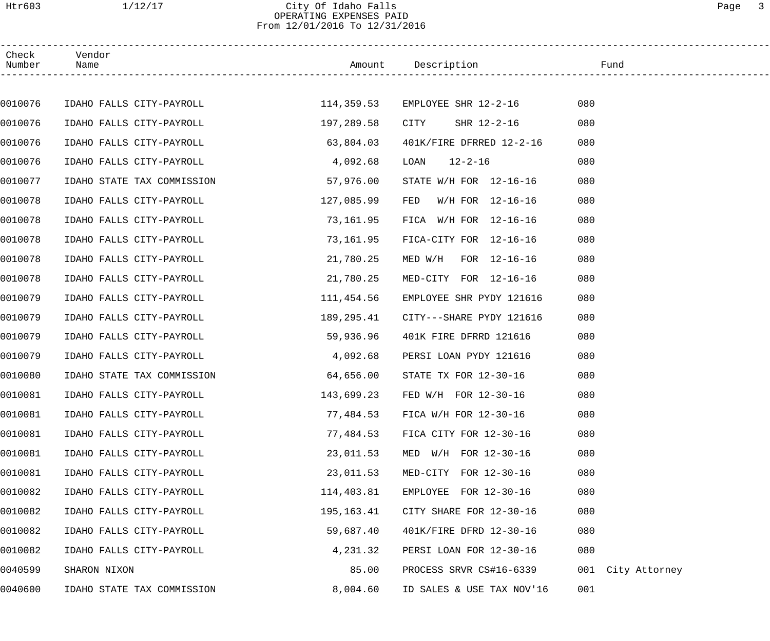# City Of Idaho Falls

## OPERATING EXPENSES PAID
From 12/01/2016 To 12/31/2016

| Check Number | Vendor Name | Amount | Description | Fund | |
|---|---|---|---|---|---|
| 0010076 | IDAHO FALLS CITY-PAYROLL | 114,359.53 | EMPLOYEE SHR 12-2-16 | 080 | |
| 0010076 | IDAHO FALLS CITY-PAYROLL | 197,289.58 | CITY SHR 12-2-16 | 080 | |
| 0010076 | IDAHO FALLS CITY-PAYROLL | 63,804.03 | 401K/FIRE DFRRED 12-2-16 | 080 | |
| 0010076 | IDAHO FALLS CITY-PAYROLL | 4,092.68 | LOAN 12-2-16 | 080 | |
| 0010077 | IDAHO STATE TAX COMMISSION | 57,976.00 | STATE W/H FOR 12-16-16 | 080 | |
| 0010078 | IDAHO FALLS CITY-PAYROLL | 127,085.99 | FED W/H FOR 12-16-16 | 080 | |
| 0010078 | IDAHO FALLS CITY-PAYROLL | 73,161.95 | FICA W/H FOR 12-16-16 | 080 | |
| 0010078 | IDAHO FALLS CITY-PAYROLL | 73,161.95 | FICA-CITY FOR 12-16-16 | 080 | |
| 0010078 | IDAHO FALLS CITY-PAYROLL | 21,780.25 | MED W/H FOR 12-16-16 | 080 | |
| 0010078 | IDAHO FALLS CITY-PAYROLL | 21,780.25 | MED-CITY FOR 12-16-16 | 080 | |
| 0010079 | IDAHO FALLS CITY-PAYROLL | 111,454.56 | EMPLOYEE SHR PYDY 121616 | 080 | |
| 0010079 | IDAHO FALLS CITY-PAYROLL | 189,295.41 | CITY---SHARE PYDY 121616 | 080 | |
| 0010079 | IDAHO FALLS CITY-PAYROLL | 59,936.96 | 401K FIRE DFRRD 121616 | 080 | |
| 0010079 | IDAHO FALLS CITY-PAYROLL | 4,092.68 | PERSI LOAN PYDY 121616 | 080 | |
| 0010080 | IDAHO STATE TAX COMMISSION | 64,656.00 | STATE TX FOR 12-30-16 | 080 | |
| 0010081 | IDAHO FALLS CITY-PAYROLL | 143,699.23 | FED W/H FOR 12-30-16 | 080 | |
| 0010081 | IDAHO FALLS CITY-PAYROLL | 77,484.53 | FICA W/H FOR 12-30-16 | 080 | |
| 0010081 | IDAHO FALLS CITY-PAYROLL | 77,484.53 | FICA CITY FOR 12-30-16 | 080 | |
| 0010081 | IDAHO FALLS CITY-PAYROLL | 23,011.53 | MED W/H FOR 12-30-16 | 080 | |
| 0010081 | IDAHO FALLS CITY-PAYROLL | 23,011.53 | MED-CITY FOR 12-30-16 | 080 | |
| 0010082 | IDAHO FALLS CITY-PAYROLL | 114,403.81 | EMPLOYEE FOR 12-30-16 | 080 | |
| 0010082 | IDAHO FALLS CITY-PAYROLL | 195,163.41 | CITY SHARE FOR 12-30-16 | 080 | |
| 0010082 | IDAHO FALLS CITY-PAYROLL | 59,687.40 | 401K/FIRE DFRD 12-30-16 | 080 | |
| 0010082 | IDAHO FALLS CITY-PAYROLL | 4,231.32 | PERSI LOAN FOR 12-30-16 | 080 | |
| 0040599 | SHARON NIXON | 85.00 | PROCESS SRVR CS#16-6339 | 001 | City Attorney |
| 0040600 | IDAHO STATE TAX COMMISSION | 8,004.60 | ID SALES & USE TAX NOV'16 | 001 | |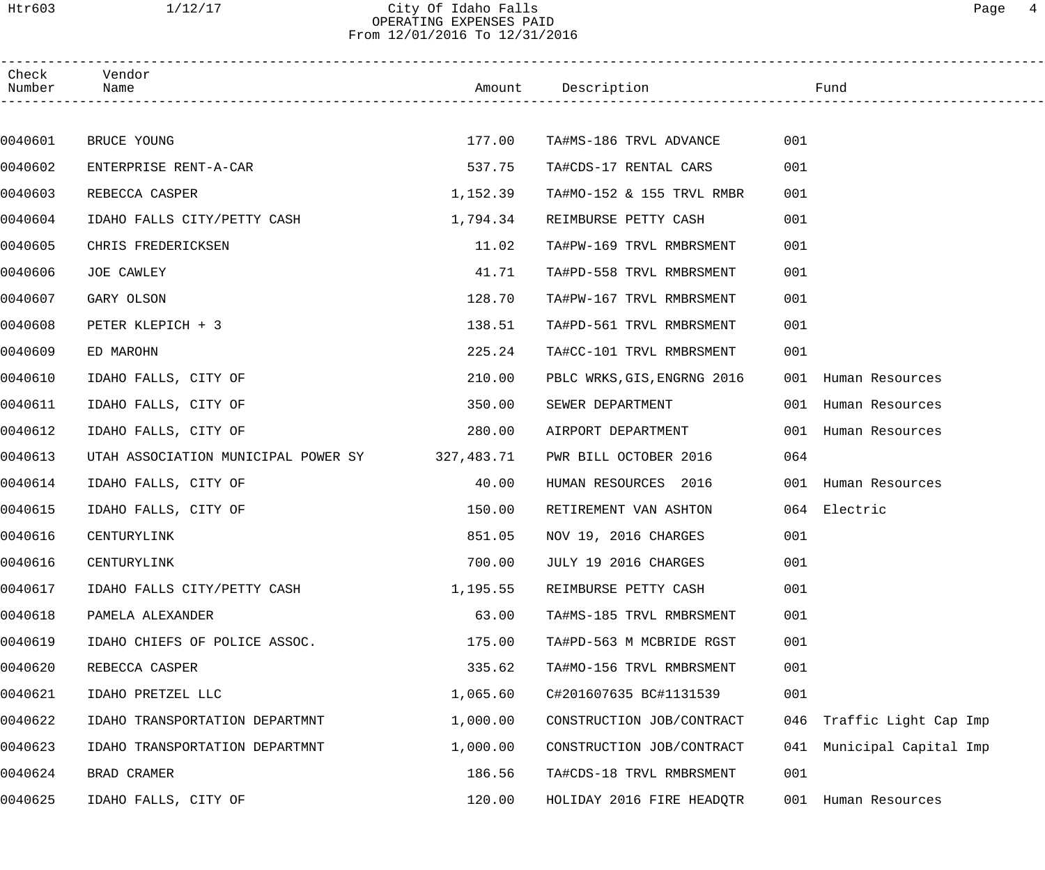# City Of Idaho Falls
## OPERATING EXPENSES PAID
### From 12/01/2016 To 12/31/2016

| Check Number | Vendor Name | Amount | Description | Fund | |
|---|---|---|---|---|---|
| 0040601 | BRUCE YOUNG | 177.00 | TA#MS-186 TRVL ADVANCE | 001 | |
| 0040602 | ENTERPRISE RENT-A-CAR | 537.75 | TA#CDS-17 RENTAL CARS | 001 | |
| 0040603 | REBECCA CASPER | 1,152.39 | TA#MO-152 & 155 TRVL RMBR | 001 | |
| 0040604 | IDAHO FALLS CITY/PETTY CASH | 1,794.34 | REIMBURSE PETTY CASH | 001 | |
| 0040605 | CHRIS FREDERICKSEN | 11.02 | TA#PW-169 TRVL RMBRSMENT | 001 | |
| 0040606 | JOE CAWLEY | 41.71 | TA#PD-558 TRVL RMBRSMENT | 001 | |
| 0040607 | GARY OLSON | 128.70 | TA#PW-167 TRVL RMBRSMENT | 001 | |
| 0040608 | PETER KLEPICH + 3 | 138.51 | TA#PD-561 TRVL RMBRSMENT | 001 | |
| 0040609 | ED MAROHN | 225.24 | TA#CC-101 TRVL RMBRSMENT | 001 | |
| 0040610 | IDAHO FALLS, CITY OF | 210.00 | PBLC WRKS,GIS,ENGRNG 2016 | 001 | Human Resources |
| 0040611 | IDAHO FALLS, CITY OF | 350.00 | SEWER DEPARTMENT | 001 | Human Resources |
| 0040612 | IDAHO FALLS, CITY OF | 280.00 | AIRPORT DEPARTMENT | 001 | Human Resources |
| 0040613 | UTAH ASSOCIATION MUNICIPAL POWER SY | 327,483.71 | PWR BILL OCTOBER 2016 | 064 | |
| 0040614 | IDAHO FALLS, CITY OF | 40.00 | HUMAN RESOURCES 2016 | 001 | Human Resources |
| 0040615 | IDAHO FALLS, CITY OF | 150.00 | RETIREMENT VAN ASHTON | 064 | Electric |
| 0040616 | CENTURYLINK | 851.05 | NOV 19, 2016 CHARGES | 001 | |
| 0040616 | CENTURYLINK | 700.00 | JULY 19 2016 CHARGES | 001 | |
| 0040617 | IDAHO FALLS CITY/PETTY CASH | 1,195.55 | REIMBURSE PETTY CASH | 001 | |
| 0040618 | PAMELA ALEXANDER | 63.00 | TA#MS-185 TRVL RMBRSMENT | 001 | |
| 0040619 | IDAHO CHIEFS OF POLICE ASSOC. | 175.00 | TA#PD-563 M MCBRIDE RGST | 001 | |
| 0040620 | REBECCA CASPER | 335.62 | TA#MO-156 TRVL RMBRSMENT | 001 | |
| 0040621 | IDAHO PRETZEL LLC | 1,065.60 | C#201607635 BC#1131539 | 001 | |
| 0040622 | IDAHO TRANSPORTATION DEPARTMNT | 1,000.00 | CONSTRUCTION JOB/CONTRACT | 046 | Traffic Light Cap Imp |
| 0040623 | IDAHO TRANSPORTATION DEPARTMNT | 1,000.00 | CONSTRUCTION JOB/CONTRACT | 041 | Municipal Capital Imp |
| 0040624 | BRAD CRAMER | 186.56 | TA#CDS-18 TRVL RMBRSMENT | 001 | |
| 0040625 | IDAHO FALLS, CITY OF | 120.00 | HOLIDAY 2016 FIRE HEADQTR | 001 | Human Resources |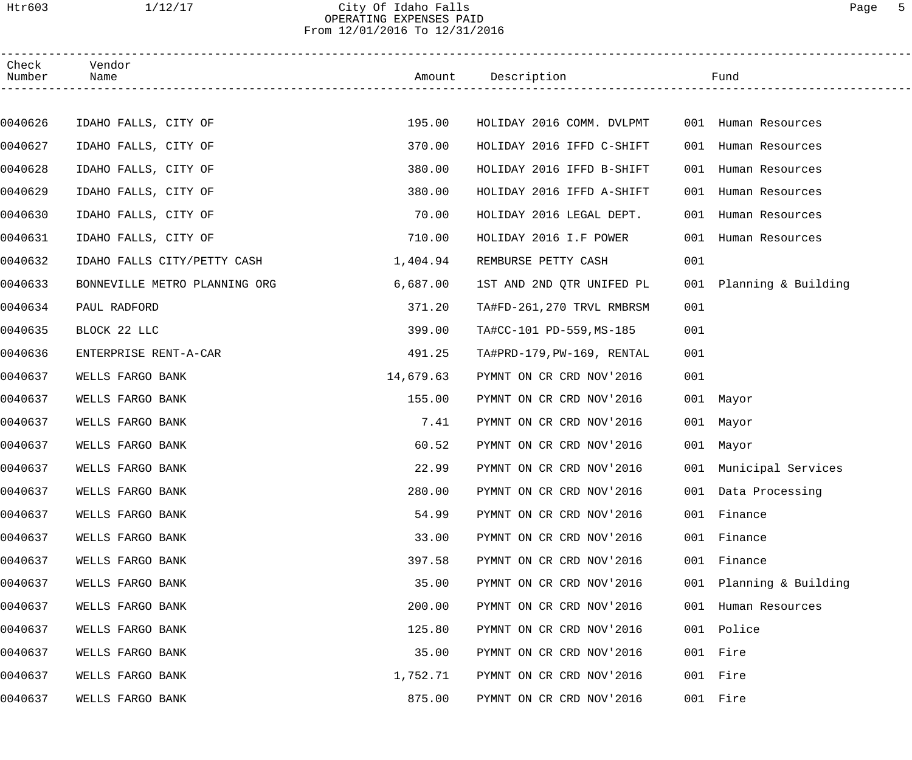# City Of Idaho Falls
## OPERATING EXPENSES PAID
### From 12/01/2016 To 12/31/2016

| Check Number | Vendor Name | Amount | Description | Fund | |
|---|---|---|---|---|---|
| 0040626 | IDAHO FALLS, CITY OF | 195.00 | HOLIDAY 2016 COMM. DVLPMT | 001 | Human Resources |
| 0040627 | IDAHO FALLS, CITY OF | 370.00 | HOLIDAY 2016 IFFD C-SHIFT | 001 | Human Resources |
| 0040628 | IDAHO FALLS, CITY OF | 380.00 | HOLIDAY 2016 IFFD B-SHIFT | 001 | Human Resources |
| 0040629 | IDAHO FALLS, CITY OF | 380.00 | HOLIDAY 2016 IFFD A-SHIFT | 001 | Human Resources |
| 0040630 | IDAHO FALLS, CITY OF | 70.00 | HOLIDAY 2016 LEGAL DEPT. | 001 | Human Resources |
| 0040631 | IDAHO FALLS, CITY OF | 710.00 | HOLIDAY 2016 I.F POWER | 001 | Human Resources |
| 0040632 | IDAHO FALLS CITY/PETTY CASH | 1,404.94 | REMBURSE PETTY CASH | 001 | |
| 0040633 | BONNEVILLE METRO PLANNING ORG | 6,687.00 | 1ST AND 2ND QTR UNIFED PL | 001 | Planning & Building |
| 0040634 | PAUL RADFORD | 371.20 | TA#FD-261,270 TRVL RMBRSM | 001 | |
| 0040635 | BLOCK 22 LLC | 399.00 | TA#CC-101 PD-559,MS-185 | 001 | |
| 0040636 | ENTERPRISE RENT-A-CAR | 491.25 | TA#PRD-179,PW-169, RENTAL | 001 | |
| 0040637 | WELLS FARGO BANK | 14,679.63 | PYMNT ON CR CRD NOV'2016 | 001 | |
| 0040637 | WELLS FARGO BANK | 155.00 | PYMNT ON CR CRD NOV'2016 | 001 | Mayor |
| 0040637 | WELLS FARGO BANK | 7.41 | PYMNT ON CR CRD NOV'2016 | 001 | Mayor |
| 0040637 | WELLS FARGO BANK | 60.52 | PYMNT ON CR CRD NOV'2016 | 001 | Mayor |
| 0040637 | WELLS FARGO BANK | 22.99 | PYMNT ON CR CRD NOV'2016 | 001 | Municipal Services |
| 0040637 | WELLS FARGO BANK | 280.00 | PYMNT ON CR CRD NOV'2016 | 001 | Data Processing |
| 0040637 | WELLS FARGO BANK | 54.99 | PYMNT ON CR CRD NOV'2016 | 001 | Finance |
| 0040637 | WELLS FARGO BANK | 33.00 | PYMNT ON CR CRD NOV'2016 | 001 | Finance |
| 0040637 | WELLS FARGO BANK | 397.58 | PYMNT ON CR CRD NOV'2016 | 001 | Finance |
| 0040637 | WELLS FARGO BANK | 35.00 | PYMNT ON CR CRD NOV'2016 | 001 | Planning & Building |
| 0040637 | WELLS FARGO BANK | 200.00 | PYMNT ON CR CRD NOV'2016 | 001 | Human Resources |
| 0040637 | WELLS FARGO BANK | 125.80 | PYMNT ON CR CRD NOV'2016 | 001 | Police |
| 0040637 | WELLS FARGO BANK | 35.00 | PYMNT ON CR CRD NOV'2016 | 001 | Fire |
| 0040637 | WELLS FARGO BANK | 1,752.71 | PYMNT ON CR CRD NOV'2016 | 001 | Fire |
| 0040637 | WELLS FARGO BANK | 875.00 | PYMNT ON CR CRD NOV'2016 | 001 | Fire |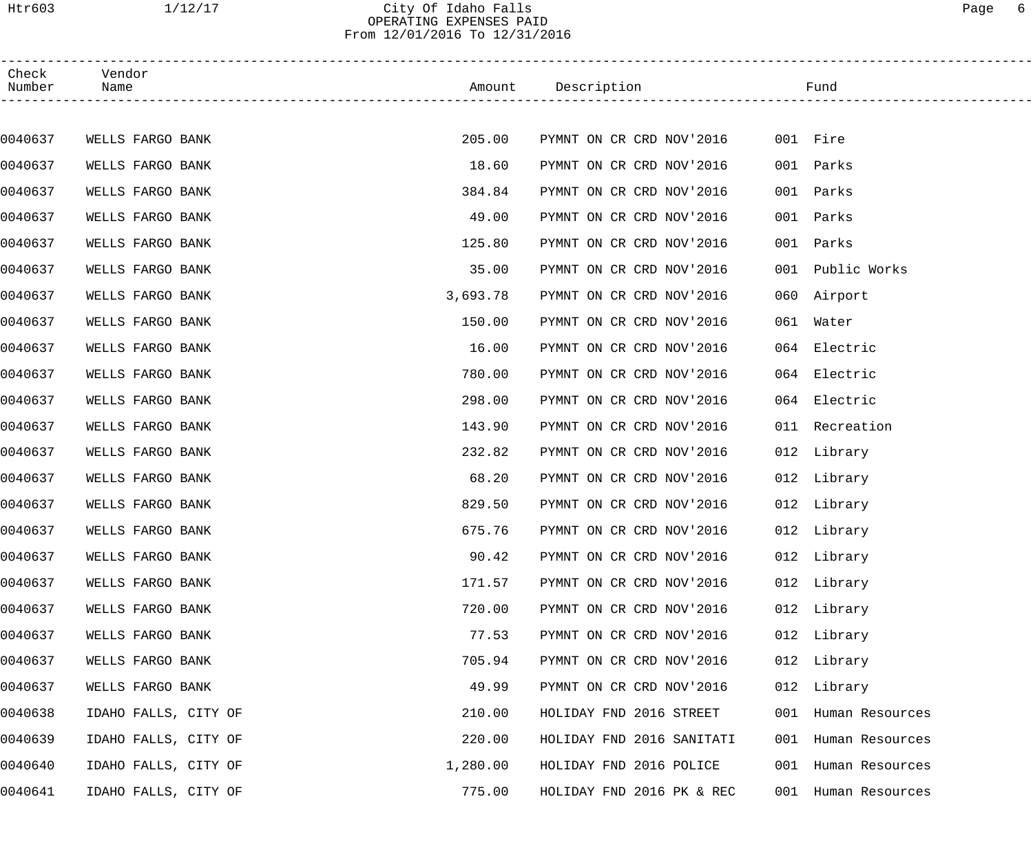City Of Idaho Falls
OPERATING EXPENSES PAID
From 12/01/2016 To 12/31/2016

| Check Number | Vendor Name | Amount | Description | Fund |
|---|---|---|---|---|
| 0040637 | WELLS FARGO BANK | 205.00 | PYMNT ON CR CRD NOV'2016 | 001 Fire |
| 0040637 | WELLS FARGO BANK | 18.60 | PYMNT ON CR CRD NOV'2016 | 001 Parks |
| 0040637 | WELLS FARGO BANK | 384.84 | PYMNT ON CR CRD NOV'2016 | 001 Parks |
| 0040637 | WELLS FARGO BANK | 49.00 | PYMNT ON CR CRD NOV'2016 | 001 Parks |
| 0040637 | WELLS FARGO BANK | 125.80 | PYMNT ON CR CRD NOV'2016 | 001 Parks |
| 0040637 | WELLS FARGO BANK | 35.00 | PYMNT ON CR CRD NOV'2016 | 001 Public Works |
| 0040637 | WELLS FARGO BANK | 3,693.78 | PYMNT ON CR CRD NOV'2016 | 060 Airport |
| 0040637 | WELLS FARGO BANK | 150.00 | PYMNT ON CR CRD NOV'2016 | 061 Water |
| 0040637 | WELLS FARGO BANK | 16.00 | PYMNT ON CR CRD NOV'2016 | 064 Electric |
| 0040637 | WELLS FARGO BANK | 780.00 | PYMNT ON CR CRD NOV'2016 | 064 Electric |
| 0040637 | WELLS FARGO BANK | 298.00 | PYMNT ON CR CRD NOV'2016 | 064 Electric |
| 0040637 | WELLS FARGO BANK | 143.90 | PYMNT ON CR CRD NOV'2016 | 011 Recreation |
| 0040637 | WELLS FARGO BANK | 232.82 | PYMNT ON CR CRD NOV'2016 | 012 Library |
| 0040637 | WELLS FARGO BANK | 68.20 | PYMNT ON CR CRD NOV'2016 | 012 Library |
| 0040637 | WELLS FARGO BANK | 829.50 | PYMNT ON CR CRD NOV'2016 | 012 Library |
| 0040637 | WELLS FARGO BANK | 675.76 | PYMNT ON CR CRD NOV'2016 | 012 Library |
| 0040637 | WELLS FARGO BANK | 90.42 | PYMNT ON CR CRD NOV'2016 | 012 Library |
| 0040637 | WELLS FARGO BANK | 171.57 | PYMNT ON CR CRD NOV'2016 | 012 Library |
| 0040637 | WELLS FARGO BANK | 720.00 | PYMNT ON CR CRD NOV'2016 | 012 Library |
| 0040637 | WELLS FARGO BANK | 77.53 | PYMNT ON CR CRD NOV'2016 | 012 Library |
| 0040637 | WELLS FARGO BANK | 705.94 | PYMNT ON CR CRD NOV'2016 | 012 Library |
| 0040637 | WELLS FARGO BANK | 49.99 | PYMNT ON CR CRD NOV'2016 | 012 Library |
| 0040638 | IDAHO FALLS, CITY OF | 210.00 | HOLIDAY FND 2016 STREET | 001 Human Resources |
| 0040639 | IDAHO FALLS, CITY OF | 220.00 | HOLIDAY FND 2016 SANITATI | 001 Human Resources |
| 0040640 | IDAHO FALLS, CITY OF | 1,280.00 | HOLIDAY FND 2016 POLICE | 001 Human Resources |
| 0040641 | IDAHO FALLS, CITY OF | 775.00 | HOLIDAY FND 2016 PK & REC | 001 Human Resources |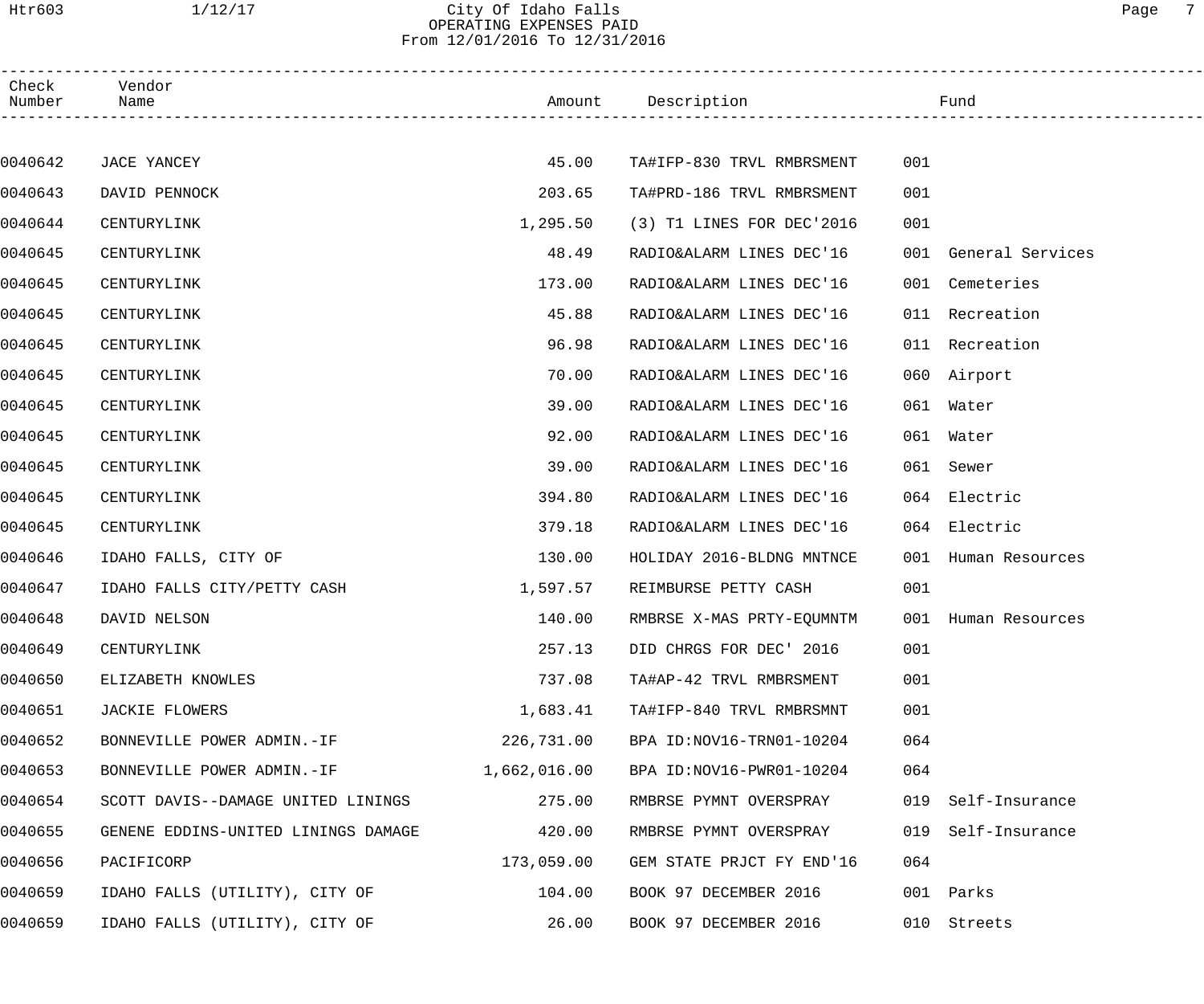City Of Idaho Falls
OPERATING EXPENSES PAID
From 12/01/2016 To 12/31/2016

| Check Number | Vendor Name | Amount | Description | Fund | |
|---|---|---|---|---|---|
| 0040642 | JACE YANCEY | 45.00 | TA#IFP-830 TRVL RMBRSMENT | 001 | |
| 0040643 | DAVID PENNOCK | 203.65 | TA#PRD-186 TRVL RMBRSMENT | 001 | |
| 0040644 | CENTURYLINK | 1,295.50 | (3) T1 LINES FOR DEC'2016 | 001 | |
| 0040645 | CENTURYLINK | 48.49 | RADIO&ALARM LINES DEC'16 | 001 | General Services |
| 0040645 | CENTURYLINK | 173.00 | RADIO&ALARM LINES DEC'16 | 001 | Cemeteries |
| 0040645 | CENTURYLINK | 45.88 | RADIO&ALARM LINES DEC'16 | 011 | Recreation |
| 0040645 | CENTURYLINK | 96.98 | RADIO&ALARM LINES DEC'16 | 011 | Recreation |
| 0040645 | CENTURYLINK | 70.00 | RADIO&ALARM LINES DEC'16 | 060 | Airport |
| 0040645 | CENTURYLINK | 39.00 | RADIO&ALARM LINES DEC'16 | 061 | Water |
| 0040645 | CENTURYLINK | 92.00 | RADIO&ALARM LINES DEC'16 | 061 | Water |
| 0040645 | CENTURYLINK | 39.00 | RADIO&ALARM LINES DEC'16 | 061 | Sewer |
| 0040645 | CENTURYLINK | 394.80 | RADIO&ALARM LINES DEC'16 | 064 | Electric |
| 0040645 | CENTURYLINK | 379.18 | RADIO&ALARM LINES DEC'16 | 064 | Electric |
| 0040646 | IDAHO FALLS, CITY OF | 130.00 | HOLIDAY 2016-BLDNG MNTNCE | 001 | Human Resources |
| 0040647 | IDAHO FALLS CITY/PETTY CASH | 1,597.57 | REIMBURSE PETTY CASH | 001 | |
| 0040648 | DAVID NELSON | 140.00 | RMBRSE X-MAS PRTY-EQUMNTM | 001 | Human Resources |
| 0040649 | CENTURYLINK | 257.13 | DID CHRGS FOR DEC' 2016 | 001 | |
| 0040650 | ELIZABETH KNOWLES | 737.08 | TA#AP-42 TRVL RMBRSMENT | 001 | |
| 0040651 | JACKIE FLOWERS | 1,683.41 | TA#IFP-840 TRVL RMBRSMNT | 001 | |
| 0040652 | BONNEVILLE POWER ADMIN.-IF | 226,731.00 | BPA ID:NOV16-TRN01-10204 | 064 | |
| 0040653 | BONNEVILLE POWER ADMIN.-IF | 1,662,016.00 | BPA ID:NOV16-PWR01-10204 | 064 | |
| 0040654 | SCOTT DAVIS--DAMAGE UNITED LININGS | 275.00 | RMBRSE PYMNT OVERSPRAY | 019 | Self-Insurance |
| 0040655 | GENENE EDDINS-UNITED LININGS DAMAGE | 420.00 | RMBRSE PYMNT OVERSPRAY | 019 | Self-Insurance |
| 0040656 | PACIFICORP | 173,059.00 | GEM STATE PRJCT FY END'16 | 064 | |
| 0040659 | IDAHO FALLS (UTILITY), CITY OF | 104.00 | BOOK 97 DECEMBER 2016 | 001 | Parks |
| 0040659 | IDAHO FALLS (UTILITY), CITY OF | 26.00 | BOOK 97 DECEMBER 2016 | 010 | Streets |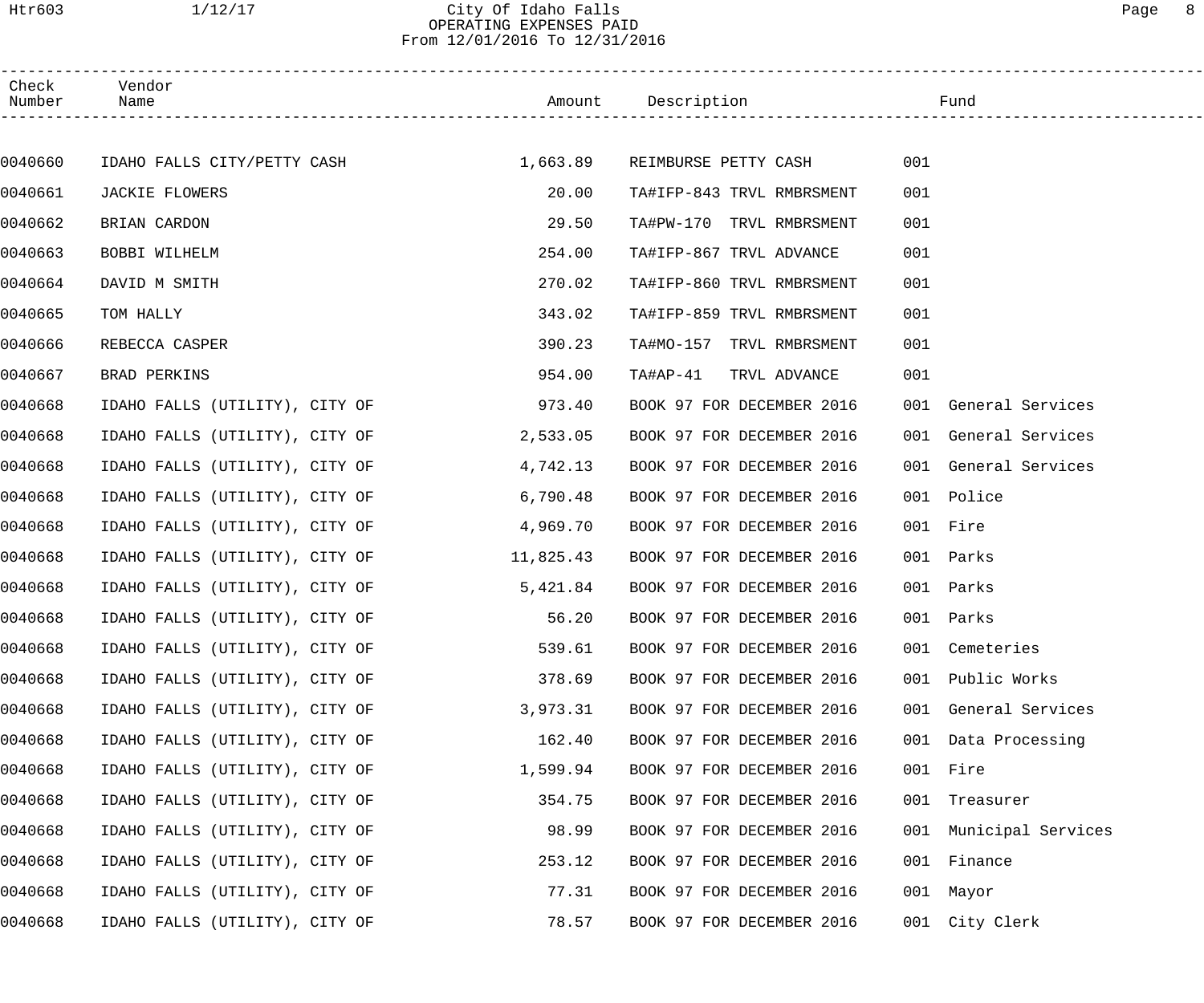# City Of Idaho Falls
## OPERATING EXPENSES PAID
### From 12/01/2016 To 12/31/2016

| Check Number | Vendor Name | Amount | Description | Fund | |
|---|---|---|---|---|---|
| 0040660 | IDAHO FALLS CITY/PETTY CASH | 1,663.89 | REIMBURSE PETTY CASH | 001 | |
| 0040661 | JACKIE FLOWERS | 20.00 | TA#IFP-843 TRVL RMBRSMENT | 001 | |
| 0040662 | BRIAN CARDON | 29.50 | TA#PW-170 TRVL RMBRSMENT | 001 | |
| 0040663 | BOBBI WILHELM | 254.00 | TA#IFP-867 TRVL ADVANCE | 001 | |
| 0040664 | DAVID M SMITH | 270.02 | TA#IFP-860 TRVL RMBRSMENT | 001 | |
| 0040665 | TOM HALLY | 343.02 | TA#IFP-859 TRVL RMBRSMENT | 001 | |
| 0040666 | REBECCA CASPER | 390.23 | TA#MO-157 TRVL RMBRSMENT | 001 | |
| 0040667 | BRAD PERKINS | 954.00 | TA#AP-41 TRVL ADVANCE | 001 | |
| 0040668 | IDAHO FALLS (UTILITY), CITY OF | 973.40 | BOOK 97 FOR DECEMBER 2016 | 001 | General Services |
| 0040668 | IDAHO FALLS (UTILITY), CITY OF | 2,533.05 | BOOK 97 FOR DECEMBER 2016 | 001 | General Services |
| 0040668 | IDAHO FALLS (UTILITY), CITY OF | 4,742.13 | BOOK 97 FOR DECEMBER 2016 | 001 | General Services |
| 0040668 | IDAHO FALLS (UTILITY), CITY OF | 6,790.48 | BOOK 97 FOR DECEMBER 2016 | 001 | Police |
| 0040668 | IDAHO FALLS (UTILITY), CITY OF | 4,969.70 | BOOK 97 FOR DECEMBER 2016 | 001 | Fire |
| 0040668 | IDAHO FALLS (UTILITY), CITY OF | 11,825.43 | BOOK 97 FOR DECEMBER 2016 | 001 | Parks |
| 0040668 | IDAHO FALLS (UTILITY), CITY OF | 5,421.84 | BOOK 97 FOR DECEMBER 2016 | 001 | Parks |
| 0040668 | IDAHO FALLS (UTILITY), CITY OF | 56.20 | BOOK 97 FOR DECEMBER 2016 | 001 | Parks |
| 0040668 | IDAHO FALLS (UTILITY), CITY OF | 539.61 | BOOK 97 FOR DECEMBER 2016 | 001 | Cemeteries |
| 0040668 | IDAHO FALLS (UTILITY), CITY OF | 378.69 | BOOK 97 FOR DECEMBER 2016 | 001 | Public Works |
| 0040668 | IDAHO FALLS (UTILITY), CITY OF | 3,973.31 | BOOK 97 FOR DECEMBER 2016 | 001 | General Services |
| 0040668 | IDAHO FALLS (UTILITY), CITY OF | 162.40 | BOOK 97 FOR DECEMBER 2016 | 001 | Data Processing |
| 0040668 | IDAHO FALLS (UTILITY), CITY OF | 1,599.94 | BOOK 97 FOR DECEMBER 2016 | 001 | Fire |
| 0040668 | IDAHO FALLS (UTILITY), CITY OF | 354.75 | BOOK 97 FOR DECEMBER 2016 | 001 | Treasurer |
| 0040668 | IDAHO FALLS (UTILITY), CITY OF | 98.99 | BOOK 97 FOR DECEMBER 2016 | 001 | Municipal Services |
| 0040668 | IDAHO FALLS (UTILITY), CITY OF | 253.12 | BOOK 97 FOR DECEMBER 2016 | 001 | Finance |
| 0040668 | IDAHO FALLS (UTILITY), CITY OF | 77.31 | BOOK 97 FOR DECEMBER 2016 | 001 | Mayor |
| 0040668 | IDAHO FALLS (UTILITY), CITY OF | 78.57 | BOOK 97 FOR DECEMBER 2016 | 001 | City Clerk |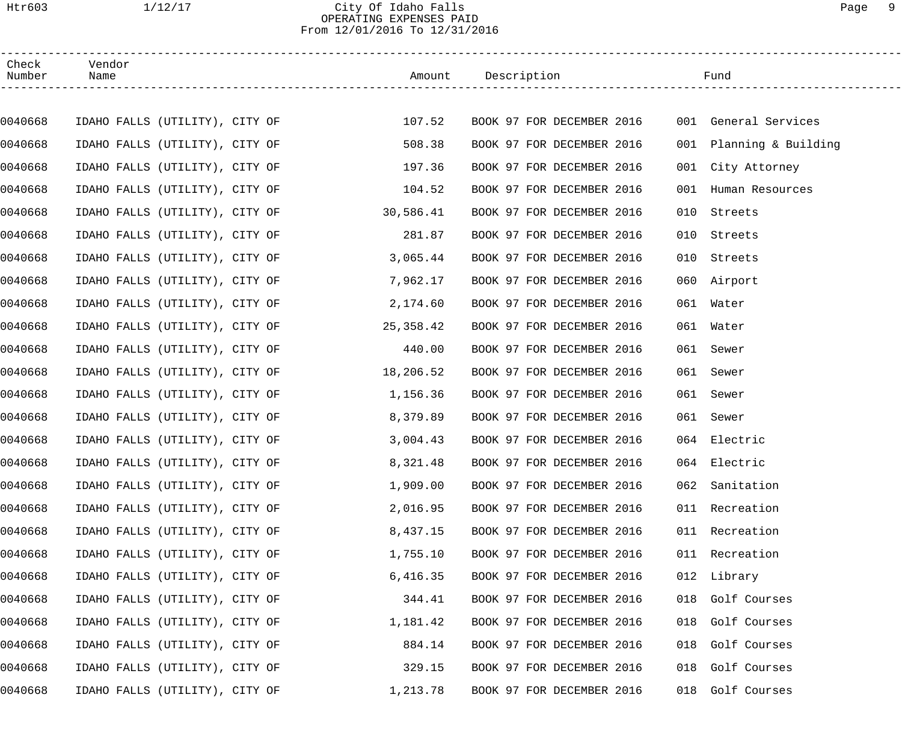# City Of Idaho Falls

## OPERATING EXPENSES PAID

From 12/01/2016 To 12/31/2016

| Check Number | Vendor Name | Amount | Description | Fund |
|---|---|---|---|---|
| 0040668 | IDAHO FALLS (UTILITY), CITY OF | 107.52 | BOOK 97 FOR DECEMBER 2016 | 001 General Services |
| 0040668 | IDAHO FALLS (UTILITY), CITY OF | 508.38 | BOOK 97 FOR DECEMBER 2016 | 001 Planning & Building |
| 0040668 | IDAHO FALLS (UTILITY), CITY OF | 197.36 | BOOK 97 FOR DECEMBER 2016 | 001 City Attorney |
| 0040668 | IDAHO FALLS (UTILITY), CITY OF | 104.52 | BOOK 97 FOR DECEMBER 2016 | 001 Human Resources |
| 0040668 | IDAHO FALLS (UTILITY), CITY OF | 30,586.41 | BOOK 97 FOR DECEMBER 2016 | 010 Streets |
| 0040668 | IDAHO FALLS (UTILITY), CITY OF | 281.87 | BOOK 97 FOR DECEMBER 2016 | 010 Streets |
| 0040668 | IDAHO FALLS (UTILITY), CITY OF | 3,065.44 | BOOK 97 FOR DECEMBER 2016 | 010 Streets |
| 0040668 | IDAHO FALLS (UTILITY), CITY OF | 7,962.17 | BOOK 97 FOR DECEMBER 2016 | 060 Airport |
| 0040668 | IDAHO FALLS (UTILITY), CITY OF | 2,174.60 | BOOK 97 FOR DECEMBER 2016 | 061 Water |
| 0040668 | IDAHO FALLS (UTILITY), CITY OF | 25,358.42 | BOOK 97 FOR DECEMBER 2016 | 061 Water |
| 0040668 | IDAHO FALLS (UTILITY), CITY OF | 440.00 | BOOK 97 FOR DECEMBER 2016 | 061 Sewer |
| 0040668 | IDAHO FALLS (UTILITY), CITY OF | 18,206.52 | BOOK 97 FOR DECEMBER 2016 | 061 Sewer |
| 0040668 | IDAHO FALLS (UTILITY), CITY OF | 1,156.36 | BOOK 97 FOR DECEMBER 2016 | 061 Sewer |
| 0040668 | IDAHO FALLS (UTILITY), CITY OF | 8,379.89 | BOOK 97 FOR DECEMBER 2016 | 061 Sewer |
| 0040668 | IDAHO FALLS (UTILITY), CITY OF | 3,004.43 | BOOK 97 FOR DECEMBER 2016 | 064 Electric |
| 0040668 | IDAHO FALLS (UTILITY), CITY OF | 8,321.48 | BOOK 97 FOR DECEMBER 2016 | 064 Electric |
| 0040668 | IDAHO FALLS (UTILITY), CITY OF | 1,909.00 | BOOK 97 FOR DECEMBER 2016 | 062 Sanitation |
| 0040668 | IDAHO FALLS (UTILITY), CITY OF | 2,016.95 | BOOK 97 FOR DECEMBER 2016 | 011 Recreation |
| 0040668 | IDAHO FALLS (UTILITY), CITY OF | 8,437.15 | BOOK 97 FOR DECEMBER 2016 | 011 Recreation |
| 0040668 | IDAHO FALLS (UTILITY), CITY OF | 1,755.10 | BOOK 97 FOR DECEMBER 2016 | 011 Recreation |
| 0040668 | IDAHO FALLS (UTILITY), CITY OF | 6,416.35 | BOOK 97 FOR DECEMBER 2016 | 012 Library |
| 0040668 | IDAHO FALLS (UTILITY), CITY OF | 344.41 | BOOK 97 FOR DECEMBER 2016 | 018 Golf Courses |
| 0040668 | IDAHO FALLS (UTILITY), CITY OF | 1,181.42 | BOOK 97 FOR DECEMBER 2016 | 018 Golf Courses |
| 0040668 | IDAHO FALLS (UTILITY), CITY OF | 884.14 | BOOK 97 FOR DECEMBER 2016 | 018 Golf Courses |
| 0040668 | IDAHO FALLS (UTILITY), CITY OF | 329.15 | BOOK 97 FOR DECEMBER 2016 | 018 Golf Courses |
| 0040668 | IDAHO FALLS (UTILITY), CITY OF | 1,213.78 | BOOK 97 FOR DECEMBER 2016 | 018 Golf Courses |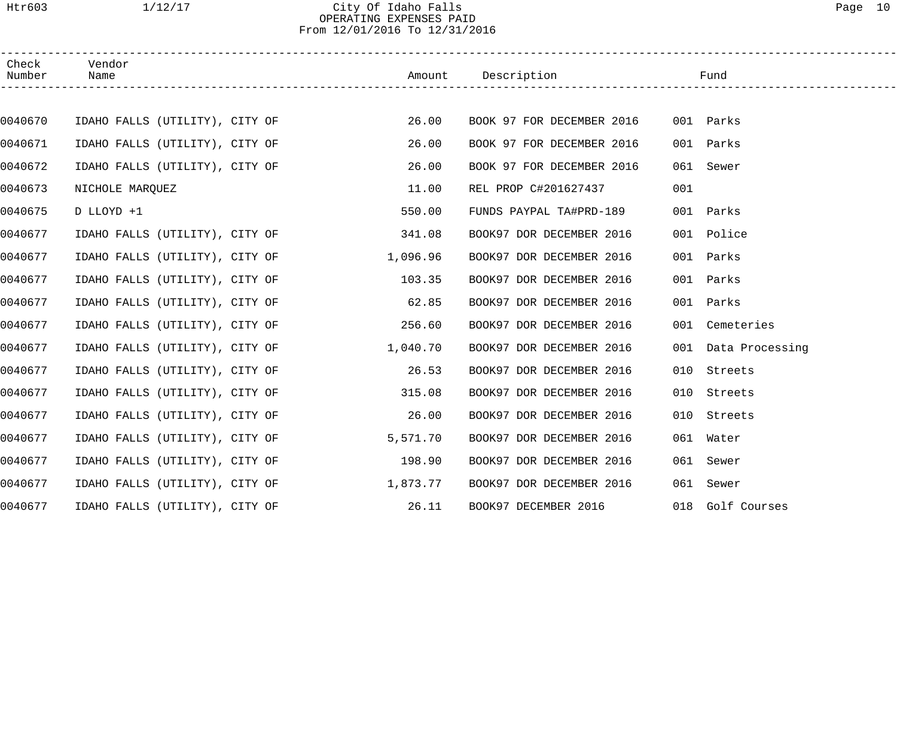City Of Idaho Falls
OPERATING EXPENSES PAID
From 12/01/2016 To 12/31/2016

| Check Number | Vendor Name | Amount | Description | Fund |
|---|---|---|---|---|
| 0040670 | IDAHO FALLS (UTILITY), CITY OF | 26.00 | BOOK 97 FOR DECEMBER 2016 | 001 Parks |
| 0040671 | IDAHO FALLS (UTILITY), CITY OF | 26.00 | BOOK 97 FOR DECEMBER 2016 | 001 Parks |
| 0040672 | IDAHO FALLS (UTILITY), CITY OF | 26.00 | BOOK 97 FOR DECEMBER 2016 | 061 Sewer |
| 0040673 | NICHOLE MARQUEZ | 11.00 | REL PROP C#201627437 | 001 |
| 0040675 | D LLOYD +1 | 550.00 | FUNDS PAYPAL TA#PRD-189 | 001 Parks |
| 0040677 | IDAHO FALLS (UTILITY), CITY OF | 341.08 | BOOK97 DOR DECEMBER 2016 | 001 Police |
| 0040677 | IDAHO FALLS (UTILITY), CITY OF | 1,096.96 | BOOK97 DOR DECEMBER 2016 | 001 Parks |
| 0040677 | IDAHO FALLS (UTILITY), CITY OF | 103.35 | BOOK97 DOR DECEMBER 2016 | 001 Parks |
| 0040677 | IDAHO FALLS (UTILITY), CITY OF | 62.85 | BOOK97 DOR DECEMBER 2016 | 001 Parks |
| 0040677 | IDAHO FALLS (UTILITY), CITY OF | 256.60 | BOOK97 DOR DECEMBER 2016 | 001 Cemeteries |
| 0040677 | IDAHO FALLS (UTILITY), CITY OF | 1,040.70 | BOOK97 DOR DECEMBER 2016 | 001 Data Processing |
| 0040677 | IDAHO FALLS (UTILITY), CITY OF | 26.53 | BOOK97 DOR DECEMBER 2016 | 010 Streets |
| 0040677 | IDAHO FALLS (UTILITY), CITY OF | 315.08 | BOOK97 DOR DECEMBER 2016 | 010 Streets |
| 0040677 | IDAHO FALLS (UTILITY), CITY OF | 26.00 | BOOK97 DOR DECEMBER 2016 | 010 Streets |
| 0040677 | IDAHO FALLS (UTILITY), CITY OF | 5,571.70 | BOOK97 DOR DECEMBER 2016 | 061 Water |
| 0040677 | IDAHO FALLS (UTILITY), CITY OF | 198.90 | BOOK97 DOR DECEMBER 2016 | 061 Sewer |
| 0040677 | IDAHO FALLS (UTILITY), CITY OF | 1,873.77 | BOOK97 DOR DECEMBER 2016 | 061 Sewer |
| 0040677 | IDAHO FALLS (UTILITY), CITY OF | 26.11 | BOOK97 DECEMBER 2016 | 018 Golf Courses |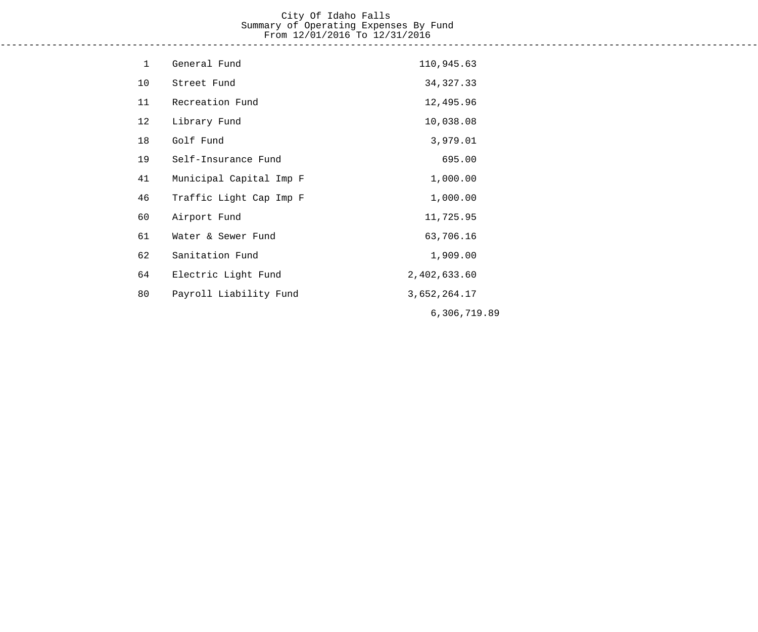# City Of Idaho Falls

## Summary of Operating Expenses By Fund

### From 12/01/2016 To 12/31/2016

| Fund | Name | Amount |
|---|---|---|
| 1 | General Fund | 110,945.63 |
| 10 | Street Fund | 34,327.33 |
| 11 | Recreation Fund | 12,495.96 |
| 12 | Library Fund | 10,038.08 |
| 18 | Golf Fund | 3,979.01 |
| 19 | Self-Insurance Fund | 695.00 |
| 41 | Municipal Capital Imp F | 1,000.00 |
| 46 | Traffic Light Cap Imp F | 1,000.00 |
| 60 | Airport Fund | 11,725.95 |
| 61 | Water & Sewer Fund | 63,706.16 |
| 62 | Sanitation Fund | 1,909.00 |
| 64 | Electric Light Fund | 2,402,633.60 |
| 80 | Payroll Liability Fund | 3,652,264.17 |
| | | 6,306,719.89 |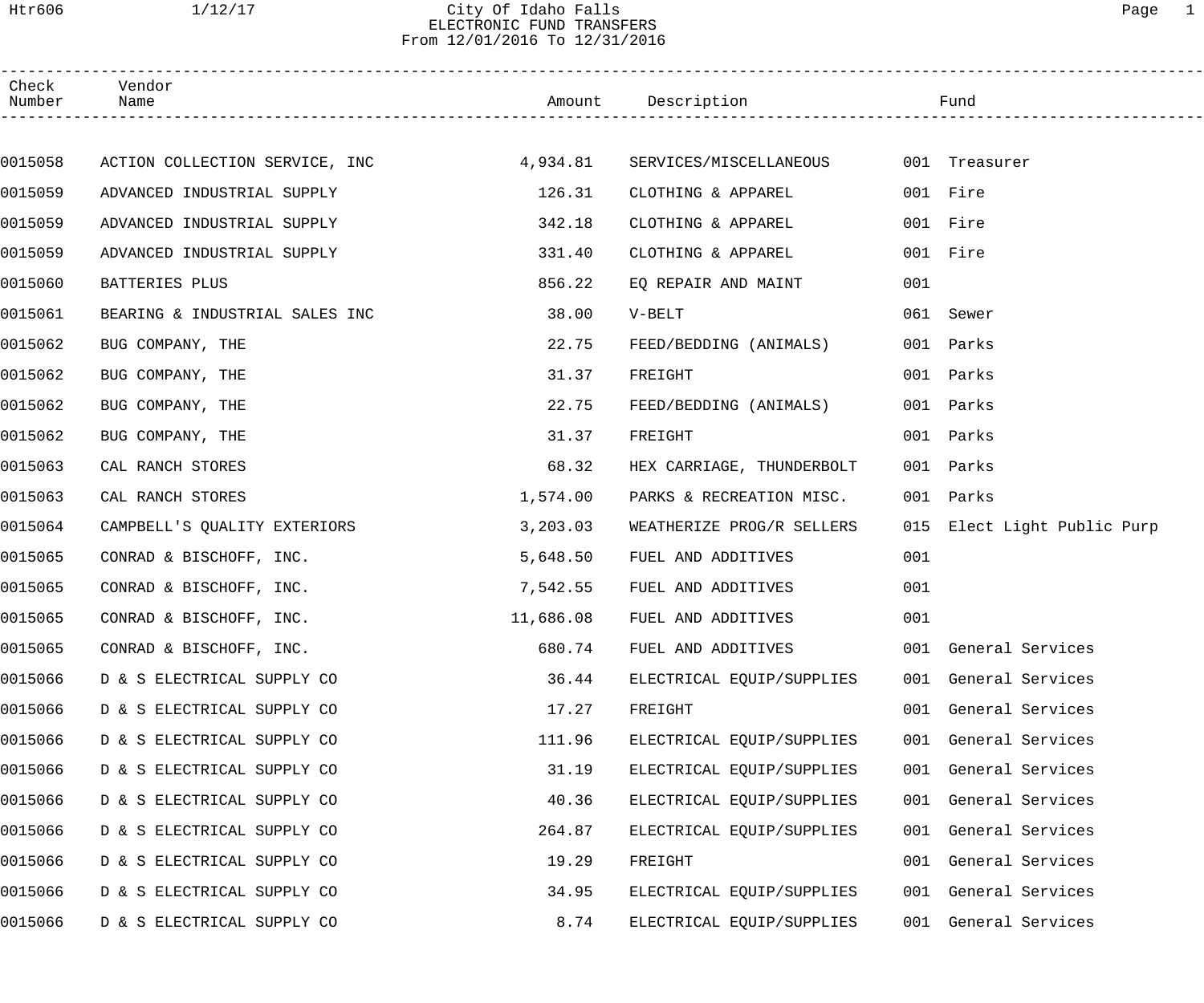# City Of Idaho Falls
## ELECTRONIC FUND TRANSFERS
### From 12/01/2016 To 12/31/2016

| Check Number | Vendor Name | Amount | Description | Fund |
|---|---|---|---|---|
| 0015058 | ACTION COLLECTION SERVICE, INC | 4,934.81 | SERVICES/MISCELLANEOUS | 001 Treasurer |
| 0015059 | ADVANCED INDUSTRIAL SUPPLY | 126.31 | CLOTHING & APPAREL | 001 Fire |
| 0015059 | ADVANCED INDUSTRIAL SUPPLY | 342.18 | CLOTHING & APPAREL | 001 Fire |
| 0015059 | ADVANCED INDUSTRIAL SUPPLY | 331.40 | CLOTHING & APPAREL | 001 Fire |
| 0015060 | BATTERIES PLUS | 856.22 | EQ REPAIR AND MAINT | 001 |
| 0015061 | BEARING & INDUSTRIAL SALES INC | 38.00 | V-BELT | 061 Sewer |
| 0015062 | BUG COMPANY, THE | 22.75 | FEED/BEDDING (ANIMALS) | 001 Parks |
| 0015062 | BUG COMPANY, THE | 31.37 | FREIGHT | 001 Parks |
| 0015062 | BUG COMPANY, THE | 22.75 | FEED/BEDDING (ANIMALS) | 001 Parks |
| 0015062 | BUG COMPANY, THE | 31.37 | FREIGHT | 001 Parks |
| 0015063 | CAL RANCH STORES | 68.32 | HEX CARRIAGE, THUNDERBOLT | 001 Parks |
| 0015063 | CAL RANCH STORES | 1,574.00 | PARKS & RECREATION MISC. | 001 Parks |
| 0015064 | CAMPBELL'S QUALITY EXTERIORS | 3,203.03 | WEATHERIZE PROG/R SELLERS | 015 Elect Light Public Purp |
| 0015065 | CONRAD & BISCHOFF, INC. | 5,648.50 | FUEL AND ADDITIVES | 001 |
| 0015065 | CONRAD & BISCHOFF, INC. | 7,542.55 | FUEL AND ADDITIVES | 001 |
| 0015065 | CONRAD & BISCHOFF, INC. | 11,686.08 | FUEL AND ADDITIVES | 001 |
| 0015065 | CONRAD & BISCHOFF, INC. | 680.74 | FUEL AND ADDITIVES | 001 General Services |
| 0015066 | D & S ELECTRICAL SUPPLY CO | 36.44 | ELECTRICAL EQUIP/SUPPLIES | 001 General Services |
| 0015066 | D & S ELECTRICAL SUPPLY CO | 17.27 | FREIGHT | 001 General Services |
| 0015066 | D & S ELECTRICAL SUPPLY CO | 111.96 | ELECTRICAL EQUIP/SUPPLIES | 001 General Services |
| 0015066 | D & S ELECTRICAL SUPPLY CO | 31.19 | ELECTRICAL EQUIP/SUPPLIES | 001 General Services |
| 0015066 | D & S ELECTRICAL SUPPLY CO | 40.36 | ELECTRICAL EQUIP/SUPPLIES | 001 General Services |
| 0015066 | D & S ELECTRICAL SUPPLY CO | 264.87 | ELECTRICAL EQUIP/SUPPLIES | 001 General Services |
| 0015066 | D & S ELECTRICAL SUPPLY CO | 19.29 | FREIGHT | 001 General Services |
| 0015066 | D & S ELECTRICAL SUPPLY CO | 34.95 | ELECTRICAL EQUIP/SUPPLIES | 001 General Services |
| 0015066 | D & S ELECTRICAL SUPPLY CO | 8.74 | ELECTRICAL EQUIP/SUPPLIES | 001 General Services |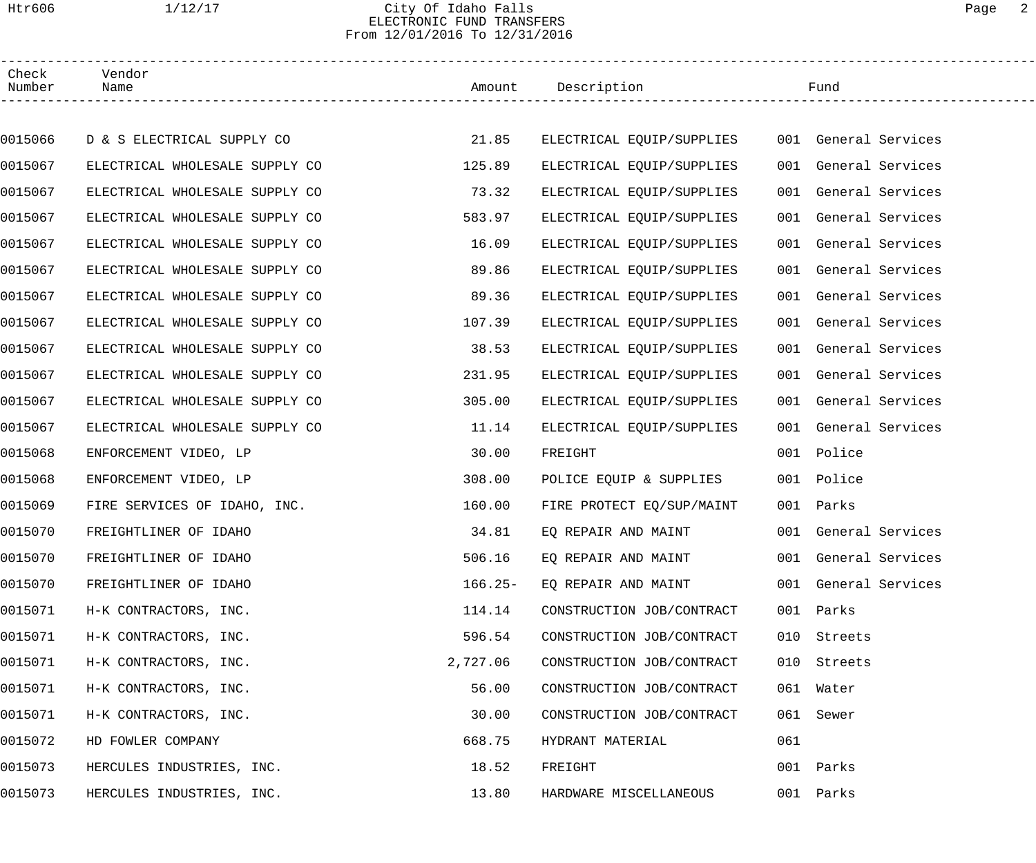City Of Idaho Falls
ELECTRONIC FUND TRANSFERS
From 12/01/2016 To 12/31/2016

| Check Number | Vendor Name | Amount | Description | Fund |
|---|---|---|---|---|
| 0015066 | D & S ELECTRICAL SUPPLY CO | 21.85 | ELECTRICAL EQUIP/SUPPLIES | 001 General Services |
| 0015067 | ELECTRICAL WHOLESALE SUPPLY CO | 125.89 | ELECTRICAL EQUIP/SUPPLIES | 001 General Services |
| 0015067 | ELECTRICAL WHOLESALE SUPPLY CO | 73.32 | ELECTRICAL EQUIP/SUPPLIES | 001 General Services |
| 0015067 | ELECTRICAL WHOLESALE SUPPLY CO | 583.97 | ELECTRICAL EQUIP/SUPPLIES | 001 General Services |
| 0015067 | ELECTRICAL WHOLESALE SUPPLY CO | 16.09 | ELECTRICAL EQUIP/SUPPLIES | 001 General Services |
| 0015067 | ELECTRICAL WHOLESALE SUPPLY CO | 89.86 | ELECTRICAL EQUIP/SUPPLIES | 001 General Services |
| 0015067 | ELECTRICAL WHOLESALE SUPPLY CO | 89.36 | ELECTRICAL EQUIP/SUPPLIES | 001 General Services |
| 0015067 | ELECTRICAL WHOLESALE SUPPLY CO | 107.39 | ELECTRICAL EQUIP/SUPPLIES | 001 General Services |
| 0015067 | ELECTRICAL WHOLESALE SUPPLY CO | 38.53 | ELECTRICAL EQUIP/SUPPLIES | 001 General Services |
| 0015067 | ELECTRICAL WHOLESALE SUPPLY CO | 231.95 | ELECTRICAL EQUIP/SUPPLIES | 001 General Services |
| 0015067 | ELECTRICAL WHOLESALE SUPPLY CO | 305.00 | ELECTRICAL EQUIP/SUPPLIES | 001 General Services |
| 0015067 | ELECTRICAL WHOLESALE SUPPLY CO | 11.14 | ELECTRICAL EQUIP/SUPPLIES | 001 General Services |
| 0015068 | ENFORCEMENT VIDEO, LP | 30.00 | FREIGHT | 001 Police |
| 0015068 | ENFORCEMENT VIDEO, LP | 308.00 | POLICE EQUIP & SUPPLIES | 001 Police |
| 0015069 | FIRE SERVICES OF IDAHO, INC. | 160.00 | FIRE PROTECT EQ/SUP/MAINT | 001 Parks |
| 0015070 | FREIGHTLINER OF IDAHO | 34.81 | EQ REPAIR AND MAINT | 001 General Services |
| 0015070 | FREIGHTLINER OF IDAHO | 506.16 | EQ REPAIR AND MAINT | 001 General Services |
| 0015070 | FREIGHTLINER OF IDAHO | 166.25- | EQ REPAIR AND MAINT | 001 General Services |
| 0015071 | H-K CONTRACTORS, INC. | 114.14 | CONSTRUCTION JOB/CONTRACT | 001 Parks |
| 0015071 | H-K CONTRACTORS, INC. | 596.54 | CONSTRUCTION JOB/CONTRACT | 010 Streets |
| 0015071 | H-K CONTRACTORS, INC. | 2,727.06 | CONSTRUCTION JOB/CONTRACT | 010 Streets |
| 0015071 | H-K CONTRACTORS, INC. | 56.00 | CONSTRUCTION JOB/CONTRACT | 061 Water |
| 0015071 | H-K CONTRACTORS, INC. | 30.00 | CONSTRUCTION JOB/CONTRACT | 061 Sewer |
| 0015072 | HD FOWLER COMPANY | 668.75 | HYDRANT MATERIAL | 061 |
| 0015073 | HERCULES INDUSTRIES, INC. | 18.52 | FREIGHT | 001 Parks |
| 0015073 | HERCULES INDUSTRIES, INC. | 13.80 | HARDWARE MISCELLANEOUS | 001 Parks |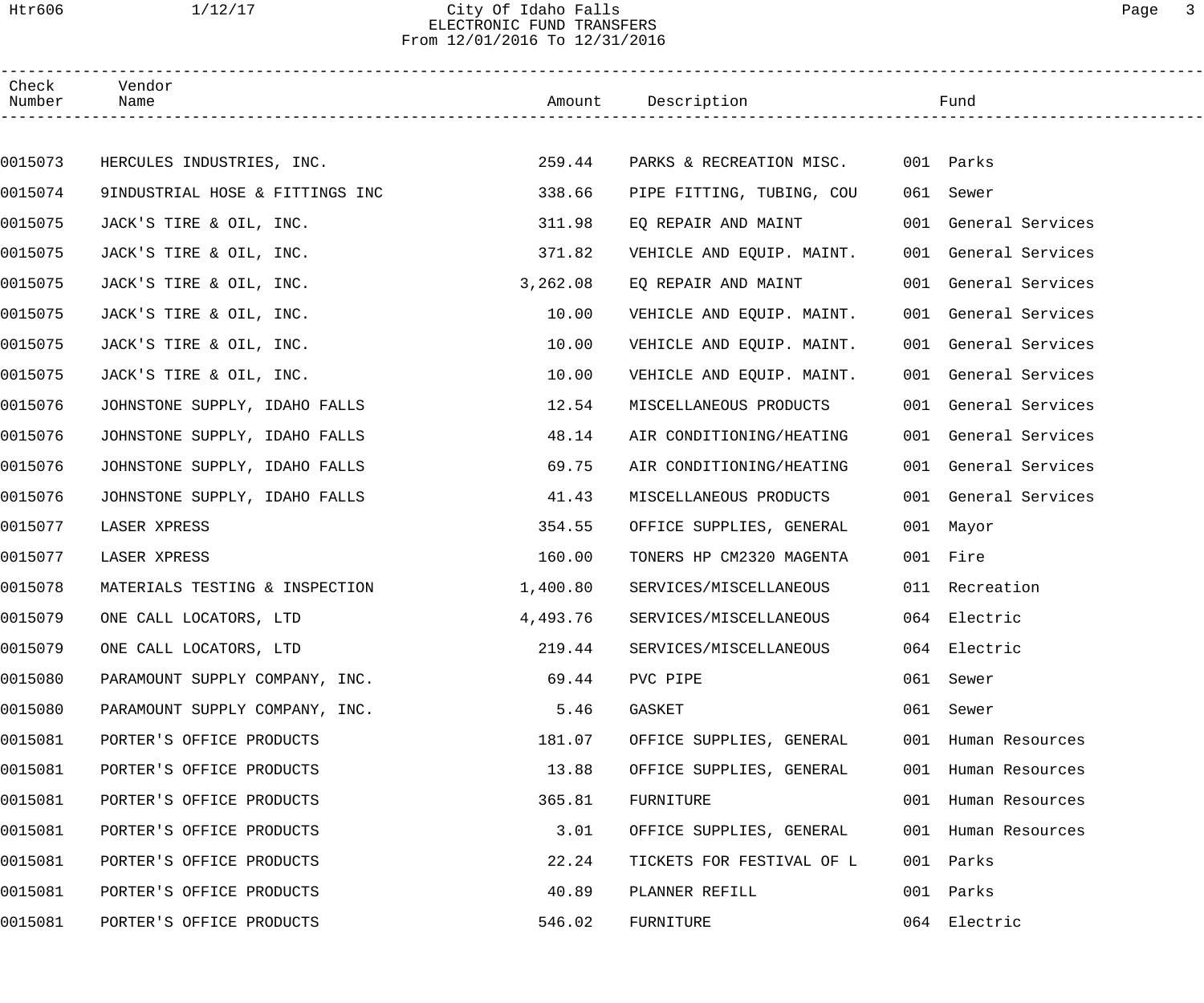| Check Number | Vendor Name | Amount | Description | Fund |
|---|---|---|---|---|
| 0015073 | HERCULES INDUSTRIES, INC. | 259.44 | PARKS & RECREATION MISC. | 001 Parks |
| 0015074 | 9INDUSTRIAL HOSE & FITTINGS INC | 338.66 | PIPE FITTING, TUBING, COU | 061 Sewer |
| 0015075 | JACK'S TIRE & OIL, INC. | 311.98 | EQ REPAIR AND MAINT | 001 General Services |
| 0015075 | JACK'S TIRE & OIL, INC. | 371.82 | VEHICLE AND EQUIP. MAINT. | 001 General Services |
| 0015075 | JACK'S TIRE & OIL, INC. | 3,262.08 | EQ REPAIR AND MAINT | 001 General Services |
| 0015075 | JACK'S TIRE & OIL, INC. | 10.00 | VEHICLE AND EQUIP. MAINT. | 001 General Services |
| 0015075 | JACK'S TIRE & OIL, INC. | 10.00 | VEHICLE AND EQUIP. MAINT. | 001 General Services |
| 0015075 | JACK'S TIRE & OIL, INC. | 10.00 | VEHICLE AND EQUIP. MAINT. | 001 General Services |
| 0015076 | JOHNSTONE SUPPLY, IDAHO FALLS | 12.54 | MISCELLANEOUS PRODUCTS | 001 General Services |
| 0015076 | JOHNSTONE SUPPLY, IDAHO FALLS | 48.14 | AIR CONDITIONING/HEATING | 001 General Services |
| 0015076 | JOHNSTONE SUPPLY, IDAHO FALLS | 69.75 | AIR CONDITIONING/HEATING | 001 General Services |
| 0015076 | JOHNSTONE SUPPLY, IDAHO FALLS | 41.43 | MISCELLANEOUS PRODUCTS | 001 General Services |
| 0015077 | LASER XPRESS | 354.55 | OFFICE SUPPLIES, GENERAL | 001 Mayor |
| 0015077 | LASER XPRESS | 160.00 | TONERS HP CM2320 MAGENTA | 001 Fire |
| 0015078 | MATERIALS TESTING & INSPECTION | 1,400.80 | SERVICES/MISCELLANEOUS | 011 Recreation |
| 0015079 | ONE CALL LOCATORS, LTD | 4,493.76 | SERVICES/MISCELLANEOUS | 064 Electric |
| 0015079 | ONE CALL LOCATORS, LTD | 219.44 | SERVICES/MISCELLANEOUS | 064 Electric |
| 0015080 | PARAMOUNT SUPPLY COMPANY, INC. | 69.44 | PVC PIPE | 061 Sewer |
| 0015080 | PARAMOUNT SUPPLY COMPANY, INC. | 5.46 | GASKET | 061 Sewer |
| 0015081 | PORTER'S OFFICE PRODUCTS | 181.07 | OFFICE SUPPLIES, GENERAL | 001 Human Resources |
| 0015081 | PORTER'S OFFICE PRODUCTS | 13.88 | OFFICE SUPPLIES, GENERAL | 001 Human Resources |
| 0015081 | PORTER'S OFFICE PRODUCTS | 365.81 | FURNITURE | 001 Human Resources |
| 0015081 | PORTER'S OFFICE PRODUCTS | 3.01 | OFFICE SUPPLIES, GENERAL | 001 Human Resources |
| 0015081 | PORTER'S OFFICE PRODUCTS | 22.24 | TICKETS FOR FESTIVAL OF L | 001 Parks |
| 0015081 | PORTER'S OFFICE PRODUCTS | 40.89 | PLANNER REFILL | 001 Parks |
| 0015081 | PORTER'S OFFICE PRODUCTS | 546.02 | FURNITURE | 064 Electric |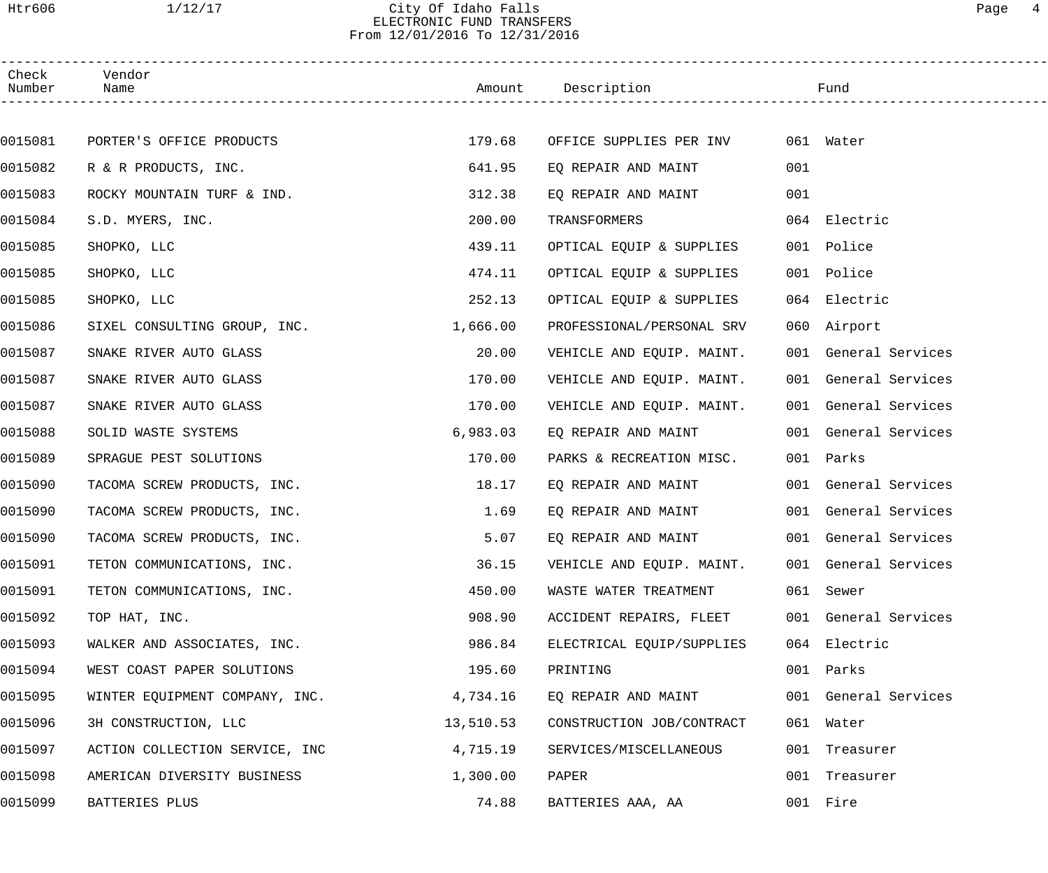City Of Idaho Falls
ELECTRONIC FUND TRANSFERS
From 12/01/2016 To 12/31/2016

| Check Number | Vendor Name | Amount | Description | Fund |
|---|---|---|---|---|
| 0015081 | PORTER'S OFFICE PRODUCTS | 179.68 | OFFICE SUPPLIES PER INV | 061 Water |
| 0015082 | R & R PRODUCTS, INC. | 641.95 | EQ REPAIR AND MAINT | 001 |
| 0015083 | ROCKY MOUNTAIN TURF & IND. | 312.38 | EQ REPAIR AND MAINT | 001 |
| 0015084 | S.D. MYERS, INC. | 200.00 | TRANSFORMERS | 064 Electric |
| 0015085 | SHOPKO, LLC | 439.11 | OPTICAL EQUIP & SUPPLIES | 001 Police |
| 0015085 | SHOPKO, LLC | 474.11 | OPTICAL EQUIP & SUPPLIES | 001 Police |
| 0015085 | SHOPKO, LLC | 252.13 | OPTICAL EQUIP & SUPPLIES | 064 Electric |
| 0015086 | SIXEL CONSULTING GROUP, INC. | 1,666.00 | PROFESSIONAL/PERSONAL SRV | 060 Airport |
| 0015087 | SNAKE RIVER AUTO GLASS | 20.00 | VEHICLE AND EQUIP. MAINT. | 001 General Services |
| 0015087 | SNAKE RIVER AUTO GLASS | 170.00 | VEHICLE AND EQUIP. MAINT. | 001 General Services |
| 0015087 | SNAKE RIVER AUTO GLASS | 170.00 | VEHICLE AND EQUIP. MAINT. | 001 General Services |
| 0015088 | SOLID WASTE SYSTEMS | 6,983.03 | EQ REPAIR AND MAINT | 001 General Services |
| 0015089 | SPRAGUE PEST SOLUTIONS | 170.00 | PARKS & RECREATION MISC. | 001 Parks |
| 0015090 | TACOMA SCREW PRODUCTS, INC. | 18.17 | EQ REPAIR AND MAINT | 001 General Services |
| 0015090 | TACOMA SCREW PRODUCTS, INC. | 1.69 | EQ REPAIR AND MAINT | 001 General Services |
| 0015090 | TACOMA SCREW PRODUCTS, INC. | 5.07 | EQ REPAIR AND MAINT | 001 General Services |
| 0015091 | TETON COMMUNICATIONS, INC. | 36.15 | VEHICLE AND EQUIP. MAINT. | 001 General Services |
| 0015091 | TETON COMMUNICATIONS, INC. | 450.00 | WASTE WATER TREATMENT | 061 Sewer |
| 0015092 | TOP HAT, INC. | 908.90 | ACCIDENT REPAIRS, FLEET | 001 General Services |
| 0015093 | WALKER AND ASSOCIATES, INC. | 986.84 | ELECTRICAL EQUIP/SUPPLIES | 064 Electric |
| 0015094 | WEST COAST PAPER SOLUTIONS | 195.60 | PRINTING | 001 Parks |
| 0015095 | WINTER EQUIPMENT COMPANY, INC. | 4,734.16 | EQ REPAIR AND MAINT | 001 General Services |
| 0015096 | 3H CONSTRUCTION, LLC | 13,510.53 | CONSTRUCTION JOB/CONTRACT | 061 Water |
| 0015097 | ACTION COLLECTION SERVICE, INC | 4,715.19 | SERVICES/MISCELLANEOUS | 001 Treasurer |
| 0015098 | AMERICAN DIVERSITY BUSINESS | 1,300.00 | PAPER | 001 Treasurer |
| 0015099 | BATTERIES PLUS | 74.88 | BATTERIES AAA, AA | 001 Fire |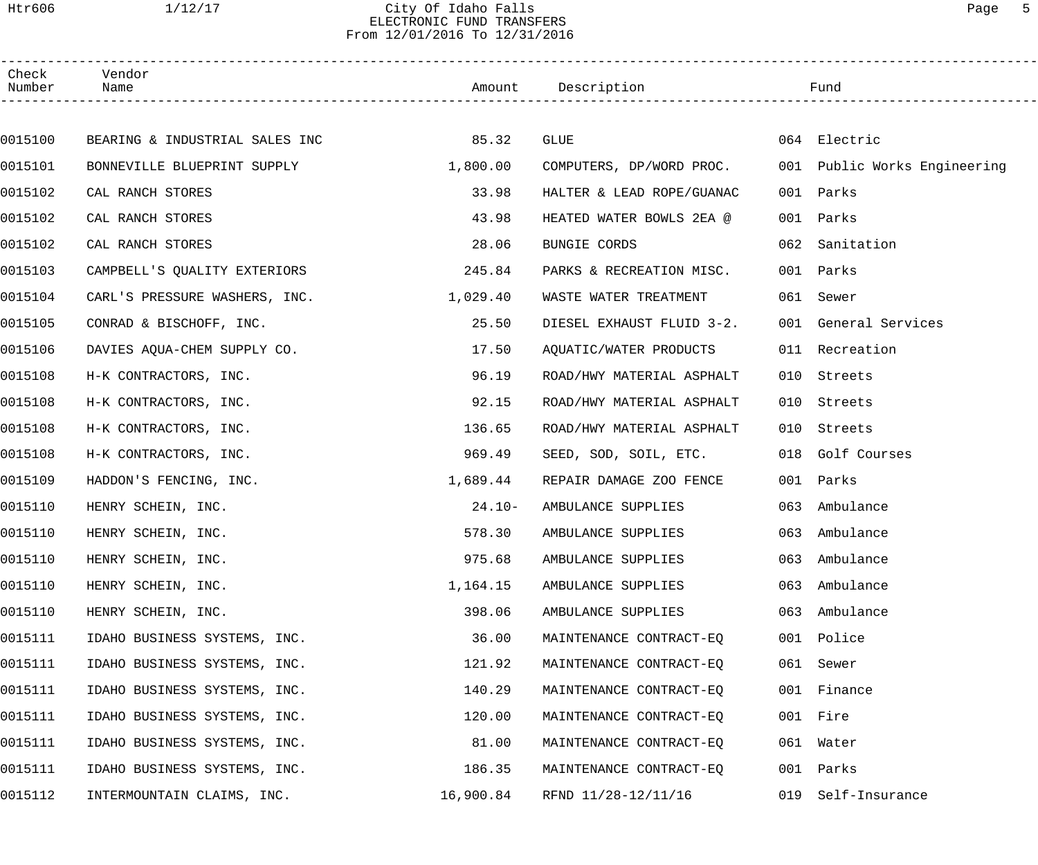City Of Idaho Falls
ELECTRONIC FUND TRANSFERS
From 12/01/2016 To 12/31/2016

| Check Number | Vendor Name | Amount | Description | Fund |
|---|---|---|---|---|
| 0015100 | BEARING & INDUSTRIAL SALES INC | 85.32 | GLUE | 064 Electric |
| 0015101 | BONNEVILLE BLUEPRINT SUPPLY | 1,800.00 | COMPUTERS, DP/WORD PROC. | 001 Public Works Engineering |
| 0015102 | CAL RANCH STORES | 33.98 | HALTER & LEAD ROPE/GUANAC | 001 Parks |
| 0015102 | CAL RANCH STORES | 43.98 | HEATED WATER BOWLS 2EA @ | 001 Parks |
| 0015102 | CAL RANCH STORES | 28.06 | BUNGIE CORDS | 062 Sanitation |
| 0015103 | CAMPBELL'S QUALITY EXTERIORS | 245.84 | PARKS & RECREATION MISC. | 001 Parks |
| 0015104 | CARL'S PRESSURE WASHERS, INC. | 1,029.40 | WASTE WATER TREATMENT | 061 Sewer |
| 0015105 | CONRAD & BISCHOFF, INC. | 25.50 | DIESEL EXHAUST FLUID 3-2. | 001 General Services |
| 0015106 | DAVIES AQUA-CHEM SUPPLY CO. | 17.50 | AQUATIC/WATER PRODUCTS | 011 Recreation |
| 0015108 | H-K CONTRACTORS, INC. | 96.19 | ROAD/HWY MATERIAL ASPHALT | 010 Streets |
| 0015108 | H-K CONTRACTORS, INC. | 92.15 | ROAD/HWY MATERIAL ASPHALT | 010 Streets |
| 0015108 | H-K CONTRACTORS, INC. | 136.65 | ROAD/HWY MATERIAL ASPHALT | 010 Streets |
| 0015108 | H-K CONTRACTORS, INC. | 969.49 | SEED, SOD, SOIL, ETC. | 018 Golf Courses |
| 0015109 | HADDON'S FENCING, INC. | 1,689.44 | REPAIR DAMAGE ZOO FENCE | 001 Parks |
| 0015110 | HENRY SCHEIN, INC. | 24.10- | AMBULANCE SUPPLIES | 063 Ambulance |
| 0015110 | HENRY SCHEIN, INC. | 578.30 | AMBULANCE SUPPLIES | 063 Ambulance |
| 0015110 | HENRY SCHEIN, INC. | 975.68 | AMBULANCE SUPPLIES | 063 Ambulance |
| 0015110 | HENRY SCHEIN, INC. | 1,164.15 | AMBULANCE SUPPLIES | 063 Ambulance |
| 0015110 | HENRY SCHEIN, INC. | 398.06 | AMBULANCE SUPPLIES | 063 Ambulance |
| 0015111 | IDAHO BUSINESS SYSTEMS, INC. | 36.00 | MAINTENANCE CONTRACT-EQ | 001 Police |
| 0015111 | IDAHO BUSINESS SYSTEMS, INC. | 121.92 | MAINTENANCE CONTRACT-EQ | 061 Sewer |
| 0015111 | IDAHO BUSINESS SYSTEMS, INC. | 140.29 | MAINTENANCE CONTRACT-EQ | 001 Finance |
| 0015111 | IDAHO BUSINESS SYSTEMS, INC. | 120.00 | MAINTENANCE CONTRACT-EQ | 001 Fire |
| 0015111 | IDAHO BUSINESS SYSTEMS, INC. | 81.00 | MAINTENANCE CONTRACT-EQ | 061 Water |
| 0015111 | IDAHO BUSINESS SYSTEMS, INC. | 186.35 | MAINTENANCE CONTRACT-EQ | 001 Parks |
| 0015112 | INTERMOUNTAIN CLAIMS, INC. | 16,900.84 | RFND 11/28-12/11/16 | 019 Self-Insurance |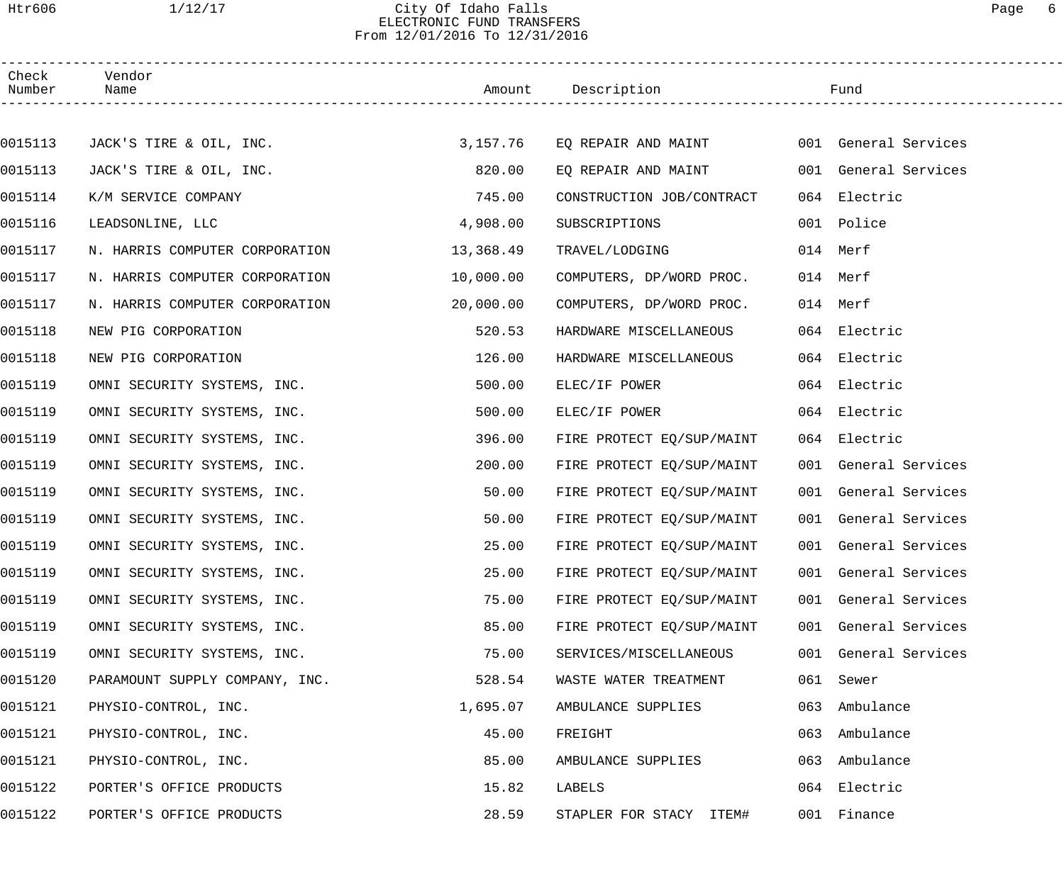# City Of Idaho Falls
## ELECTRONIC FUND TRANSFERS
From 12/01/2016 To 12/31/2016

| Check Number | Vendor Name | Amount | Description | Fund |
|---|---|---|---|---|
| 0015113 | JACK'S TIRE & OIL, INC. | 3,157.76 | EQ REPAIR AND MAINT | 001 General Services |
| 0015113 | JACK'S TIRE & OIL, INC. | 820.00 | EQ REPAIR AND MAINT | 001 General Services |
| 0015114 | K/M SERVICE COMPANY | 745.00 | CONSTRUCTION JOB/CONTRACT | 064 Electric |
| 0015116 | LEADSONLINE, LLC | 4,908.00 | SUBSCRIPTIONS | 001 Police |
| 0015117 | N. HARRIS COMPUTER CORPORATION | 13,368.49 | TRAVEL/LODGING | 014 Merf |
| 0015117 | N. HARRIS COMPUTER CORPORATION | 10,000.00 | COMPUTERS, DP/WORD PROC. | 014 Merf |
| 0015117 | N. HARRIS COMPUTER CORPORATION | 20,000.00 | COMPUTERS, DP/WORD PROC. | 014 Merf |
| 0015118 | NEW PIG CORPORATION | 520.53 | HARDWARE MISCELLANEOUS | 064 Electric |
| 0015118 | NEW PIG CORPORATION | 126.00 | HARDWARE MISCELLANEOUS | 064 Electric |
| 0015119 | OMNI SECURITY SYSTEMS, INC. | 500.00 | ELEC/IF POWER | 064 Electric |
| 0015119 | OMNI SECURITY SYSTEMS, INC. | 500.00 | ELEC/IF POWER | 064 Electric |
| 0015119 | OMNI SECURITY SYSTEMS, INC. | 396.00 | FIRE PROTECT EQ/SUP/MAINT | 064 Electric |
| 0015119 | OMNI SECURITY SYSTEMS, INC. | 200.00 | FIRE PROTECT EQ/SUP/MAINT | 001 General Services |
| 0015119 | OMNI SECURITY SYSTEMS, INC. | 50.00 | FIRE PROTECT EQ/SUP/MAINT | 001 General Services |
| 0015119 | OMNI SECURITY SYSTEMS, INC. | 50.00 | FIRE PROTECT EQ/SUP/MAINT | 001 General Services |
| 0015119 | OMNI SECURITY SYSTEMS, INC. | 25.00 | FIRE PROTECT EQ/SUP/MAINT | 001 General Services |
| 0015119 | OMNI SECURITY SYSTEMS, INC. | 25.00 | FIRE PROTECT EQ/SUP/MAINT | 001 General Services |
| 0015119 | OMNI SECURITY SYSTEMS, INC. | 75.00 | FIRE PROTECT EQ/SUP/MAINT | 001 General Services |
| 0015119 | OMNI SECURITY SYSTEMS, INC. | 85.00 | FIRE PROTECT EQ/SUP/MAINT | 001 General Services |
| 0015119 | OMNI SECURITY SYSTEMS, INC. | 75.00 | SERVICES/MISCELLANEOUS | 001 General Services |
| 0015120 | PARAMOUNT SUPPLY COMPANY, INC. | 528.54 | WASTE WATER TREATMENT | 061 Sewer |
| 0015121 | PHYSIO-CONTROL, INC. | 1,695.07 | AMBULANCE SUPPLIES | 063 Ambulance |
| 0015121 | PHYSIO-CONTROL, INC. | 45.00 | FREIGHT | 063 Ambulance |
| 0015121 | PHYSIO-CONTROL, INC. | 85.00 | AMBULANCE SUPPLIES | 063 Ambulance |
| 0015122 | PORTER'S OFFICE PRODUCTS | 15.82 | LABELS | 064 Electric |
| 0015122 | PORTER'S OFFICE PRODUCTS | 28.59 | STAPLER FOR STACY ITEM# | 001 Finance |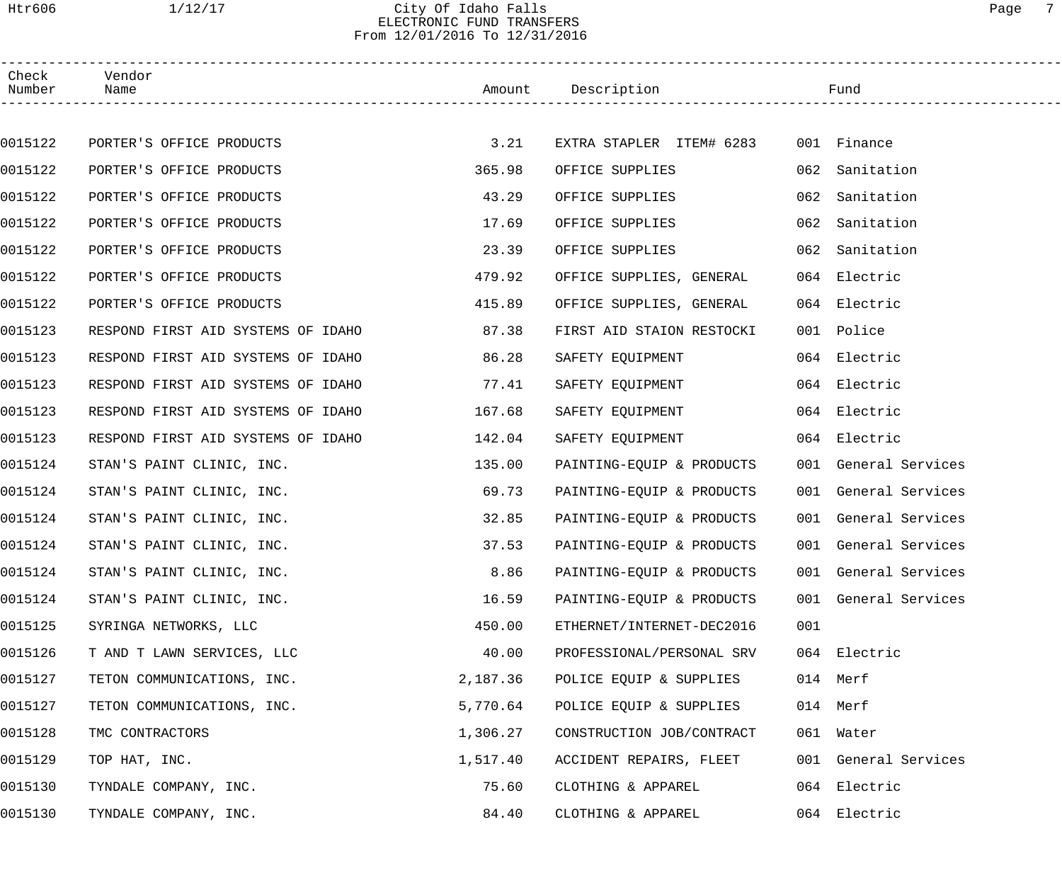City Of Idaho Falls
ELECTRONIC FUND TRANSFERS
From 12/01/2016 To 12/31/2016

| Check Number | Vendor Name | Amount | Description | Fund |
|---|---|---|---|---|
| 0015122 | PORTER'S OFFICE PRODUCTS | 3.21 | EXTRA STAPLER ITEM# 6283 | 001 Finance |
| 0015122 | PORTER'S OFFICE PRODUCTS | 365.98 | OFFICE SUPPLIES | 062 Sanitation |
| 0015122 | PORTER'S OFFICE PRODUCTS | 43.29 | OFFICE SUPPLIES | 062 Sanitation |
| 0015122 | PORTER'S OFFICE PRODUCTS | 17.69 | OFFICE SUPPLIES | 062 Sanitation |
| 0015122 | PORTER'S OFFICE PRODUCTS | 23.39 | OFFICE SUPPLIES | 062 Sanitation |
| 0015122 | PORTER'S OFFICE PRODUCTS | 479.92 | OFFICE SUPPLIES, GENERAL | 064 Electric |
| 0015122 | PORTER'S OFFICE PRODUCTS | 415.89 | OFFICE SUPPLIES, GENERAL | 064 Electric |
| 0015123 | RESPOND FIRST AID SYSTEMS OF IDAHO | 87.38 | FIRST AID STAION RESTOCKI | 001 Police |
| 0015123 | RESPOND FIRST AID SYSTEMS OF IDAHO | 86.28 | SAFETY EQUIPMENT | 064 Electric |
| 0015123 | RESPOND FIRST AID SYSTEMS OF IDAHO | 77.41 | SAFETY EQUIPMENT | 064 Electric |
| 0015123 | RESPOND FIRST AID SYSTEMS OF IDAHO | 167.68 | SAFETY EQUIPMENT | 064 Electric |
| 0015123 | RESPOND FIRST AID SYSTEMS OF IDAHO | 142.04 | SAFETY EQUIPMENT | 064 Electric |
| 0015124 | STAN'S PAINT CLINIC, INC. | 135.00 | PAINTING-EQUIP & PRODUCTS | 001 General Services |
| 0015124 | STAN'S PAINT CLINIC, INC. | 69.73 | PAINTING-EQUIP & PRODUCTS | 001 General Services |
| 0015124 | STAN'S PAINT CLINIC, INC. | 32.85 | PAINTING-EQUIP & PRODUCTS | 001 General Services |
| 0015124 | STAN'S PAINT CLINIC, INC. | 37.53 | PAINTING-EQUIP & PRODUCTS | 001 General Services |
| 0015124 | STAN'S PAINT CLINIC, INC. | 8.86 | PAINTING-EQUIP & PRODUCTS | 001 General Services |
| 0015124 | STAN'S PAINT CLINIC, INC. | 16.59 | PAINTING-EQUIP & PRODUCTS | 001 General Services |
| 0015125 | SYRINGA NETWORKS, LLC | 450.00 | ETHERNET/INTERNET-DEC2016 | 001 |
| 0015126 | T AND T LAWN SERVICES, LLC | 40.00 | PROFESSIONAL/PERSONAL SRV | 064 Electric |
| 0015127 | TETON COMMUNICATIONS, INC. | 2,187.36 | POLICE EQUIP & SUPPLIES | 014 Merf |
| 0015127 | TETON COMMUNICATIONS, INC. | 5,770.64 | POLICE EQUIP & SUPPLIES | 014 Merf |
| 0015128 | TMC CONTRACTORS | 1,306.27 | CONSTRUCTION JOB/CONTRACT | 061 Water |
| 0015129 | TOP HAT, INC. | 1,517.40 | ACCIDENT REPAIRS, FLEET | 001 General Services |
| 0015130 | TYNDALE COMPANY, INC. | 75.60 | CLOTHING & APPAREL | 064 Electric |
| 0015130 | TYNDALE COMPANY, INC. | 84.40 | CLOTHING & APPAREL | 064 Electric |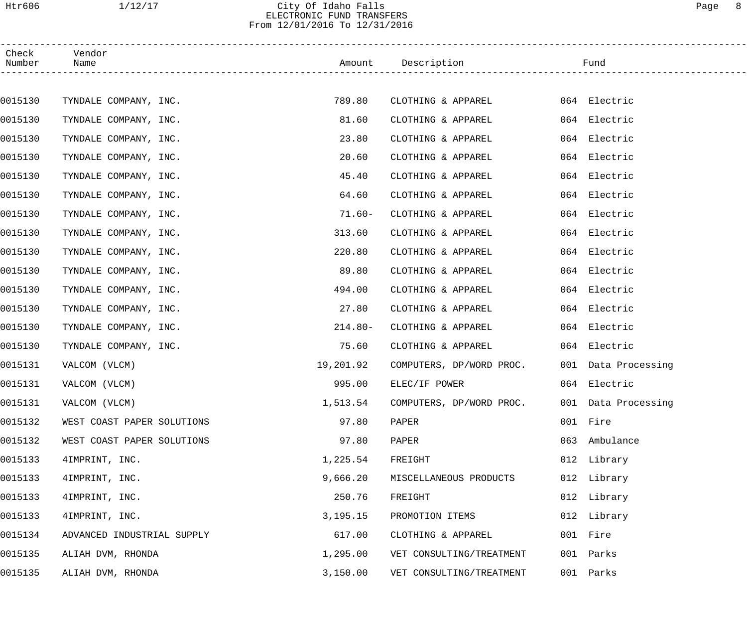# City Of Idaho Falls
## ELECTRONIC FUND TRANSFERS
### From 12/01/2016 To 12/31/2016

| Check Number | Vendor Name | Amount | Description | Fund |
|---|---|---|---|---|
| 0015130 | TYNDALE COMPANY, INC. | 789.80 | CLOTHING & APPAREL | 064 Electric |
| 0015130 | TYNDALE COMPANY, INC. | 81.60 | CLOTHING & APPAREL | 064 Electric |
| 0015130 | TYNDALE COMPANY, INC. | 23.80 | CLOTHING & APPAREL | 064 Electric |
| 0015130 | TYNDALE COMPANY, INC. | 20.60 | CLOTHING & APPAREL | 064 Electric |
| 0015130 | TYNDALE COMPANY, INC. | 45.40 | CLOTHING & APPAREL | 064 Electric |
| 0015130 | TYNDALE COMPANY, INC. | 64.60 | CLOTHING & APPAREL | 064 Electric |
| 0015130 | TYNDALE COMPANY, INC. | 71.60- | CLOTHING & APPAREL | 064 Electric |
| 0015130 | TYNDALE COMPANY, INC. | 313.60 | CLOTHING & APPAREL | 064 Electric |
| 0015130 | TYNDALE COMPANY, INC. | 220.80 | CLOTHING & APPAREL | 064 Electric |
| 0015130 | TYNDALE COMPANY, INC. | 89.80 | CLOTHING & APPAREL | 064 Electric |
| 0015130 | TYNDALE COMPANY, INC. | 494.00 | CLOTHING & APPAREL | 064 Electric |
| 0015130 | TYNDALE COMPANY, INC. | 27.80 | CLOTHING & APPAREL | 064 Electric |
| 0015130 | TYNDALE COMPANY, INC. | 214.80- | CLOTHING & APPAREL | 064 Electric |
| 0015130 | TYNDALE COMPANY, INC. | 75.60 | CLOTHING & APPAREL | 064 Electric |
| 0015131 | VALCOM (VLCM) | 19,201.92 | COMPUTERS, DP/WORD PROC. | 001 Data Processing |
| 0015131 | VALCOM (VLCM) | 995.00 | ELEC/IF POWER | 064 Electric |
| 0015131 | VALCOM (VLCM) | 1,513.54 | COMPUTERS, DP/WORD PROC. | 001 Data Processing |
| 0015132 | WEST COAST PAPER SOLUTIONS | 97.80 | PAPER | 001 Fire |
| 0015132 | WEST COAST PAPER SOLUTIONS | 97.80 | PAPER | 063 Ambulance |
| 0015133 | 4IMPRINT, INC. | 1,225.54 | FREIGHT | 012 Library |
| 0015133 | 4IMPRINT, INC. | 9,666.20 | MISCELLANEOUS PRODUCTS | 012 Library |
| 0015133 | 4IMPRINT, INC. | 250.76 | FREIGHT | 012 Library |
| 0015133 | 4IMPRINT, INC. | 3,195.15 | PROMOTION ITEMS | 012 Library |
| 0015134 | ADVANCED INDUSTRIAL SUPPLY | 617.00 | CLOTHING & APPAREL | 001 Fire |
| 0015135 | ALIAH DVM, RHONDA | 1,295.00 | VET CONSULTING/TREATMENT | 001 Parks |
| 0015135 | ALIAH DVM, RHONDA | 3,150.00 | VET CONSULTING/TREATMENT | 001 Parks |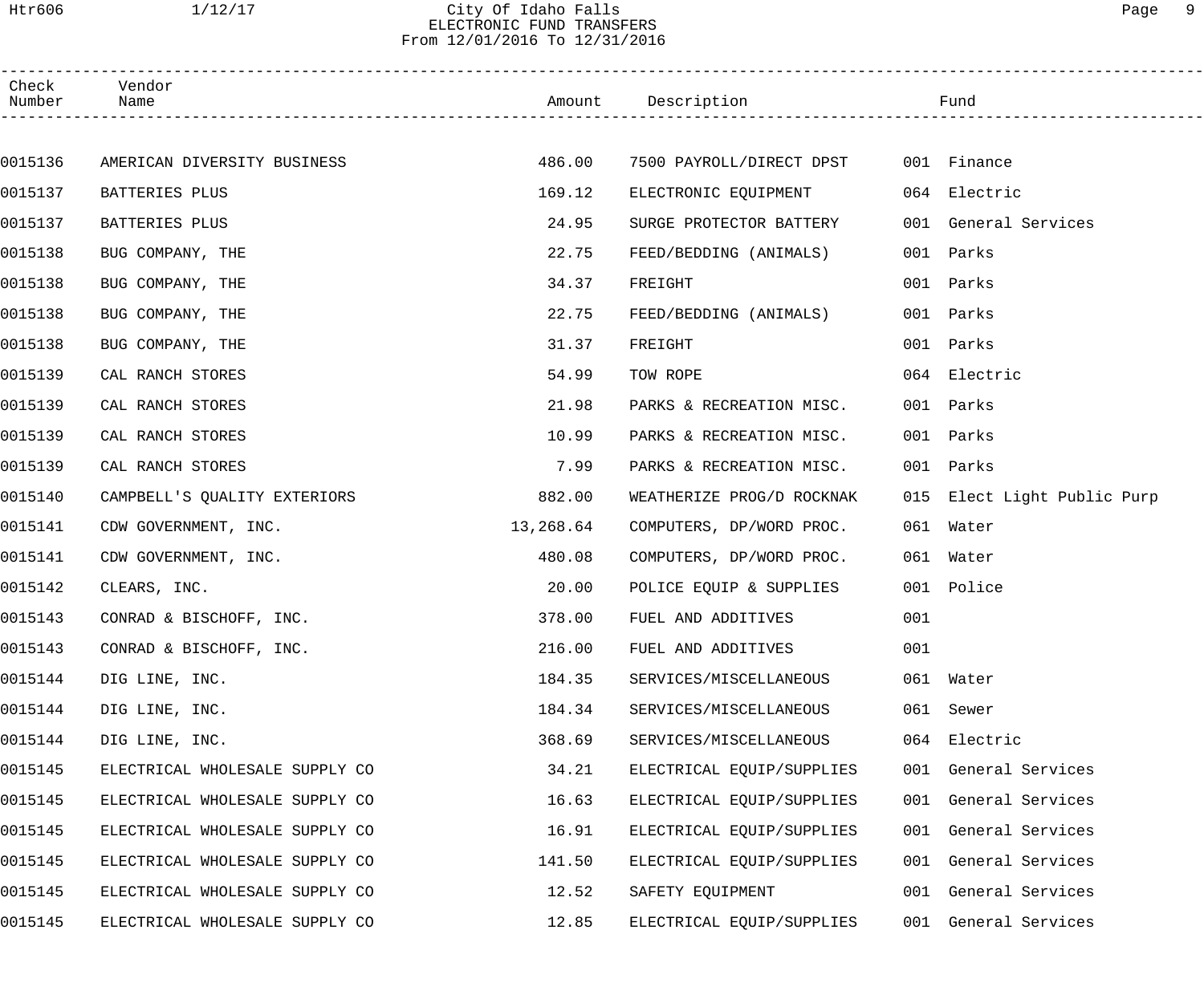# City Of Idaho Falls
## ELECTRONIC FUND TRANSFERS
From 12/01/2016 To 12/31/2016

| Check Number | Vendor Name | Amount | Description | Fund |
|---|---|---|---|---|
| 0015136 | AMERICAN DIVERSITY BUSINESS | 486.00 | 7500 PAYROLL/DIRECT DPST | 001 Finance |
| 0015137 | BATTERIES PLUS | 169.12 | ELECTRONIC EQUIPMENT | 064 Electric |
| 0015137 | BATTERIES PLUS | 24.95 | SURGE PROTECTOR BATTERY | 001 General Services |
| 0015138 | BUG COMPANY, THE | 22.75 | FEED/BEDDING (ANIMALS) | 001 Parks |
| 0015138 | BUG COMPANY, THE | 34.37 | FREIGHT | 001 Parks |
| 0015138 | BUG COMPANY, THE | 22.75 | FEED/BEDDING (ANIMALS) | 001 Parks |
| 0015138 | BUG COMPANY, THE | 31.37 | FREIGHT | 001 Parks |
| 0015139 | CAL RANCH STORES | 54.99 | TOW ROPE | 064 Electric |
| 0015139 | CAL RANCH STORES | 21.98 | PARKS & RECREATION MISC. | 001 Parks |
| 0015139 | CAL RANCH STORES | 10.99 | PARKS & RECREATION MISC. | 001 Parks |
| 0015139 | CAL RANCH STORES | 7.99 | PARKS & RECREATION MISC. | 001 Parks |
| 0015140 | CAMPBELL'S QUALITY EXTERIORS | 882.00 | WEATHERIZE PROG/D ROCKNAK | 015 Elect Light Public Purp |
| 0015141 | CDW GOVERNMENT, INC. | 13,268.64 | COMPUTERS, DP/WORD PROC. | 061 Water |
| 0015141 | CDW GOVERNMENT, INC. | 480.08 | COMPUTERS, DP/WORD PROC. | 061 Water |
| 0015142 | CLEARS, INC. | 20.00 | POLICE EQUIP & SUPPLIES | 001 Police |
| 0015143 | CONRAD & BISCHOFF, INC. | 378.00 | FUEL AND ADDITIVES | 001 |
| 0015143 | CONRAD & BISCHOFF, INC. | 216.00 | FUEL AND ADDITIVES | 001 |
| 0015144 | DIG LINE, INC. | 184.35 | SERVICES/MISCELLANEOUS | 061 Water |
| 0015144 | DIG LINE, INC. | 184.34 | SERVICES/MISCELLANEOUS | 061 Sewer |
| 0015144 | DIG LINE, INC. | 368.69 | SERVICES/MISCELLANEOUS | 064 Electric |
| 0015145 | ELECTRICAL WHOLESALE SUPPLY CO | 34.21 | ELECTRICAL EQUIP/SUPPLIES | 001 General Services |
| 0015145 | ELECTRICAL WHOLESALE SUPPLY CO | 16.63 | ELECTRICAL EQUIP/SUPPLIES | 001 General Services |
| 0015145 | ELECTRICAL WHOLESALE SUPPLY CO | 16.91 | ELECTRICAL EQUIP/SUPPLIES | 001 General Services |
| 0015145 | ELECTRICAL WHOLESALE SUPPLY CO | 141.50 | ELECTRICAL EQUIP/SUPPLIES | 001 General Services |
| 0015145 | ELECTRICAL WHOLESALE SUPPLY CO | 12.52 | SAFETY EQUIPMENT | 001 General Services |
| 0015145 | ELECTRICAL WHOLESALE SUPPLY CO | 12.85 | ELECTRICAL EQUIP/SUPPLIES | 001 General Services |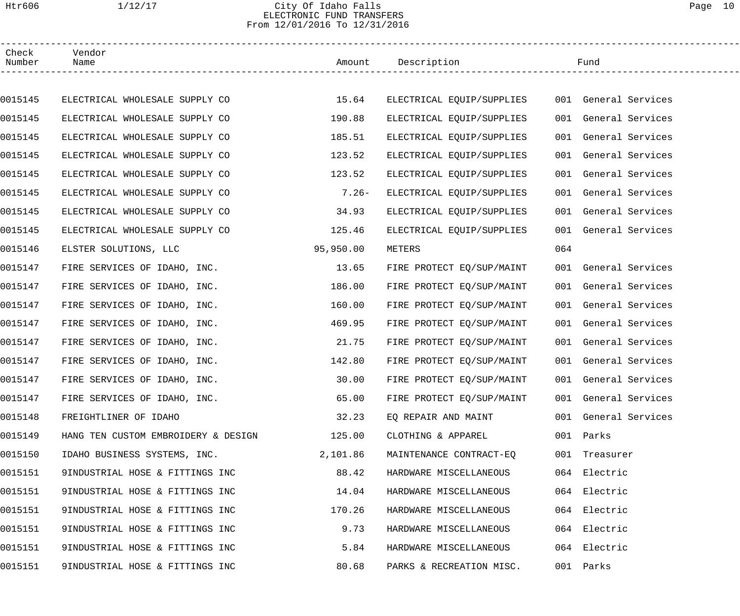City Of Idaho Falls
ELECTRONIC FUND TRANSFERS
From 12/01/2016 To 12/31/2016

| Check Number | Vendor Name | Amount | Description | Fund | |
|---|---|---|---|---|---|
| 0015145 | ELECTRICAL WHOLESALE SUPPLY CO | 15.64 | ELECTRICAL EQUIP/SUPPLIES | 001 | General Services |
| 0015145 | ELECTRICAL WHOLESALE SUPPLY CO | 190.88 | ELECTRICAL EQUIP/SUPPLIES | 001 | General Services |
| 0015145 | ELECTRICAL WHOLESALE SUPPLY CO | 185.51 | ELECTRICAL EQUIP/SUPPLIES | 001 | General Services |
| 0015145 | ELECTRICAL WHOLESALE SUPPLY CO | 123.52 | ELECTRICAL EQUIP/SUPPLIES | 001 | General Services |
| 0015145 | ELECTRICAL WHOLESALE SUPPLY CO | 123.52 | ELECTRICAL EQUIP/SUPPLIES | 001 | General Services |
| 0015145 | ELECTRICAL WHOLESALE SUPPLY CO | 7.26- | ELECTRICAL EQUIP/SUPPLIES | 001 | General Services |
| 0015145 | ELECTRICAL WHOLESALE SUPPLY CO | 34.93 | ELECTRICAL EQUIP/SUPPLIES | 001 | General Services |
| 0015145 | ELECTRICAL WHOLESALE SUPPLY CO | 125.46 | ELECTRICAL EQUIP/SUPPLIES | 001 | General Services |
| 0015146 | ELSTER SOLUTIONS, LLC | 95,950.00 | METERS | 064 | |
| 0015147 | FIRE SERVICES OF IDAHO, INC. | 13.65 | FIRE PROTECT EQ/SUP/MAINT | 001 | General Services |
| 0015147 | FIRE SERVICES OF IDAHO, INC. | 186.00 | FIRE PROTECT EQ/SUP/MAINT | 001 | General Services |
| 0015147 | FIRE SERVICES OF IDAHO, INC. | 160.00 | FIRE PROTECT EQ/SUP/MAINT | 001 | General Services |
| 0015147 | FIRE SERVICES OF IDAHO, INC. | 469.95 | FIRE PROTECT EQ/SUP/MAINT | 001 | General Services |
| 0015147 | FIRE SERVICES OF IDAHO, INC. | 21.75 | FIRE PROTECT EQ/SUP/MAINT | 001 | General Services |
| 0015147 | FIRE SERVICES OF IDAHO, INC. | 142.80 | FIRE PROTECT EQ/SUP/MAINT | 001 | General Services |
| 0015147 | FIRE SERVICES OF IDAHO, INC. | 30.00 | FIRE PROTECT EQ/SUP/MAINT | 001 | General Services |
| 0015147 | FIRE SERVICES OF IDAHO, INC. | 65.00 | FIRE PROTECT EQ/SUP/MAINT | 001 | General Services |
| 0015148 | FREIGHTLINER OF IDAHO | 32.23 | EQ REPAIR AND MAINT | 001 | General Services |
| 0015149 | HANG TEN CUSTOM EMBROIDERY & DESIGN | 125.00 | CLOTHING & APPAREL | 001 | Parks |
| 0015150 | IDAHO BUSINESS SYSTEMS, INC. | 2,101.86 | MAINTENANCE CONTRACT-EQ | 001 | Treasurer |
| 0015151 | 9INDUSTRIAL HOSE & FITTINGS INC | 88.42 | HARDWARE MISCELLANEOUS | 064 | Electric |
| 0015151 | 9INDUSTRIAL HOSE & FITTINGS INC | 14.04 | HARDWARE MISCELLANEOUS | 064 | Electric |
| 0015151 | 9INDUSTRIAL HOSE & FITTINGS INC | 170.26 | HARDWARE MISCELLANEOUS | 064 | Electric |
| 0015151 | 9INDUSTRIAL HOSE & FITTINGS INC | 9.73 | HARDWARE MISCELLANEOUS | 064 | Electric |
| 0015151 | 9INDUSTRIAL HOSE & FITTINGS INC | 5.84 | HARDWARE MISCELLANEOUS | 064 | Electric |
| 0015151 | 9INDUSTRIAL HOSE & FITTINGS INC | 80.68 | PARKS & RECREATION MISC. | 001 | Parks |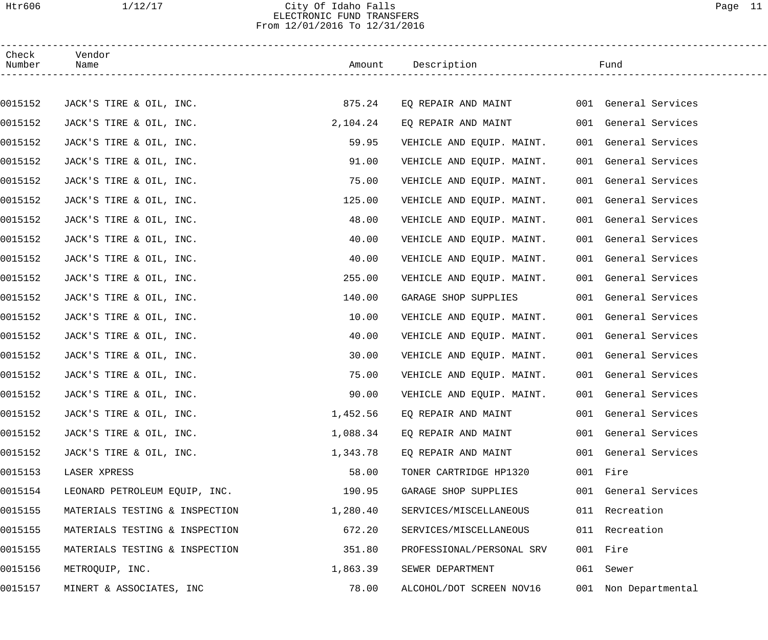City Of Idaho Falls
ELECTRONIC FUND TRANSFERS
From 12/01/2016 To 12/31/2016

| Check Number | Vendor Name | Amount | Description | Fund |
|---|---|---|---|---|
| 0015152 | JACK'S TIRE & OIL, INC. | 875.24 | EQ REPAIR AND MAINT | 001 General Services |
| 0015152 | JACK'S TIRE & OIL, INC. | 2,104.24 | EQ REPAIR AND MAINT | 001 General Services |
| 0015152 | JACK'S TIRE & OIL, INC. | 59.95 | VEHICLE AND EQUIP. MAINT. | 001 General Services |
| 0015152 | JACK'S TIRE & OIL, INC. | 91.00 | VEHICLE AND EQUIP. MAINT. | 001 General Services |
| 0015152 | JACK'S TIRE & OIL, INC. | 75.00 | VEHICLE AND EQUIP. MAINT. | 001 General Services |
| 0015152 | JACK'S TIRE & OIL, INC. | 125.00 | VEHICLE AND EQUIP. MAINT. | 001 General Services |
| 0015152 | JACK'S TIRE & OIL, INC. | 48.00 | VEHICLE AND EQUIP. MAINT. | 001 General Services |
| 0015152 | JACK'S TIRE & OIL, INC. | 40.00 | VEHICLE AND EQUIP. MAINT. | 001 General Services |
| 0015152 | JACK'S TIRE & OIL, INC. | 40.00 | VEHICLE AND EQUIP. MAINT. | 001 General Services |
| 0015152 | JACK'S TIRE & OIL, INC. | 255.00 | VEHICLE AND EQUIP. MAINT. | 001 General Services |
| 0015152 | JACK'S TIRE & OIL, INC. | 140.00 | GARAGE SHOP SUPPLIES | 001 General Services |
| 0015152 | JACK'S TIRE & OIL, INC. | 10.00 | VEHICLE AND EQUIP. MAINT. | 001 General Services |
| 0015152 | JACK'S TIRE & OIL, INC. | 40.00 | VEHICLE AND EQUIP. MAINT. | 001 General Services |
| 0015152 | JACK'S TIRE & OIL, INC. | 30.00 | VEHICLE AND EQUIP. MAINT. | 001 General Services |
| 0015152 | JACK'S TIRE & OIL, INC. | 75.00 | VEHICLE AND EQUIP. MAINT. | 001 General Services |
| 0015152 | JACK'S TIRE & OIL, INC. | 90.00 | VEHICLE AND EQUIP. MAINT. | 001 General Services |
| 0015152 | JACK'S TIRE & OIL, INC. | 1,452.56 | EQ REPAIR AND MAINT | 001 General Services |
| 0015152 | JACK'S TIRE & OIL, INC. | 1,088.34 | EQ REPAIR AND MAINT | 001 General Services |
| 0015152 | JACK'S TIRE & OIL, INC. | 1,343.78 | EQ REPAIR AND MAINT | 001 General Services |
| 0015153 | LASER XPRESS | 58.00 | TONER CARTRIDGE HP1320 | 001 Fire |
| 0015154 | LEONARD PETROLEUM EQUIP, INC. | 190.95 | GARAGE SHOP SUPPLIES | 001 General Services |
| 0015155 | MATERIALS TESTING & INSPECTION | 1,280.40 | SERVICES/MISCELLANEOUS | 011 Recreation |
| 0015155 | MATERIALS TESTING & INSPECTION | 672.20 | SERVICES/MISCELLANEOUS | 011 Recreation |
| 0015155 | MATERIALS TESTING & INSPECTION | 351.80 | PROFESSIONAL/PERSONAL SRV | 001 Fire |
| 0015156 | METROQUIP, INC. | 1,863.39 | SEWER DEPARTMENT | 061 Sewer |
| 0015157 | MINERT & ASSOCIATES, INC | 78.00 | ALCOHOL/DOT SCREEN NOV16 | 001 Non Departmental |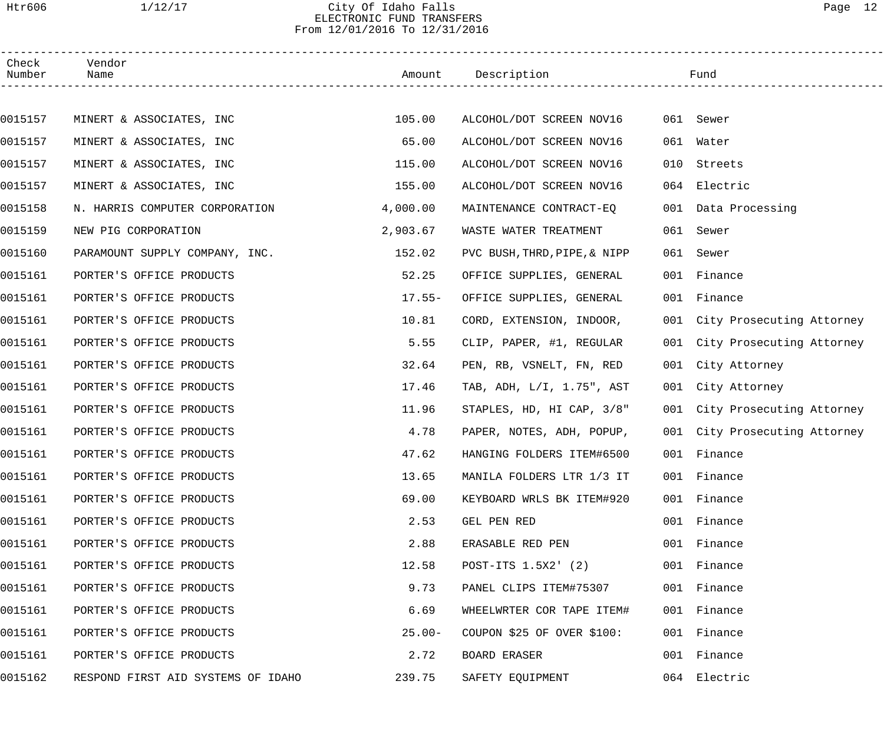City Of Idaho Falls
ELECTRONIC FUND TRANSFERS
From 12/01/2016 To 12/31/2016

| Check Number | Vendor Name | Amount | Description | Fund |
|---|---|---|---|---|
| 0015157 | MINERT & ASSOCIATES, INC | 105.00 | ALCOHOL/DOT SCREEN NOV16 | 061 Sewer |
| 0015157 | MINERT & ASSOCIATES, INC | 65.00 | ALCOHOL/DOT SCREEN NOV16 | 061 Water |
| 0015157 | MINERT & ASSOCIATES, INC | 115.00 | ALCOHOL/DOT SCREEN NOV16 | 010 Streets |
| 0015157 | MINERT & ASSOCIATES, INC | 155.00 | ALCOHOL/DOT SCREEN NOV16 | 064 Electric |
| 0015158 | N. HARRIS COMPUTER CORPORATION | 4,000.00 | MAINTENANCE CONTRACT-EQ | 001 Data Processing |
| 0015159 | NEW PIG CORPORATION | 2,903.67 | WASTE WATER TREATMENT | 061 Sewer |
| 0015160 | PARAMOUNT SUPPLY COMPANY, INC. | 152.02 | PVC BUSH,THRD,PIPE,& NIPP | 061 Sewer |
| 0015161 | PORTER'S OFFICE PRODUCTS | 52.25 | OFFICE SUPPLIES, GENERAL | 001 Finance |
| 0015161 | PORTER'S OFFICE PRODUCTS | 17.55- | OFFICE SUPPLIES, GENERAL | 001 Finance |
| 0015161 | PORTER'S OFFICE PRODUCTS | 10.81 | CORD, EXTENSION, INDOOR, | 001 City Prosecuting Attorney |
| 0015161 | PORTER'S OFFICE PRODUCTS | 5.55 | CLIP, PAPER, #1, REGULAR | 001 City Prosecuting Attorney |
| 0015161 | PORTER'S OFFICE PRODUCTS | 32.64 | PEN, RB, VSNELT, FN, RED | 001 City Attorney |
| 0015161 | PORTER'S OFFICE PRODUCTS | 17.46 | TAB, ADH, L/I, 1.75", AST | 001 City Attorney |
| 0015161 | PORTER'S OFFICE PRODUCTS | 11.96 | STAPLES, HD, HI CAP, 3/8" | 001 City Prosecuting Attorney |
| 0015161 | PORTER'S OFFICE PRODUCTS | 4.78 | PAPER, NOTES, ADH, POPUP, | 001 City Prosecuting Attorney |
| 0015161 | PORTER'S OFFICE PRODUCTS | 47.62 | HANGING FOLDERS ITEM#6500 | 001 Finance |
| 0015161 | PORTER'S OFFICE PRODUCTS | 13.65 | MANILA FOLDERS LTR 1/3 IT | 001 Finance |
| 0015161 | PORTER'S OFFICE PRODUCTS | 69.00 | KEYBOARD WRLS BK ITEM#920 | 001 Finance |
| 0015161 | PORTER'S OFFICE PRODUCTS | 2.53 | GEL PEN RED | 001 Finance |
| 0015161 | PORTER'S OFFICE PRODUCTS | 2.88 | ERASABLE RED PEN | 001 Finance |
| 0015161 | PORTER'S OFFICE PRODUCTS | 12.58 | POST-ITS 1.5X2' (2) | 001 Finance |
| 0015161 | PORTER'S OFFICE PRODUCTS | 9.73 | PANEL CLIPS ITEM#75307 | 001 Finance |
| 0015161 | PORTER'S OFFICE PRODUCTS | 6.69 | WHEELWRTER COR TAPE ITEM# | 001 Finance |
| 0015161 | PORTER'S OFFICE PRODUCTS | 25.00- | COUPON $25 OF OVER $100: | 001 Finance |
| 0015161 | PORTER'S OFFICE PRODUCTS | 2.72 | BOARD ERASER | 001 Finance |
| 0015162 | RESPOND FIRST AID SYSTEMS OF IDAHO | 239.75 | SAFETY EQUIPMENT | 064 Electric |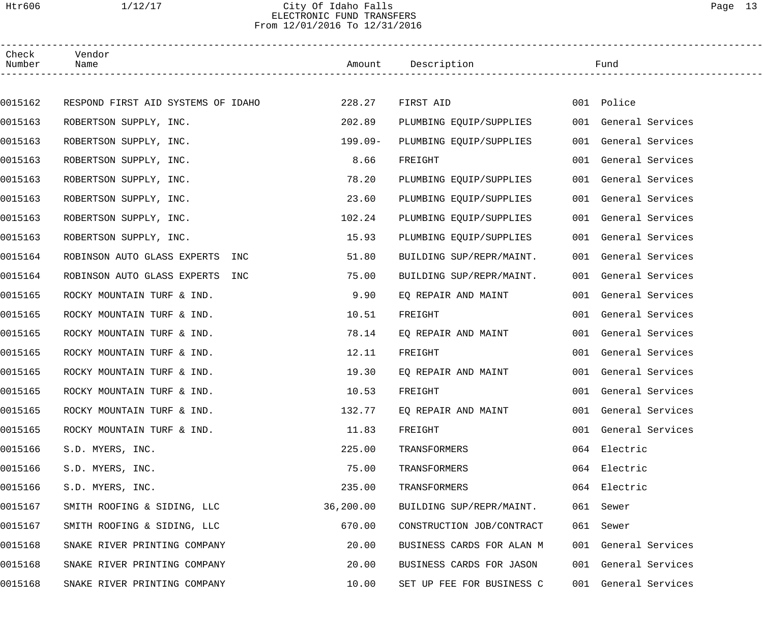City Of Idaho Falls
ELECTRONIC FUND TRANSFERS
From 12/01/2016 To 12/31/2016

| Check Number | Vendor Name | Amount | Description | Fund |
|---|---|---|---|---|
| 0015162 | RESPOND FIRST AID SYSTEMS OF IDAHO | 228.27 | FIRST AID | 001 Police |
| 0015163 | ROBERTSON SUPPLY, INC. | 202.89 | PLUMBING EQUIP/SUPPLIES | 001 General Services |
| 0015163 | ROBERTSON SUPPLY, INC. | 199.09- | PLUMBING EQUIP/SUPPLIES | 001 General Services |
| 0015163 | ROBERTSON SUPPLY, INC. | 8.66 | FREIGHT | 001 General Services |
| 0015163 | ROBERTSON SUPPLY, INC. | 78.20 | PLUMBING EQUIP/SUPPLIES | 001 General Services |
| 0015163 | ROBERTSON SUPPLY, INC. | 23.60 | PLUMBING EQUIP/SUPPLIES | 001 General Services |
| 0015163 | ROBERTSON SUPPLY, INC. | 102.24 | PLUMBING EQUIP/SUPPLIES | 001 General Services |
| 0015163 | ROBERTSON SUPPLY, INC. | 15.93 | PLUMBING EQUIP/SUPPLIES | 001 General Services |
| 0015164 | ROBINSON AUTO GLASS EXPERTS INC | 51.80 | BUILDING SUP/REPR/MAINT. | 001 General Services |
| 0015164 | ROBINSON AUTO GLASS EXPERTS INC | 75.00 | BUILDING SUP/REPR/MAINT. | 001 General Services |
| 0015165 | ROCKY MOUNTAIN TURF & IND. | 9.90 | EQ REPAIR AND MAINT | 001 General Services |
| 0015165 | ROCKY MOUNTAIN TURF & IND. | 10.51 | FREIGHT | 001 General Services |
| 0015165 | ROCKY MOUNTAIN TURF & IND. | 78.14 | EQ REPAIR AND MAINT | 001 General Services |
| 0015165 | ROCKY MOUNTAIN TURF & IND. | 12.11 | FREIGHT | 001 General Services |
| 0015165 | ROCKY MOUNTAIN TURF & IND. | 19.30 | EQ REPAIR AND MAINT | 001 General Services |
| 0015165 | ROCKY MOUNTAIN TURF & IND. | 10.53 | FREIGHT | 001 General Services |
| 0015165 | ROCKY MOUNTAIN TURF & IND. | 132.77 | EQ REPAIR AND MAINT | 001 General Services |
| 0015165 | ROCKY MOUNTAIN TURF & IND. | 11.83 | FREIGHT | 001 General Services |
| 0015166 | S.D. MYERS, INC. | 225.00 | TRANSFORMERS | 064 Electric |
| 0015166 | S.D. MYERS, INC. | 75.00 | TRANSFORMERS | 064 Electric |
| 0015166 | S.D. MYERS, INC. | 235.00 | TRANSFORMERS | 064 Electric |
| 0015167 | SMITH ROOFING & SIDING, LLC | 36,200.00 | BUILDING SUP/REPR/MAINT. | 061 Sewer |
| 0015167 | SMITH ROOFING & SIDING, LLC | 670.00 | CONSTRUCTION JOB/CONTRACT | 061 Sewer |
| 0015168 | SNAKE RIVER PRINTING COMPANY | 20.00 | BUSINESS CARDS FOR ALAN M | 001 General Services |
| 0015168 | SNAKE RIVER PRINTING COMPANY | 20.00 | BUSINESS CARDS FOR JASON | 001 General Services |
| 0015168 | SNAKE RIVER PRINTING COMPANY | 10.00 | SET UP FEE FOR BUSINESS C | 001 General Services |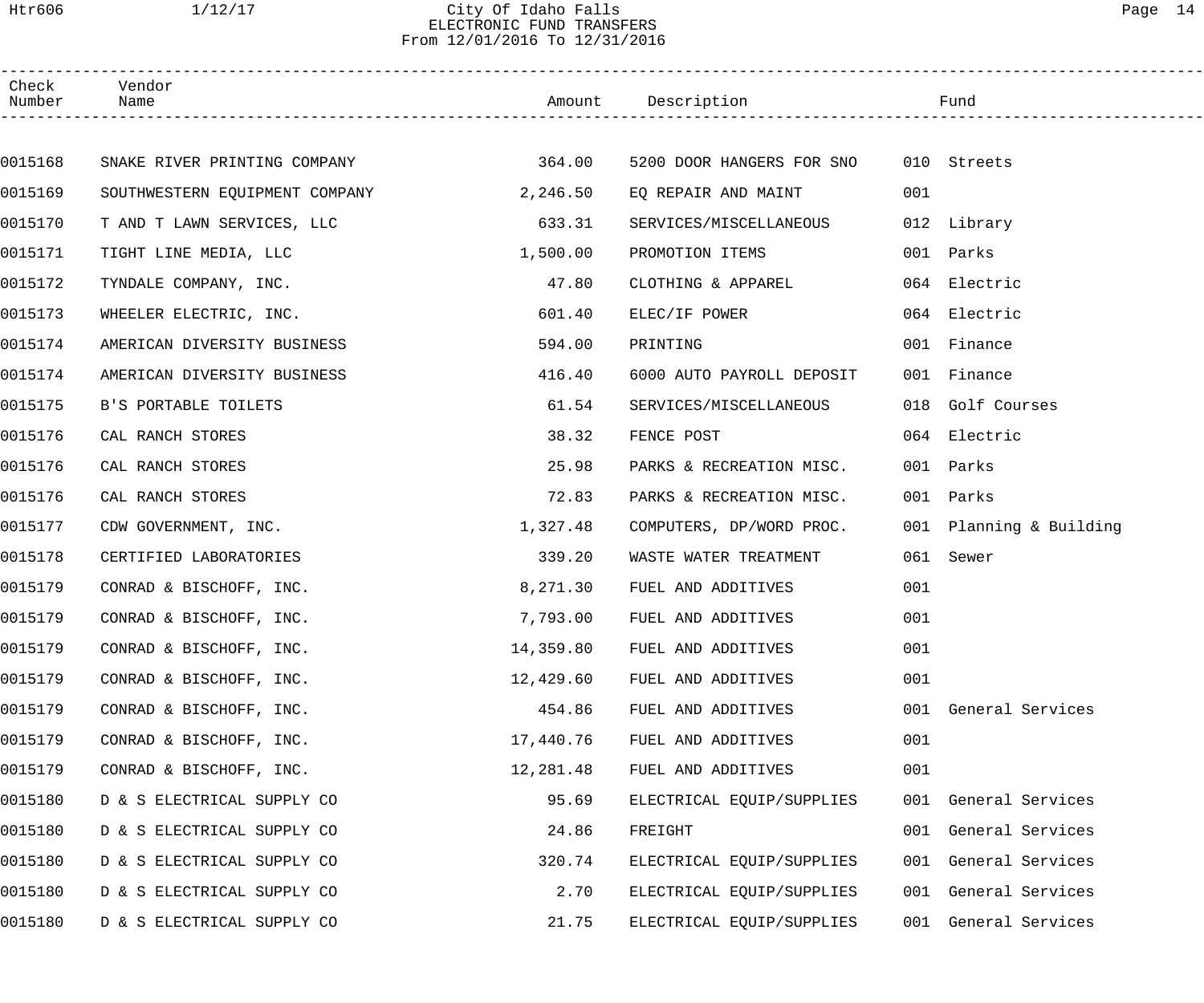City Of Idaho Falls
ELECTRONIC FUND TRANSFERS
From 12/01/2016 To 12/31/2016

| Check Number | Vendor Name | Amount | Description | Fund |
|---|---|---|---|---|
| 0015168 | SNAKE RIVER PRINTING COMPANY | 364.00 | 5200 DOOR HANGERS FOR SNO | 010 Streets |
| 0015169 | SOUTHWESTERN EQUIPMENT COMPANY | 2,246.50 | EQ REPAIR AND MAINT | 001 |
| 0015170 | T AND T LAWN SERVICES, LLC | 633.31 | SERVICES/MISCELLANEOUS | 012 Library |
| 0015171 | TIGHT LINE MEDIA, LLC | 1,500.00 | PROMOTION ITEMS | 001 Parks |
| 0015172 | TYNDALE COMPANY, INC. | 47.80 | CLOTHING & APPAREL | 064 Electric |
| 0015173 | WHEELER ELECTRIC, INC. | 601.40 | ELEC/IF POWER | 064 Electric |
| 0015174 | AMERICAN DIVERSITY BUSINESS | 594.00 | PRINTING | 001 Finance |
| 0015174 | AMERICAN DIVERSITY BUSINESS | 416.40 | 6000 AUTO PAYROLL DEPOSIT | 001 Finance |
| 0015175 | B'S PORTABLE TOILETS | 61.54 | SERVICES/MISCELLANEOUS | 018 Golf Courses |
| 0015176 | CAL RANCH STORES | 38.32 | FENCE POST | 064 Electric |
| 0015176 | CAL RANCH STORES | 25.98 | PARKS & RECREATION MISC. | 001 Parks |
| 0015176 | CAL RANCH STORES | 72.83 | PARKS & RECREATION MISC. | 001 Parks |
| 0015177 | CDW GOVERNMENT, INC. | 1,327.48 | COMPUTERS, DP/WORD PROC. | 001 Planning & Building |
| 0015178 | CERTIFIED LABORATORIES | 339.20 | WASTE WATER TREATMENT | 061 Sewer |
| 0015179 | CONRAD & BISCHOFF, INC. | 8,271.30 | FUEL AND ADDITIVES | 001 |
| 0015179 | CONRAD & BISCHOFF, INC. | 7,793.00 | FUEL AND ADDITIVES | 001 |
| 0015179 | CONRAD & BISCHOFF, INC. | 14,359.80 | FUEL AND ADDITIVES | 001 |
| 0015179 | CONRAD & BISCHOFF, INC. | 12,429.60 | FUEL AND ADDITIVES | 001 |
| 0015179 | CONRAD & BISCHOFF, INC. | 454.86 | FUEL AND ADDITIVES | 001 General Services |
| 0015179 | CONRAD & BISCHOFF, INC. | 17,440.76 | FUEL AND ADDITIVES | 001 |
| 0015179 | CONRAD & BISCHOFF, INC. | 12,281.48 | FUEL AND ADDITIVES | 001 |
| 0015180 | D & S ELECTRICAL SUPPLY CO | 95.69 | ELECTRICAL EQUIP/SUPPLIES | 001 General Services |
| 0015180 | D & S ELECTRICAL SUPPLY CO | 24.86 | FREIGHT | 001 General Services |
| 0015180 | D & S ELECTRICAL SUPPLY CO | 320.74 | ELECTRICAL EQUIP/SUPPLIES | 001 General Services |
| 0015180 | D & S ELECTRICAL SUPPLY CO | 2.70 | ELECTRICAL EQUIP/SUPPLIES | 001 General Services |
| 0015180 | D & S ELECTRICAL SUPPLY CO | 21.75 | ELECTRICAL EQUIP/SUPPLIES | 001 General Services |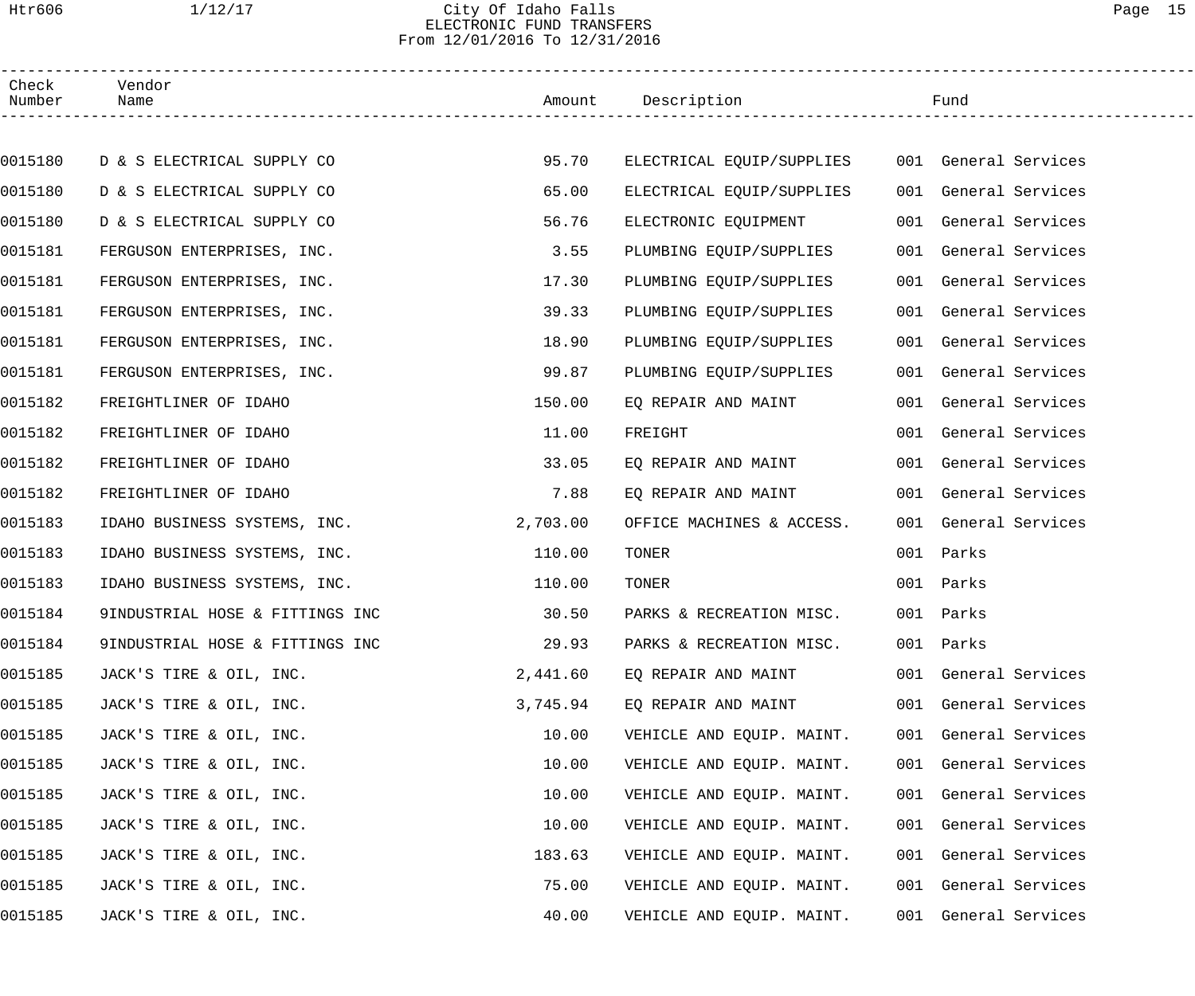# City Of Idaho Falls
## ELECTRONIC FUND TRANSFERS
From 12/01/2016 To 12/31/2016

| Check Number | Vendor Name | Amount | Description | Fund |
|---|---|---|---|---|
| 0015180 | D & S ELECTRICAL SUPPLY CO | 95.70 | ELECTRICAL EQUIP/SUPPLIES | 001 General Services |
| 0015180 | D & S ELECTRICAL SUPPLY CO | 65.00 | ELECTRICAL EQUIP/SUPPLIES | 001 General Services |
| 0015180 | D & S ELECTRICAL SUPPLY CO | 56.76 | ELECTRONIC EQUIPMENT | 001 General Services |
| 0015181 | FERGUSON ENTERPRISES, INC. | 3.55 | PLUMBING EQUIP/SUPPLIES | 001 General Services |
| 0015181 | FERGUSON ENTERPRISES, INC. | 17.30 | PLUMBING EQUIP/SUPPLIES | 001 General Services |
| 0015181 | FERGUSON ENTERPRISES, INC. | 39.33 | PLUMBING EQUIP/SUPPLIES | 001 General Services |
| 0015181 | FERGUSON ENTERPRISES, INC. | 18.90 | PLUMBING EQUIP/SUPPLIES | 001 General Services |
| 0015181 | FERGUSON ENTERPRISES, INC. | 99.87 | PLUMBING EQUIP/SUPPLIES | 001 General Services |
| 0015182 | FREIGHTLINER OF IDAHO | 150.00 | EQ REPAIR AND MAINT | 001 General Services |
| 0015182 | FREIGHTLINER OF IDAHO | 11.00 | FREIGHT | 001 General Services |
| 0015182 | FREIGHTLINER OF IDAHO | 33.05 | EQ REPAIR AND MAINT | 001 General Services |
| 0015182 | FREIGHTLINER OF IDAHO | 7.88 | EQ REPAIR AND MAINT | 001 General Services |
| 0015183 | IDAHO BUSINESS SYSTEMS, INC. | 2,703.00 | OFFICE MACHINES & ACCESS. | 001 General Services |
| 0015183 | IDAHO BUSINESS SYSTEMS, INC. | 110.00 | TONER | 001 Parks |
| 0015183 | IDAHO BUSINESS SYSTEMS, INC. | 110.00 | TONER | 001 Parks |
| 0015184 | 9INDUSTRIAL HOSE & FITTINGS INC | 30.50 | PARKS & RECREATION MISC. | 001 Parks |
| 0015184 | 9INDUSTRIAL HOSE & FITTINGS INC | 29.93 | PARKS & RECREATION MISC. | 001 Parks |
| 0015185 | JACK'S TIRE & OIL, INC. | 2,441.60 | EQ REPAIR AND MAINT | 001 General Services |
| 0015185 | JACK'S TIRE & OIL, INC. | 3,745.94 | EQ REPAIR AND MAINT | 001 General Services |
| 0015185 | JACK'S TIRE & OIL, INC. | 10.00 | VEHICLE AND EQUIP. MAINT. | 001 General Services |
| 0015185 | JACK'S TIRE & OIL, INC. | 10.00 | VEHICLE AND EQUIP. MAINT. | 001 General Services |
| 0015185 | JACK'S TIRE & OIL, INC. | 10.00 | VEHICLE AND EQUIP. MAINT. | 001 General Services |
| 0015185 | JACK'S TIRE & OIL, INC. | 10.00 | VEHICLE AND EQUIP. MAINT. | 001 General Services |
| 0015185 | JACK'S TIRE & OIL, INC. | 183.63 | VEHICLE AND EQUIP. MAINT. | 001 General Services |
| 0015185 | JACK'S TIRE & OIL, INC. | 75.00 | VEHICLE AND EQUIP. MAINT. | 001 General Services |
| 0015185 | JACK'S TIRE & OIL, INC. | 40.00 | VEHICLE AND EQUIP. MAINT. | 001 General Services |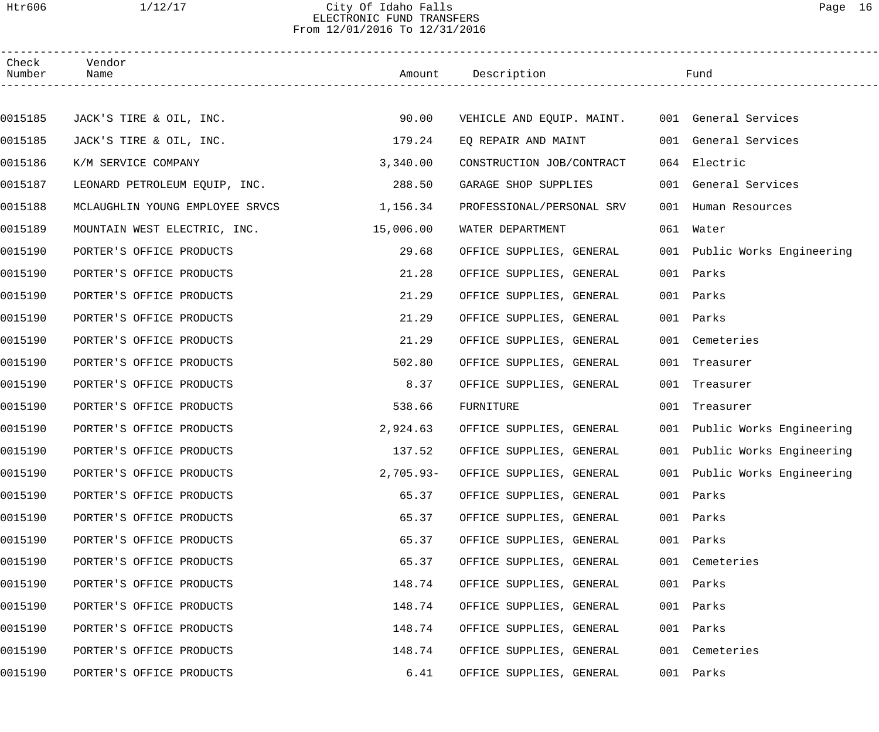City Of Idaho Falls
ELECTRONIC FUND TRANSFERS
From 12/01/2016 To 12/31/2016

| Check Number | Vendor Name | Amount | Description | Fund |
|---|---|---|---|---|
| 0015185 | JACK'S TIRE & OIL, INC. | 90.00 | VEHICLE AND EQUIP. MAINT. | 001 General Services |
| 0015185 | JACK'S TIRE & OIL, INC. | 179.24 | EQ REPAIR AND MAINT | 001 General Services |
| 0015186 | K/M SERVICE COMPANY | 3,340.00 | CONSTRUCTION JOB/CONTRACT | 064 Electric |
| 0015187 | LEONARD PETROLEUM EQUIP, INC. | 288.50 | GARAGE SHOP SUPPLIES | 001 General Services |
| 0015188 | MCLAUGHLIN YOUNG EMPLOYEE SRVCS | 1,156.34 | PROFESSIONAL/PERSONAL SRV | 001 Human Resources |
| 0015189 | MOUNTAIN WEST ELECTRIC, INC. | 15,006.00 | WATER DEPARTMENT | 061 Water |
| 0015190 | PORTER'S OFFICE PRODUCTS | 29.68 | OFFICE SUPPLIES, GENERAL | 001 Public Works Engineering |
| 0015190 | PORTER'S OFFICE PRODUCTS | 21.28 | OFFICE SUPPLIES, GENERAL | 001 Parks |
| 0015190 | PORTER'S OFFICE PRODUCTS | 21.29 | OFFICE SUPPLIES, GENERAL | 001 Parks |
| 0015190 | PORTER'S OFFICE PRODUCTS | 21.29 | OFFICE SUPPLIES, GENERAL | 001 Parks |
| 0015190 | PORTER'S OFFICE PRODUCTS | 21.29 | OFFICE SUPPLIES, GENERAL | 001 Cemeteries |
| 0015190 | PORTER'S OFFICE PRODUCTS | 502.80 | OFFICE SUPPLIES, GENERAL | 001 Treasurer |
| 0015190 | PORTER'S OFFICE PRODUCTS | 8.37 | OFFICE SUPPLIES, GENERAL | 001 Treasurer |
| 0015190 | PORTER'S OFFICE PRODUCTS | 538.66 | FURNITURE | 001 Treasurer |
| 0015190 | PORTER'S OFFICE PRODUCTS | 2,924.63 | OFFICE SUPPLIES, GENERAL | 001 Public Works Engineering |
| 0015190 | PORTER'S OFFICE PRODUCTS | 137.52 | OFFICE SUPPLIES, GENERAL | 001 Public Works Engineering |
| 0015190 | PORTER'S OFFICE PRODUCTS | 2,705.93- | OFFICE SUPPLIES, GENERAL | 001 Public Works Engineering |
| 0015190 | PORTER'S OFFICE PRODUCTS | 65.37 | OFFICE SUPPLIES, GENERAL | 001 Parks |
| 0015190 | PORTER'S OFFICE PRODUCTS | 65.37 | OFFICE SUPPLIES, GENERAL | 001 Parks |
| 0015190 | PORTER'S OFFICE PRODUCTS | 65.37 | OFFICE SUPPLIES, GENERAL | 001 Parks |
| 0015190 | PORTER'S OFFICE PRODUCTS | 65.37 | OFFICE SUPPLIES, GENERAL | 001 Cemeteries |
| 0015190 | PORTER'S OFFICE PRODUCTS | 148.74 | OFFICE SUPPLIES, GENERAL | 001 Parks |
| 0015190 | PORTER'S OFFICE PRODUCTS | 148.74 | OFFICE SUPPLIES, GENERAL | 001 Parks |
| 0015190 | PORTER'S OFFICE PRODUCTS | 148.74 | OFFICE SUPPLIES, GENERAL | 001 Parks |
| 0015190 | PORTER'S OFFICE PRODUCTS | 148.74 | OFFICE SUPPLIES, GENERAL | 001 Cemeteries |
| 0015190 | PORTER'S OFFICE PRODUCTS | 6.41 | OFFICE SUPPLIES, GENERAL | 001 Parks |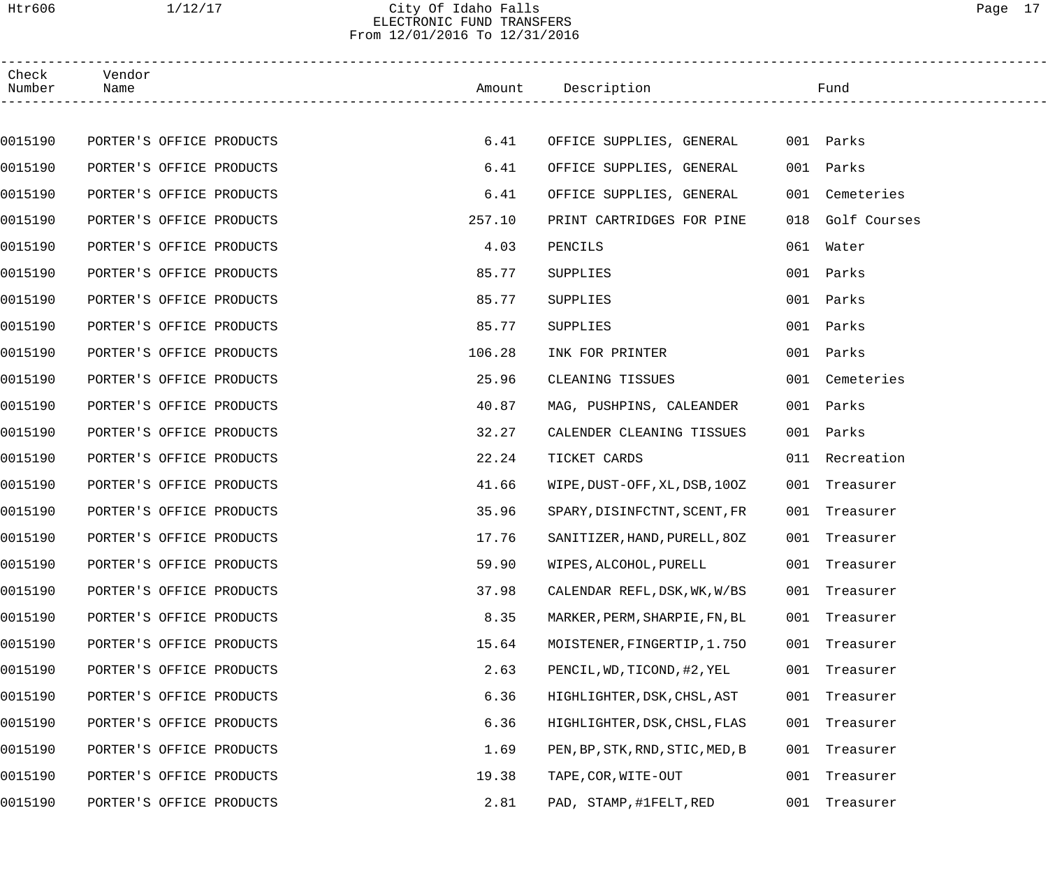City Of Idaho Falls
ELECTRONIC FUND TRANSFERS
From 12/01/2016 To 12/31/2016

| Check Number | Vendor Name | Amount | Description | Fund |
|---|---|---|---|---|
| 0015190 | PORTER'S OFFICE PRODUCTS | 6.41 | OFFICE SUPPLIES, GENERAL | 001 Parks |
| 0015190 | PORTER'S OFFICE PRODUCTS | 6.41 | OFFICE SUPPLIES, GENERAL | 001 Parks |
| 0015190 | PORTER'S OFFICE PRODUCTS | 6.41 | OFFICE SUPPLIES, GENERAL | 001 Cemeteries |
| 0015190 | PORTER'S OFFICE PRODUCTS | 257.10 | PRINT CARTRIDGES FOR PINE | 018 Golf Courses |
| 0015190 | PORTER'S OFFICE PRODUCTS | 4.03 | PENCILS | 061 Water |
| 0015190 | PORTER'S OFFICE PRODUCTS | 85.77 | SUPPLIES | 001 Parks |
| 0015190 | PORTER'S OFFICE PRODUCTS | 85.77 | SUPPLIES | 001 Parks |
| 0015190 | PORTER'S OFFICE PRODUCTS | 85.77 | SUPPLIES | 001 Parks |
| 0015190 | PORTER'S OFFICE PRODUCTS | 106.28 | INK FOR PRINTER | 001 Parks |
| 0015190 | PORTER'S OFFICE PRODUCTS | 25.96 | CLEANING TISSUES | 001 Cemeteries |
| 0015190 | PORTER'S OFFICE PRODUCTS | 40.87 | MAG, PUSHPINS, CALEANDER | 001 Parks |
| 0015190 | PORTER'S OFFICE PRODUCTS | 32.27 | CALENDER CLEANING TISSUES | 001 Parks |
| 0015190 | PORTER'S OFFICE PRODUCTS | 22.24 | TICKET CARDS | 011 Recreation |
| 0015190 | PORTER'S OFFICE PRODUCTS | 41.66 | WIPE,DUST-OFF,XL,DSB,10OZ | 001 Treasurer |
| 0015190 | PORTER'S OFFICE PRODUCTS | 35.96 | SPARY,DISINFCTNT,SCENT,FR | 001 Treasurer |
| 0015190 | PORTER'S OFFICE PRODUCTS | 17.76 | SANITIZER,HAND,PURELL,8OZ | 001 Treasurer |
| 0015190 | PORTER'S OFFICE PRODUCTS | 59.90 | WIPES,ALCOHOL,PURELL | 001 Treasurer |
| 0015190 | PORTER'S OFFICE PRODUCTS | 37.98 | CALENDAR REFL,DSK,WK,W/BS | 001 Treasurer |
| 0015190 | PORTER'S OFFICE PRODUCTS | 8.35 | MARKER,PERM,SHARPIE,FN,BL | 001 Treasurer |
| 0015190 | PORTER'S OFFICE PRODUCTS | 15.64 | MOISTENER,FINGERTIP,1.75O | 001 Treasurer |
| 0015190 | PORTER'S OFFICE PRODUCTS | 2.63 | PENCIL,WD,TICOND,#2,YEL | 001 Treasurer |
| 0015190 | PORTER'S OFFICE PRODUCTS | 6.36 | HIGHLIGHTER,DSK,CHSL,AST | 001 Treasurer |
| 0015190 | PORTER'S OFFICE PRODUCTS | 6.36 | HIGHLIGHTER,DSK,CHSL,FLAS | 001 Treasurer |
| 0015190 | PORTER'S OFFICE PRODUCTS | 1.69 | PEN,BP,STK,RND,STIC,MED,B | 001 Treasurer |
| 0015190 | PORTER'S OFFICE PRODUCTS | 19.38 | TAPE,COR,WITE-OUT | 001 Treasurer |
| 0015190 | PORTER'S OFFICE PRODUCTS | 2.81 | PAD, STAMP,#1FELT,RED | 001 Treasurer |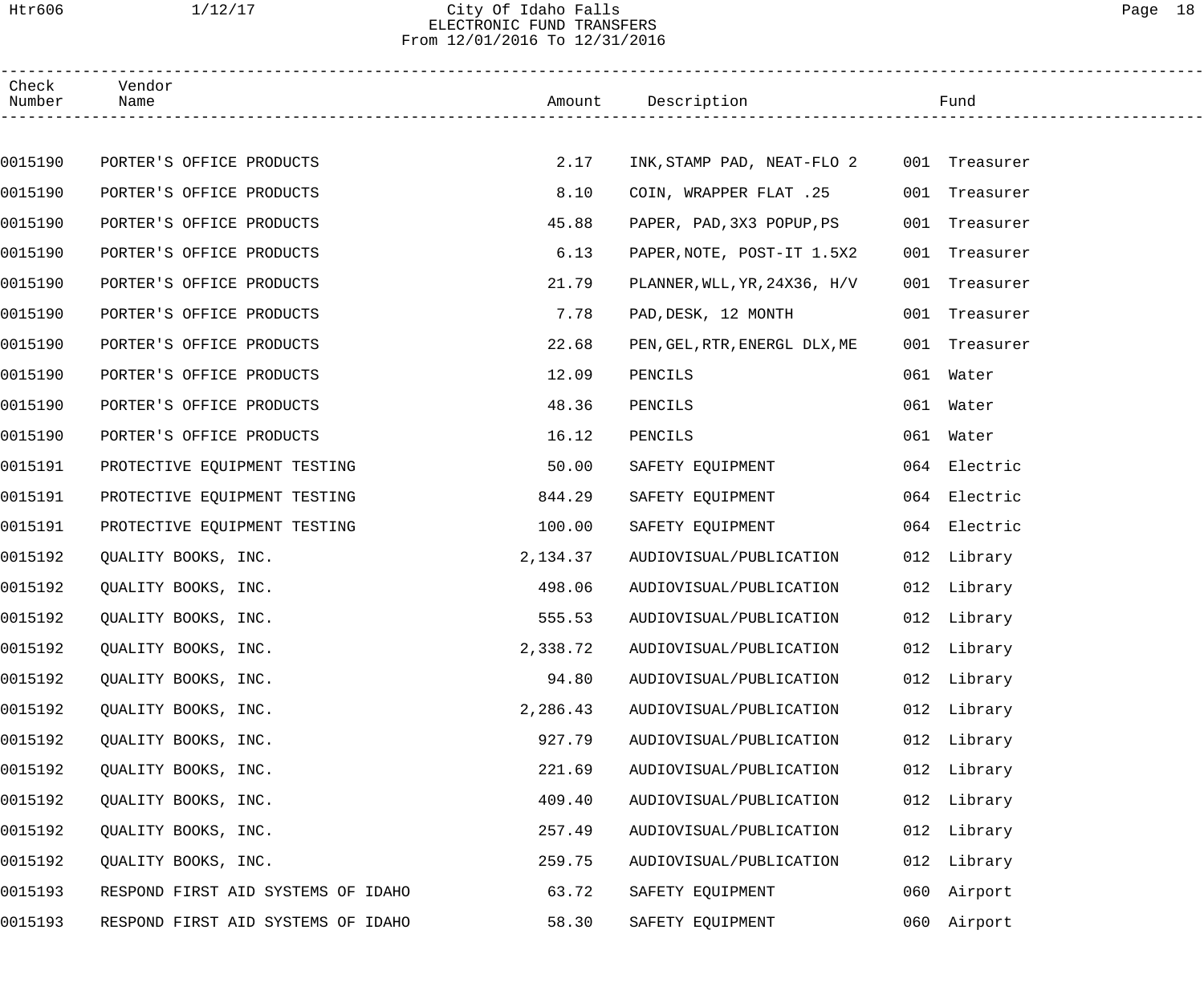City Of Idaho Falls
ELECTRONIC FUND TRANSFERS
From 12/01/2016 To 12/31/2016

| Check Number | Vendor Name | Amount | Description | Fund |
|---|---|---|---|---|
| 0015190 | PORTER'S OFFICE PRODUCTS | 2.17 | INK,STAMP PAD, NEAT-FLO 2 | 001 Treasurer |
| 0015190 | PORTER'S OFFICE PRODUCTS | 8.10 | COIN, WRAPPER FLAT .25 | 001 Treasurer |
| 0015190 | PORTER'S OFFICE PRODUCTS | 45.88 | PAPER, PAD,3X3 POPUP,PS | 001 Treasurer |
| 0015190 | PORTER'S OFFICE PRODUCTS | 6.13 | PAPER,NOTE, POST-IT 1.5X2 | 001 Treasurer |
| 0015190 | PORTER'S OFFICE PRODUCTS | 21.79 | PLANNER,WLL,YR,24X36, H/V | 001 Treasurer |
| 0015190 | PORTER'S OFFICE PRODUCTS | 7.78 | PAD,DESK, 12 MONTH | 001 Treasurer |
| 0015190 | PORTER'S OFFICE PRODUCTS | 22.68 | PEN,GEL,RTR,ENERGL DLX,ME | 001 Treasurer |
| 0015190 | PORTER'S OFFICE PRODUCTS | 12.09 | PENCILS | 061 Water |
| 0015190 | PORTER'S OFFICE PRODUCTS | 48.36 | PENCILS | 061 Water |
| 0015190 | PORTER'S OFFICE PRODUCTS | 16.12 | PENCILS | 061 Water |
| 0015191 | PROTECTIVE EQUIPMENT TESTING | 50.00 | SAFETY EQUIPMENT | 064 Electric |
| 0015191 | PROTECTIVE EQUIPMENT TESTING | 844.29 | SAFETY EQUIPMENT | 064 Electric |
| 0015191 | PROTECTIVE EQUIPMENT TESTING | 100.00 | SAFETY EQUIPMENT | 064 Electric |
| 0015192 | QUALITY BOOKS, INC. | 2,134.37 | AUDIOVISUAL/PUBLICATION | 012 Library |
| 0015192 | QUALITY BOOKS, INC. | 498.06 | AUDIOVISUAL/PUBLICATION | 012 Library |
| 0015192 | QUALITY BOOKS, INC. | 555.53 | AUDIOVISUAL/PUBLICATION | 012 Library |
| 0015192 | QUALITY BOOKS, INC. | 2,338.72 | AUDIOVISUAL/PUBLICATION | 012 Library |
| 0015192 | QUALITY BOOKS, INC. | 94.80 | AUDIOVISUAL/PUBLICATION | 012 Library |
| 0015192 | QUALITY BOOKS, INC. | 2,286.43 | AUDIOVISUAL/PUBLICATION | 012 Library |
| 0015192 | QUALITY BOOKS, INC. | 927.79 | AUDIOVISUAL/PUBLICATION | 012 Library |
| 0015192 | QUALITY BOOKS, INC. | 221.69 | AUDIOVISUAL/PUBLICATION | 012 Library |
| 0015192 | QUALITY BOOKS, INC. | 409.40 | AUDIOVISUAL/PUBLICATION | 012 Library |
| 0015192 | QUALITY BOOKS, INC. | 257.49 | AUDIOVISUAL/PUBLICATION | 012 Library |
| 0015192 | QUALITY BOOKS, INC. | 259.75 | AUDIOVISUAL/PUBLICATION | 012 Library |
| 0015193 | RESPOND FIRST AID SYSTEMS OF IDAHO | 63.72 | SAFETY EQUIPMENT | 060 Airport |
| 0015193 | RESPOND FIRST AID SYSTEMS OF IDAHO | 58.30 | SAFETY EQUIPMENT | 060 Airport |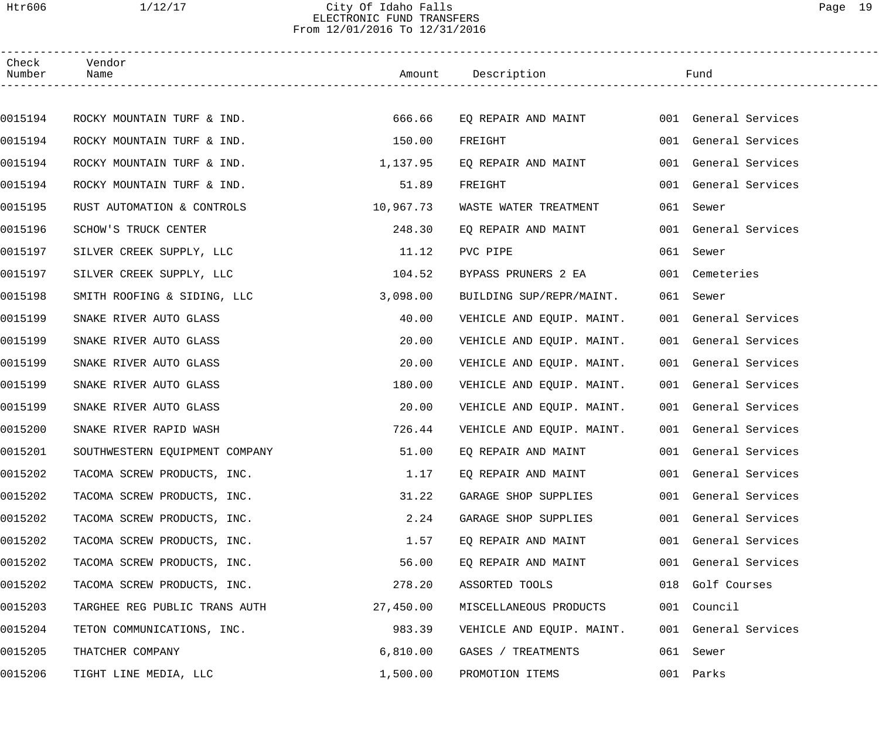City Of Idaho Falls
ELECTRONIC FUND TRANSFERS
From 12/01/2016 To 12/31/2016

| Check Number | Vendor Name | Amount | Description | Fund |
|---|---|---|---|---|
| 0015194 | ROCKY MOUNTAIN TURF & IND. | 666.66 | EQ REPAIR AND MAINT | 001 General Services |
| 0015194 | ROCKY MOUNTAIN TURF & IND. | 150.00 | FREIGHT | 001 General Services |
| 0015194 | ROCKY MOUNTAIN TURF & IND. | 1,137.95 | EQ REPAIR AND MAINT | 001 General Services |
| 0015194 | ROCKY MOUNTAIN TURF & IND. | 51.89 | FREIGHT | 001 General Services |
| 0015195 | RUST AUTOMATION & CONTROLS | 10,967.73 | WASTE WATER TREATMENT | 061 Sewer |
| 0015196 | SCHOW'S TRUCK CENTER | 248.30 | EQ REPAIR AND MAINT | 001 General Services |
| 0015197 | SILVER CREEK SUPPLY, LLC | 11.12 | PVC PIPE | 061 Sewer |
| 0015197 | SILVER CREEK SUPPLY, LLC | 104.52 | BYPASS PRUNERS 2 EA | 001 Cemeteries |
| 0015198 | SMITH ROOFING & SIDING, LLC | 3,098.00 | BUILDING SUP/REPR/MAINT. | 061 Sewer |
| 0015199 | SNAKE RIVER AUTO GLASS | 40.00 | VEHICLE AND EQUIP. MAINT. | 001 General Services |
| 0015199 | SNAKE RIVER AUTO GLASS | 20.00 | VEHICLE AND EQUIP. MAINT. | 001 General Services |
| 0015199 | SNAKE RIVER AUTO GLASS | 20.00 | VEHICLE AND EQUIP. MAINT. | 001 General Services |
| 0015199 | SNAKE RIVER AUTO GLASS | 180.00 | VEHICLE AND EQUIP. MAINT. | 001 General Services |
| 0015199 | SNAKE RIVER AUTO GLASS | 20.00 | VEHICLE AND EQUIP. MAINT. | 001 General Services |
| 0015200 | SNAKE RIVER RAPID WASH | 726.44 | VEHICLE AND EQUIP. MAINT. | 001 General Services |
| 0015201 | SOUTHWESTERN EQUIPMENT COMPANY | 51.00 | EQ REPAIR AND MAINT | 001 General Services |
| 0015202 | TACOMA SCREW PRODUCTS, INC. | 1.17 | EQ REPAIR AND MAINT | 001 General Services |
| 0015202 | TACOMA SCREW PRODUCTS, INC. | 31.22 | GARAGE SHOP SUPPLIES | 001 General Services |
| 0015202 | TACOMA SCREW PRODUCTS, INC. | 2.24 | GARAGE SHOP SUPPLIES | 001 General Services |
| 0015202 | TACOMA SCREW PRODUCTS, INC. | 1.57 | EQ REPAIR AND MAINT | 001 General Services |
| 0015202 | TACOMA SCREW PRODUCTS, INC. | 56.00 | EQ REPAIR AND MAINT | 001 General Services |
| 0015202 | TACOMA SCREW PRODUCTS, INC. | 278.20 | ASSORTED TOOLS | 018 Golf Courses |
| 0015203 | TARGHEE REG PUBLIC TRANS AUTH | 27,450.00 | MISCELLANEOUS PRODUCTS | 001 Council |
| 0015204 | TETON COMMUNICATIONS, INC. | 983.39 | VEHICLE AND EQUIP. MAINT. | 001 General Services |
| 0015205 | THATCHER COMPANY | 6,810.00 | GASES / TREATMENTS | 061 Sewer |
| 0015206 | TIGHT LINE MEDIA, LLC | 1,500.00 | PROMOTION ITEMS | 001 Parks |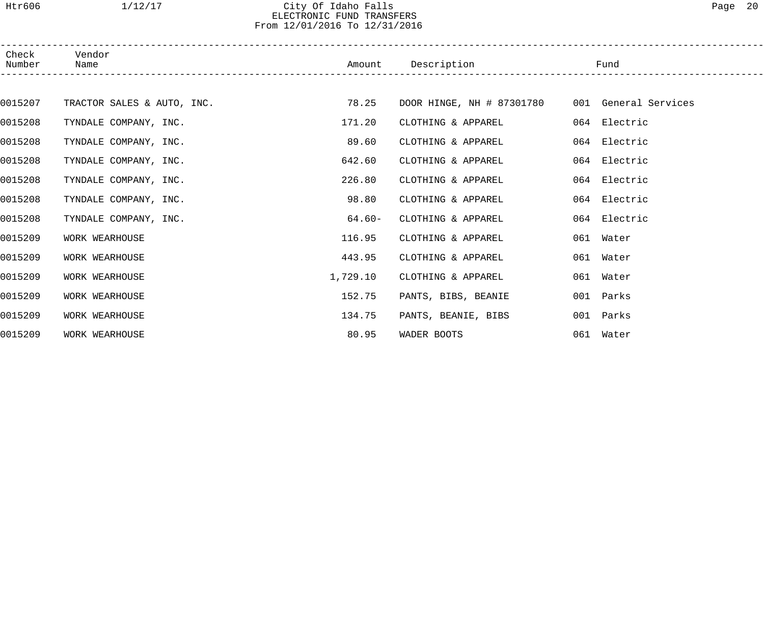| Check Number | Vendor Name | Amount | Description | Fund |
|---|---|---|---|---|
| 0015207 | TRACTOR SALES & AUTO, INC. | 78.25 | DOOR HINGE, NH # 87301780 | 001 General Services |
| 0015208 | TYNDALE COMPANY, INC. | 171.20 | CLOTHING & APPAREL | 064 Electric |
| 0015208 | TYNDALE COMPANY, INC. | 89.60 | CLOTHING & APPAREL | 064 Electric |
| 0015208 | TYNDALE COMPANY, INC. | 642.60 | CLOTHING & APPAREL | 064 Electric |
| 0015208 | TYNDALE COMPANY, INC. | 226.80 | CLOTHING & APPAREL | 064 Electric |
| 0015208 | TYNDALE COMPANY, INC. | 98.80 | CLOTHING & APPAREL | 064 Electric |
| 0015208 | TYNDALE COMPANY, INC. | 64.60- | CLOTHING & APPAREL | 064 Electric |
| 0015209 | WORK WEARHOUSE | 116.95 | CLOTHING & APPAREL | 061 Water |
| 0015209 | WORK WEARHOUSE | 443.95 | CLOTHING & APPAREL | 061 Water |
| 0015209 | WORK WEARHOUSE | 1,729.10 | CLOTHING & APPAREL | 061 Water |
| 0015209 | WORK WEARHOUSE | 152.75 | PANTS, BIBS, BEANIE | 001 Parks |
| 0015209 | WORK WEARHOUSE | 134.75 | PANTS, BEANIE, BIBS | 001 Parks |
| 0015209 | WORK WEARHOUSE | 80.95 | WADER BOOTS | 061 Water |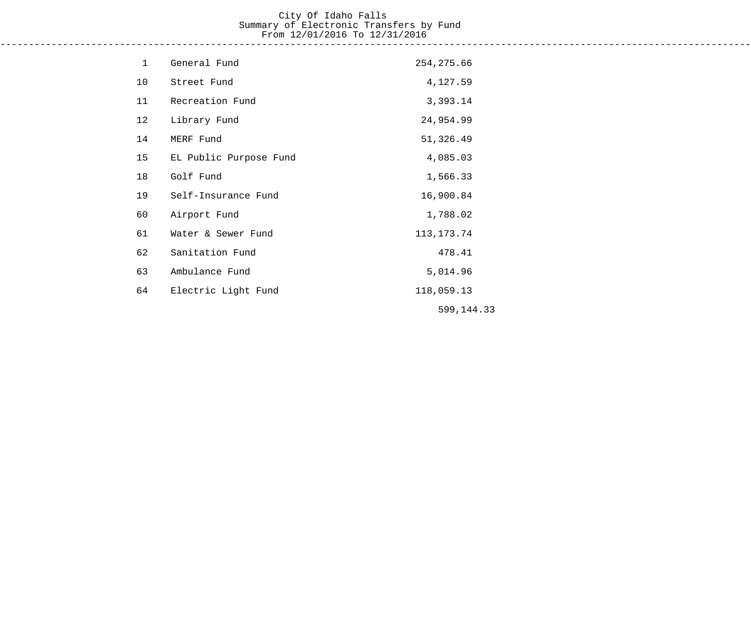# City Of Idaho Falls
## Summary of Electronic Transfers by Fund
### From 12/01/2016 To 12/31/2016

| Fund | Name | Amount | Total |
|---|---|---|---|
| 1 | General Fund | 254,275.66 | |
| 10 | Street Fund | 4,127.59 | |
| 11 | Recreation Fund | 3,393.14 | |
| 12 | Library Fund | 24,954.99 | |
| 14 | MERF Fund | 51,326.49 | |
| 15 | EL Public Purpose Fund | 4,085.03 | |
| 18 | Golf Fund | 1,566.33 | |
| 19 | Self-Insurance Fund | 16,900.84 | |
| 60 | Airport Fund | 1,788.02 | |
| 61 | Water & Sewer Fund | 113,173.74 | |
| 62 | Sanitation Fund | 478.41 | |
| 63 | Ambulance Fund | 5,014.96 | |
| 64 | Electric Light Fund | 118,059.13 | |
| | | | 599,144.33 |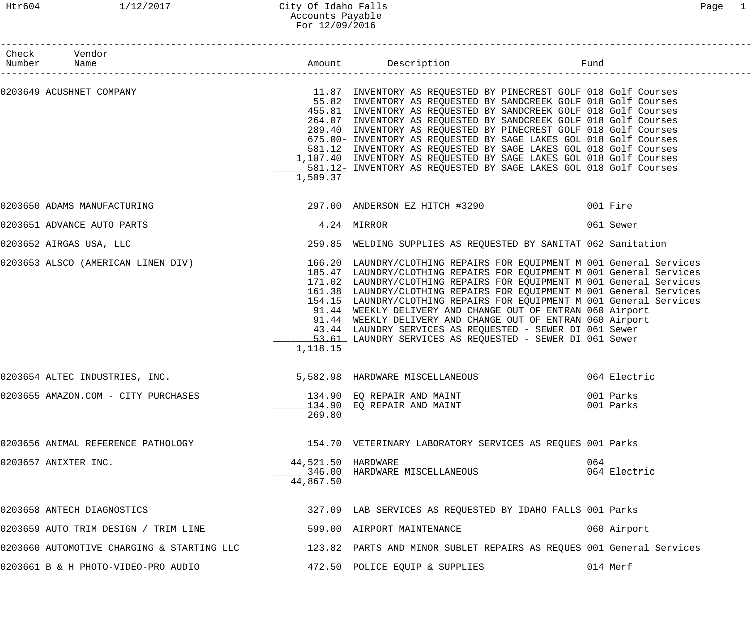City Of Idaho Falls
Accounts Payable
For 12/09/2016

| Check Number | Vendor Name | Amount | Description | Fund |
|---|---|---|---|---|
| 0203649 | ACUSHNET COMPANY | 11.87 | INVENTORY AS REQUESTED BY PINECREST GOLF | 018 Golf Courses |
| | | 55.82 | INVENTORY AS REQUESTED BY SANDCREEK GOLF | 018 Golf Courses |
| | | 455.81 | INVENTORY AS REQUESTED BY SANDCREEK GOLF | 018 Golf Courses |
| | | 264.07 | INVENTORY AS REQUESTED BY SANDCREEK GOLF | 018 Golf Courses |
| | | 289.40 | INVENTORY AS REQUESTED BY PINECREST GOLF | 018 Golf Courses |
| | | 675.00- | INVENTORY AS REQUESTED BY SAGE LAKES GOL | 018 Golf Courses |
| | | 581.12 | INVENTORY AS REQUESTED BY SAGE LAKES GOL | 018 Golf Courses |
| | | 1,107.40 | INVENTORY AS REQUESTED BY SAGE LAKES GOL | 018 Golf Courses |
| | | 581.12- | INVENTORY AS REQUESTED BY SAGE LAKES GOL | 018 Golf Courses |
| | | 1,509.37 | | |
| 0203650 | ADAMS MANUFACTURING | 297.00 | ANDERSON EZ HITCH #3290 | 001 Fire |
| 0203651 | ADVANCE AUTO PARTS | 4.24 | MIRROR | 061 Sewer |
| 0203652 | AIRGAS USA, LLC | 259.85 | WELDING SUPPLIES AS REQUESTED BY SANITAT | 062 Sanitation |
| 0203653 | ALSCO (AMERICAN LINEN DIV) | 166.20 | LAUNDRY/CLOTHING REPAIRS FOR EQUIPMENT M | 001 General Services |
| | | 185.47 | LAUNDRY/CLOTHING REPAIRS FOR EQUIPMENT M | 001 General Services |
| | | 171.02 | LAUNDRY/CLOTHING REPAIRS FOR EQUIPMENT M | 001 General Services |
| | | 161.38 | LAUNDRY/CLOTHING REPAIRS FOR EQUIPMENT M | 001 General Services |
| | | 154.15 | LAUNDRY/CLOTHING REPAIRS FOR EQUIPMENT M | 001 General Services |
| | | 91.44 | WEEKLY DELIVERY AND CHANGE OUT OF ENTRAN | 060 Airport |
| | | 91.44 | WEEKLY DELIVERY AND CHANGE OUT OF ENTRAN | 060 Airport |
| | | 43.44 | LAUNDRY SERVICES AS REQUESTED - SEWER DI | 061 Sewer |
| | | 53.61 | LAUNDRY SERVICES AS REQUESTED - SEWER DI | 061 Sewer |
| | | 1,118.15 | | |
| 0203654 | ALTEC INDUSTRIES, INC. | 5,582.98 | HARDWARE MISCELLANEOUS | 064 Electric |
| 0203655 | AMAZON.COM - CITY PURCHASES | 134.90 | EQ REPAIR AND MAINT | 001 Parks |
| | | 134.90 | EQ REPAIR AND MAINT | 001 Parks |
| | | 269.80 | | |
| 0203656 | ANIMAL REFERENCE PATHOLOGY | 154.70 | VETERINARY LABORATORY SERVICES AS REQUES | 001 Parks |
| 0203657 | ANIXTER INC. | 44,521.50 | HARDWARE | 064 |
| | | 346.00 | HARDWARE MISCELLANEOUS | 064 Electric |
| | | 44,867.50 | | |
| 0203658 | ANTECH DIAGNOSTICS | 327.09 | LAB SERVICES AS REQUESTED BY IDAHO FALLS | 001 Parks |
| 0203659 | AUTO TRIM DESIGN / TRIM LINE | 599.00 | AIRPORT MAINTENANCE | 060 Airport |
| 0203660 | AUTOMOTIVE CHARGING & STARTING LLC | 123.82 | PARTS AND MINOR SUBLET REPAIRS AS REQUES | 001 General Services |
| 0203661 | B & H PHOTO-VIDEO-PRO AUDIO | 472.50 | POLICE EQUIP & SUPPLIES | 014 Merf |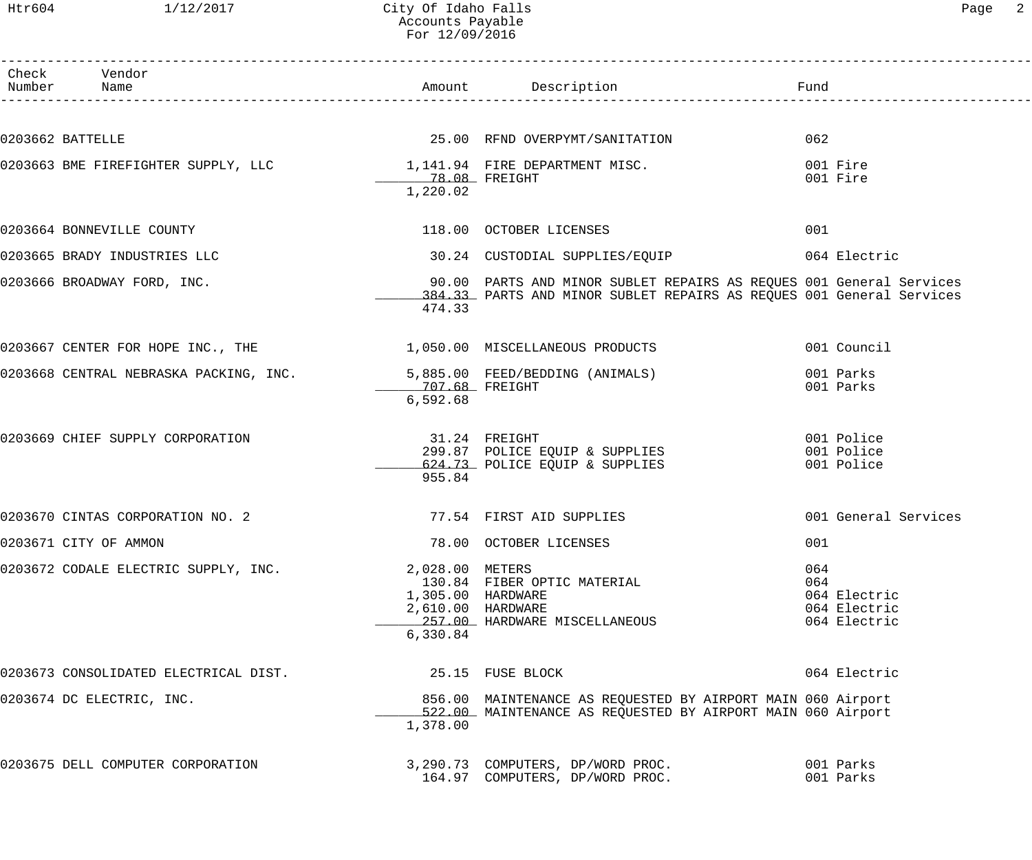City Of Idaho Falls
Accounts Payable
For 12/09/2016

| Check Number | Vendor Name | Amount | Description | Fund |
|---|---|---|---|---|
| 0203662 | BATTELLE | 25.00 | RFND OVERPYMT/SANITATION | 062 |
| 0203663 | BME FIREFIGHTER SUPPLY, LLC | 1,141.94 | FIRE DEPARTMENT MISC. | 001 Fire |
| | | 78.08 | FREIGHT | 001 Fire |
| | | 1,220.02 | | |
| 0203664 | BONNEVILLE COUNTY | 118.00 | OCTOBER LICENSES | 001 |
| 0203665 | BRADY INDUSTRIES LLC | 30.24 | CUSTODIAL SUPPLIES/EQUIP | 064 Electric |
| 0203666 | BROADWAY FORD, INC. | 90.00 | PARTS AND MINOR SUBLET REPAIRS AS REQUES | 001 General Services |
| | | 384.33 | PARTS AND MINOR SUBLET REPAIRS AS REQUES | 001 General Services |
| | | 474.33 | | |
| 0203667 | CENTER FOR HOPE INC., THE | 1,050.00 | MISCELLANEOUS PRODUCTS | 001 Council |
| 0203668 | CENTRAL NEBRASKA PACKING, INC. | 5,885.00 | FEED/BEDDING (ANIMALS) | 001 Parks |
| | | 707.68 | FREIGHT | 001 Parks |
| | | 6,592.68 | | |
| 0203669 | CHIEF SUPPLY CORPORATION | 31.24 | FREIGHT | 001 Police |
| | | 299.87 | POLICE EQUIP & SUPPLIES | 001 Police |
| | | 624.73 | POLICE EQUIP & SUPPLIES | 001 Police |
| | | 955.84 | | |
| 0203670 | CINTAS CORPORATION NO. 2 | 77.54 | FIRST AID SUPPLIES | 001 General Services |
| 0203671 | CITY OF AMMON | 78.00 | OCTOBER LICENSES | 001 |
| 0203672 | CODALE ELECTRIC SUPPLY, INC. | 2,028.00 | METERS | 064 |
| | | 130.84 | FIBER OPTIC MATERIAL | 064 |
| | | 1,305.00 | HARDWARE | 064 Electric |
| | | 2,610.00 | HARDWARE | 064 Electric |
| | | 257.00 | HARDWARE MISCELLANEOUS | 064 Electric |
| | | 6,330.84 | | |
| 0203673 | CONSOLIDATED ELECTRICAL DIST. | 25.15 | FUSE BLOCK | 064 Electric |
| 0203674 | DC ELECTRIC, INC. | 856.00 | MAINTENANCE AS REQUESTED BY AIRPORT MAIN | 060 Airport |
| | | 522.00 | MAINTENANCE AS REQUESTED BY AIRPORT MAIN | 060 Airport |
| | | 1,378.00 | | |
| 0203675 | DELL COMPUTER CORPORATION | 3,290.73 | COMPUTERS, DP/WORD PROC. | 001 Parks |
| | | 164.97 | COMPUTERS, DP/WORD PROC. | 001 Parks |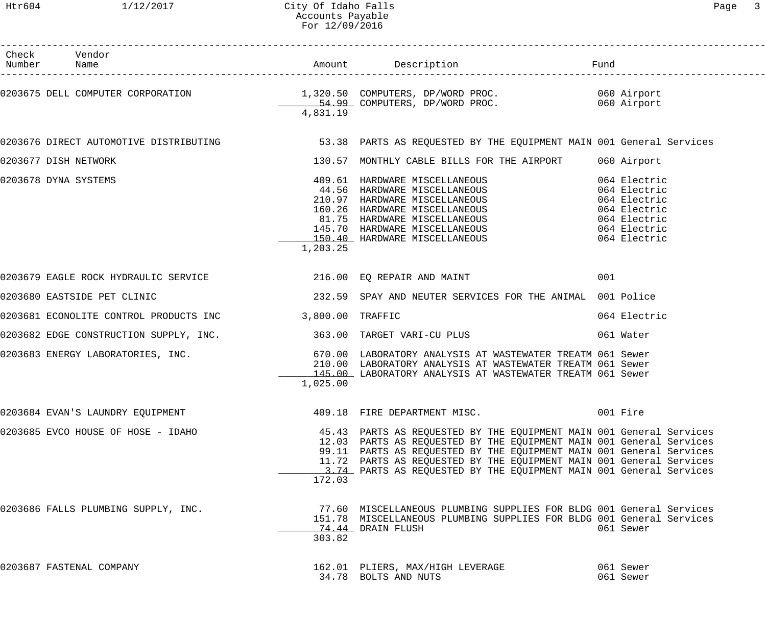City Of Idaho Falls
Accounts Payable
For 12/09/2016

| Check Number | Vendor Name | Amount | Description | Fund |
|---|---|---|---|---|
| 0203675 | DELL COMPUTER CORPORATION | 1,320.50 | COMPUTERS, DP/WORD PROC. | 060 Airport |
| | | 54.99 | COMPUTERS, DP/WORD PROC. | 060 Airport |
| | | 4,831.19 | | |
| 0203676 | DIRECT AUTOMOTIVE DISTRIBUTING | 53.38 | PARTS AS REQUESTED BY THE EQUIPMENT MAIN | 001 General Services |
| 0203677 | DISH NETWORK | 130.57 | MONTHLY CABLE BILLS FOR THE AIRPORT | 060 Airport |
| 0203678 | DYNA SYSTEMS | 409.61 | HARDWARE MISCELLANEOUS | 064 Electric |
| | | 44.56 | HARDWARE MISCELLANEOUS | 064 Electric |
| | | 210.97 | HARDWARE MISCELLANEOUS | 064 Electric |
| | | 160.26 | HARDWARE MISCELLANEOUS | 064 Electric |
| | | 81.75 | HARDWARE MISCELLANEOUS | 064 Electric |
| | | 145.70 | HARDWARE MISCELLANEOUS | 064 Electric |
| | | 150.40 | HARDWARE MISCELLANEOUS | 064 Electric |
| | | 1,203.25 | | |
| 0203679 | EAGLE ROCK HYDRAULIC SERVICE | 216.00 | EQ REPAIR AND MAINT | 001 |
| 0203680 | EASTSIDE PET CLINIC | 232.59 | SPAY AND NEUTER SERVICES FOR THE ANIMAL | 001 Police |
| 0203681 | ECONOLITE CONTROL PRODUCTS INC | 3,800.00 | TRAFFIC | 064 Electric |
| 0203682 | EDGE CONSTRUCTION SUPPLY, INC. | 363.00 | TARGET VARI-CU PLUS | 061 Water |
| 0203683 | ENERGY LABORATORIES, INC. | 670.00 | LABORATORY ANALYSIS AT WASTEWATER TREATM | 061 Sewer |
| | | 210.00 | LABORATORY ANALYSIS AT WASTEWATER TREATM | 061 Sewer |
| | | 145.00 | LABORATORY ANALYSIS AT WASTEWATER TREATM | 061 Sewer |
| | | 1,025.00 | | |
| 0203684 | EVAN'S LAUNDRY EQUIPMENT | 409.18 | FIRE DEPARTMENT MISC. | 001 Fire |
| 0203685 | EVCO HOUSE OF HOSE - IDAHO | 45.43 | PARTS AS REQUESTED BY THE EQUIPMENT MAIN | 001 General Services |
| | | 12.03 | PARTS AS REQUESTED BY THE EQUIPMENT MAIN | 001 General Services |
| | | 99.11 | PARTS AS REQUESTED BY THE EQUIPMENT MAIN | 001 General Services |
| | | 11.72 | PARTS AS REQUESTED BY THE EQUIPMENT MAIN | 001 General Services |
| | | 3.74 | PARTS AS REQUESTED BY THE EQUIPMENT MAIN | 001 General Services |
| | | 172.03 | | |
| 0203686 | FALLS PLUMBING SUPPLY, INC. | 77.60 | MISCELLANEOUS PLUMBING SUPPLIES FOR BLDG | 001 General Services |
| | | 151.78 | MISCELLANEOUS PLUMBING SUPPLIES FOR BLDG | 001 General Services |
| | | 74.44 | DRAIN FLUSH | 061 Sewer |
| | | 303.82 | | |
| 0203687 | FASTENAL COMPANY | 162.01 | PLIERS, MAX/HIGH LEVERAGE | 061 Sewer |
| | | 34.78 | BOLTS AND NUTS | 061 Sewer |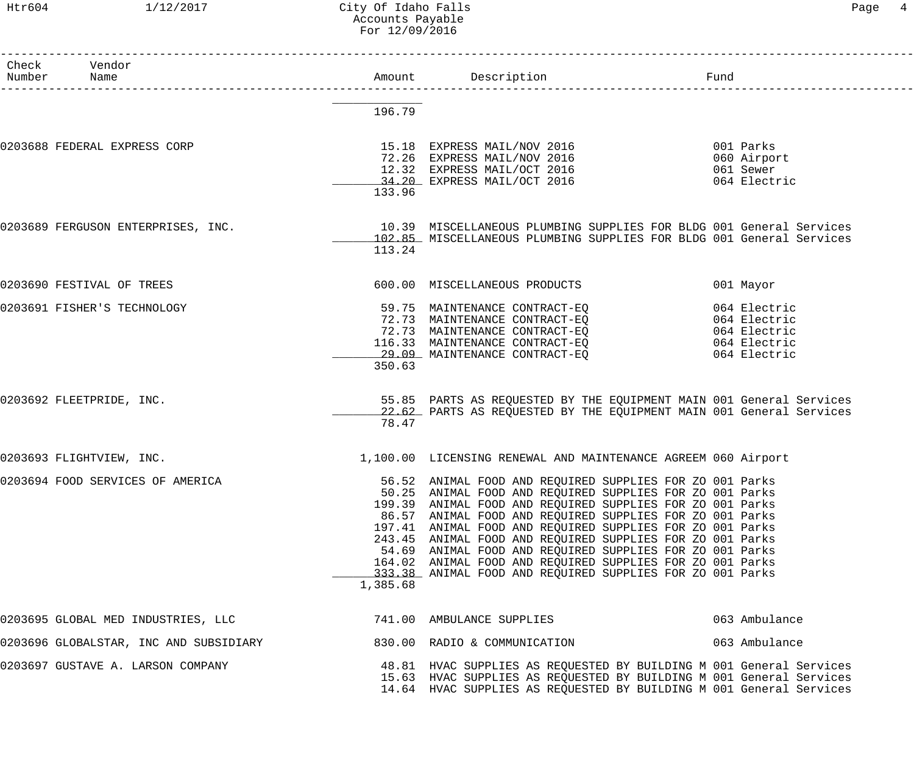# City Of Idaho Falls
## Accounts Payable
### For 12/09/2016

| Check Number | Vendor Name | Amount | Description | Fund |
|---|---|---|---|---|
| | | 196.79 | | |
| 0203688 | FEDERAL EXPRESS CORP | 15.18 | EXPRESS MAIL/NOV 2016 | 001 Parks |
| | | 72.26 | EXPRESS MAIL/NOV 2016 | 060 Airport |
| | | 12.32 | EXPRESS MAIL/OCT 2016 | 061 Sewer |
| | | 34.20 | EXPRESS MAIL/OCT 2016 | 064 Electric |
| | | 133.96 | | |
| 0203689 | FERGUSON ENTERPRISES, INC. | 10.39 | MISCELLANEOUS PLUMBING SUPPLIES FOR BLDG | 001 General Services |
| | | 102.85 | MISCELLANEOUS PLUMBING SUPPLIES FOR BLDG | 001 General Services |
| | | 113.24 | | |
| 0203690 | FESTIVAL OF TREES | 600.00 | MISCELLANEOUS PRODUCTS | 001 Mayor |
| 0203691 | FISHER'S TECHNOLOGY | 59.75 | MAINTENANCE CONTRACT-EQ | 064 Electric |
| | | 72.73 | MAINTENANCE CONTRACT-EQ | 064 Electric |
| | | 72.73 | MAINTENANCE CONTRACT-EQ | 064 Electric |
| | | 116.33 | MAINTENANCE CONTRACT-EQ | 064 Electric |
| | | 29.09 | MAINTENANCE CONTRACT-EQ | 064 Electric |
| | | 350.63 | | |
| 0203692 | FLEETPRIDE, INC. | 55.85 | PARTS AS REQUESTED BY THE EQUIPMENT MAIN | 001 General Services |
| | | 22.62 | PARTS AS REQUESTED BY THE EQUIPMENT MAIN | 001 General Services |
| | | 78.47 | | |
| 0203693 | FLIGHTVIEW, INC. | 1,100.00 | LICENSING RENEWAL AND MAINTENANCE AGREEM | 060 Airport |
| 0203694 | FOOD SERVICES OF AMERICA | 56.52 | ANIMAL FOOD AND REQUIRED SUPPLIES FOR ZO | 001 Parks |
| | | 50.25 | ANIMAL FOOD AND REQUIRED SUPPLIES FOR ZO | 001 Parks |
| | | 199.39 | ANIMAL FOOD AND REQUIRED SUPPLIES FOR ZO | 001 Parks |
| | | 86.57 | ANIMAL FOOD AND REQUIRED SUPPLIES FOR ZO | 001 Parks |
| | | 197.41 | ANIMAL FOOD AND REQUIRED SUPPLIES FOR ZO | 001 Parks |
| | | 243.45 | ANIMAL FOOD AND REQUIRED SUPPLIES FOR ZO | 001 Parks |
| | | 54.69 | ANIMAL FOOD AND REQUIRED SUPPLIES FOR ZO | 001 Parks |
| | | 164.02 | ANIMAL FOOD AND REQUIRED SUPPLIES FOR ZO | 001 Parks |
| | | 333.38 | ANIMAL FOOD AND REQUIRED SUPPLIES FOR ZO | 001 Parks |
| | | 1,385.68 | | |
| 0203695 | GLOBAL MED INDUSTRIES, LLC | 741.00 | AMBULANCE SUPPLIES | 063 Ambulance |
| 0203696 | GLOBALSTAR, INC AND SUBSIDIARY | 830.00 | RADIO & COMMUNICATION | 063 Ambulance |
| 0203697 | GUSTAVE A. LARSON COMPANY | 48.81 | HVAC SUPPLIES AS REQUESTED BY BUILDING M | 001 General Services |
| | | 15.63 | HVAC SUPPLIES AS REQUESTED BY BUILDING M | 001 General Services |
| | | 14.64 | HVAC SUPPLIES AS REQUESTED BY BUILDING M | 001 General Services |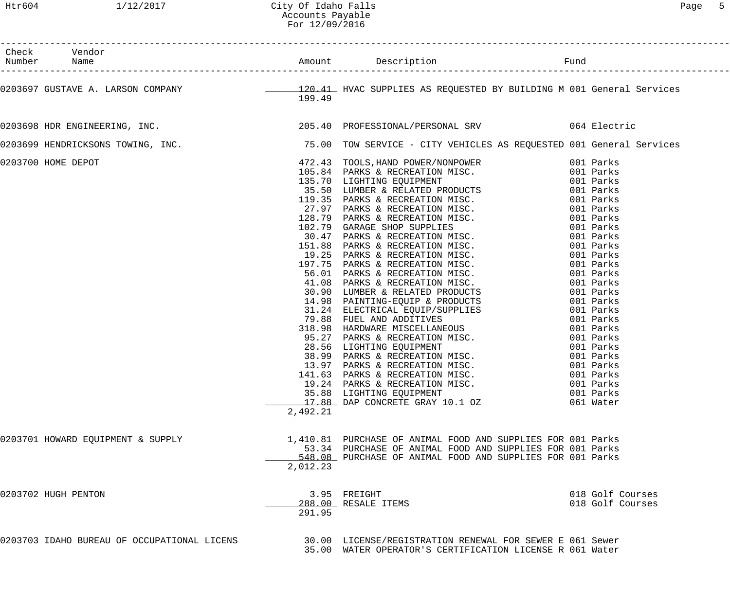| Check Number | Vendor Name | Amount | Description | Fund |
|---|---|---|---|---|
| 0203697 | GUSTAVE A. LARSON COMPANY | 120.41 | HVAC SUPPLIES AS REQUESTED BY BUILDING M | 001 General Services |
| | | 199.49 | | |
| 0203698 | HDR ENGINEERING, INC. | 205.40 | PROFESSIONAL/PERSONAL SRV | 064 Electric |
| 0203699 | HENDRICKSONS TOWING, INC. | 75.00 | TOW SERVICE - CITY VEHICLES AS REQUESTED | 001 General Services |
| 0203700 | HOME DEPOT | 472.43 | TOOLS,HAND POWER/NONPOWER | 001 Parks |
| | | 105.84 | PARKS & RECREATION MISC. | 001 Parks |
| | | 135.70 | LIGHTING EQUIPMENT | 001 Parks |
| | | 35.50 | LUMBER & RELATED PRODUCTS | 001 Parks |
| | | 119.35 | PARKS & RECREATION MISC. | 001 Parks |
| | | 27.97 | PARKS & RECREATION MISC. | 001 Parks |
| | | 128.79 | PARKS & RECREATION MISC. | 001 Parks |
| | | 102.79 | GARAGE SHOP SUPPLIES | 001 Parks |
| | | 30.47 | PARKS & RECREATION MISC. | 001 Parks |
| | | 151.88 | PARKS & RECREATION MISC. | 001 Parks |
| | | 19.25 | PARKS & RECREATION MISC. | 001 Parks |
| | | 197.75 | PARKS & RECREATION MISC. | 001 Parks |
| | | 56.01 | PARKS & RECREATION MISC. | 001 Parks |
| | | 41.08 | PARKS & RECREATION MISC. | 001 Parks |
| | | 30.90 | LUMBER & RELATED PRODUCTS | 001 Parks |
| | | 14.98 | PAINTING-EQUIP & PRODUCTS | 001 Parks |
| | | 31.24 | ELECTRICAL EQUIP/SUPPLIES | 001 Parks |
| | | 79.88 | FUEL AND ADDITIVES | 001 Parks |
| | | 318.98 | HARDWARE MISCELLANEOUS | 001 Parks |
| | | 95.27 | PARKS & RECREATION MISC. | 001 Parks |
| | | 28.56 | LIGHTING EQUIPMENT | 001 Parks |
| | | 38.99 | PARKS & RECREATION MISC. | 001 Parks |
| | | 13.97 | PARKS & RECREATION MISC. | 001 Parks |
| | | 141.63 | PARKS & RECREATION MISC. | 001 Parks |
| | | 19.24 | PARKS & RECREATION MISC. | 001 Parks |
| | | 35.88 | LIGHTING EQUIPMENT | 001 Parks |
| | | 17.88 | DAP CONCRETE GRAY 10.1 OZ | 061 Water |
| | | 2,492.21 | | |
| 0203701 | HOWARD EQUIPMENT & SUPPLY | 1,410.81 | PURCHASE OF ANIMAL FOOD AND SUPPLIES FOR | 001 Parks |
| | | 53.34 | PURCHASE OF ANIMAL FOOD AND SUPPLIES FOR | 001 Parks |
| | | 548.08 | PURCHASE OF ANIMAL FOOD AND SUPPLIES FOR | 001 Parks |
| | | 2,012.23 | | |
| 0203702 | HUGH PENTON | 3.95 | FREIGHT | 018 Golf Courses |
| | | 288.00 | RESALE ITEMS | 018 Golf Courses |
| | | 291.95 | | |
| 0203703 | IDAHO BUREAU OF OCCUPATIONAL LICENS | 30.00 | LICENSE/REGISTRATION RENEWAL FOR SEWER E | 061 Sewer |
| | | 35.00 | WATER OPERATOR'S CERTIFICATION LICENSE R | 061 Water |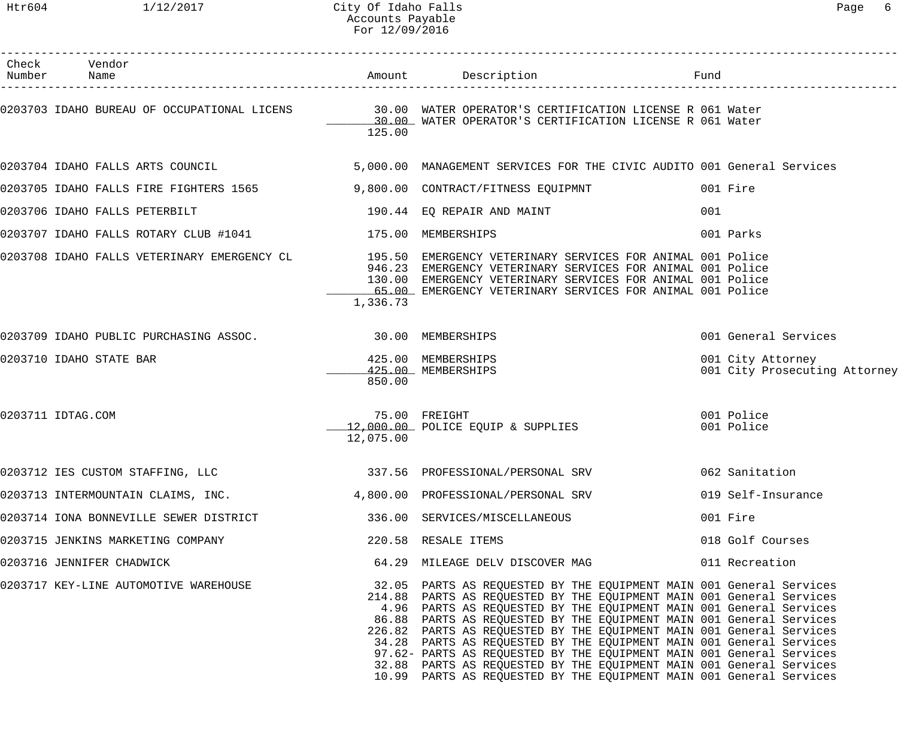City Of Idaho Falls
Accounts Payable
For 12/09/2016

| Check Number | Vendor Name | Amount | Description | Fund |
|---|---|---|---|---|
| 0203703 | IDAHO BUREAU OF OCCUPATIONAL LICENS | 30.00 | WATER OPERATOR'S CERTIFICATION LICENSE R | 061 Water |
| | | 30.00 | WATER OPERATOR'S CERTIFICATION LICENSE R | 061 Water |
| | | 125.00 | | |
| 0203704 | IDAHO FALLS ARTS COUNCIL | 5,000.00 | MANAGEMENT SERVICES FOR THE CIVIC AUDITO | 001 General Services |
| 0203705 | IDAHO FALLS FIRE FIGHTERS 1565 | 9,800.00 | CONTRACT/FITNESS EQUIPMNT | 001 Fire |
| 0203706 | IDAHO FALLS PETERBILT | 190.44 | EQ REPAIR AND MAINT | 001 |
| 0203707 | IDAHO FALLS ROTARY CLUB #1041 | 175.00 | MEMBERSHIPS | 001 Parks |
| 0203708 | IDAHO FALLS VETERINARY EMERGENCY CL | 195.50 | EMERGENCY VETERINARY SERVICES FOR ANIMAL | 001 Police |
| | | 946.23 | EMERGENCY VETERINARY SERVICES FOR ANIMAL | 001 Police |
| | | 130.00 | EMERGENCY VETERINARY SERVICES FOR ANIMAL | 001 Police |
| | | 65.00 | EMERGENCY VETERINARY SERVICES FOR ANIMAL | 001 Police |
| | | 1,336.73 | | |
| 0203709 | IDAHO PUBLIC PURCHASING ASSOC. | 30.00 | MEMBERSHIPS | 001 General Services |
| 0203710 | IDAHO STATE BAR | 425.00 | MEMBERSHIPS | 001 City Attorney |
| | | 425.00 | MEMBERSHIPS | 001 City Prosecuting Attorney |
| | | 850.00 | | |
| 0203711 | IDTAG.COM | 75.00 | FREIGHT | 001 Police |
| | | 12,000.00 | POLICE EQUIP & SUPPLIES | 001 Police |
| | | 12,075.00 | | |
| 0203712 | IES CUSTOM STAFFING, LLC | 337.56 | PROFESSIONAL/PERSONAL SRV | 062 Sanitation |
| 0203713 | INTERMOUNTAIN CLAIMS, INC. | 4,800.00 | PROFESSIONAL/PERSONAL SRV | 019 Self-Insurance |
| 0203714 | IONA BONNEVILLE SEWER DISTRICT | 336.00 | SERVICES/MISCELLANEOUS | 001 Fire |
| 0203715 | JENKINS MARKETING COMPANY | 220.58 | RESALE ITEMS | 018 Golf Courses |
| 0203716 | JENNIFER CHADWICK | 64.29 | MILEAGE DELV DISCOVER MAG | 011 Recreation |
| 0203717 | KEY-LINE AUTOMOTIVE WAREHOUSE | 32.05 | PARTS AS REQUESTED BY THE EQUIPMENT MAIN | 001 General Services |
| | | 214.88 | PARTS AS REQUESTED BY THE EQUIPMENT MAIN | 001 General Services |
| | | 4.96 | PARTS AS REQUESTED BY THE EQUIPMENT MAIN | 001 General Services |
| | | 86.88 | PARTS AS REQUESTED BY THE EQUIPMENT MAIN | 001 General Services |
| | | 226.82 | PARTS AS REQUESTED BY THE EQUIPMENT MAIN | 001 General Services |
| | | 34.28 | PARTS AS REQUESTED BY THE EQUIPMENT MAIN | 001 General Services |
| | | 97.62- | PARTS AS REQUESTED BY THE EQUIPMENT MAIN | 001 General Services |
| | | 32.88 | PARTS AS REQUESTED BY THE EQUIPMENT MAIN | 001 General Services |
| | | 10.99 | PARTS AS REQUESTED BY THE EQUIPMENT MAIN | 001 General Services |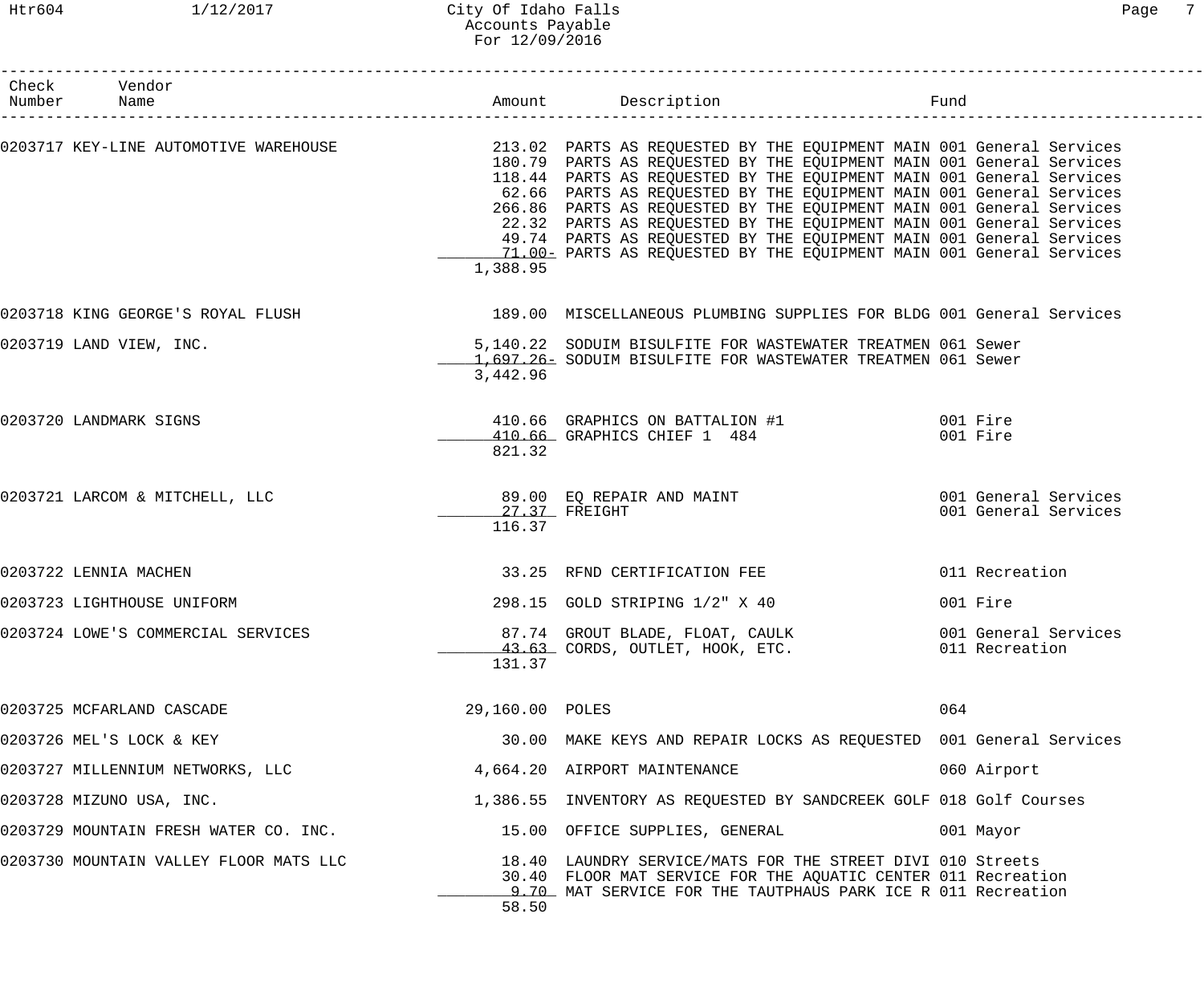# City Of Idaho Falls
## Accounts Payable
### For 12/09/2016

| Check Number | Vendor Name | Amount | Description | Fund |
|---|---|---|---|---|
| 0203717 | KEY-LINE AUTOMOTIVE WAREHOUSE | 213.02 | PARTS AS REQUESTED BY THE EQUIPMENT MAIN | 001 General Services |
| | | 180.79 | PARTS AS REQUESTED BY THE EQUIPMENT MAIN | 001 General Services |
| | | 118.44 | PARTS AS REQUESTED BY THE EQUIPMENT MAIN | 001 General Services |
| | | 62.66 | PARTS AS REQUESTED BY THE EQUIPMENT MAIN | 001 General Services |
| | | 266.86 | PARTS AS REQUESTED BY THE EQUIPMENT MAIN | 001 General Services |
| | | 22.32 | PARTS AS REQUESTED BY THE EQUIPMENT MAIN | 001 General Services |
| | | 49.74 | PARTS AS REQUESTED BY THE EQUIPMENT MAIN | 001 General Services |
| | | 71.00- | PARTS AS REQUESTED BY THE EQUIPMENT MAIN | 001 General Services |
| | | 1,388.95 | | |
| 0203718 | KING GEORGE'S ROYAL FLUSH | 189.00 | MISCELLANEOUS PLUMBING SUPPLIES FOR BLDG | 001 General Services |
| 0203719 | LAND VIEW, INC. | 5,140.22 | SODUIM BISULFITE FOR WASTEWATER TREATMEN | 061 Sewer |
| | | 1,697.26- | SODUIM BISULFITE FOR WASTEWATER TREATMEN | 061 Sewer |
| | | 3,442.96 | | |
| 0203720 | LANDMARK SIGNS | 410.66 | GRAPHICS ON BATTALION #1 | 001 Fire |
| | | 410.66 | GRAPHICS CHIEF 1 484 | 001 Fire |
| | | 821.32 | | |
| 0203721 | LARCOM & MITCHELL, LLC | 89.00 | EQ REPAIR AND MAINT | 001 General Services |
| | | 27.37 | FREIGHT | 001 General Services |
| | | 116.37 | | |
| 0203722 | LENNIA MACHEN | 33.25 | RFND CERTIFICATION FEE | 011 Recreation |
| 0203723 | LIGHTHOUSE UNIFORM | 298.15 | GOLD STRIPING 1/2" X 40 | 001 Fire |
| 0203724 | LOWE'S COMMERCIAL SERVICES | 87.74 | GROUT BLADE, FLOAT, CAULK | 001 General Services |
| | | 43.63 | CORDS, OUTLET, HOOK, ETC. | 011 Recreation |
| | | 131.37 | | |
| 0203725 | MCFARLAND CASCADE | 29,160.00 | POLES | 064 |
| 0203726 | MEL'S LOCK & KEY | 30.00 | MAKE KEYS AND REPAIR LOCKS AS REQUESTED | 001 General Services |
| 0203727 | MILLENNIUM NETWORKS, LLC | 4,664.20 | AIRPORT MAINTENANCE | 060 Airport |
| 0203728 | MIZUNO USA, INC. | 1,386.55 | INVENTORY AS REQUESTED BY SANDCREEK GOLF | 018 Golf Courses |
| 0203729 | MOUNTAIN FRESH WATER CO. INC. | 15.00 | OFFICE SUPPLIES, GENERAL | 001 Mayor |
| 0203730 | MOUNTAIN VALLEY FLOOR MATS LLC | 18.40 | LAUNDRY SERVICE/MATS FOR THE STREET DIVI | 010 Streets |
| | | 30.40 | FLOOR MAT SERVICE FOR THE AQUATIC CENTER | 011 Recreation |
| | | 9.70 | MAT SERVICE FOR THE TAUTPHAUS PARK ICE R | 011 Recreation |
| | | 58.50 | | |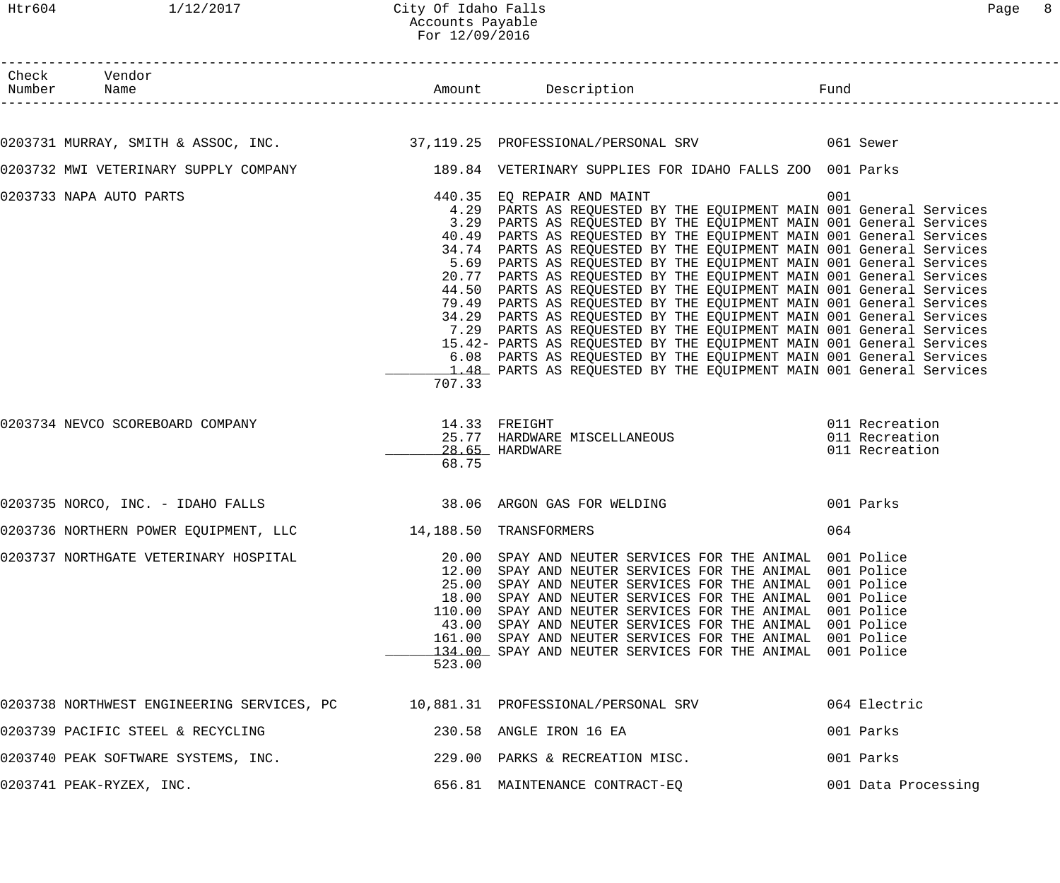City Of Idaho Falls
Accounts Payable
For 12/09/2016

| Check Number | Vendor Name | Amount | Description | Fund |
|---|---|---|---|---|
| 0203731 | MURRAY, SMITH & ASSOC, INC. | 37,119.25 | PROFESSIONAL/PERSONAL SRV | 061 Sewer |
| 0203732 | MWI VETERINARY SUPPLY COMPANY | 189.84 | VETERINARY SUPPLIES FOR IDAHO FALLS ZOO | 001 Parks |
| 0203733 | NAPA AUTO PARTS | 440.35 | EQ REPAIR AND MAINT | 001 |
| | | 4.29 | PARTS AS REQUESTED BY THE EQUIPMENT MAIN | 001 General Services |
| | | 3.29 | PARTS AS REQUESTED BY THE EQUIPMENT MAIN | 001 General Services |
| | | 40.49 | PARTS AS REQUESTED BY THE EQUIPMENT MAIN | 001 General Services |
| | | 34.74 | PARTS AS REQUESTED BY THE EQUIPMENT MAIN | 001 General Services |
| | | 5.69 | PARTS AS REQUESTED BY THE EQUIPMENT MAIN | 001 General Services |
| | | 20.77 | PARTS AS REQUESTED BY THE EQUIPMENT MAIN | 001 General Services |
| | | 44.50 | PARTS AS REQUESTED BY THE EQUIPMENT MAIN | 001 General Services |
| | | 79.49 | PARTS AS REQUESTED BY THE EQUIPMENT MAIN | 001 General Services |
| | | 34.29 | PARTS AS REQUESTED BY THE EQUIPMENT MAIN | 001 General Services |
| | | 7.29 | PARTS AS REQUESTED BY THE EQUIPMENT MAIN | 001 General Services |
| | | 15.42- | PARTS AS REQUESTED BY THE EQUIPMENT MAIN | 001 General Services |
| | | 6.08 | PARTS AS REQUESTED BY THE EQUIPMENT MAIN | 001 General Services |
| | | 1.48 | PARTS AS REQUESTED BY THE EQUIPMENT MAIN | 001 General Services |
| | | 707.33 | | |
| 0203734 | NEVCO SCOREBOARD COMPANY | 14.33 | FREIGHT | 011 Recreation |
| | | 25.77 | HARDWARE MISCELLANEOUS | 011 Recreation |
| | | 28.65 | HARDWARE | 011 Recreation |
| | | 68.75 | | |
| 0203735 | NORCO, INC. - IDAHO FALLS | 38.06 | ARGON GAS FOR WELDING | 001 Parks |
| 0203736 | NORTHERN POWER EQUIPMENT, LLC | 14,188.50 | TRANSFORMERS | 064 |
| 0203737 | NORTHGATE VETERINARY HOSPITAL | 20.00 | SPAY AND NEUTER SERVICES FOR THE ANIMAL | 001 Police |
| | | 12.00 | SPAY AND NEUTER SERVICES FOR THE ANIMAL | 001 Police |
| | | 25.00 | SPAY AND NEUTER SERVICES FOR THE ANIMAL | 001 Police |
| | | 18.00 | SPAY AND NEUTER SERVICES FOR THE ANIMAL | 001 Police |
| | | 110.00 | SPAY AND NEUTER SERVICES FOR THE ANIMAL | 001 Police |
| | | 43.00 | SPAY AND NEUTER SERVICES FOR THE ANIMAL | 001 Police |
| | | 161.00 | SPAY AND NEUTER SERVICES FOR THE ANIMAL | 001 Police |
| | | 134.00 | SPAY AND NEUTER SERVICES FOR THE ANIMAL | 001 Police |
| | | 523.00 | | |
| 0203738 | NORTHWEST ENGINEERING SERVICES, PC | 10,881.31 | PROFESSIONAL/PERSONAL SRV | 064 Electric |
| 0203739 | PACIFIC STEEL & RECYCLING | 230.58 | ANGLE IRON 16 EA | 001 Parks |
| 0203740 | PEAK SOFTWARE SYSTEMS, INC. | 229.00 | PARKS & RECREATION MISC. | 001 Parks |
| 0203741 | PEAK-RYZEX, INC. | 656.81 | MAINTENANCE CONTRACT-EQ | 001 Data Processing |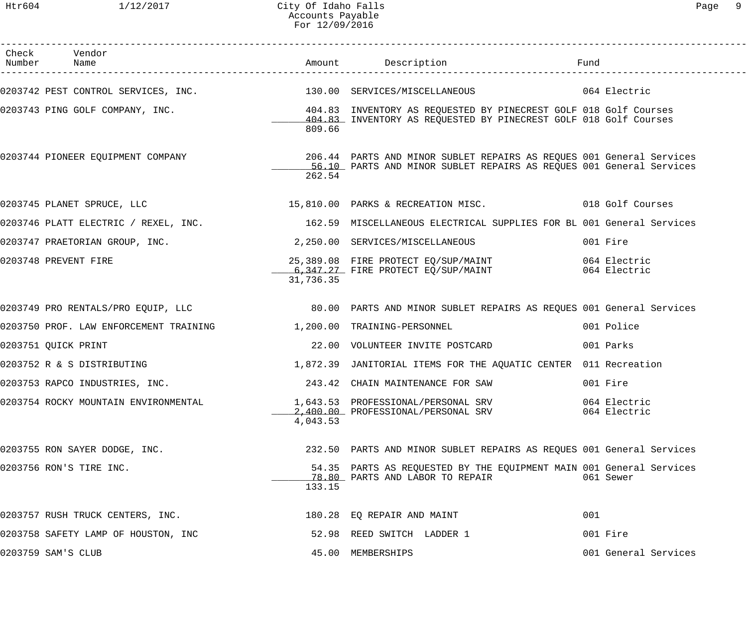City Of Idaho Falls
Accounts Payable
For 12/09/2016

| Check Number | Vendor Name | Amount | Description | Fund |
|---|---|---|---|---|
| 0203742 | PEST CONTROL SERVICES, INC. | 130.00 | SERVICES/MISCELLANEOUS | 064 Electric |
| 0203743 | PING GOLF COMPANY, INC. | 404.83 | INVENTORY AS REQUESTED BY PINECREST GOLF | 018 Golf Courses |
| | | 404.83 | INVENTORY AS REQUESTED BY PINECREST GOLF | 018 Golf Courses |
| | | 809.66 | | |
| 0203744 | PIONEER EQUIPMENT COMPANY | 206.44 | PARTS AND MINOR SUBLET REPAIRS AS REQUES | 001 General Services |
| | | 56.10 | PARTS AND MINOR SUBLET REPAIRS AS REQUES | 001 General Services |
| | | 262.54 | | |
| 0203745 | PLANET SPRUCE, LLC | 15,810.00 | PARKS & RECREATION MISC. | 018 Golf Courses |
| 0203746 | PLATT ELECTRIC / REXEL, INC. | 162.59 | MISCELLANEOUS ELECTRICAL SUPPLIES FOR BL | 001 General Services |
| 0203747 | PRAETORIAN GROUP, INC. | 2,250.00 | SERVICES/MISCELLANEOUS | 001 Fire |
| 0203748 | PREVENT FIRE | 25,389.08 | FIRE PROTECT EQ/SUP/MAINT | 064 Electric |
| | | 6,347.27 | FIRE PROTECT EQ/SUP/MAINT | 064 Electric |
| | | 31,736.35 | | |
| 0203749 | PRO RENTALS/PRO EQUIP, LLC | 80.00 | PARTS AND MINOR SUBLET REPAIRS AS REQUES | 001 General Services |
| 0203750 | PROF. LAW ENFORCEMENT TRAINING | 1,200.00 | TRAINING-PERSONNEL | 001 Police |
| 0203751 | QUICK PRINT | 22.00 | VOLUNTEER INVITE POSTCARD | 001 Parks |
| 0203752 | R & S DISTRIBUTING | 1,872.39 | JANITORIAL ITEMS FOR THE AQUATIC CENTER | 011 Recreation |
| 0203753 | RAPCO INDUSTRIES, INC. | 243.42 | CHAIN MAINTENANCE FOR SAW | 001 Fire |
| 0203754 | ROCKY MOUNTAIN ENVIRONMENTAL | 1,643.53 | PROFESSIONAL/PERSONAL SRV | 064 Electric |
| | | 2,400.00 | PROFESSIONAL/PERSONAL SRV | 064 Electric |
| | | 4,043.53 | | |
| 0203755 | RON SAYER DODGE, INC. | 232.50 | PARTS AND MINOR SUBLET REPAIRS AS REQUES | 001 General Services |
| 0203756 | RON'S TIRE INC. | 54.35 | PARTS AS REQUESTED BY THE EQUIPMENT MAIN | 001 General Services |
| | | 78.80 | PARTS AND LABOR TO REPAIR | 061 Sewer |
| | | 133.15 | | |
| 0203757 | RUSH TRUCK CENTERS, INC. | 180.28 | EQ REPAIR AND MAINT | 001 |
| 0203758 | SAFETY LAMP OF HOUSTON, INC | 52.98 | REED SWITCH LADDER 1 | 001 Fire |
| 0203759 | SAM'S CLUB | 45.00 | MEMBERSHIPS | 001 General Services |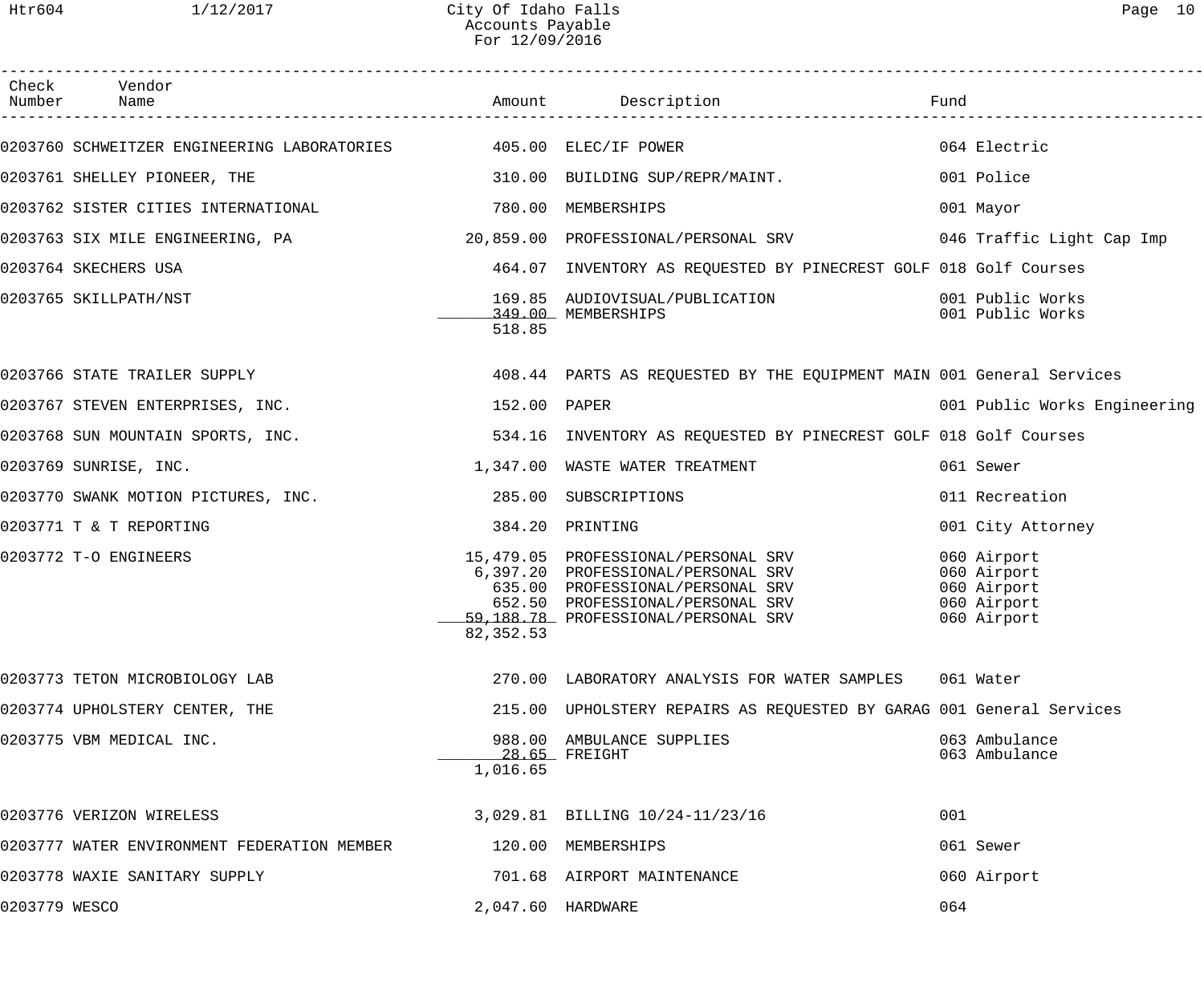| Check Number | Vendor Name | Amount | Description | Fund |
|---|---|---|---|---|
| 0203760 | SCHWEITZER ENGINEERING LABORATORIES | 405.00 | ELEC/IF POWER | 064 Electric |
| 0203761 | SHELLEY PIONEER, THE | 310.00 | BUILDING SUP/REPR/MAINT. | 001 Police |
| 0203762 | SISTER CITIES INTERNATIONAL | 780.00 | MEMBERSHIPS | 001 Mayor |
| 0203763 | SIX MILE ENGINEERING, PA | 20,859.00 | PROFESSIONAL/PERSONAL SRV | 046 Traffic Light Cap Imp |
| 0203764 | SKECHERS USA | 464.07 | INVENTORY AS REQUESTED BY PINECREST GOLF | 018 Golf Courses |
| 0203765 | SKILLPATH/NST | 169.85 | AUDIOVISUAL/PUBLICATION | 001 Public Works |
| | | 349.00 | MEMBERSHIPS | 001 Public Works |
| | | 518.85 | | |
| 0203766 | STATE TRAILER SUPPLY | 408.44 | PARTS AS REQUESTED BY THE EQUIPMENT MAIN | 001 General Services |
| 0203767 | STEVEN ENTERPRISES, INC. | 152.00 | PAPER | 001 Public Works Engineering |
| 0203768 | SUN MOUNTAIN SPORTS, INC. | 534.16 | INVENTORY AS REQUESTED BY PINECREST GOLF | 018 Golf Courses |
| 0203769 | SUNRISE, INC. | 1,347.00 | WASTE WATER TREATMENT | 061 Sewer |
| 0203770 | SWANK MOTION PICTURES, INC. | 285.00 | SUBSCRIPTIONS | 011 Recreation |
| 0203771 | T & T REPORTING | 384.20 | PRINTING | 001 City Attorney |
| 0203772 | T-O ENGINEERS | 15,479.05 | PROFESSIONAL/PERSONAL SRV | 060 Airport |
| | | 6,397.20 | PROFESSIONAL/PERSONAL SRV | 060 Airport |
| | | 635.00 | PROFESSIONAL/PERSONAL SRV | 060 Airport |
| | | 652.50 | PROFESSIONAL/PERSONAL SRV | 060 Airport |
| | | 59,188.78 | PROFESSIONAL/PERSONAL SRV | 060 Airport |
| | | 82,352.53 | | |
| 0203773 | TETON MICROBIOLOGY LAB | 270.00 | LABORATORY ANALYSIS FOR WATER SAMPLES | 061 Water |
| 0203774 | UPHOLSTERY CENTER, THE | 215.00 | UPHOLSTERY REPAIRS AS REQUESTED BY GARAG | 001 General Services |
| 0203775 | VBM MEDICAL INC. | 988.00 | AMBULANCE SUPPLIES | 063 Ambulance |
| | | 28.65 | FREIGHT | 063 Ambulance |
| | | 1,016.65 | | |
| 0203776 | VERIZON WIRELESS | 3,029.81 | BILLING 10/24-11/23/16 | 001 |
| 0203777 | WATER ENVIRONMENT FEDERATION MEMBER | 120.00 | MEMBERSHIPS | 061 Sewer |
| 0203778 | WAXIE SANITARY SUPPLY | 701.68 | AIRPORT MAINTENANCE | 060 Airport |
| 0203779 | WESCO | 2,047.60 | HARDWARE | 064 |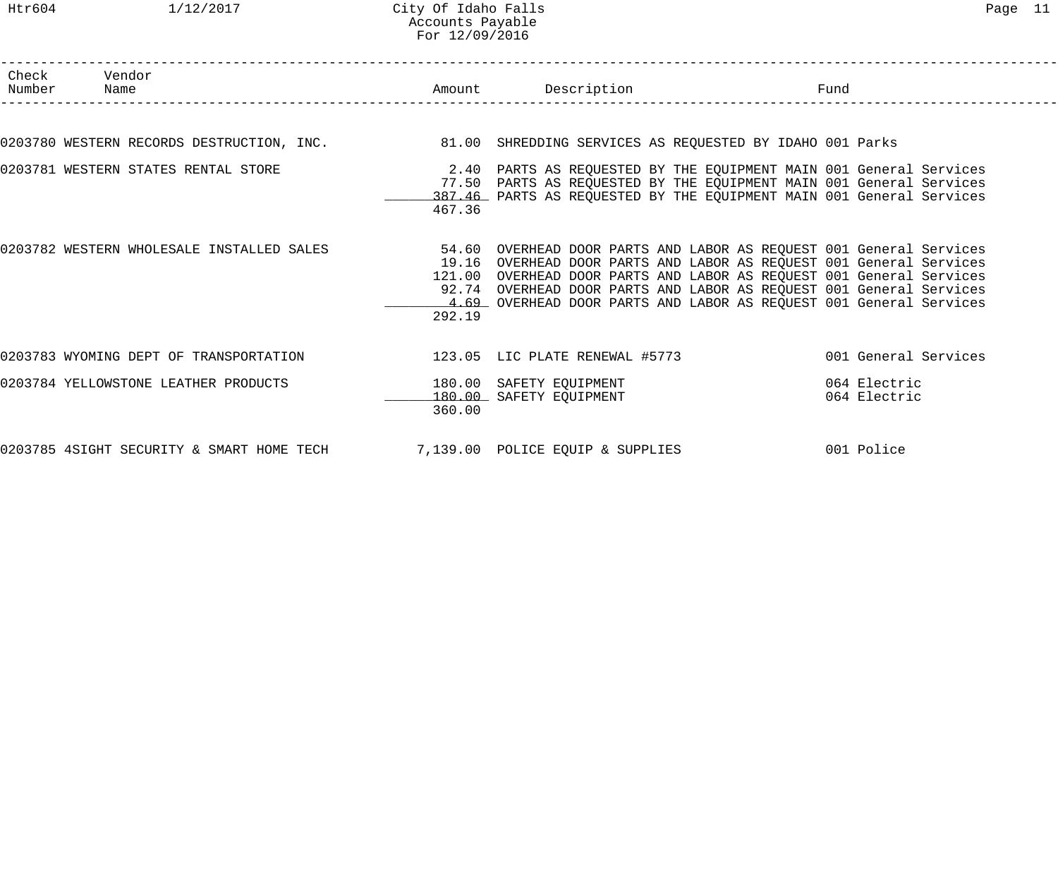City Of Idaho Falls
Accounts Payable
For 12/09/2016

| Check Number | Vendor Name | Amount | Description | Fund |
|---|---|---|---|---|
| 0203780 | WESTERN RECORDS DESTRUCTION, INC. | 81.00 | SHREDDING SERVICES AS REQUESTED BY IDAHO | 001 Parks |
| 0203781 | WESTERN STATES RENTAL STORE | 2.40 | PARTS AS REQUESTED BY THE EQUIPMENT MAIN | 001 General Services |
| | | 77.50 | PARTS AS REQUESTED BY THE EQUIPMENT MAIN | 001 General Services |
| | | 387.46 | PARTS AS REQUESTED BY THE EQUIPMENT MAIN | 001 General Services |
| | | 467.36 | | |
| 0203782 | WESTERN WHOLESALE INSTALLED SALES | 54.60 | OVERHEAD DOOR PARTS AND LABOR AS REQUEST | 001 General Services |
| | | 19.16 | OVERHEAD DOOR PARTS AND LABOR AS REQUEST | 001 General Services |
| | | 121.00 | OVERHEAD DOOR PARTS AND LABOR AS REQUEST | 001 General Services |
| | | 92.74 | OVERHEAD DOOR PARTS AND LABOR AS REQUEST | 001 General Services |
| | | 4.69 | OVERHEAD DOOR PARTS AND LABOR AS REQUEST | 001 General Services |
| | | 292.19 | | |
| 0203783 | WYOMING DEPT OF TRANSPORTATION | 123.05 | LIC PLATE RENEWAL #5773 | 001 General Services |
| 0203784 | YELLOWSTONE LEATHER PRODUCTS | 180.00 | SAFETY EQUIPMENT | 064 Electric |
| | | 180.00 | SAFETY EQUIPMENT | 064 Electric |
| | | 360.00 | | |
| 0203785 | 4SIGHT SECURITY & SMART HOME TECH | 7,139.00 | POLICE EQUIP & SUPPLIES | 001 Police |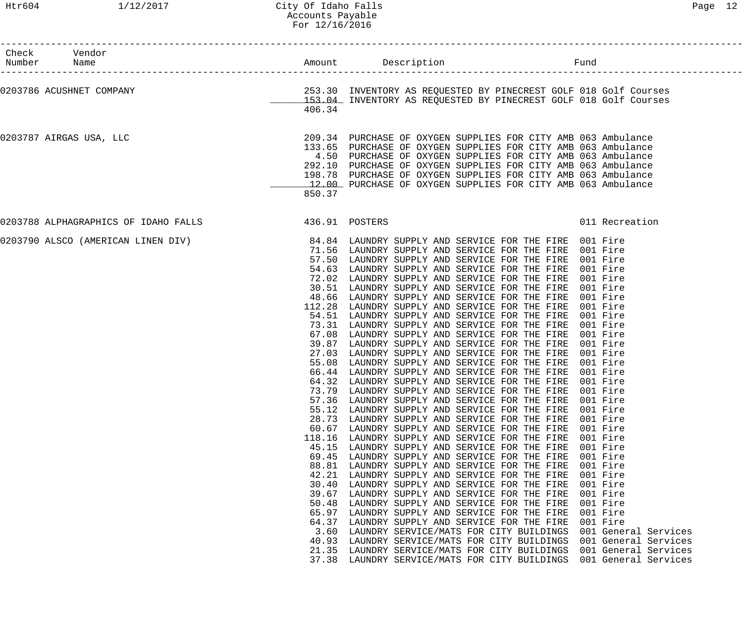City Of Idaho Falls
Accounts Payable
For 12/16/2016

| Check Number | Vendor Name | Amount | Description | Fund |
|---|---|---|---|---|
| 0203786 | ACUSHNET COMPANY | 253.30 | INVENTORY AS REQUESTED BY PINECREST GOLF | 018 Golf Courses |
| | | 153.04 | INVENTORY AS REQUESTED BY PINECREST GOLF | 018 Golf Courses |
| | | 406.34 | | |
| 0203787 | AIRGAS USA, LLC | 209.34 | PURCHASE OF OXYGEN SUPPLIES FOR CITY AMB | 063 Ambulance |
| | | 133.65 | PURCHASE OF OXYGEN SUPPLIES FOR CITY AMB | 063 Ambulance |
| | | 4.50 | PURCHASE OF OXYGEN SUPPLIES FOR CITY AMB | 063 Ambulance |
| | | 292.10 | PURCHASE OF OXYGEN SUPPLIES FOR CITY AMB | 063 Ambulance |
| | | 198.78 | PURCHASE OF OXYGEN SUPPLIES FOR CITY AMB | 063 Ambulance |
| | | 12.00 | PURCHASE OF OXYGEN SUPPLIES FOR CITY AMB | 063 Ambulance |
| | | 850.37 | | |
| 0203788 | ALPHAGRAPHICS OF IDAHO FALLS | 436.91 | POSTERS | 011 Recreation |
| 0203790 | ALSCO (AMERICAN LINEN DIV) | 84.84 | LAUNDRY SUPPLY AND SERVICE FOR THE FIRE | 001 Fire |
| | | 71.56 | LAUNDRY SUPPLY AND SERVICE FOR THE FIRE | 001 Fire |
| | | 57.50 | LAUNDRY SUPPLY AND SERVICE FOR THE FIRE | 001 Fire |
| | | 54.63 | LAUNDRY SUPPLY AND SERVICE FOR THE FIRE | 001 Fire |
| | | 72.02 | LAUNDRY SUPPLY AND SERVICE FOR THE FIRE | 001 Fire |
| | | 30.51 | LAUNDRY SUPPLY AND SERVICE FOR THE FIRE | 001 Fire |
| | | 48.66 | LAUNDRY SUPPLY AND SERVICE FOR THE FIRE | 001 Fire |
| | | 112.28 | LAUNDRY SUPPLY AND SERVICE FOR THE FIRE | 001 Fire |
| | | 54.51 | LAUNDRY SUPPLY AND SERVICE FOR THE FIRE | 001 Fire |
| | | 73.31 | LAUNDRY SUPPLY AND SERVICE FOR THE FIRE | 001 Fire |
| | | 67.08 | LAUNDRY SUPPLY AND SERVICE FOR THE FIRE | 001 Fire |
| | | 39.87 | LAUNDRY SUPPLY AND SERVICE FOR THE FIRE | 001 Fire |
| | | 27.03 | LAUNDRY SUPPLY AND SERVICE FOR THE FIRE | 001 Fire |
| | | 55.08 | LAUNDRY SUPPLY AND SERVICE FOR THE FIRE | 001 Fire |
| | | 66.44 | LAUNDRY SUPPLY AND SERVICE FOR THE FIRE | 001 Fire |
| | | 64.32 | LAUNDRY SUPPLY AND SERVICE FOR THE FIRE | 001 Fire |
| | | 73.79 | LAUNDRY SUPPLY AND SERVICE FOR THE FIRE | 001 Fire |
| | | 57.36 | LAUNDRY SUPPLY AND SERVICE FOR THE FIRE | 001 Fire |
| | | 55.12 | LAUNDRY SUPPLY AND SERVICE FOR THE FIRE | 001 Fire |
| | | 28.73 | LAUNDRY SUPPLY AND SERVICE FOR THE FIRE | 001 Fire |
| | | 60.67 | LAUNDRY SUPPLY AND SERVICE FOR THE FIRE | 001 Fire |
| | | 118.16 | LAUNDRY SUPPLY AND SERVICE FOR THE FIRE | 001 Fire |
| | | 45.15 | LAUNDRY SUPPLY AND SERVICE FOR THE FIRE | 001 Fire |
| | | 69.45 | LAUNDRY SUPPLY AND SERVICE FOR THE FIRE | 001 Fire |
| | | 88.81 | LAUNDRY SUPPLY AND SERVICE FOR THE FIRE | 001 Fire |
| | | 42.21 | LAUNDRY SUPPLY AND SERVICE FOR THE FIRE | 001 Fire |
| | | 30.40 | LAUNDRY SUPPLY AND SERVICE FOR THE FIRE | 001 Fire |
| | | 39.67 | LAUNDRY SUPPLY AND SERVICE FOR THE FIRE | 001 Fire |
| | | 50.48 | LAUNDRY SUPPLY AND SERVICE FOR THE FIRE | 001 Fire |
| | | 65.97 | LAUNDRY SUPPLY AND SERVICE FOR THE FIRE | 001 Fire |
| | | 64.37 | LAUNDRY SUPPLY AND SERVICE FOR THE FIRE | 001 Fire |
| | | 3.60 | LAUNDRY SERVICE/MATS FOR CITY BUILDINGS | 001 General Services |
| | | 40.93 | LAUNDRY SERVICE/MATS FOR CITY BUILDINGS | 001 General Services |
| | | 21.35 | LAUNDRY SERVICE/MATS FOR CITY BUILDINGS | 001 General Services |
| | | 37.38 | LAUNDRY SERVICE/MATS FOR CITY BUILDINGS | 001 General Services |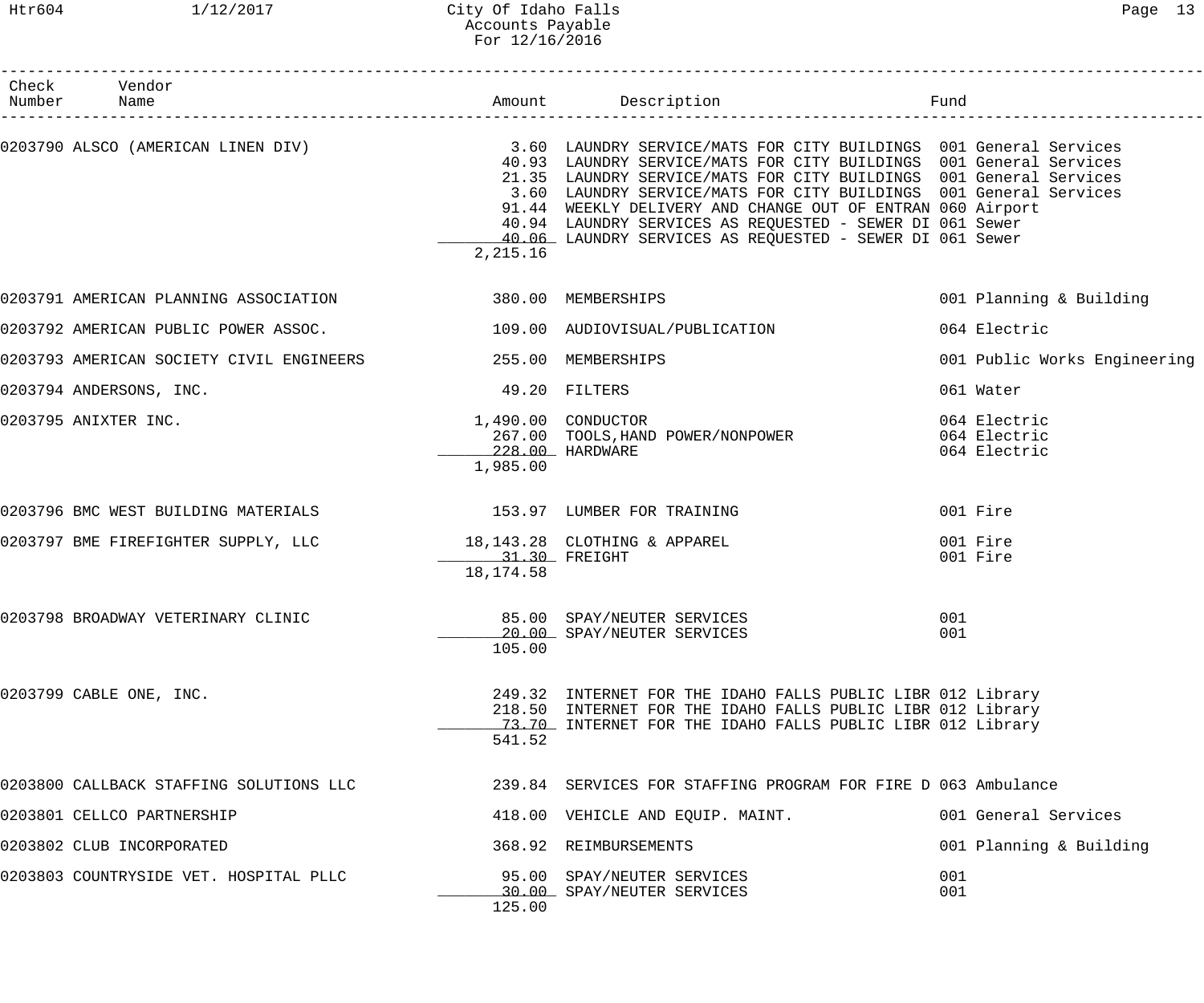# City Of Idaho Falls
## Accounts Payable
### For 12/16/2016

| Check Number | Vendor Name | Amount | Description | Fund |
|---|---|---|---|---|
| 0203790 | ALSCO (AMERICAN LINEN DIV) | 3.60 | LAUNDRY SERVICE/MATS FOR CITY BUILDINGS | 001 General Services |
| | | 40.93 | LAUNDRY SERVICE/MATS FOR CITY BUILDINGS | 001 General Services |
| | | 21.35 | LAUNDRY SERVICE/MATS FOR CITY BUILDINGS | 001 General Services |
| | | 3.60 | LAUNDRY SERVICE/MATS FOR CITY BUILDINGS | 001 General Services |
| | | 91.44 | WEEKLY DELIVERY AND CHANGE OUT OF ENTRAN | 060 Airport |
| | | 40.94 | LAUNDRY SERVICES AS REQUESTED - SEWER DI | 061 Sewer |
| | | 40.06 | LAUNDRY SERVICES AS REQUESTED - SEWER DI | 061 Sewer |
| | | 2,215.16 | | |
| 0203791 | AMERICAN PLANNING ASSOCIATION | 380.00 | MEMBERSHIPS | 001 Planning & Building |
| 0203792 | AMERICAN PUBLIC POWER ASSOC. | 109.00 | AUDIOVISUAL/PUBLICATION | 064 Electric |
| 0203793 | AMERICAN SOCIETY CIVIL ENGINEERS | 255.00 | MEMBERSHIPS | 001 Public Works Engineering |
| 0203794 | ANDERSONS, INC. | 49.20 | FILTERS | 061 Water |
| 0203795 | ANIXTER INC. | 1,490.00 | CONDUCTOR | 064 Electric |
| | | 267.00 | TOOLS,HAND POWER/NONPOWER | 064 Electric |
| | | 228.00 | HARDWARE | 064 Electric |
| | | 1,985.00 | | |
| 0203796 | BMC WEST BUILDING MATERIALS | 153.97 | LUMBER FOR TRAINING | 001 Fire |
| 0203797 | BME FIREFIGHTER SUPPLY, LLC | 18,143.28 | CLOTHING & APPAREL | 001 Fire |
| | | 31.30 | FREIGHT | 001 Fire |
| | | 18,174.58 | | |
| 0203798 | BROADWAY VETERINARY CLINIC | 85.00 | SPAY/NEUTER SERVICES | 001 |
| | | 20.00 | SPAY/NEUTER SERVICES | 001 |
| | | 105.00 | | |
| 0203799 | CABLE ONE, INC. | 249.32 | INTERNET FOR THE IDAHO FALLS PUBLIC LIBR | 012 Library |
| | | 218.50 | INTERNET FOR THE IDAHO FALLS PUBLIC LIBR | 012 Library |
| | | 73.70 | INTERNET FOR THE IDAHO FALLS PUBLIC LIBR | 012 Library |
| | | 541.52 | | |
| 0203800 | CALLBACK STAFFING SOLUTIONS LLC | 239.84 | SERVICES FOR STAFFING PROGRAM FOR FIRE D | 063 Ambulance |
| 0203801 | CELLCO PARTNERSHIP | 418.00 | VEHICLE AND EQUIP. MAINT. | 001 General Services |
| 0203802 | CLUB INCORPORATED | 368.92 | REIMBURSEMENTS | 001 Planning & Building |
| 0203803 | COUNTRYSIDE VET. HOSPITAL PLLC | 95.00 | SPAY/NEUTER SERVICES | 001 |
| | | 30.00 | SPAY/NEUTER SERVICES | 001 |
| | | 125.00 | | |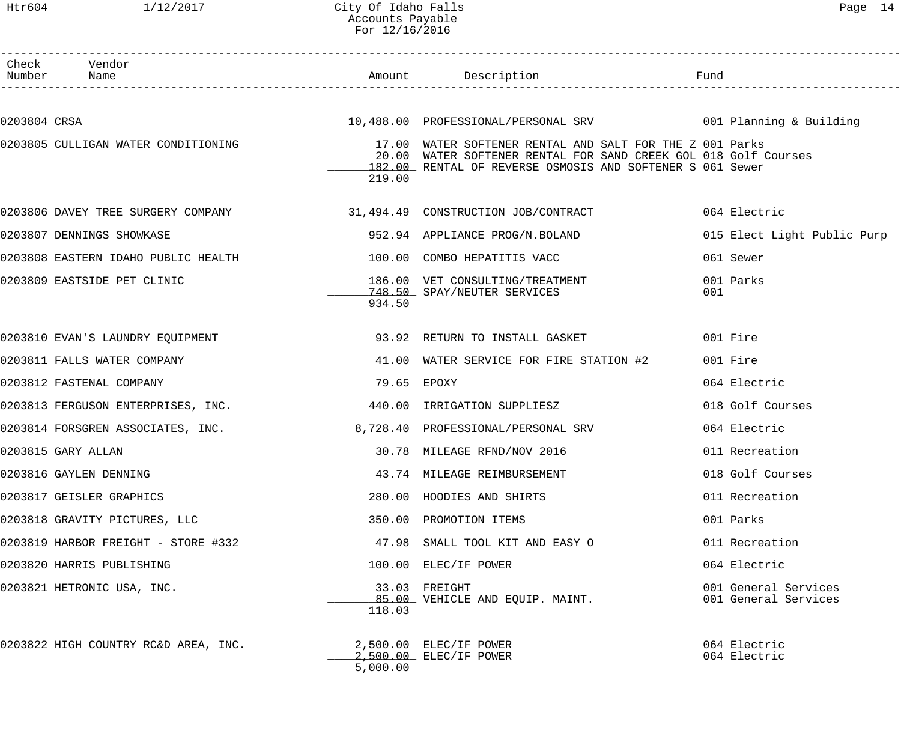# City Of Idaho Falls
## Accounts Payable
### For 12/16/2016

| Check Number | Vendor Name | Amount | Description | Fund |
|---|---|---|---|---|
| 0203804 | CRSA | 10,488.00 | PROFESSIONAL/PERSONAL SRV | 001 Planning & Building |
| 0203805 | CULLIGAN WATER CONDITIONING | 17.00 | WATER SOFTENER RENTAL AND SALT FOR THE Z | 001 Parks |
| | | 20.00 | WATER SOFTENER RENTAL FOR SAND CREEK GOL | 018 Golf Courses |
| | | 182.00 | RENTAL OF REVERSE OSMOSIS AND SOFTENER S | 061 Sewer |
| | | 219.00 | | |
| 0203806 | DAVEY TREE SURGERY COMPANY | 31,494.49 | CONSTRUCTION JOB/CONTRACT | 064 Electric |
| 0203807 | DENNINGS SHOWKASE | 952.94 | APPLIANCE PROG/N.BOLAND | 015 Elect Light Public Purp |
| 0203808 | EASTERN IDAHO PUBLIC HEALTH | 100.00 | COMBO HEPATITIS VACC | 061 Sewer |
| 0203809 | EASTSIDE PET CLINIC | 186.00 | VET CONSULTING/TREATMENT | 001 Parks |
| | | 748.50 | SPAY/NEUTER SERVICES | 001 |
| | | 934.50 | | |
| 0203810 | EVAN'S LAUNDRY EQUIPMENT | 93.92 | RETURN TO INSTALL GASKET | 001 Fire |
| 0203811 | FALLS WATER COMPANY | 41.00 | WATER SERVICE FOR FIRE STATION #2 | 001 Fire |
| 0203812 | FASTENAL COMPANY | 79.65 | EPOXY | 064 Electric |
| 0203813 | FERGUSON ENTERPRISES, INC. | 440.00 | IRRIGATION SUPPLIESZ | 018 Golf Courses |
| 0203814 | FORSGREN ASSOCIATES, INC. | 8,728.40 | PROFESSIONAL/PERSONAL SRV | 064 Electric |
| 0203815 | GARY ALLAN | 30.78 | MILEAGE RFND/NOV 2016 | 011 Recreation |
| 0203816 | GAYLEN DENNING | 43.74 | MILEAGE REIMBURSEMENT | 018 Golf Courses |
| 0203817 | GEISLER GRAPHICS | 280.00 | HOODIES AND SHIRTS | 011 Recreation |
| 0203818 | GRAVITY PICTURES, LLC | 350.00 | PROMOTION ITEMS | 001 Parks |
| 0203819 | HARBOR FREIGHT - STORE #332 | 47.98 | SMALL TOOL KIT AND EASY O | 011 Recreation |
| 0203820 | HARRIS PUBLISHING | 100.00 | ELEC/IF POWER | 064 Electric |
| 0203821 | HETRONIC USA, INC. | 33.03 | FREIGHT | 001 General Services |
| | | 85.00 | VEHICLE AND EQUIP. MAINT. | 001 General Services |
| | | 118.03 | | |
| 0203822 | HIGH COUNTRY RC&D AREA, INC. | 2,500.00 | ELEC/IF POWER | 064 Electric |
| | | 2,500.00 | ELEC/IF POWER | 064 Electric |
| | | 5,000.00 | | |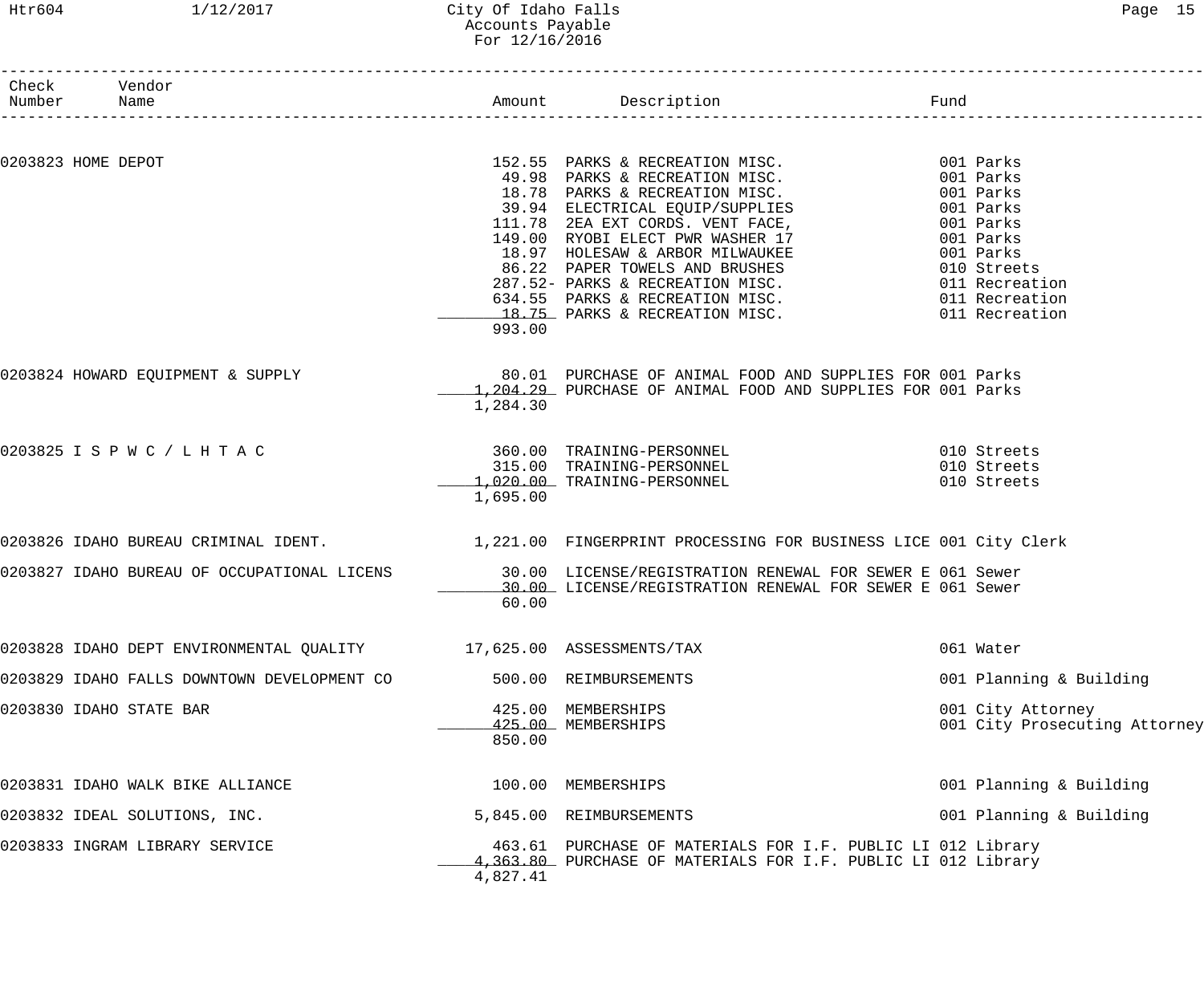# City Of Idaho Falls
## Accounts Payable
### For 12/16/2016

| Check Number | Vendor Name | Amount | Description | Fund |
|---|---|---|---|---|
| 0203823 | HOME DEPOT | 152.55 | PARKS & RECREATION MISC. | 001 Parks |
| | | 49.98 | PARKS & RECREATION MISC. | 001 Parks |
| | | 18.78 | PARKS & RECREATION MISC. | 001 Parks |
| | | 39.94 | ELECTRICAL EQUIP/SUPPLIES | 001 Parks |
| | | 111.78 | 2EA EXT CORDS. VENT FACE, | 001 Parks |
| | | 149.00 | RYOBI ELECT PWR WASHER 17 | 001 Parks |
| | | 18.97 | HOLESAW & ARBOR MILWAUKEE | 001 Parks |
| | | 86.22 | PAPER TOWELS AND BRUSHES | 010 Streets |
| | | 287.52- | PARKS & RECREATION MISC. | 011 Recreation |
| | | 634.55 | PARKS & RECREATION MISC. | 011 Recreation |
| | | 18.75 | PARKS & RECREATION MISC. | 011 Recreation |
| | | 993.00 | | |
| 0203824 | HOWARD EQUIPMENT & SUPPLY | 80.01 | PURCHASE OF ANIMAL FOOD AND SUPPLIES FOR | 001 Parks |
| | | 1,204.29 | PURCHASE OF ANIMAL FOOD AND SUPPLIES FOR | 001 Parks |
| | | 1,284.30 | | |
| 0203825 | I S P W C / L H T A C | 360.00 | TRAINING-PERSONNEL | 010 Streets |
| | | 315.00 | TRAINING-PERSONNEL | 010 Streets |
| | | 1,020.00 | TRAINING-PERSONNEL | 010 Streets |
| | | 1,695.00 | | |
| 0203826 | IDAHO BUREAU CRIMINAL IDENT. | 1,221.00 | FINGERPRINT PROCESSING FOR BUSINESS LICE | 001 City Clerk |
| 0203827 | IDAHO BUREAU OF OCCUPATIONAL LICENS | 30.00 | LICENSE/REGISTRATION RENEWAL FOR SEWER E | 061 Sewer |
| | | 30.00 | LICENSE/REGISTRATION RENEWAL FOR SEWER E | 061 Sewer |
| | | 60.00 | | |
| 0203828 | IDAHO DEPT ENVIRONMENTAL QUALITY | 17,625.00 | ASSESSMENTS/TAX | 061 Water |
| 0203829 | IDAHO FALLS DOWNTOWN DEVELOPMENT CO | 500.00 | REIMBURSEMENTS | 001 Planning & Building |
| 0203830 | IDAHO STATE BAR | 425.00 | MEMBERSHIPS | 001 City Attorney |
| | | 425.00 | MEMBERSHIPS | 001 City Prosecuting Attorney |
| | | 850.00 | | |
| 0203831 | IDAHO WALK BIKE ALLIANCE | 100.00 | MEMBERSHIPS | 001 Planning & Building |
| 0203832 | IDEAL SOLUTIONS, INC. | 5,845.00 | REIMBURSEMENTS | 001 Planning & Building |
| 0203833 | INGRAM LIBRARY SERVICE | 463.61 | PURCHASE OF MATERIALS FOR I.F. PUBLIC LI | 012 Library |
| | | 4,363.80 | PURCHASE OF MATERIALS FOR I.F. PUBLIC LI | 012 Library |
| | | 4,827.41 | | |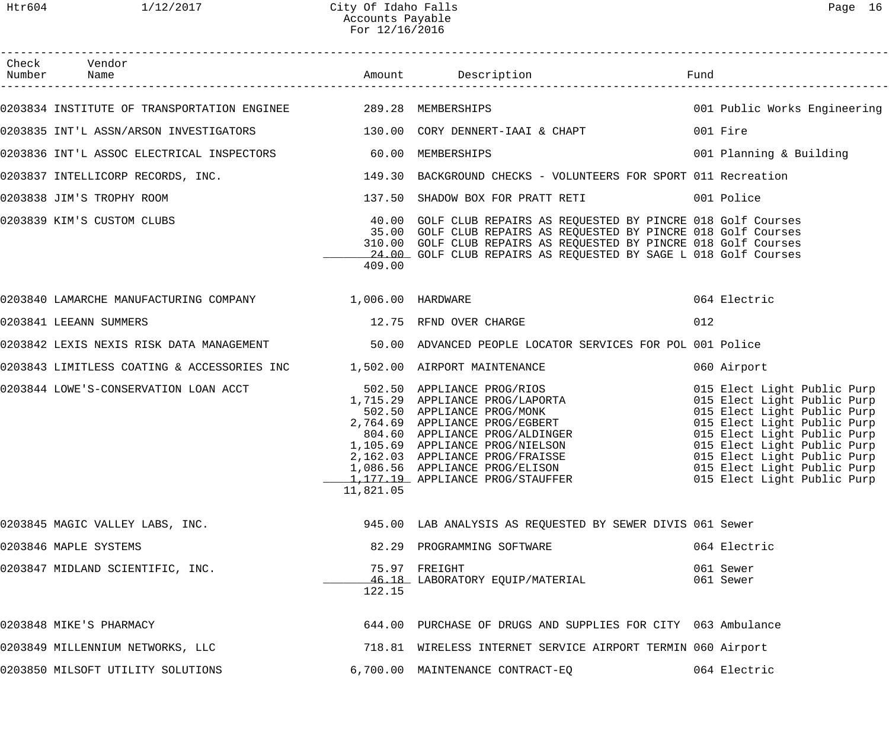# City Of Idaho Falls
## Accounts Payable
### For 12/16/2016

| Check Number | Vendor Name | Amount | Description | Fund |
|---|---|---|---|---|
| 0203834 | INSTITUTE OF TRANSPORTATION ENGINEE | 289.28 | MEMBERSHIPS | 001 Public Works Engineering |
| 0203835 | INT'L ASSN/ARSON INVESTIGATORS | 130.00 | CORY DENNERT-IAAI & CHAPT | 001 Fire |
| 0203836 | INT'L ASSOC ELECTRICAL INSPECTORS | 60.00 | MEMBERSHIPS | 001 Planning & Building |
| 0203837 | INTELLICORP RECORDS, INC. | 149.30 | BACKGROUND CHECKS - VOLUNTEERS FOR SPORT | 011 Recreation |
| 0203838 | JIM'S TROPHY ROOM | 137.50 | SHADOW BOX FOR PRATT RETI | 001 Police |
| 0203839 | KIM'S CUSTOM CLUBS | 40.00 | GOLF CLUB REPAIRS AS REQUESTED BY PINCRE | 018 Golf Courses |
| | | 35.00 | GOLF CLUB REPAIRS AS REQUESTED BY PINCRE | 018 Golf Courses |
| | | 310.00 | GOLF CLUB REPAIRS AS REQUESTED BY PINCRE | 018 Golf Courses |
| | | 24.00 | GOLF CLUB REPAIRS AS REQUESTED BY SAGE L | 018 Golf Courses |
| | | 409.00 | | |
| 0203840 | LAMARCHE MANUFACTURING COMPANY | 1,006.00 | HARDWARE | 064 Electric |
| 0203841 | LEEANN SUMMERS | 12.75 | RFND OVER CHARGE | 012 |
| 0203842 | LEXIS NEXIS RISK DATA MANAGEMENT | 50.00 | ADVANCED PEOPLE LOCATOR SERVICES FOR POL | 001 Police |
| 0203843 | LIMITLESS COATING & ACCESSORIES INC | 1,502.00 | AIRPORT MAINTENANCE | 060 Airport |
| 0203844 | LOWE'S-CONSERVATION LOAN ACCT | 502.50 | APPLIANCE PROG/RIOS | 015 Elect Light Public Purp |
| | | 1,715.29 | APPLIANCE PROG/LAPORTA | 015 Elect Light Public Purp |
| | | 502.50 | APPLIANCE PROG/MONK | 015 Elect Light Public Purp |
| | | 2,764.69 | APPLIANCE PROG/EGBERT | 015 Elect Light Public Purp |
| | | 804.60 | APPLIANCE PROG/ALDINGER | 015 Elect Light Public Purp |
| | | 1,105.69 | APPLIANCE PROG/NIELSON | 015 Elect Light Public Purp |
| | | 2,162.03 | APPLIANCE PROG/FRAISSE | 015 Elect Light Public Purp |
| | | 1,086.56 | APPLIANCE PROG/ELISON | 015 Elect Light Public Purp |
| | | 1,177.19 | APPLIANCE PROG/STAUFFER | 015 Elect Light Public Purp |
| | | 11,821.05 | | |
| 0203845 | MAGIC VALLEY LABS, INC. | 945.00 | LAB ANALYSIS AS REQUESTED BY SEWER DIVIS | 061 Sewer |
| 0203846 | MAPLE SYSTEMS | 82.29 | PROGRAMMING SOFTWARE | 064 Electric |
| 0203847 | MIDLAND SCIENTIFIC, INC. | 75.97 | FREIGHT | 061 Sewer |
| | | 46.18 | LABORATORY EQUIP/MATERIAL | 061 Sewer |
| | | 122.15 | | |
| 0203848 | MIKE'S PHARMACY | 644.00 | PURCHASE OF DRUGS AND SUPPLIES FOR CITY | 063 Ambulance |
| 0203849 | MILLENNIUM NETWORKS, LLC | 718.81 | WIRELESS INTERNET SERVICE AIRPORT TERMIN | 060 Airport |
| 0203850 | MILSOFT UTILITY SOLUTIONS | 6,700.00 | MAINTENANCE CONTRACT-EQ | 064 Electric |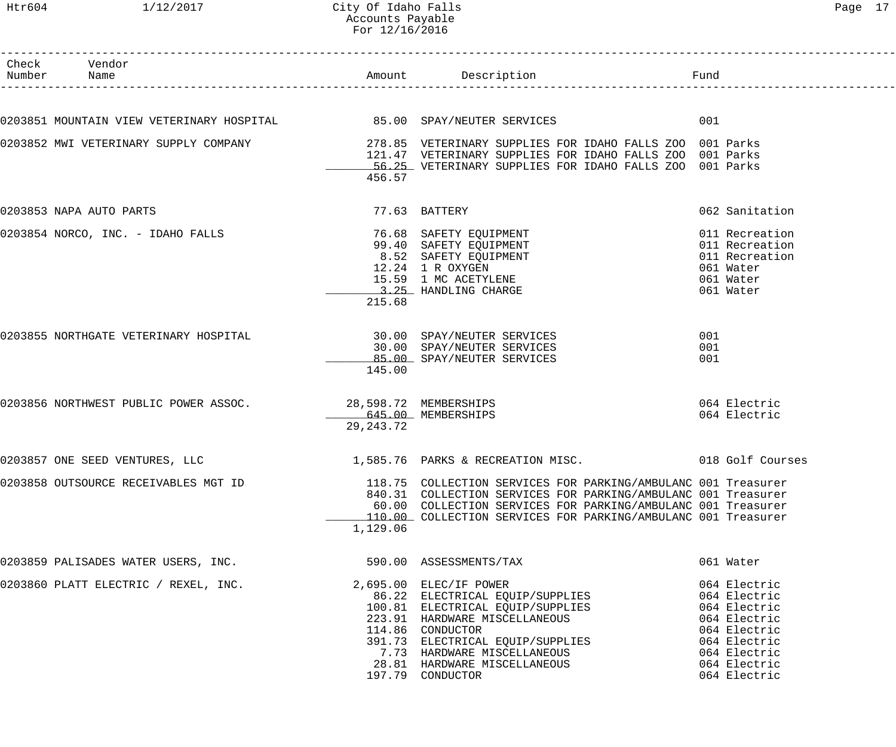| Check Number | Vendor Name | Amount | Description | Fund |
|---|---|---|---|---|
| 0203851 | MOUNTAIN VIEW VETERINARY HOSPITAL | 85.00 | SPAY/NEUTER SERVICES | 001 |
| 0203852 | MWI VETERINARY SUPPLY COMPANY | 278.85 | VETERINARY SUPPLIES FOR IDAHO FALLS ZOO | 001 Parks |
| | | 121.47 | VETERINARY SUPPLIES FOR IDAHO FALLS ZOO | 001 Parks |
| | | 56.25 | VETERINARY SUPPLIES FOR IDAHO FALLS ZOO | 001 Parks |
| | | 456.57 | | |
| 0203853 | NAPA AUTO PARTS | 77.63 | BATTERY | 062 Sanitation |
| 0203854 | NORCO, INC. - IDAHO FALLS | 76.68 | SAFETY EQUIPMENT | 011 Recreation |
| | | 99.40 | SAFETY EQUIPMENT | 011 Recreation |
| | | 8.52 | SAFETY EQUIPMENT | 011 Recreation |
| | | 12.24 | 1 R OXYGEN | 061 Water |
| | | 15.59 | 1 MC ACETYLENE | 061 Water |
| | | 3.25 | HANDLING CHARGE | 061 Water |
| | | 215.68 | | |
| 0203855 | NORTHGATE VETERINARY HOSPITAL | 30.00 | SPAY/NEUTER SERVICES | 001 |
| | | 30.00 | SPAY/NEUTER SERVICES | 001 |
| | | 85.00 | SPAY/NEUTER SERVICES | 001 |
| | | 145.00 | | |
| 0203856 | NORTHWEST PUBLIC POWER ASSOC. | 28,598.72 | MEMBERSHIPS | 064 Electric |
| | | 645.00 | MEMBERSHIPS | 064 Electric |
| | | 29,243.72 | | |
| 0203857 | ONE SEED VENTURES, LLC | 1,585.76 | PARKS & RECREATION MISC. | 018 Golf Courses |
| 0203858 | OUTSOURCE RECEIVABLES MGT ID | 118.75 | COLLECTION SERVICES FOR PARKING/AMBULANC | 001 Treasurer |
| | | 840.31 | COLLECTION SERVICES FOR PARKING/AMBULANC | 001 Treasurer |
| | | 60.00 | COLLECTION SERVICES FOR PARKING/AMBULANC | 001 Treasurer |
| | | 110.00 | COLLECTION SERVICES FOR PARKING/AMBULANC | 001 Treasurer |
| | | 1,129.06 | | |
| 0203859 | PALISADES WATER USERS, INC. | 590.00 | ASSESSMENTS/TAX | 061 Water |
| 0203860 | PLATT ELECTRIC / REXEL, INC. | 2,695.00 | ELEC/IF POWER | 064 Electric |
| | | 86.22 | ELECTRICAL EQUIP/SUPPLIES | 064 Electric |
| | | 100.81 | ELECTRICAL EQUIP/SUPPLIES | 064 Electric |
| | | 223.91 | HARDWARE MISCELLANEOUS | 064 Electric |
| | | 114.86 | CONDUCTOR | 064 Electric |
| | | 391.73 | ELECTRICAL EQUIP/SUPPLIES | 064 Electric |
| | | 7.73 | HARDWARE MISCELLANEOUS | 064 Electric |
| | | 28.81 | HARDWARE MISCELLANEOUS | 064 Electric |
| | | 197.79 | CONDUCTOR | 064 Electric |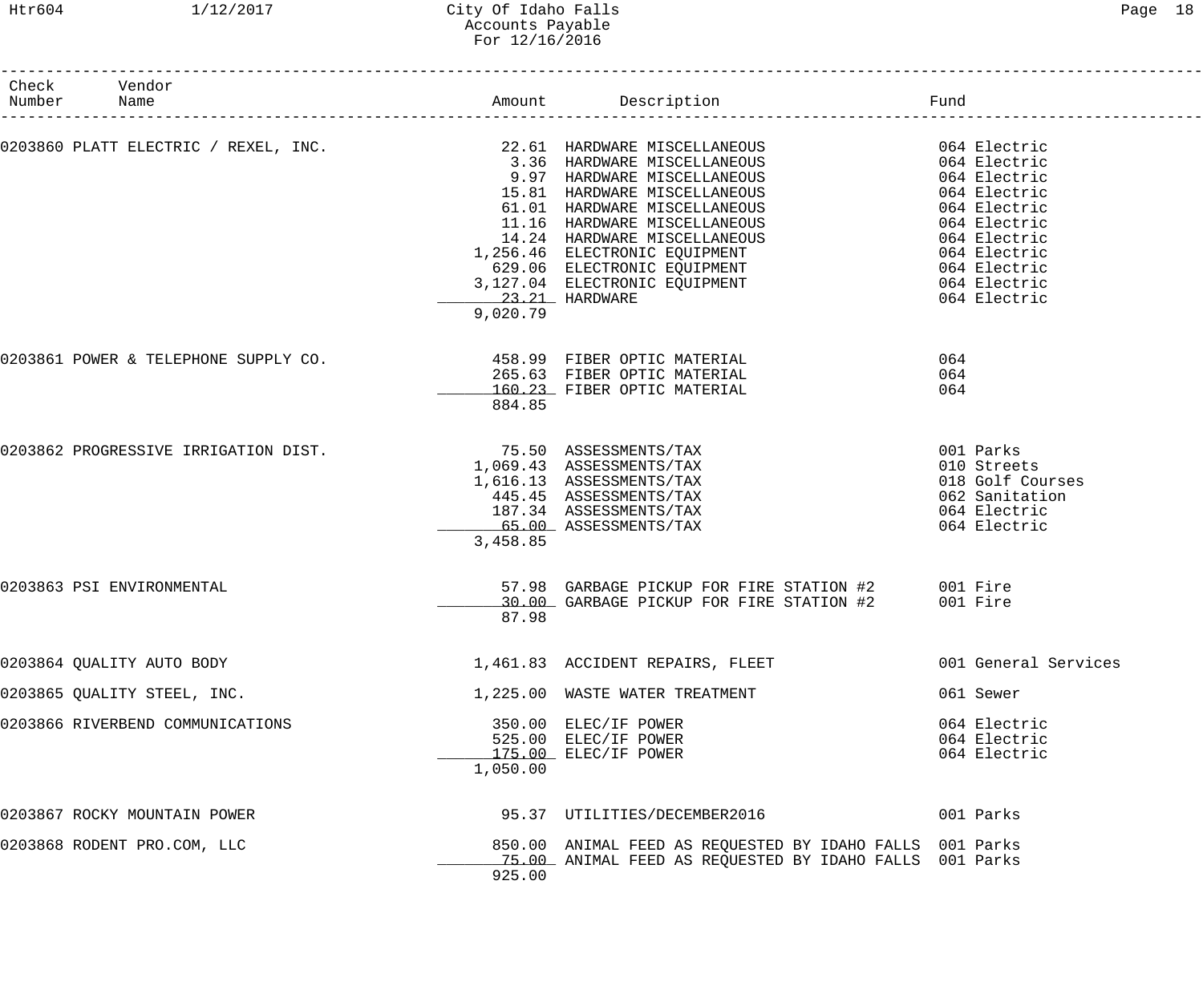City Of Idaho Falls
Accounts Payable
For 12/16/2016

| Check Number | Vendor Name | Amount | Description | Fund |
|---|---|---|---|---|
| 0203860 | PLATT ELECTRIC / REXEL, INC. | 22.61 | HARDWARE MISCELLANEOUS | 064 Electric |
| | | 3.36 | HARDWARE MISCELLANEOUS | 064 Electric |
| | | 9.97 | HARDWARE MISCELLANEOUS | 064 Electric |
| | | 15.81 | HARDWARE MISCELLANEOUS | 064 Electric |
| | | 61.01 | HARDWARE MISCELLANEOUS | 064 Electric |
| | | 11.16 | HARDWARE MISCELLANEOUS | 064 Electric |
| | | 14.24 | HARDWARE MISCELLANEOUS | 064 Electric |
| | | 1,256.46 | ELECTRONIC EQUIPMENT | 064 Electric |
| | | 629.06 | ELECTRONIC EQUIPMENT | 064 Electric |
| | | 3,127.04 | ELECTRONIC EQUIPMENT | 064 Electric |
| | | 23.21 | HARDWARE | 064 Electric |
| | | 9,020.79 | | |
| 0203861 | POWER & TELEPHONE SUPPLY CO. | 458.99 | FIBER OPTIC MATERIAL | 064 |
| | | 265.63 | FIBER OPTIC MATERIAL | 064 |
| | | 160.23 | FIBER OPTIC MATERIAL | 064 |
| | | 884.85 | | |
| 0203862 | PROGRESSIVE IRRIGATION DIST. | 75.50 | ASSESSMENTS/TAX | 001 Parks |
| | | 1,069.43 | ASSESSMENTS/TAX | 010 Streets |
| | | 1,616.13 | ASSESSMENTS/TAX | 018 Golf Courses |
| | | 445.45 | ASSESSMENTS/TAX | 062 Sanitation |
| | | 187.34 | ASSESSMENTS/TAX | 064 Electric |
| | | 65.00 | ASSESSMENTS/TAX | 064 Electric |
| | | 3,458.85 | | |
| 0203863 | PSI ENVIRONMENTAL | 57.98 | GARBAGE PICKUP FOR FIRE STATION #2 | 001 Fire |
| | | 30.00 | GARBAGE PICKUP FOR FIRE STATION #2 | 001 Fire |
| | | 87.98 | | |
| 0203864 | QUALITY AUTO BODY | 1,461.83 | ACCIDENT REPAIRS, FLEET | 001 General Services |
| 0203865 | QUALITY STEEL, INC. | 1,225.00 | WASTE WATER TREATMENT | 061 Sewer |
| 0203866 | RIVERBEND COMMUNICATIONS | 350.00 | ELEC/IF POWER | 064 Electric |
| | | 525.00 | ELEC/IF POWER | 064 Electric |
| | | 175.00 | ELEC/IF POWER | 064 Electric |
| | | 1,050.00 | | |
| 0203867 | ROCKY MOUNTAIN POWER | 95.37 | UTILITIES/DECEMBER2016 | 001 Parks |
| 0203868 | RODENT PRO.COM, LLC | 850.00 | ANIMAL FEED AS REQUESTED BY IDAHO FALLS | 001 Parks |
| | | 75.00 | ANIMAL FEED AS REQUESTED BY IDAHO FALLS | 001 Parks |
| | | 925.00 | | |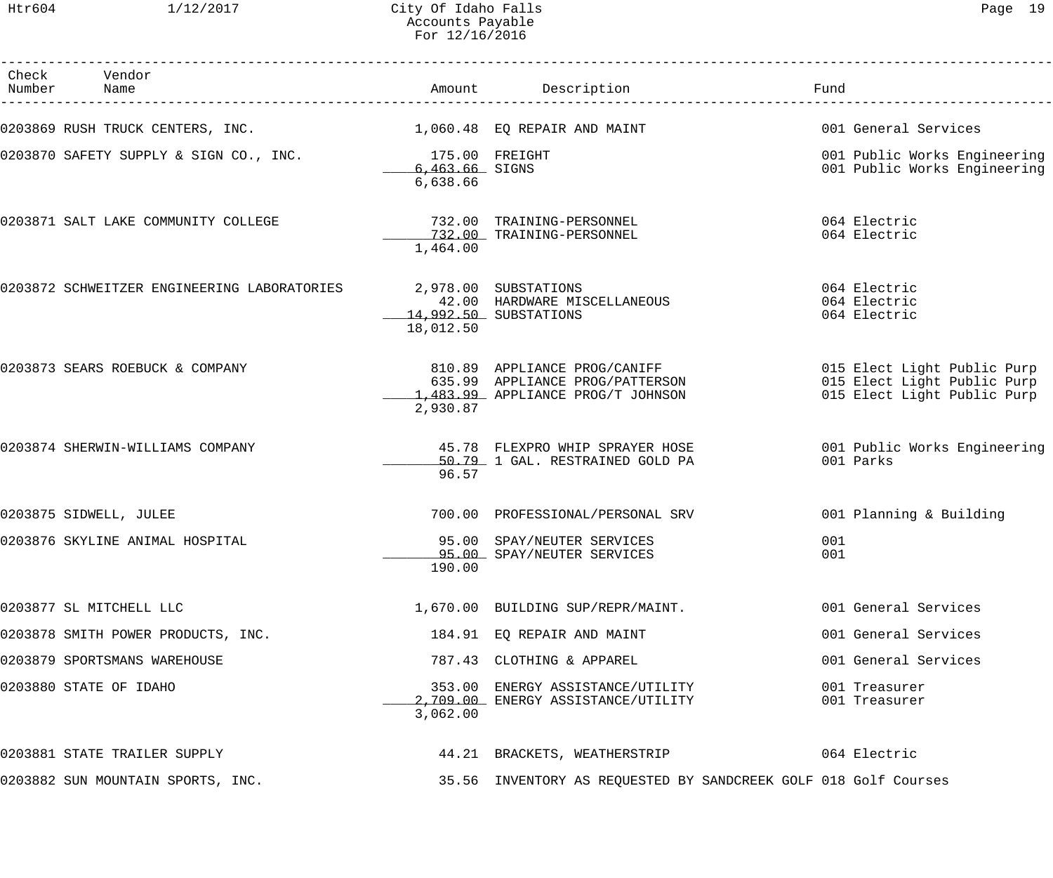# City Of Idaho Falls
## Accounts Payable
### For 12/16/2016

| Check Number | Vendor Name | Amount | Description | Fund |
|---|---|---|---|---|
| 0203869 | RUSH TRUCK CENTERS, INC. | 1,060.48 | EQ REPAIR AND MAINT | 001 General Services |
| 0203870 | SAFETY SUPPLY & SIGN CO., INC. | 175.00 | FREIGHT | 001 Public Works Engineering |
| | | 6,463.66 | SIGNS | 001 Public Works Engineering |
| | | 6,638.66 | | |
| 0203871 | SALT LAKE COMMUNITY COLLEGE | 732.00 | TRAINING-PERSONNEL | 064 Electric |
| | | 732.00 | TRAINING-PERSONNEL | 064 Electric |
| | | 1,464.00 | | |
| 0203872 | SCHWEITZER ENGINEERING LABORATORIES | 2,978.00 | SUBSTATIONS | 064 Electric |
| | | 42.00 | HARDWARE MISCELLANEOUS | 064 Electric |
| | | 14,992.50 | SUBSTATIONS | 064 Electric |
| | | 18,012.50 | | |
| 0203873 | SEARS ROEBUCK & COMPANY | 810.89 | APPLIANCE PROG/CANIFF | 015 Elect Light Public Purp |
| | | 635.99 | APPLIANCE PROG/PATTERSON | 015 Elect Light Public Purp |
| | | 1,483.99 | APPLIANCE PROG/T JOHNSON | 015 Elect Light Public Purp |
| | | 2,930.87 | | |
| 0203874 | SHERWIN-WILLIAMS COMPANY | 45.78 | FLEXPRO WHIP SPRAYER HOSE | 001 Public Works Engineering |
| | | 50.79 | 1 GAL. RESTRAINED GOLD PA | 001 Parks |
| | | 96.57 | | |
| 0203875 | SIDWELL, JULEE | 700.00 | PROFESSIONAL/PERSONAL SRV | 001 Planning & Building |
| 0203876 | SKYLINE ANIMAL HOSPITAL | 95.00 | SPAY/NEUTER SERVICES | 001 |
| | | 95.00 | SPAY/NEUTER SERVICES | 001 |
| | | 190.00 | | |
| 0203877 | SL MITCHELL LLC | 1,670.00 | BUILDING SUP/REPR/MAINT. | 001 General Services |
| 0203878 | SMITH POWER PRODUCTS, INC. | 184.91 | EQ REPAIR AND MAINT | 001 General Services |
| 0203879 | SPORTSMANS WAREHOUSE | 787.43 | CLOTHING & APPAREL | 001 General Services |
| 0203880 | STATE OF IDAHO | 353.00 | ENERGY ASSISTANCE/UTILITY | 001 Treasurer |
| | | 2,709.00 | ENERGY ASSISTANCE/UTILITY | 001 Treasurer |
| | | 3,062.00 | | |
| 0203881 | STATE TRAILER SUPPLY | 44.21 | BRACKETS, WEATHERSTRIP | 064 Electric |
| 0203882 | SUN MOUNTAIN SPORTS, INC. | 35.56 | INVENTORY AS REQUESTED BY SANDCREEK GOLF | 018 Golf Courses |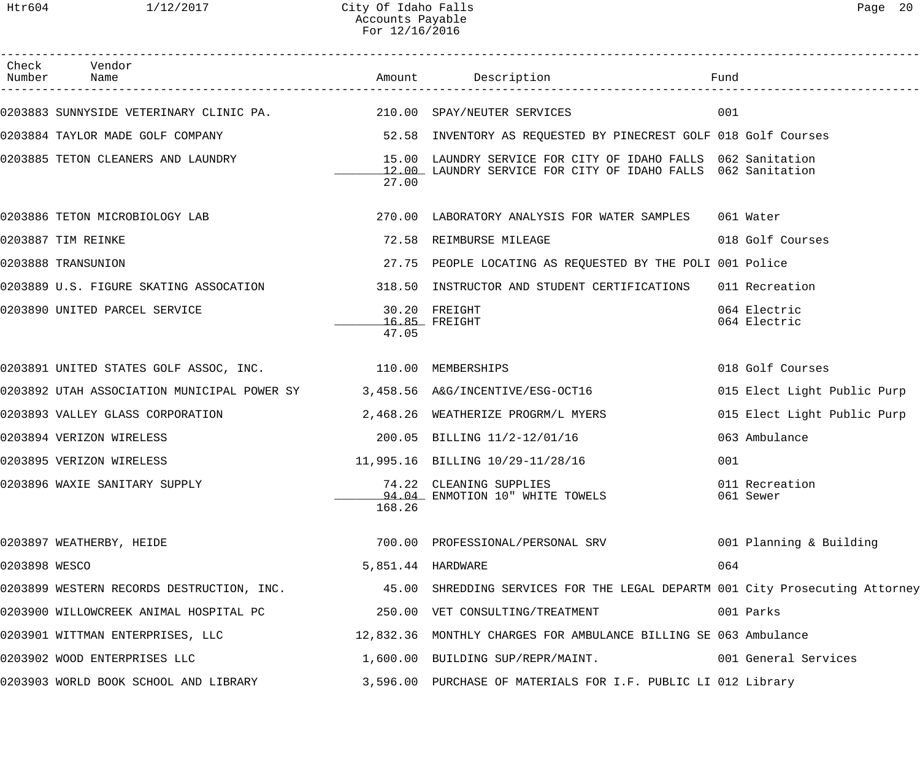# City Of Idaho Falls
## Accounts Payable
### For 12/16/2016

| Check Number | Vendor Name | Amount | Description | Fund |
|---|---|---|---|---|
| 0203883 | SUNNYSIDE VETERINARY CLINIC PA. | 210.00 | SPAY/NEUTER SERVICES | 001 |
| 0203884 | TAYLOR MADE GOLF COMPANY | 52.58 | INVENTORY AS REQUESTED BY PINECREST GOLF | 018 Golf Courses |
| 0203885 | TETON CLEANERS AND LAUNDRY | 15.00 | LAUNDRY SERVICE FOR CITY OF IDAHO FALLS | 062 Sanitation |
| | | 12.00 | LAUNDRY SERVICE FOR CITY OF IDAHO FALLS | 062 Sanitation |
| | | 27.00 | | |
| 0203886 | TETON MICROBIOLOGY LAB | 270.00 | LABORATORY ANALYSIS FOR WATER SAMPLES | 061 Water |
| 0203887 | TIM REINKE | 72.58 | REIMBURSE MILEAGE | 018 Golf Courses |
| 0203888 | TRANSUNION | 27.75 | PEOPLE LOCATING AS REQUESTED BY THE POLI | 001 Police |
| 0203889 | U.S. FIGURE SKATING ASSOCATION | 318.50 | INSTRUCTOR AND STUDENT CERTIFICATIONS | 011 Recreation |
| 0203890 | UNITED PARCEL SERVICE | 30.20 | FREIGHT | 064 Electric |
| | | 16.85 | FREIGHT | 064 Electric |
| | | 47.05 | | |
| 0203891 | UNITED STATES GOLF ASSOC, INC. | 110.00 | MEMBERSHIPS | 018 Golf Courses |
| 0203892 | UTAH ASSOCIATION MUNICIPAL POWER SY | 3,458.56 | A&G/INCENTIVE/ESG-OCT16 | 015 Elect Light Public Purp |
| 0203893 | VALLEY GLASS CORPORATION | 2,468.26 | WEATHERIZE PROGRM/L MYERS | 015 Elect Light Public Purp |
| 0203894 | VERIZON WIRELESS | 200.05 | BILLING 11/2-12/01/16 | 063 Ambulance |
| 0203895 | VERIZON WIRELESS | 11,995.16 | BILLING 10/29-11/28/16 | 001 |
| 0203896 | WAXIE SANITARY SUPPLY | 74.22 | CLEANING SUPPLIES | 011 Recreation |
| | | 94.04 | ENMOTION 10" WHITE TOWELS | 061 Sewer |
| | | 168.26 | | |
| 0203897 | WEATHERBY, HEIDE | 700.00 | PROFESSIONAL/PERSONAL SRV | 001 Planning & Building |
| 0203898 | WESCO | 5,851.44 | HARDWARE | 064 |
| 0203899 | WESTERN RECORDS DESTRUCTION, INC. | 45.00 | SHREDDING SERVICES FOR THE LEGAL DEPARTM | 001 City Prosecuting Attorney |
| 0203900 | WILLOWCREEK ANIMAL HOSPITAL PC | 250.00 | VET CONSULTING/TREATMENT | 001 Parks |
| 0203901 | WITTMAN ENTERPRISES, LLC | 12,832.36 | MONTHLY CHARGES FOR AMBULANCE BILLING SE | 063 Ambulance |
| 0203902 | WOOD ENTERPRISES LLC | 1,600.00 | BUILDING SUP/REPR/MAINT. | 001 General Services |
| 0203903 | WORLD BOOK SCHOOL AND LIBRARY | 3,596.00 | PURCHASE OF MATERIALS FOR I.F. PUBLIC LI | 012 Library |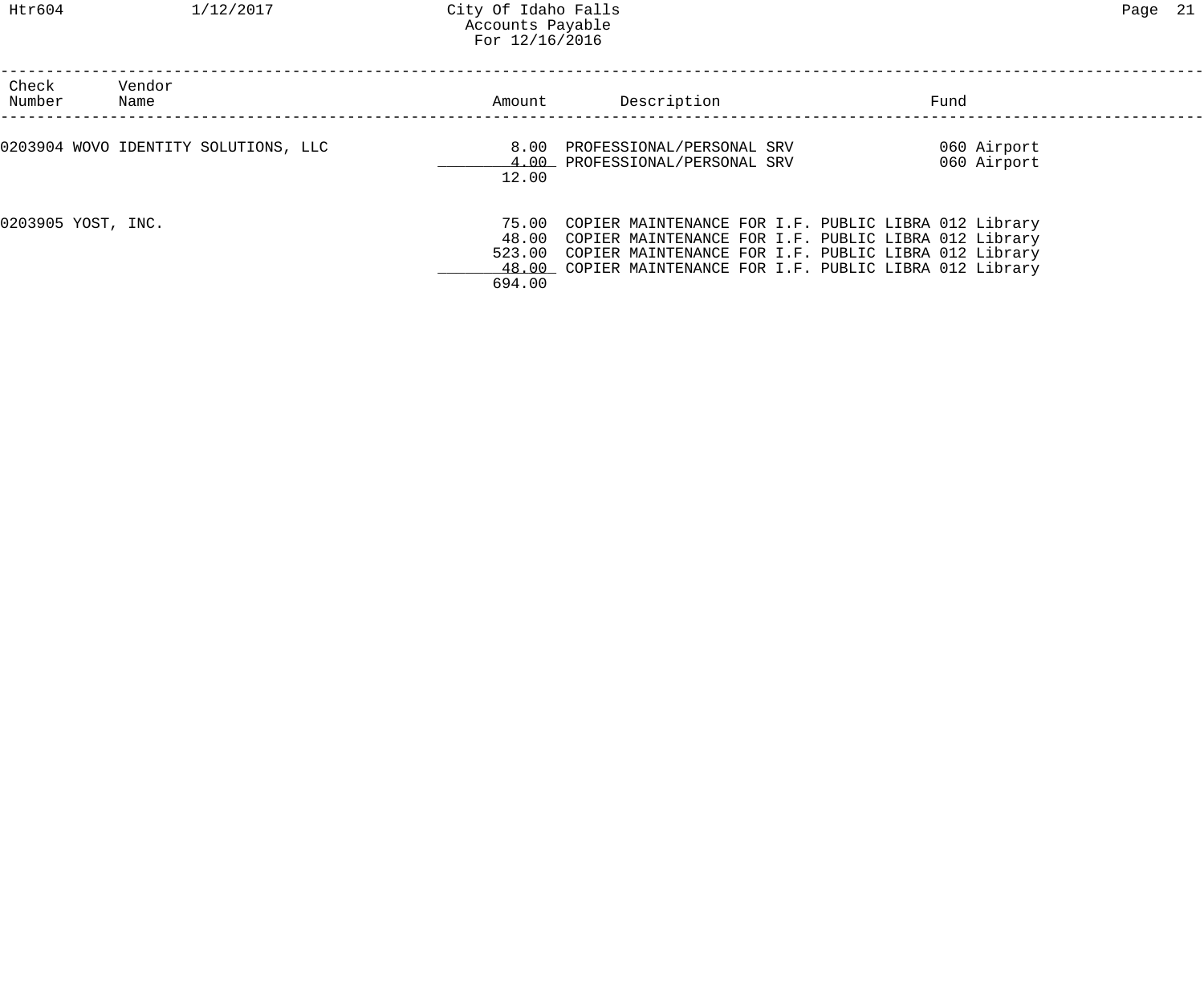City Of Idaho Falls
Accounts Payable
For 12/16/2016

| Check Number | Vendor Name | Amount | Description | Fund |
|---|---|---|---|---|
| 0203904 | WOVO IDENTITY SOLUTIONS, LLC | 8.00 | PROFESSIONAL/PERSONAL SRV | 060 Airport |
| | | 4.00 | PROFESSIONAL/PERSONAL SRV | 060 Airport |
| | | 12.00 | | |
| 0203905 | YOST, INC. | 75.00 | COPIER MAINTENANCE FOR I.F. PUBLIC LIBRA | 012 Library |
| | | 48.00 | COPIER MAINTENANCE FOR I.F. PUBLIC LIBRA | 012 Library |
| | | 523.00 | COPIER MAINTENANCE FOR I.F. PUBLIC LIBRA | 012 Library |
| | | 48.00 | COPIER MAINTENANCE FOR I.F. PUBLIC LIBRA | 012 Library |
| | | 694.00 | | |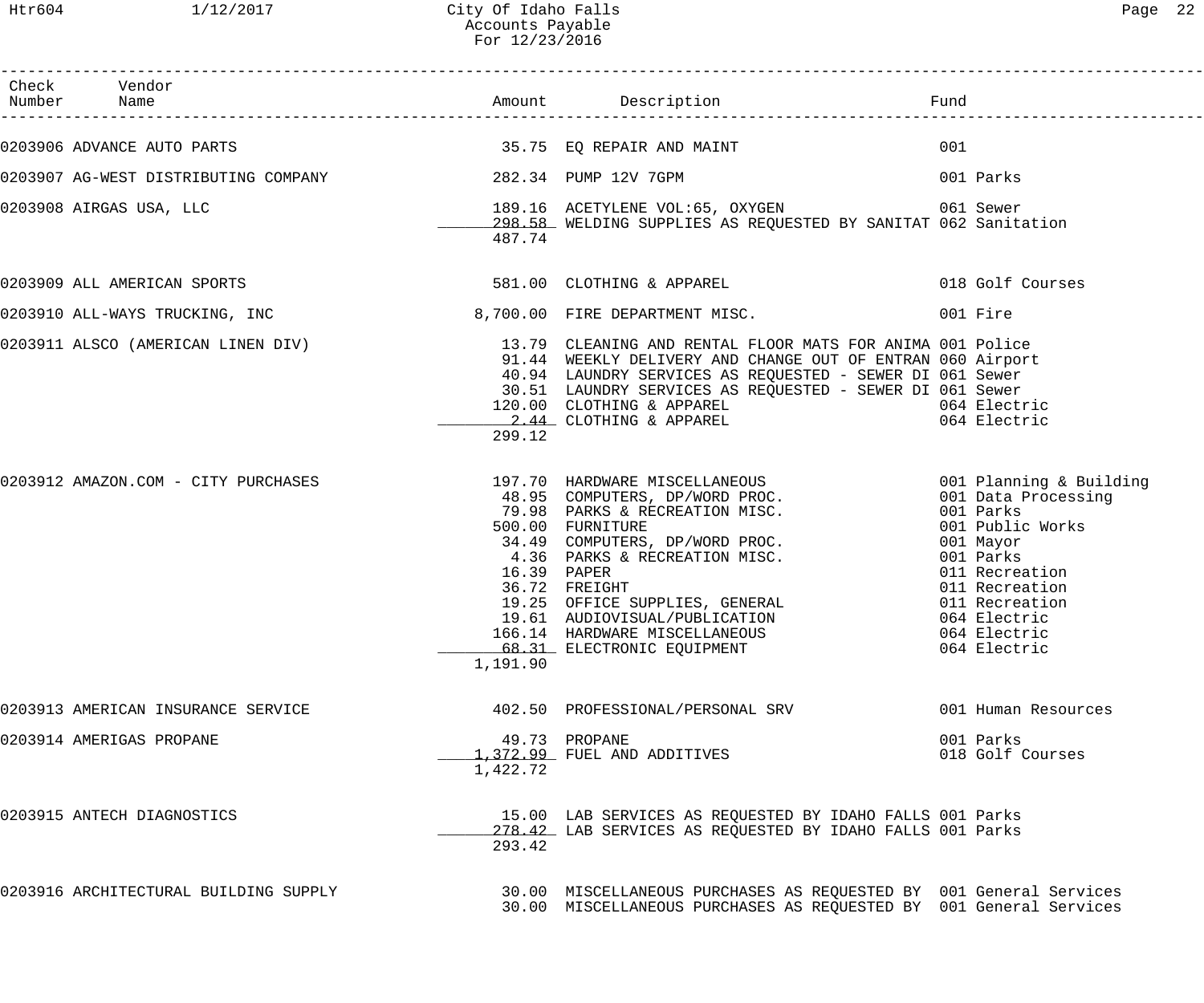# City Of Idaho Falls
## Accounts Payable
### For 12/23/2016

| Check Number | Vendor Name | Amount | Description | Fund |
|---|---|---|---|---|
| 0203906 | ADVANCE AUTO PARTS | 35.75 | EQ REPAIR AND MAINT | 001 |
| 0203907 | AG-WEST DISTRIBUTING COMPANY | 282.34 | PUMP 12V 7GPM | 001 Parks |
| 0203908 | AIRGAS USA, LLC | 189.16 | ACETYLENE VOL:65, OXYGEN | 061 Sewer |
| | | 298.58 | WELDING SUPPLIES AS REQUESTED BY SANITAT | 062 Sanitation |
| | | 487.74 | | |
| 0203909 | ALL AMERICAN SPORTS | 581.00 | CLOTHING & APPAREL | 018 Golf Courses |
| 0203910 | ALL-WAYS TRUCKING, INC | 8,700.00 | FIRE DEPARTMENT MISC. | 001 Fire |
| 0203911 | ALSCO (AMERICAN LINEN DIV) | 13.79 | CLEANING AND RENTAL FLOOR MATS FOR ANIMA | 001 Police |
| | | 91.44 | WEEKLY DELIVERY AND CHANGE OUT OF ENTRAN | 060 Airport |
| | | 40.94 | LAUNDRY SERVICES AS REQUESTED - SEWER DI | 061 Sewer |
| | | 30.51 | LAUNDRY SERVICES AS REQUESTED - SEWER DI | 061 Sewer |
| | | 120.00 | CLOTHING & APPAREL | 064 Electric |
| | | 2.44 | CLOTHING & APPAREL | 064 Electric |
| | | 299.12 | | |
| 0203912 | AMAZON.COM - CITY PURCHASES | 197.70 | HARDWARE MISCELLANEOUS | 001 Planning & Building |
| | | 48.95 | COMPUTERS, DP/WORD PROC. | 001 Data Processing |
| | | 79.98 | PARKS & RECREATION MISC. | 001 Parks |
| | | 500.00 | FURNITURE | 001 Public Works |
| | | 34.49 | COMPUTERS, DP/WORD PROC. | 001 Mayor |
| | | 4.36 | PARKS & RECREATION MISC. | 001 Parks |
| | | 16.39 | PAPER | 011 Recreation |
| | | 36.72 | FREIGHT | 011 Recreation |
| | | 19.25 | OFFICE SUPPLIES, GENERAL | 011 Recreation |
| | | 19.61 | AUDIOVISUAL/PUBLICATION | 064 Electric |
| | | 166.14 | HARDWARE MISCELLANEOUS | 064 Electric |
| | | 68.31 | ELECTRONIC EQUIPMENT | 064 Electric |
| | | 1,191.90 | | |
| 0203913 | AMERICAN INSURANCE SERVICE | 402.50 | PROFESSIONAL/PERSONAL SRV | 001 Human Resources |
| 0203914 | AMERIGAS PROPANE | 49.73 | PROPANE | 001 Parks |
| | | 1,372.99 | FUEL AND ADDITIVES | 018 Golf Courses |
| | | 1,422.72 | | |
| 0203915 | ANTECH DIAGNOSTICS | 15.00 | LAB SERVICES AS REQUESTED BY IDAHO FALLS | 001 Parks |
| | | 278.42 | LAB SERVICES AS REQUESTED BY IDAHO FALLS | 001 Parks |
| | | 293.42 | | |
| 0203916 | ARCHITECTURAL BUILDING SUPPLY | 30.00 | MISCELLANEOUS PURCHASES AS REQUESTED BY | 001 General Services |
| | | 30.00 | MISCELLANEOUS PURCHASES AS REQUESTED BY | 001 General Services |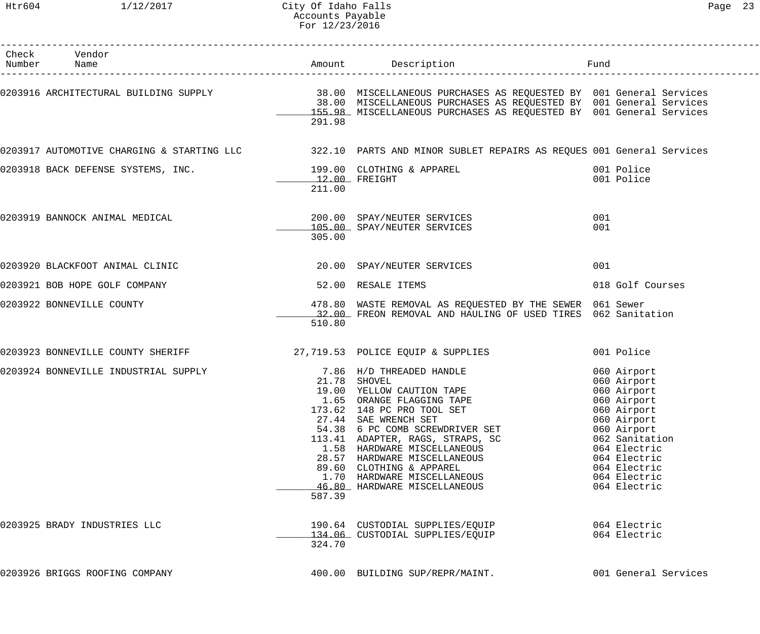# City Of Idaho Falls
## Accounts Payable
### For 12/23/2016

| Check Number | Vendor Name | Amount | Description | Fund |
|---|---|---|---|---|
| 0203916 | ARCHITECTURAL BUILDING SUPPLY | 38.00 | MISCELLANEOUS PURCHASES AS REQUESTED BY | 001 General Services |
| | | 38.00 | MISCELLANEOUS PURCHASES AS REQUESTED BY | 001 General Services |
| | | 155.98 | MISCELLANEOUS PURCHASES AS REQUESTED BY | 001 General Services |
| | | 291.98 | | |
| 0203917 | AUTOMOTIVE CHARGING & STARTING LLC | 322.10 | PARTS AND MINOR SUBLET REPAIRS AS REQUES | 001 General Services |
| 0203918 | BACK DEFENSE SYSTEMS, INC. | 199.00 | CLOTHING & APPAREL | 001 Police |
| | | 12.00 | FREIGHT | 001 Police |
| | | 211.00 | | |
| 0203919 | BANNOCK ANIMAL MEDICAL | 200.00 | SPAY/NEUTER SERVICES | 001 |
| | | 105.00 | SPAY/NEUTER SERVICES | 001 |
| | | 305.00 | | |
| 0203920 | BLACKFOOT ANIMAL CLINIC | 20.00 | SPAY/NEUTER SERVICES | 001 |
| 0203921 | BOB HOPE GOLF COMPANY | 52.00 | RESALE ITEMS | 018 Golf Courses |
| 0203922 | BONNEVILLE COUNTY | 478.80 | WASTE REMOVAL AS REQUESTED BY THE SEWER | 061 Sewer |
| | | 32.00 | FREON REMOVAL AND HAULING OF USED TIRES | 062 Sanitation |
| | | 510.80 | | |
| 0203923 | BONNEVILLE COUNTY SHERIFF | 27,719.53 | POLICE EQUIP & SUPPLIES | 001 Police |
| 0203924 | BONNEVILLE INDUSTRIAL SUPPLY | 7.86 | H/D THREADED HANDLE | 060 Airport |
| | | 21.78 | SHOVEL | 060 Airport |
| | | 19.00 | YELLOW CAUTION TAPE | 060 Airport |
| | | 1.65 | ORANGE FLAGGING TAPE | 060 Airport |
| | | 173.62 | 148 PC PRO TOOL SET | 060 Airport |
| | | 27.44 | SAE WRENCH SET | 060 Airport |
| | | 54.38 | 6 PC COMB SCREWDRIVER SET | 060 Airport |
| | | 113.41 | ADAPTER, RAGS, STRAPS, SC | 062 Sanitation |
| | | 1.58 | HARDWARE MISCELLANEOUS | 064 Electric |
| | | 28.57 | HARDWARE MISCELLANEOUS | 064 Electric |
| | | 89.60 | CLOTHING & APPAREL | 064 Electric |
| | | 1.70 | HARDWARE MISCELLANEOUS | 064 Electric |
| | | 46.80 | HARDWARE MISCELLANEOUS | 064 Electric |
| | | 587.39 | | |
| 0203925 | BRADY INDUSTRIES LLC | 190.64 | CUSTODIAL SUPPLIES/EQUIP | 064 Electric |
| | | 134.06 | CUSTODIAL SUPPLIES/EQUIP | 064 Electric |
| | | 324.70 | | |
| 0203926 | BRIGGS ROOFING COMPANY | 400.00 | BUILDING SUP/REPR/MAINT. | 001 General Services |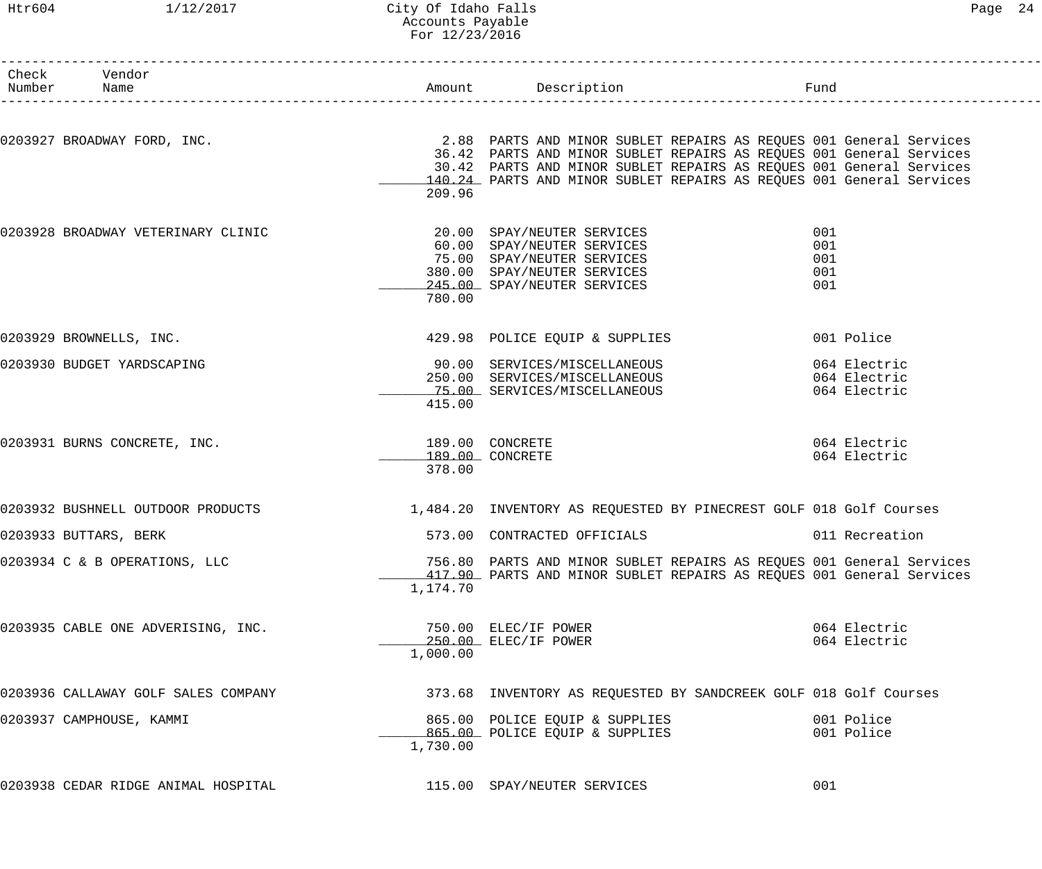| Check Number | Vendor Name | Amount | Description | Fund |
|---|---|---|---|---|
| 0203927 | BROADWAY FORD, INC. | 2.88 | PARTS AND MINOR SUBLET REPAIRS AS REQUES | 001 General Services |
| | | 36.42 | PARTS AND MINOR SUBLET REPAIRS AS REQUES | 001 General Services |
| | | 30.42 | PARTS AND MINOR SUBLET REPAIRS AS REQUES | 001 General Services |
| | | 140.24 | PARTS AND MINOR SUBLET REPAIRS AS REQUES | 001 General Services |
| | | 209.96 | | |
| 0203928 | BROADWAY VETERINARY CLINIC | 20.00 | SPAY/NEUTER SERVICES | 001 |
| | | 60.00 | SPAY/NEUTER SERVICES | 001 |
| | | 75.00 | SPAY/NEUTER SERVICES | 001 |
| | | 380.00 | SPAY/NEUTER SERVICES | 001 |
| | | 245.00 | SPAY/NEUTER SERVICES | 001 |
| | | 780.00 | | |
| 0203929 | BROWNELLS, INC. | 429.98 | POLICE EQUIP & SUPPLIES | 001 Police |
| 0203930 | BUDGET YARDSCAPING | 90.00 | SERVICES/MISCELLANEOUS | 064 Electric |
| | | 250.00 | SERVICES/MISCELLANEOUS | 064 Electric |
| | | 75.00 | SERVICES/MISCELLANEOUS | 064 Electric |
| | | 415.00 | | |
| 0203931 | BURNS CONCRETE, INC. | 189.00 | CONCRETE | 064 Electric |
| | | 189.00 | CONCRETE | 064 Electric |
| | | 378.00 | | |
| 0203932 | BUSHNELL OUTDOOR PRODUCTS | 1,484.20 | INVENTORY AS REQUESTED BY PINECREST GOLF | 018 Golf Courses |
| 0203933 | BUTTARS, BERK | 573.00 | CONTRACTED OFFICIALS | 011 Recreation |
| 0203934 | C & B OPERATIONS, LLC | 756.80 | PARTS AND MINOR SUBLET REPAIRS AS REQUES | 001 General Services |
| | | 417.90 | PARTS AND MINOR SUBLET REPAIRS AS REQUES | 001 General Services |
| | | 1,174.70 | | |
| 0203935 | CABLE ONE ADVERISING, INC. | 750.00 | ELEC/IF POWER | 064 Electric |
| | | 250.00 | ELEC/IF POWER | 064 Electric |
| | | 1,000.00 | | |
| 0203936 | CALLAWAY GOLF SALES COMPANY | 373.68 | INVENTORY AS REQUESTED BY SANDCREEK GOLF | 018 Golf Courses |
| 0203937 | CAMPHOUSE, KAMMI | 865.00 | POLICE EQUIP & SUPPLIES | 001 Police |
| | | 865.00 | POLICE EQUIP & SUPPLIES | 001 Police |
| | | 1,730.00 | | |
| 0203938 | CEDAR RIDGE ANIMAL HOSPITAL | 115.00 | SPAY/NEUTER SERVICES | 001 |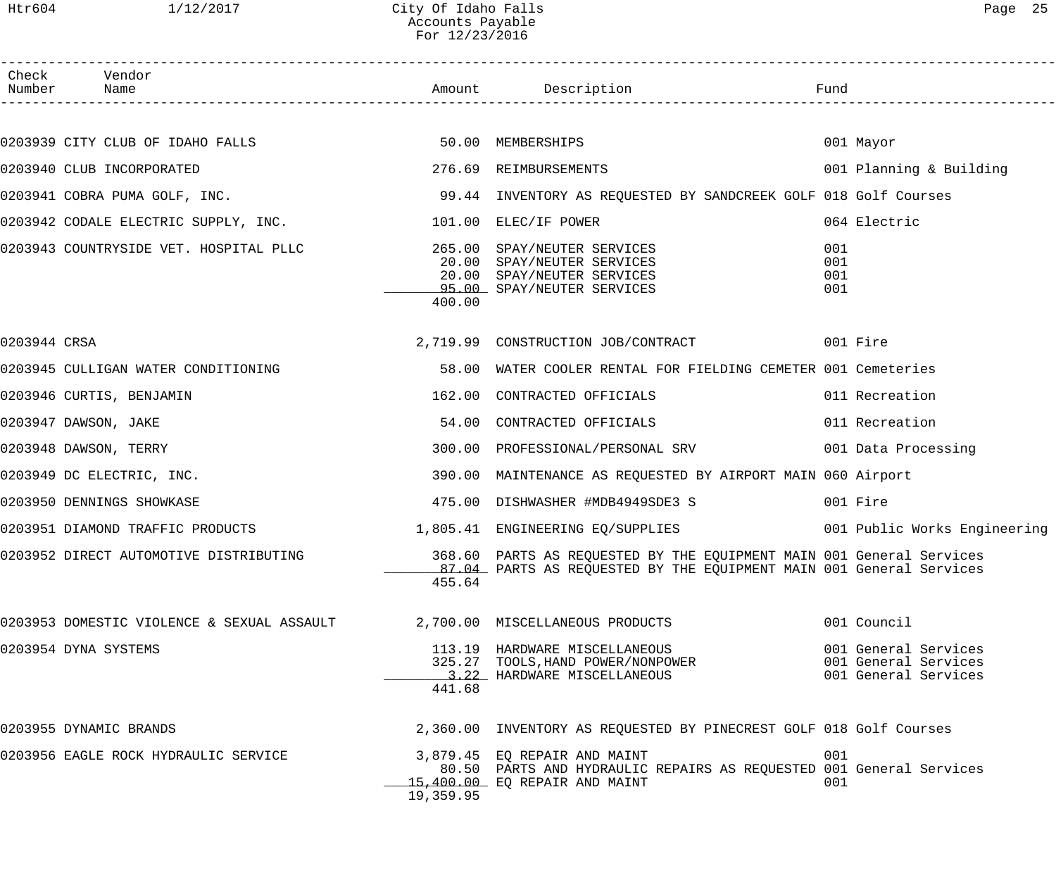# City Of Idaho Falls
## Accounts Payable
### For 12/23/2016

| Check Number | Vendor Name | Amount | Description | Fund |
|---|---|---|---|---|
| 0203939 | CITY CLUB OF IDAHO FALLS | 50.00 | MEMBERSHIPS | 001 Mayor |
| 0203940 | CLUB INCORPORATED | 276.69 | REIMBURSEMENTS | 001 Planning & Building |
| 0203941 | COBRA PUMA GOLF, INC. | 99.44 | INVENTORY AS REQUESTED BY SANDCREEK GOLF | 018 Golf Courses |
| 0203942 | CODALE ELECTRIC SUPPLY, INC. | 101.00 | ELEC/IF POWER | 064 Electric |
| 0203943 | COUNTRYSIDE VET. HOSPITAL PLLC | 265.00 | SPAY/NEUTER SERVICES | 001 |
| | | 20.00 | SPAY/NEUTER SERVICES | 001 |
| | | 20.00 | SPAY/NEUTER SERVICES | 001 |
| | | 95.00 | SPAY/NEUTER SERVICES | 001 |
| | | 400.00 | | |
| 0203944 | CRSA | 2,719.99 | CONSTRUCTION JOB/CONTRACT | 001 Fire |
| 0203945 | CULLIGAN WATER CONDITIONING | 58.00 | WATER COOLER RENTAL FOR FIELDING CEMETER | 001 Cemeteries |
| 0203946 | CURTIS, BENJAMIN | 162.00 | CONTRACTED OFFICIALS | 011 Recreation |
| 0203947 | DAWSON, JAKE | 54.00 | CONTRACTED OFFICIALS | 011 Recreation |
| 0203948 | DAWSON, TERRY | 300.00 | PROFESSIONAL/PERSONAL SRV | 001 Data Processing |
| 0203949 | DC ELECTRIC, INC. | 390.00 | MAINTENANCE AS REQUESTED BY AIRPORT MAIN | 060 Airport |
| 0203950 | DENNINGS SHOWKASE | 475.00 | DISHWASHER #MDB4949SDE3 S | 001 Fire |
| 0203951 | DIAMOND TRAFFIC PRODUCTS | 1,805.41 | ENGINEERING EQ/SUPPLIES | 001 Public Works Engineering |
| 0203952 | DIRECT AUTOMOTIVE DISTRIBUTING | 368.60 | PARTS AS REQUESTED BY THE EQUIPMENT MAIN | 001 General Services |
| | | 87.04 | PARTS AS REQUESTED BY THE EQUIPMENT MAIN | 001 General Services |
| | | 455.64 | | |
| 0203953 | DOMESTIC VIOLENCE & SEXUAL ASSAULT | 2,700.00 | MISCELLANEOUS PRODUCTS | 001 Council |
| 0203954 | DYNA SYSTEMS | 113.19 | HARDWARE MISCELLANEOUS | 001 General Services |
| | | 325.27 | TOOLS,HAND POWER/NONPOWER | 001 General Services |
| | | 3.22 | HARDWARE MISCELLANEOUS | 001 General Services |
| | | 441.68 | | |
| 0203955 | DYNAMIC BRANDS | 2,360.00 | INVENTORY AS REQUESTED BY PINECREST GOLF | 018 Golf Courses |
| 0203956 | EAGLE ROCK HYDRAULIC SERVICE | 3,879.45 | EQ REPAIR AND MAINT | 001 |
| | | 80.50 | PARTS AND HYDRAULIC REPAIRS AS REQUESTED | 001 General Services |
| | | 15,400.00 | EQ REPAIR AND MAINT | 001 |
| | | 19,359.95 | | |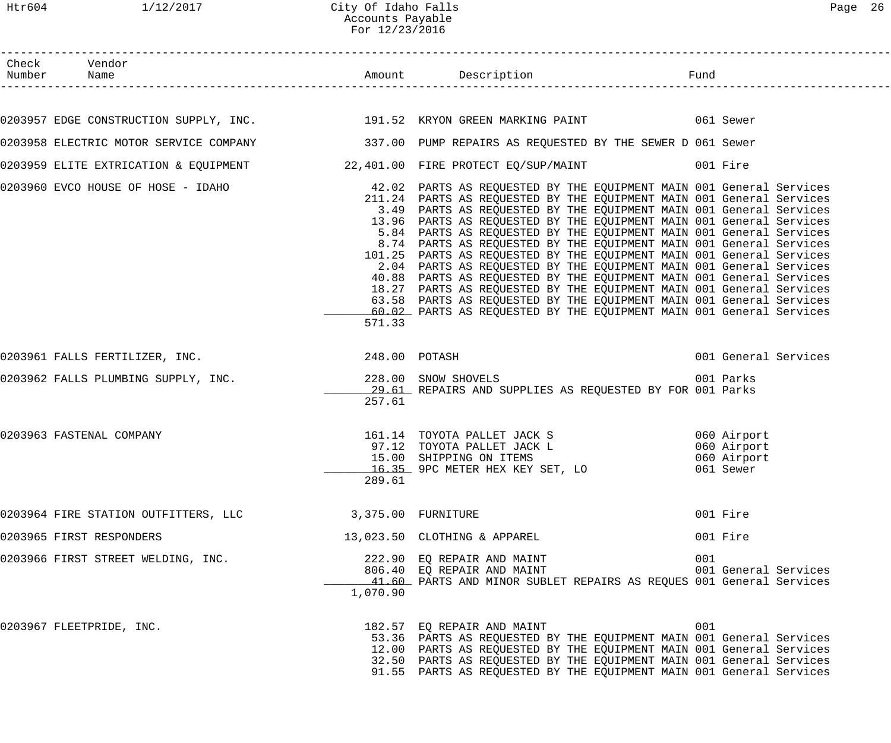City Of Idaho Falls
Accounts Payable
For 12/23/2016

| Check Number | Vendor Name | Amount | Description | Fund |
|---|---|---|---|---|
| 0203957 | EDGE CONSTRUCTION SUPPLY, INC. | 191.52 | KRYON GREEN MARKING PAINT | 061 Sewer |
| 0203958 | ELECTRIC MOTOR SERVICE COMPANY | 337.00 | PUMP REPAIRS AS REQUESTED BY THE SEWER D | 061 Sewer |
| 0203959 | ELITE EXTRICATION & EQUIPMENT | 22,401.00 | FIRE PROTECT EQ/SUP/MAINT | 001 Fire |
| 0203960 | EVCO HOUSE OF HOSE - IDAHO | 42.02 | PARTS AS REQUESTED BY THE EQUIPMENT MAIN | 001 General Services |
| | | 211.24 | PARTS AS REQUESTED BY THE EQUIPMENT MAIN | 001 General Services |
| | | 3.49 | PARTS AS REQUESTED BY THE EQUIPMENT MAIN | 001 General Services |
| | | 13.96 | PARTS AS REQUESTED BY THE EQUIPMENT MAIN | 001 General Services |
| | | 5.84 | PARTS AS REQUESTED BY THE EQUIPMENT MAIN | 001 General Services |
| | | 8.74 | PARTS AS REQUESTED BY THE EQUIPMENT MAIN | 001 General Services |
| | | 101.25 | PARTS AS REQUESTED BY THE EQUIPMENT MAIN | 001 General Services |
| | | 2.04 | PARTS AS REQUESTED BY THE EQUIPMENT MAIN | 001 General Services |
| | | 40.88 | PARTS AS REQUESTED BY THE EQUIPMENT MAIN | 001 General Services |
| | | 18.27 | PARTS AS REQUESTED BY THE EQUIPMENT MAIN | 001 General Services |
| | | 63.58 | PARTS AS REQUESTED BY THE EQUIPMENT MAIN | 001 General Services |
| | | 60.02 | PARTS AS REQUESTED BY THE EQUIPMENT MAIN | 001 General Services |
| | | 571.33 | | |
| 0203961 | FALLS FERTILIZER, INC. | 248.00 | POTASH | 001 General Services |
| 0203962 | FALLS PLUMBING SUPPLY, INC. | 228.00 | SNOW SHOVELS | 001 Parks |
| | | 29.61 | REPAIRS AND SUPPLIES AS REQUESTED BY FOR | 001 Parks |
| | | 257.61 | | |
| 0203963 | FASTENAL COMPANY | 161.14 | TOYOTA PALLET JACK S | 060 Airport |
| | | 97.12 | TOYOTA PALLET JACK L | 060 Airport |
| | | 15.00 | SHIPPING ON ITEMS | 060 Airport |
| | | 16.35 | 9PC METER HEX KEY SET, LO | 061 Sewer |
| | | 289.61 | | |
| 0203964 | FIRE STATION OUTFITTERS, LLC | 3,375.00 | FURNITURE | 001 Fire |
| 0203965 | FIRST RESPONDERS | 13,023.50 | CLOTHING & APPAREL | 001 Fire |
| 0203966 | FIRST STREET WELDING, INC. | 222.90 | EQ REPAIR AND MAINT | 001 |
| | | 806.40 | EQ REPAIR AND MAINT | 001 General Services |
| | | 41.60 | PARTS AND MINOR SUBLET REPAIRS AS REQUES | 001 General Services |
| | | 1,070.90 | | |
| 0203967 | FLEETPRIDE, INC. | 182.57 | EQ REPAIR AND MAINT | 001 |
| | | 53.36 | PARTS AS REQUESTED BY THE EQUIPMENT MAIN | 001 General Services |
| | | 12.00 | PARTS AS REQUESTED BY THE EQUIPMENT MAIN | 001 General Services |
| | | 32.50 | PARTS AS REQUESTED BY THE EQUIPMENT MAIN | 001 General Services |
| | | 91.55 | PARTS AS REQUESTED BY THE EQUIPMENT MAIN | 001 General Services |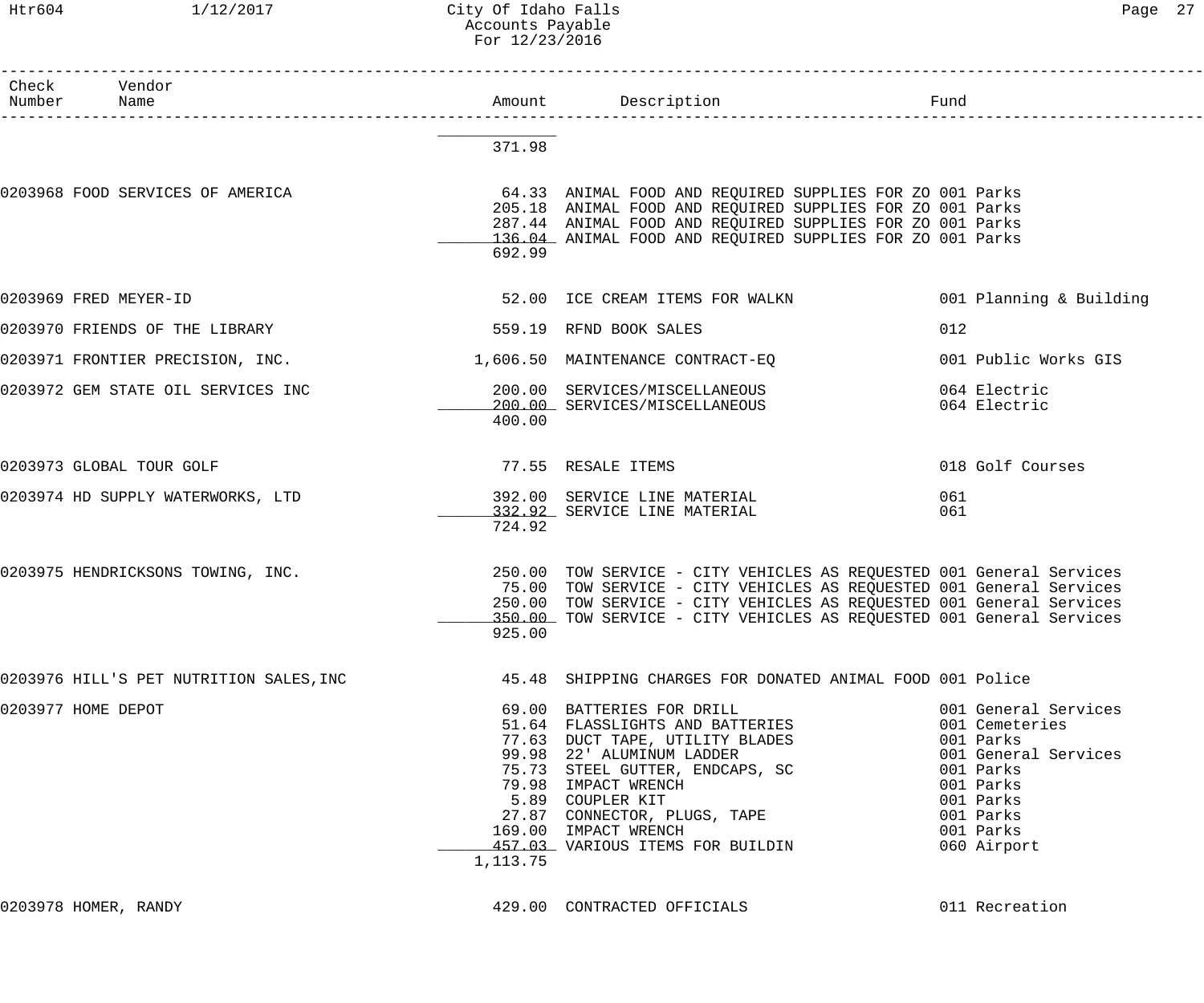# City Of Idaho Falls
## Accounts Payable
### For 12/23/2016

| Check Number | Vendor Name | Amount | Description | Fund |
|---|---|---|---|---|
| | | 371.98 | | |
| 0203968 | FOOD SERVICES OF AMERICA | 64.33 | ANIMAL FOOD AND REQUIRED SUPPLIES FOR ZO | 001 Parks |
| | | 205.18 | ANIMAL FOOD AND REQUIRED SUPPLIES FOR ZO | 001 Parks |
| | | 287.44 | ANIMAL FOOD AND REQUIRED SUPPLIES FOR ZO | 001 Parks |
| | | 136.04 | ANIMAL FOOD AND REQUIRED SUPPLIES FOR ZO | 001 Parks |
| | | 692.99 | | |
| 0203969 | FRED MEYER-ID | 52.00 | ICE CREAM ITEMS FOR WALKN | 001 Planning & Building |
| 0203970 | FRIENDS OF THE LIBRARY | 559.19 | RFND BOOK SALES | 012 |
| 0203971 | FRONTIER PRECISION, INC. | 1,606.50 | MAINTENANCE CONTRACT-EQ | 001 Public Works GIS |
| 0203972 | GEM STATE OIL SERVICES INC | 200.00 | SERVICES/MISCELLANEOUS | 064 Electric |
| | | 200.00 | SERVICES/MISCELLANEOUS | 064 Electric |
| | | 400.00 | | |
| 0203973 | GLOBAL TOUR GOLF | 77.55 | RESALE ITEMS | 018 Golf Courses |
| 0203974 | HD SUPPLY WATERWORKS, LTD | 392.00 | SERVICE LINE MATERIAL | 061 |
| | | 332.92 | SERVICE LINE MATERIAL | 061 |
| | | 724.92 | | |
| 0203975 | HENDRICKSONS TOWING, INC. | 250.00 | TOW SERVICE - CITY VEHICLES AS REQUESTED | 001 General Services |
| | | 75.00 | TOW SERVICE - CITY VEHICLES AS REQUESTED | 001 General Services |
| | | 250.00 | TOW SERVICE - CITY VEHICLES AS REQUESTED | 001 General Services |
| | | 350.00 | TOW SERVICE - CITY VEHICLES AS REQUESTED | 001 General Services |
| | | 925.00 | | |
| 0203976 | HILL'S PET NUTRITION SALES,INC | 45.48 | SHIPPING CHARGES FOR DONATED ANIMAL FOOD | 001 Police |
| 0203977 | HOME DEPOT | 69.00 | BATTERIES FOR DRILL | 001 General Services |
| | | 51.64 | FLASSLIGHTS AND BATTERIES | 001 Cemeteries |
| | | 77.63 | DUCT TAPE, UTILITY BLADES | 001 Parks |
| | | 99.98 | 22' ALUMINUM LADDER | 001 General Services |
| | | 75.73 | STEEL GUTTER, ENDCAPS, SC | 001 Parks |
| | | 79.98 | IMPACT WRENCH | 001 Parks |
| | | 5.89 | COUPLER KIT | 001 Parks |
| | | 27.87 | CONNECTOR, PLUGS, TAPE | 001 Parks |
| | | 169.00 | IMPACT WRENCH | 001 Parks |
| | | 457.03 | VARIOUS ITEMS FOR BUILDIN | 060 Airport |
| | | 1,113.75 | | |
| 0203978 | HOMER, RANDY | 429.00 | CONTRACTED OFFICIALS | 011 Recreation |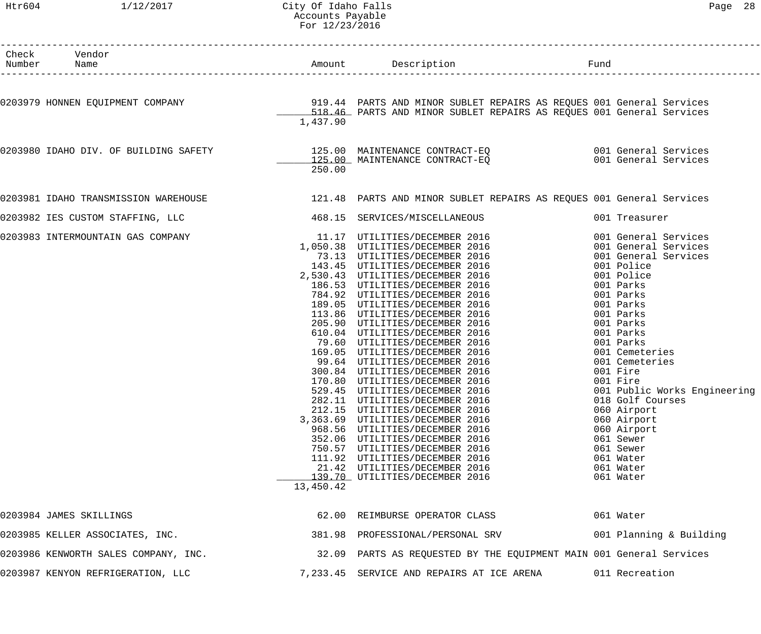# City Of Idaho Falls
## Accounts Payable
### For 12/23/2016

Htr604 1/12/2017

| Check Number | Vendor Name | Amount | Description | Fund |
|---|---|---|---|---|
| 0203979 | HONNEN EQUIPMENT COMPANY | 919.44 | PARTS AND MINOR SUBLET REPAIRS AS REQUES | 001 General Services |
| | | 518.46 | PARTS AND MINOR SUBLET REPAIRS AS REQUES | 001 General Services |
| | | 1,437.90 | | |
| 0203980 | IDAHO DIV. OF BUILDING SAFETY | 125.00 | MAINTENANCE CONTRACT-EQ | 001 General Services |
| | | 125.00 | MAINTENANCE CONTRACT-EQ | 001 General Services |
| | | 250.00 | | |
| 0203981 | IDAHO TRANSMISSION WAREHOUSE | 121.48 | PARTS AND MINOR SUBLET REPAIRS AS REQUES | 001 General Services |
| 0203982 | IES CUSTOM STAFFING, LLC | 468.15 | SERVICES/MISCELLANEOUS | 001 Treasurer |
| 0203983 | INTERMOUNTAIN GAS COMPANY | 11.17 | UTILITIES/DECEMBER 2016 | 001 General Services |
| | | 1,050.38 | UTILITIES/DECEMBER 2016 | 001 General Services |
| | | 73.13 | UTILITIES/DECEMBER 2016 | 001 General Services |
| | | 143.45 | UTILITIES/DECEMBER 2016 | 001 Police |
| | | 2,530.43 | UTILITIES/DECEMBER 2016 | 001 Police |
| | | 186.53 | UTILITIES/DECEMBER 2016 | 001 Parks |
| | | 784.92 | UTILITIES/DECEMBER 2016 | 001 Parks |
| | | 189.05 | UTILITIES/DECEMBER 2016 | 001 Parks |
| | | 113.86 | UTILITIES/DECEMBER 2016 | 001 Parks |
| | | 205.90 | UTILITIES/DECEMBER 2016 | 001 Parks |
| | | 610.04 | UTILITIES/DECEMBER 2016 | 001 Parks |
| | | 79.60 | UTILITIES/DECEMBER 2016 | 001 Parks |
| | | 169.05 | UTILITIES/DECEMBER 2016 | 001 Cemeteries |
| | | 99.64 | UTILITIES/DECEMBER 2016 | 001 Cemeteries |
| | | 300.84 | UTILITIES/DECEMBER 2016 | 001 Fire |
| | | 170.80 | UTILITIES/DECEMBER 2016 | 001 Fire |
| | | 529.45 | UTILITIES/DECEMBER 2016 | 001 Public Works Engineering |
| | | 282.11 | UTILITIES/DECEMBER 2016 | 018 Golf Courses |
| | | 212.15 | UTILITIES/DECEMBER 2016 | 060 Airport |
| | | 3,363.69 | UTILITIES/DECEMBER 2016 | 060 Airport |
| | | 968.56 | UTILITIES/DECEMBER 2016 | 060 Airport |
| | | 352.06 | UTILITIES/DECEMBER 2016 | 061 Sewer |
| | | 750.57 | UTILITIES/DECEMBER 2016 | 061 Sewer |
| | | 111.92 | UTILITIES/DECEMBER 2016 | 061 Water |
| | | 21.42 | UTILITIES/DECEMBER 2016 | 061 Water |
| | | 139.70 | UTILITIES/DECEMBER 2016 | 061 Water |
| | | 13,450.42 | | |
| 0203984 | JAMES SKILLINGS | 62.00 | REIMBURSE OPERATOR CLASS | 061 Water |
| 0203985 | KELLER ASSOCIATES, INC. | 381.98 | PROFESSIONAL/PERSONAL SRV | 001 Planning & Building |
| 0203986 | KENWORTH SALES COMPANY, INC. | 32.09 | PARTS AS REQUESTED BY THE EQUIPMENT MAIN | 001 General Services |
| 0203987 | KENYON REFRIGERATION, LLC | 7,233.45 | SERVICE AND REPAIRS AT ICE ARENA | 011 Recreation |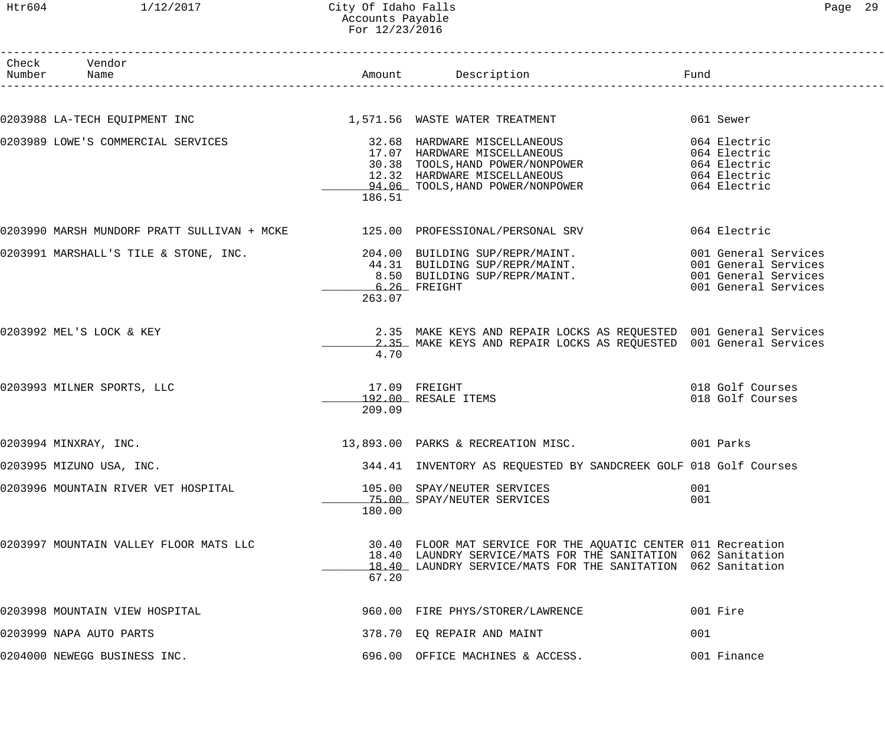# City Of Idaho Falls
## Accounts Payable
### For 12/23/2016

| Check Number | Vendor Name | Amount | Description | Fund |
|---|---|---|---|---|
| 0203988 | LA-TECH EQUIPMENT INC | 1,571.56 | WASTE WATER TREATMENT | 061 Sewer |
| 0203989 | LOWE'S COMMERCIAL SERVICES | 32.68 | HARDWARE MISCELLANEOUS | 064 Electric |
| | | 17.07 | HARDWARE MISCELLANEOUS | 064 Electric |
| | | 30.38 | TOOLS,HAND POWER/NONPOWER | 064 Electric |
| | | 12.32 | HARDWARE MISCELLANEOUS | 064 Electric |
| | | 94.06 | TOOLS,HAND POWER/NONPOWER | 064 Electric |
| | | 186.51 | | |
| 0203990 | MARSH MUNDORF PRATT SULLIVAN + MCKE | 125.00 | PROFESSIONAL/PERSONAL SRV | 064 Electric |
| 0203991 | MARSHALL'S TILE & STONE, INC. | 204.00 | BUILDING SUP/REPR/MAINT. | 001 General Services |
| | | 44.31 | BUILDING SUP/REPR/MAINT. | 001 General Services |
| | | 8.50 | BUILDING SUP/REPR/MAINT. | 001 General Services |
| | | 6.26 | FREIGHT | 001 General Services |
| | | 263.07 | | |
| 0203992 | MEL'S LOCK & KEY | 2.35 | MAKE KEYS AND REPAIR LOCKS AS REQUESTED | 001 General Services |
| | | 2.35 | MAKE KEYS AND REPAIR LOCKS AS REQUESTED | 001 General Services |
| | | 4.70 | | |
| 0203993 | MILNER SPORTS, LLC | 17.09 | FREIGHT | 018 Golf Courses |
| | | 192.00 | RESALE ITEMS | 018 Golf Courses |
| | | 209.09 | | |
| 0203994 | MINXRAY, INC. | 13,893.00 | PARKS & RECREATION MISC. | 001 Parks |
| 0203995 | MIZUNO USA, INC. | 344.41 | INVENTORY AS REQUESTED BY SANDCREEK GOLF | 018 Golf Courses |
| 0203996 | MOUNTAIN RIVER VET HOSPITAL | 105.00 | SPAY/NEUTER SERVICES | 001 |
| | | 75.00 | SPAY/NEUTER SERVICES | 001 |
| | | 180.00 | | |
| 0203997 | MOUNTAIN VALLEY FLOOR MATS LLC | 30.40 | FLOOR MAT SERVICE FOR THE AQUATIC CENTER | 011 Recreation |
| | | 18.40 | LAUNDRY SERVICE/MATS FOR THE SANITATION | 062 Sanitation |
| | | 18.40 | LAUNDRY SERVICE/MATS FOR THE SANITATION | 062 Sanitation |
| | | 67.20 | | |
| 0203998 | MOUNTAIN VIEW HOSPITAL | 960.00 | FIRE PHYS/STORER/LAWRENCE | 001 Fire |
| 0203999 | NAPA AUTO PARTS | 378.70 | EQ REPAIR AND MAINT | 001 |
| 0204000 | NEWEGG BUSINESS INC. | 696.00 | OFFICE MACHINES & ACCESS. | 001 Finance |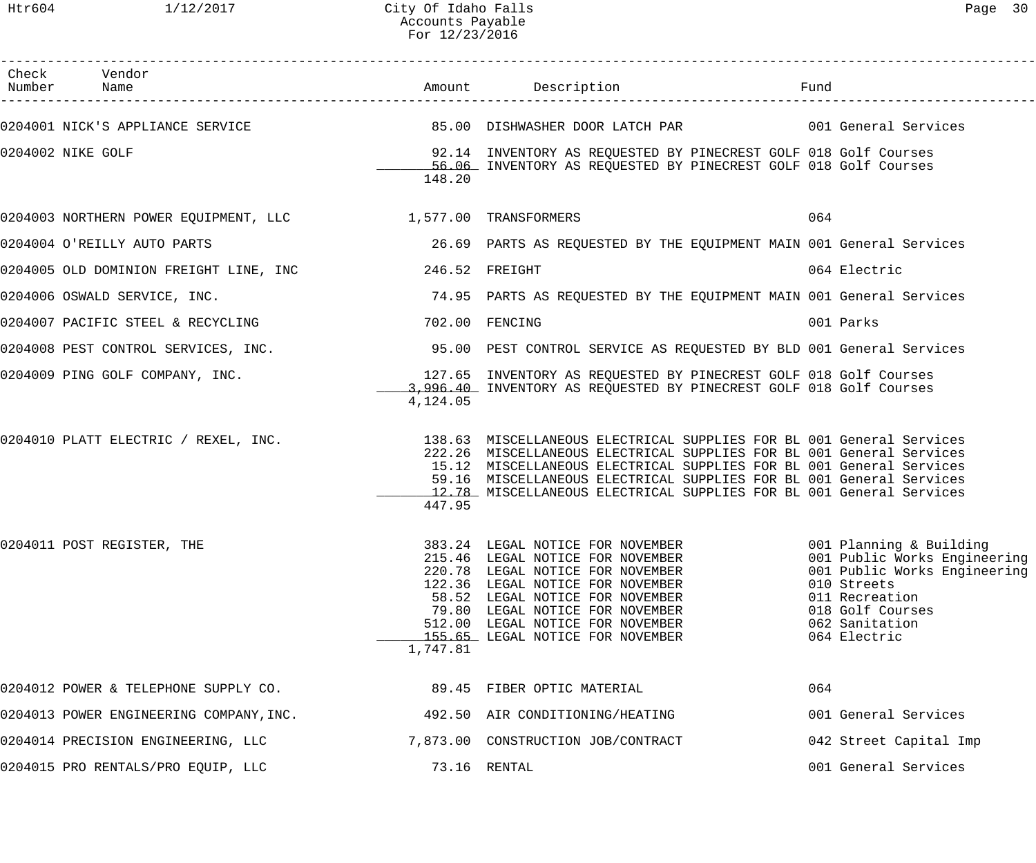City Of Idaho Falls
Accounts Payable
For 12/23/2016

| Check Number | Vendor Name | Amount | Description | Fund |
|---|---|---|---|---|
| 0204001 | NICK'S APPLIANCE SERVICE | 85.00 | DISHWASHER DOOR LATCH PAR | 001 General Services |
| 0204002 | NIKE GOLF | 92.14 | INVENTORY AS REQUESTED BY PINECREST GOLF | 018 Golf Courses |
| | | 56.06 | INVENTORY AS REQUESTED BY PINECREST GOLF | 018 Golf Courses |
| | | 148.20 | | |
| 0204003 | NORTHERN POWER EQUIPMENT, LLC | 1,577.00 | TRANSFORMERS | 064 |
| 0204004 | O'REILLY AUTO PARTS | 26.69 | PARTS AS REQUESTED BY THE EQUIPMENT MAIN | 001 General Services |
| 0204005 | OLD DOMINION FREIGHT LINE, INC | 246.52 | FREIGHT | 064 Electric |
| 0204006 | OSWALD SERVICE, INC. | 74.95 | PARTS AS REQUESTED BY THE EQUIPMENT MAIN | 001 General Services |
| 0204007 | PACIFIC STEEL & RECYCLING | 702.00 | FENCING | 001 Parks |
| 0204008 | PEST CONTROL SERVICES, INC. | 95.00 | PEST CONTROL SERVICE AS REQUESTED BY BLD | 001 General Services |
| 0204009 | PING GOLF COMPANY, INC. | 127.65 | INVENTORY AS REQUESTED BY PINECREST GOLF | 018 Golf Courses |
| | | 3,996.40 | INVENTORY AS REQUESTED BY PINECREST GOLF | 018 Golf Courses |
| | | 4,124.05 | | |
| 0204010 | PLATT ELECTRIC / REXEL, INC. | 138.63 | MISCELLANEOUS ELECTRICAL SUPPLIES FOR BL | 001 General Services |
| | | 222.26 | MISCELLANEOUS ELECTRICAL SUPPLIES FOR BL | 001 General Services |
| | | 15.12 | MISCELLANEOUS ELECTRICAL SUPPLIES FOR BL | 001 General Services |
| | | 59.16 | MISCELLANEOUS ELECTRICAL SUPPLIES FOR BL | 001 General Services |
| | | 12.78 | MISCELLANEOUS ELECTRICAL SUPPLIES FOR BL | 001 General Services |
| | | 447.95 | | |
| 0204011 | POST REGISTER, THE | 383.24 | LEGAL NOTICE FOR NOVEMBER | 001 Planning & Building |
| | | 215.46 | LEGAL NOTICE FOR NOVEMBER | 001 Public Works Engineering |
| | | 220.78 | LEGAL NOTICE FOR NOVEMBER | 001 Public Works Engineering |
| | | 122.36 | LEGAL NOTICE FOR NOVEMBER | 010 Streets |
| | | 58.52 | LEGAL NOTICE FOR NOVEMBER | 011 Recreation |
| | | 79.80 | LEGAL NOTICE FOR NOVEMBER | 018 Golf Courses |
| | | 512.00 | LEGAL NOTICE FOR NOVEMBER | 062 Sanitation |
| | | 155.65 | LEGAL NOTICE FOR NOVEMBER | 064 Electric |
| | | 1,747.81 | | |
| 0204012 | POWER & TELEPHONE SUPPLY CO. | 89.45 | FIBER OPTIC MATERIAL | 064 |
| 0204013 | POWER ENGINEERING COMPANY,INC. | 492.50 | AIR CONDITIONING/HEATING | 001 General Services |
| 0204014 | PRECISION ENGINEERING, LLC | 7,873.00 | CONSTRUCTION JOB/CONTRACT | 042 Street Capital Imp |
| 0204015 | PRO RENTALS/PRO EQUIP, LLC | 73.16 | RENTAL | 001 General Services |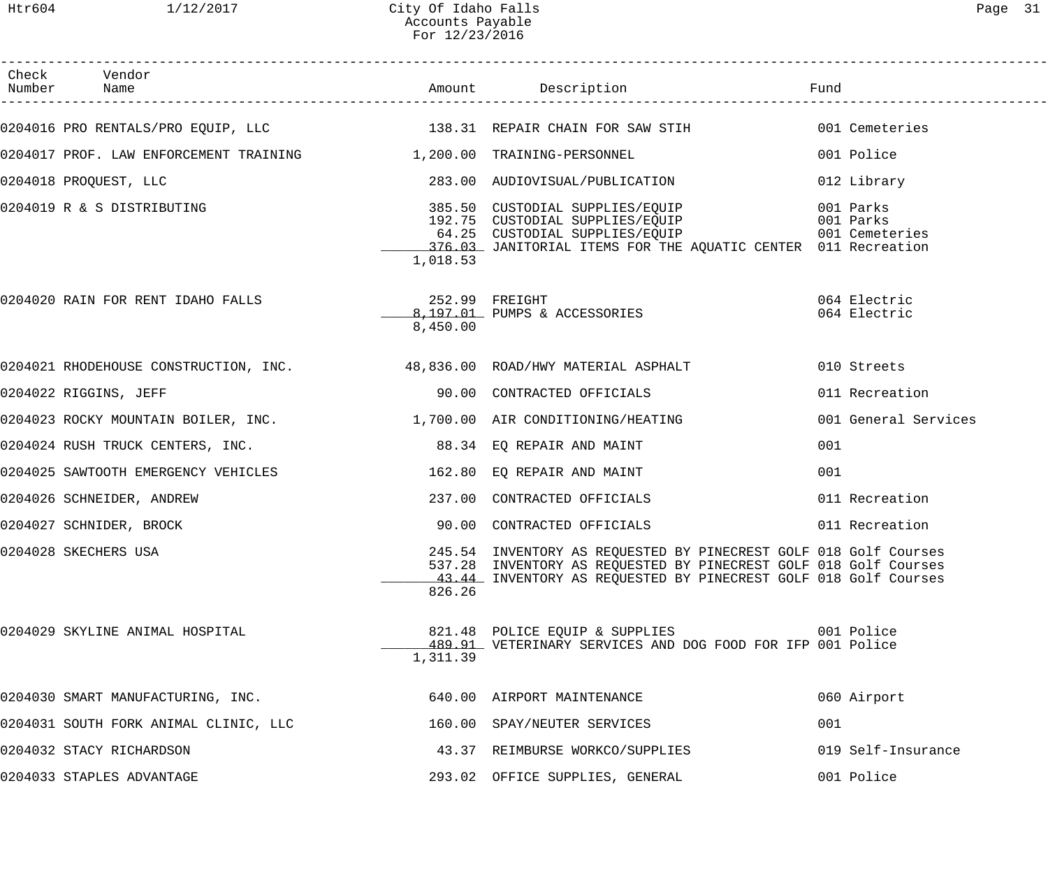# City Of Idaho Falls
## Accounts Payable
### For 12/23/2016

| Check Number | Vendor Name | Amount | Description | Fund |
|---|---|---|---|---|
| 0204016 | PRO RENTALS/PRO EQUIP, LLC | 138.31 | REPAIR CHAIN FOR SAW STIH | 001 Cemeteries |
| 0204017 | PROF. LAW ENFORCEMENT TRAINING | 1,200.00 | TRAINING-PERSONNEL | 001 Police |
| 0204018 | PROQUEST, LLC | 283.00 | AUDIOVISUAL/PUBLICATION | 012 Library |
| 0204019 | R & S DISTRIBUTING | 385.50 | CUSTODIAL SUPPLIES/EQUIP | 001 Parks |
| | | 192.75 | CUSTODIAL SUPPLIES/EQUIP | 001 Parks |
| | | 64.25 | CUSTODIAL SUPPLIES/EQUIP | 001 Cemeteries |
| | | 376.03 | JANITORIAL ITEMS FOR THE AQUATIC CENTER | 011 Recreation |
| | | 1,018.53 | | |
| 0204020 | RAIN FOR RENT IDAHO FALLS | 252.99 | FREIGHT | 064 Electric |
| | | 8,197.01 | PUMPS & ACCESSORIES | 064 Electric |
| | | 8,450.00 | | |
| 0204021 | RHODEHOUSE CONSTRUCTION, INC. | 48,836.00 | ROAD/HWY MATERIAL ASPHALT | 010 Streets |
| 0204022 | RIGGINS, JEFF | 90.00 | CONTRACTED OFFICIALS | 011 Recreation |
| 0204023 | ROCKY MOUNTAIN BOILER, INC. | 1,700.00 | AIR CONDITIONING/HEATING | 001 General Services |
| 0204024 | RUSH TRUCK CENTERS, INC. | 88.34 | EQ REPAIR AND MAINT | 001 |
| 0204025 | SAWTOOTH EMERGENCY VEHICLES | 162.80 | EQ REPAIR AND MAINT | 001 |
| 0204026 | SCHNEIDER, ANDREW | 237.00 | CONTRACTED OFFICIALS | 011 Recreation |
| 0204027 | SCHNIDER, BROCK | 90.00 | CONTRACTED OFFICIALS | 011 Recreation |
| 0204028 | SKECHERS USA | 245.54 | INVENTORY AS REQUESTED BY PINECREST GOLF | 018 Golf Courses |
| | | 537.28 | INVENTORY AS REQUESTED BY PINECREST GOLF | 018 Golf Courses |
| | | 43.44 | INVENTORY AS REQUESTED BY PINECREST GOLF | 018 Golf Courses |
| | | 826.26 | | |
| 0204029 | SKYLINE ANIMAL HOSPITAL | 821.48 | POLICE EQUIP & SUPPLIES | 001 Police |
| | | 489.91 | VETERINARY SERVICES AND DOG FOOD FOR IFP | 001 Police |
| | | 1,311.39 | | |
| 0204030 | SMART MANUFACTURING, INC. | 640.00 | AIRPORT MAINTENANCE | 060 Airport |
| 0204031 | SOUTH FORK ANIMAL CLINIC, LLC | 160.00 | SPAY/NEUTER SERVICES | 001 |
| 0204032 | STACY RICHARDSON | 43.37 | REIMBURSE WORKCO/SUPPLIES | 019 Self-Insurance |
| 0204033 | STAPLES ADVANTAGE | 293.02 | OFFICE SUPPLIES, GENERAL | 001 Police |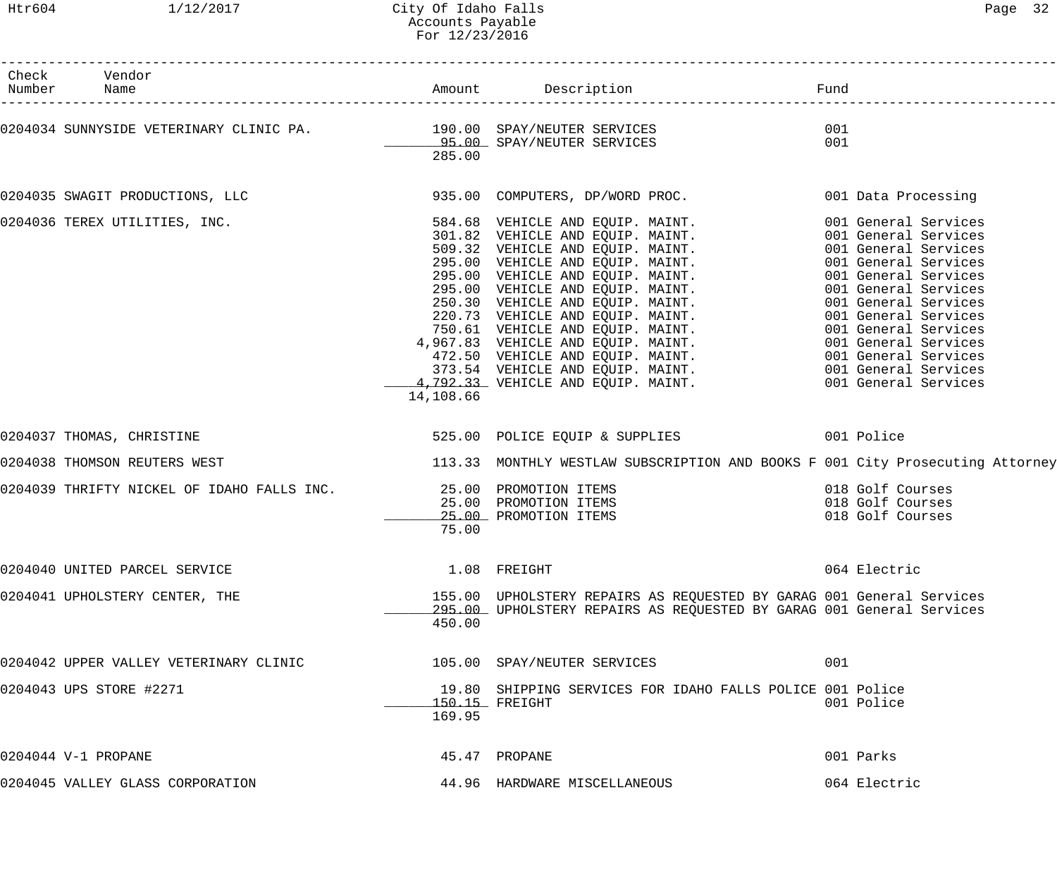# City Of Idaho Falls
## Accounts Payable
### For 12/23/2016

| Check Number | Vendor Name | Amount | Description | Fund |
|---|---|---|---|---|
| 0204034 | SUNNYSIDE VETERINARY CLINIC PA. | 190.00 | SPAY/NEUTER SERVICES | 001 |
| | | 95.00 | SPAY/NEUTER SERVICES | 001 |
| | | 285.00 | | |
| 0204035 | SWAGIT PRODUCTIONS, LLC | 935.00 | COMPUTERS, DP/WORD PROC. | 001 Data Processing |
| 0204036 | TEREX UTILITIES, INC. | 584.68 | VEHICLE AND EQUIP. MAINT. | 001 General Services |
| | | 301.82 | VEHICLE AND EQUIP. MAINT. | 001 General Services |
| | | 509.32 | VEHICLE AND EQUIP. MAINT. | 001 General Services |
| | | 295.00 | VEHICLE AND EQUIP. MAINT. | 001 General Services |
| | | 295.00 | VEHICLE AND EQUIP. MAINT. | 001 General Services |
| | | 295.00 | VEHICLE AND EQUIP. MAINT. | 001 General Services |
| | | 250.30 | VEHICLE AND EQUIP. MAINT. | 001 General Services |
| | | 220.73 | VEHICLE AND EQUIP. MAINT. | 001 General Services |
| | | 750.61 | VEHICLE AND EQUIP. MAINT. | 001 General Services |
| | | 4,967.83 | VEHICLE AND EQUIP. MAINT. | 001 General Services |
| | | 472.50 | VEHICLE AND EQUIP. MAINT. | 001 General Services |
| | | 373.54 | VEHICLE AND EQUIP. MAINT. | 001 General Services |
| | | 4,792.33 | VEHICLE AND EQUIP. MAINT. | 001 General Services |
| | | 14,108.66 | | |
| 0204037 | THOMAS, CHRISTINE | 525.00 | POLICE EQUIP & SUPPLIES | 001 Police |
| 0204038 | THOMSON REUTERS WEST | 113.33 | MONTHLY WESTLAW SUBSCRIPTION AND BOOKS F | 001 City Prosecuting Attorney |
| 0204039 | THRIFTY NICKEL OF IDAHO FALLS INC. | 25.00 | PROMOTION ITEMS | 018 Golf Courses |
| | | 25.00 | PROMOTION ITEMS | 018 Golf Courses |
| | | 25.00 | PROMOTION ITEMS | 018 Golf Courses |
| | | 75.00 | | |
| 0204040 | UNITED PARCEL SERVICE | 1.08 | FREIGHT | 064 Electric |
| 0204041 | UPHOLSTERY CENTER, THE | 155.00 | UPHOLSTERY REPAIRS AS REQUESTED BY GARAG | 001 General Services |
| | | 295.00 | UPHOLSTERY REPAIRS AS REQUESTED BY GARAG | 001 General Services |
| | | 450.00 | | |
| 0204042 | UPPER VALLEY VETERINARY CLINIC | 105.00 | SPAY/NEUTER SERVICES | 001 |
| 0204043 | UPS STORE #2271 | 19.80 | SHIPPING SERVICES FOR IDAHO FALLS POLICE | 001 Police |
| | | 150.15 | FREIGHT | 001 Police |
| | | 169.95 | | |
| 0204044 | V-1 PROPANE | 45.47 | PROPANE | 001 Parks |
| 0204045 | VALLEY GLASS CORPORATION | 44.96 | HARDWARE MISCELLANEOUS | 064 Electric |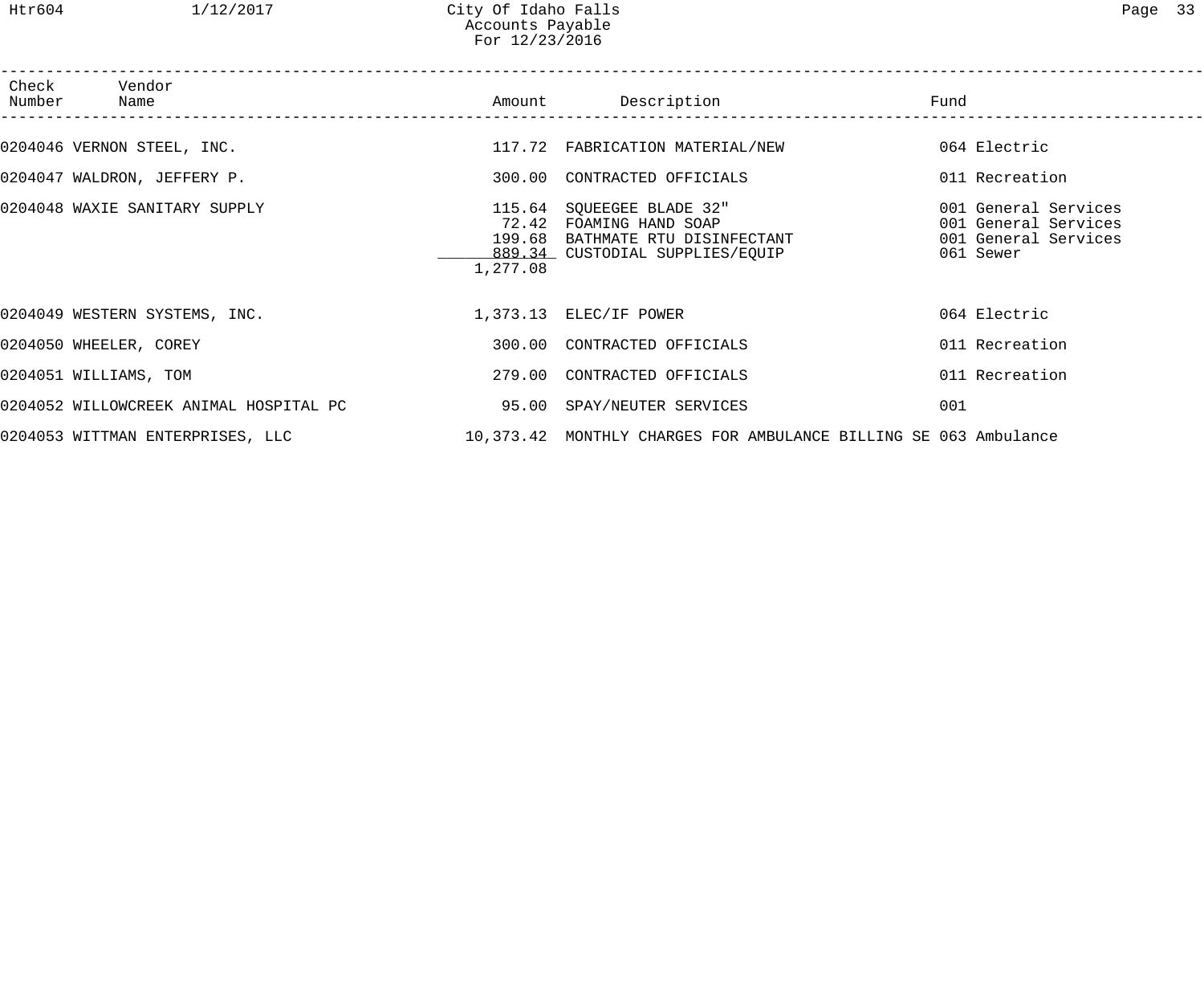City Of Idaho Falls
Accounts Payable
For 12/23/2016

| Check Number | Vendor Name | Amount | Description | Fund |
|---|---|---|---|---|
| 0204046 | VERNON STEEL, INC. | 117.72 | FABRICATION MATERIAL/NEW | 064 Electric |
| 0204047 | WALDRON, JEFFERY P. | 300.00 | CONTRACTED OFFICIALS | 011 Recreation |
| 0204048 | WAXIE SANITARY SUPPLY | 115.64 | SQUEEGEE BLADE 32" | 001 General Services |
| | | 72.42 | FOAMING HAND SOAP | 001 General Services |
| | | 199.68 | BATHMATE RTU DISINFECTANT | 001 General Services |
| | | 889.34 | CUSTODIAL SUPPLIES/EQUIP | 061 Sewer |
| | | 1,277.08 | | |
| 0204049 | WESTERN SYSTEMS, INC. | 1,373.13 | ELEC/IF POWER | 064 Electric |
| 0204050 | WHEELER, COREY | 300.00 | CONTRACTED OFFICIALS | 011 Recreation |
| 0204051 | WILLIAMS, TOM | 279.00 | CONTRACTED OFFICIALS | 011 Recreation |
| 0204052 | WILLOWCREEK ANIMAL HOSPITAL PC | 95.00 | SPAY/NEUTER SERVICES | 001 |
| 0204053 | WITTMAN ENTERPRISES, LLC | 10,373.42 | MONTHLY CHARGES FOR AMBULANCE BILLING SE | 063 Ambulance |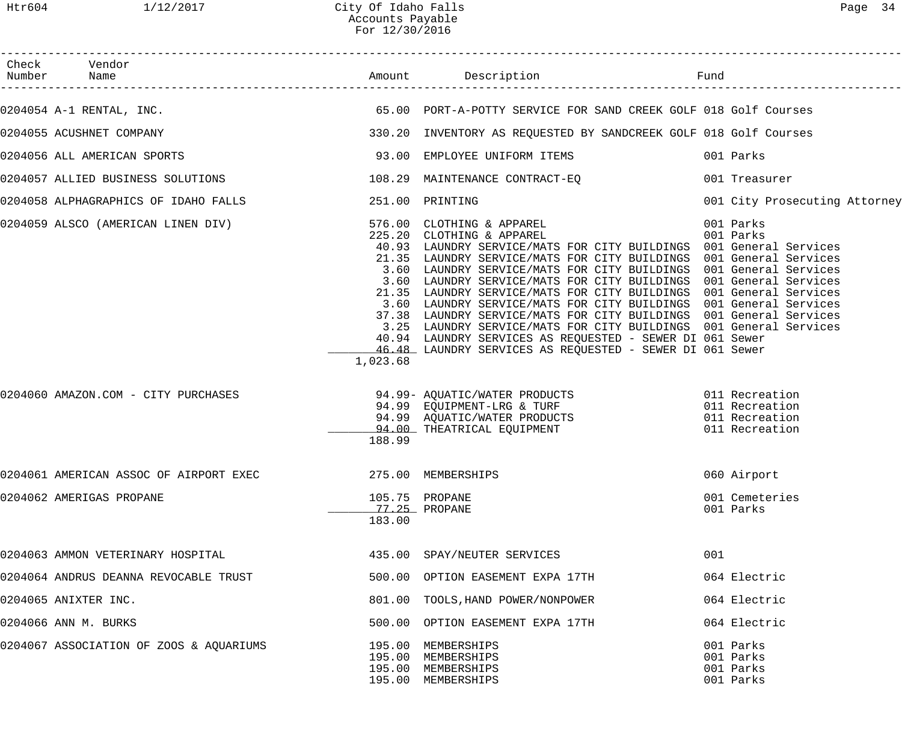# City Of Idaho Falls
## Accounts Payable
### For 12/30/2016

| Check Number | Vendor Name | Amount | Description | Fund |
|---|---|---|---|---|
| 0204054 | A-1 RENTAL, INC. | 65.00 | PORT-A-POTTY SERVICE FOR SAND CREEK GOLF | 018 Golf Courses |
| 0204055 | ACUSHNET COMPANY | 330.20 | INVENTORY AS REQUESTED BY SANDCREEK GOLF | 018 Golf Courses |
| 0204056 | ALL AMERICAN SPORTS | 93.00 | EMPLOYEE UNIFORM ITEMS | 001 Parks |
| 0204057 | ALLIED BUSINESS SOLUTIONS | 108.29 | MAINTENANCE CONTRACT-EQ | 001 Treasurer |
| 0204058 | ALPHAGRAPHICS OF IDAHO FALLS | 251.00 | PRINTING | 001 City Prosecuting Attorney |
| 0204059 | ALSCO (AMERICAN LINEN DIV) | 576.00 | CLOTHING & APPAREL | 001 Parks |
| | | 225.20 | CLOTHING & APPAREL | 001 Parks |
| | | 40.93 | LAUNDRY SERVICE/MATS FOR CITY BUILDINGS | 001 General Services |
| | | 21.35 | LAUNDRY SERVICE/MATS FOR CITY BUILDINGS | 001 General Services |
| | | 3.60 | LAUNDRY SERVICE/MATS FOR CITY BUILDINGS | 001 General Services |
| | | 3.60 | LAUNDRY SERVICE/MATS FOR CITY BUILDINGS | 001 General Services |
| | | 21.35 | LAUNDRY SERVICE/MATS FOR CITY BUILDINGS | 001 General Services |
| | | 3.60 | LAUNDRY SERVICE/MATS FOR CITY BUILDINGS | 001 General Services |
| | | 37.38 | LAUNDRY SERVICE/MATS FOR CITY BUILDINGS | 001 General Services |
| | | 3.25 | LAUNDRY SERVICE/MATS FOR CITY BUILDINGS | 001 General Services |
| | | 40.94 | LAUNDRY SERVICES AS REQUESTED - SEWER DI | 061 Sewer |
| | | 46.48 | LAUNDRY SERVICES AS REQUESTED - SEWER DI | 061 Sewer |
| | | 1,023.68 | | |
| 0204060 | AMAZON.COM - CITY PURCHASES | 94.99- | AQUATIC/WATER PRODUCTS | 011 Recreation |
| | | 94.99 | EQUIPMENT-LRG & TURF | 011 Recreation |
| | | 94.99 | AQUATIC/WATER PRODUCTS | 011 Recreation |
| | | 94.00 | THEATRICAL EQUIPMENT | 011 Recreation |
| | | 188.99 | | |
| 0204061 | AMERICAN ASSOC OF AIRPORT EXEC | 275.00 | MEMBERSHIPS | 060 Airport |
| 0204062 | AMERIGAS PROPANE | 105.75 | PROPANE | 001 Cemeteries |
| | | 77.25 | PROPANE | 001 Parks |
| | | 183.00 | | |
| 0204063 | AMMON VETERINARY HOSPITAL | 435.00 | SPAY/NEUTER SERVICES | 001 |
| 0204064 | ANDRUS DEANNA REVOCABLE TRUST | 500.00 | OPTION EASEMENT EXPA 17TH | 064 Electric |
| 0204065 | ANIXTER INC. | 801.00 | TOOLS,HAND POWER/NONPOWER | 064 Electric |
| 0204066 | ANN M. BURKS | 500.00 | OPTION EASEMENT EXPA 17TH | 064 Electric |
| 0204067 | ASSOCIATION OF ZOOS & AQUARIUMS | 195.00 | MEMBERSHIPS | 001 Parks |
| | | 195.00 | MEMBERSHIPS | 001 Parks |
| | | 195.00 | MEMBERSHIPS | 001 Parks |
| | | 195.00 | MEMBERSHIPS | 001 Parks |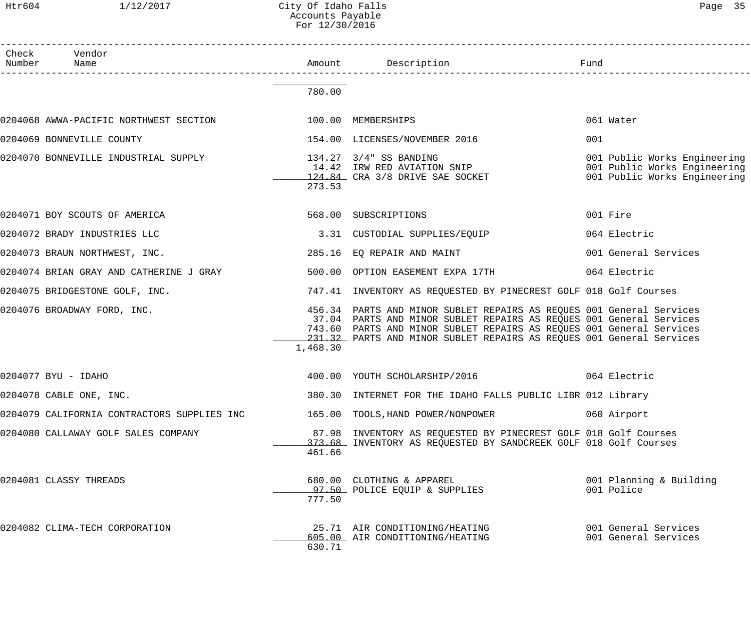# City Of Idaho Falls
## Accounts Payable
### For 12/30/2016

| Check Number | Vendor Name | Amount | Description | Fund |
|---|---|---|---|---|
| | | 780.00 | | |
| 0204068 | AWWA-PACIFIC NORTHWEST SECTION | 100.00 | MEMBERSHIPS | 061 Water |
| 0204069 | BONNEVILLE COUNTY | 154.00 | LICENSES/NOVEMBER 2016 | 001 |
| 0204070 | BONNEVILLE INDUSTRIAL SUPPLY | 134.27 | 3/4" SS BANDING | 001 Public Works Engineering |
| | | 14.42 | IRW RED AVIATION SNIP | 001 Public Works Engineering |
| | | 124.84 | CRA 3/8 DRIVE SAE SOCKET | 001 Public Works Engineering |
| | | 273.53 | | |
| 0204071 | BOY SCOUTS OF AMERICA | 568.00 | SUBSCRIPTIONS | 001 Fire |
| 0204072 | BRADY INDUSTRIES LLC | 3.31 | CUSTODIAL SUPPLIES/EQUIP | 064 Electric |
| 0204073 | BRAUN NORTHWEST, INC. | 285.16 | EQ REPAIR AND MAINT | 001 General Services |
| 0204074 | BRIAN GRAY AND CATHERINE J GRAY | 500.00 | OPTION EASEMENT EXPA 17TH | 064 Electric |
| 0204075 | BRIDGESTONE GOLF, INC. | 747.41 | INVENTORY AS REQUESTED BY PINECREST GOLF | 018 Golf Courses |
| 0204076 | BROADWAY FORD, INC. | 456.34 | PARTS AND MINOR SUBLET REPAIRS AS REQUES | 001 General Services |
| | | 37.04 | PARTS AND MINOR SUBLET REPAIRS AS REQUES | 001 General Services |
| | | 743.60 | PARTS AND MINOR SUBLET REPAIRS AS REQUES | 001 General Services |
| | | 231.32 | PARTS AND MINOR SUBLET REPAIRS AS REQUES | 001 General Services |
| | | 1,468.30 | | |
| 0204077 | BYU - IDAHO | 400.00 | YOUTH SCHOLARSHIP/2016 | 064 Electric |
| 0204078 | CABLE ONE, INC. | 380.30 | INTERNET FOR THE IDAHO FALLS PUBLIC LIBR | 012 Library |
| 0204079 | CALIFORNIA CONTRACTORS SUPPLIES INC | 165.00 | TOOLS,HAND POWER/NONPOWER | 060 Airport |
| 0204080 | CALLAWAY GOLF SALES COMPANY | 87.98 | INVENTORY AS REQUESTED BY PINECREST GOLF | 018 Golf Courses |
| | | 373.68 | INVENTORY AS REQUESTED BY SANDCREEK GOLF | 018 Golf Courses |
| | | 461.66 | | |
| 0204081 | CLASSY THREADS | 680.00 | CLOTHING & APPAREL | 001 Planning & Building |
| | | 97.50 | POLICE EQUIP & SUPPLIES | 001 Police |
| | | 777.50 | | |
| 0204082 | CLIMA-TECH CORPORATION | 25.71 | AIR CONDITIONING/HEATING | 001 General Services |
| | | 605.00 | AIR CONDITIONING/HEATING | 001 General Services |
| | | 630.71 | | |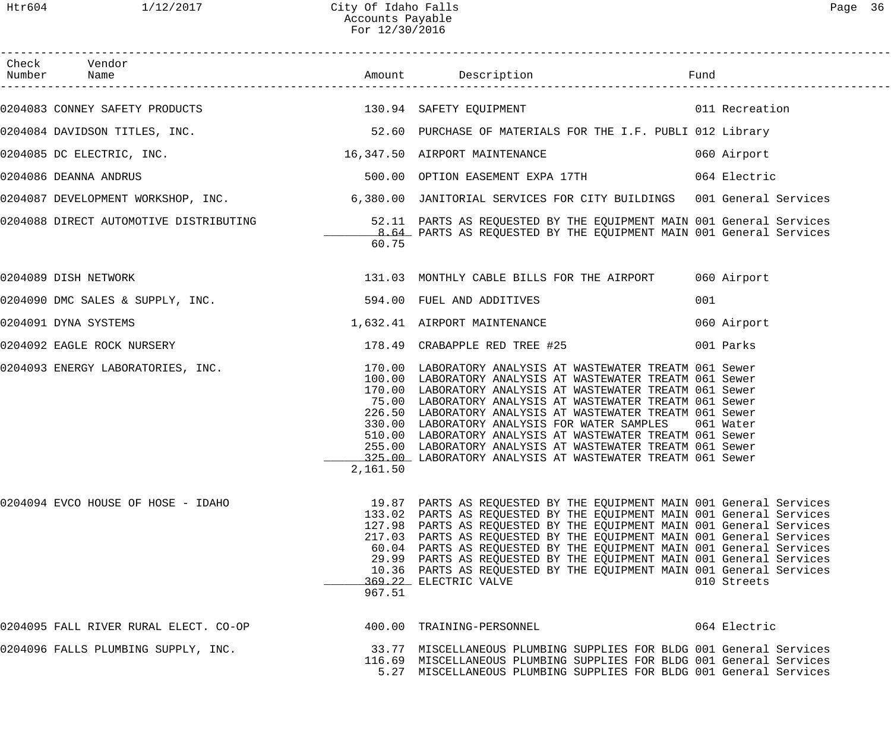# City Of Idaho Falls
## Accounts Payable
### For 12/30/2016

| Check Number | Vendor Name | Amount | Description | Fund |
|---|---|---|---|---|
| 0204083 | CONNEY SAFETY PRODUCTS | 130.94 | SAFETY EQUIPMENT | 011 Recreation |
| 0204084 | DAVIDSON TITLES, INC. | 52.60 | PURCHASE OF MATERIALS FOR THE I.F. PUBLI | 012 Library |
| 0204085 | DC ELECTRIC, INC. | 16,347.50 | AIRPORT MAINTENANCE | 060 Airport |
| 0204086 | DEANNA ANDRUS | 500.00 | OPTION EASEMENT EXPA 17TH | 064 Electric |
| 0204087 | DEVELOPMENT WORKSHOP, INC. | 6,380.00 | JANITORIAL SERVICES FOR CITY BUILDINGS | 001 General Services |
| 0204088 | DIRECT AUTOMOTIVE DISTRIBUTING | 52.11 | PARTS AS REQUESTED BY THE EQUIPMENT MAIN | 001 General Services |
| | | 8.64 | PARTS AS REQUESTED BY THE EQUIPMENT MAIN | 001 General Services |
| | | 60.75 | | |
| 0204089 | DISH NETWORK | 131.03 | MONTHLY CABLE BILLS FOR THE AIRPORT | 060 Airport |
| 0204090 | DMC SALES & SUPPLY, INC. | 594.00 | FUEL AND ADDITIVES | 001 |
| 0204091 | DYNA SYSTEMS | 1,632.41 | AIRPORT MAINTENANCE | 060 Airport |
| 0204092 | EAGLE ROCK NURSERY | 178.49 | CRABAPPLE RED TREE #25 | 001 Parks |
| 0204093 | ENERGY LABORATORIES, INC. | 170.00 | LABORATORY ANALYSIS AT WASTEWATER TREATM | 061 Sewer |
| | | 100.00 | LABORATORY ANALYSIS AT WASTEWATER TREATM | 061 Sewer |
| | | 170.00 | LABORATORY ANALYSIS AT WASTEWATER TREATM | 061 Sewer |
| | | 75.00 | LABORATORY ANALYSIS AT WASTEWATER TREATM | 061 Sewer |
| | | 226.50 | LABORATORY ANALYSIS AT WASTEWATER TREATM | 061 Sewer |
| | | 330.00 | LABORATORY ANALYSIS FOR WATER SAMPLES | 061 Water |
| | | 510.00 | LABORATORY ANALYSIS AT WASTEWATER TREATM | 061 Sewer |
| | | 255.00 | LABORATORY ANALYSIS AT WASTEWATER TREATM | 061 Sewer |
| | | 325.00 | LABORATORY ANALYSIS AT WASTEWATER TREATM | 061 Sewer |
| | | 2,161.50 | | |
| 0204094 | EVCO HOUSE OF HOSE - IDAHO | 19.87 | PARTS AS REQUESTED BY THE EQUIPMENT MAIN | 001 General Services |
| | | 133.02 | PARTS AS REQUESTED BY THE EQUIPMENT MAIN | 001 General Services |
| | | 127.98 | PARTS AS REQUESTED BY THE EQUIPMENT MAIN | 001 General Services |
| | | 217.03 | PARTS AS REQUESTED BY THE EQUIPMENT MAIN | 001 General Services |
| | | 60.04 | PARTS AS REQUESTED BY THE EQUIPMENT MAIN | 001 General Services |
| | | 29.99 | PARTS AS REQUESTED BY THE EQUIPMENT MAIN | 001 General Services |
| | | 10.36 | PARTS AS REQUESTED BY THE EQUIPMENT MAIN | 001 General Services |
| | | 369.22 | ELECTRIC VALVE | 010 Streets |
| | | 967.51 | | |
| 0204095 | FALL RIVER RURAL ELECT. CO-OP | 400.00 | TRAINING-PERSONNEL | 064 Electric |
| 0204096 | FALLS PLUMBING SUPPLY, INC. | 33.77 | MISCELLANEOUS PLUMBING SUPPLIES FOR BLDG | 001 General Services |
| | | 116.69 | MISCELLANEOUS PLUMBING SUPPLIES FOR BLDG | 001 General Services |
| | | 5.27 | MISCELLANEOUS PLUMBING SUPPLIES FOR BLDG | 001 General Services |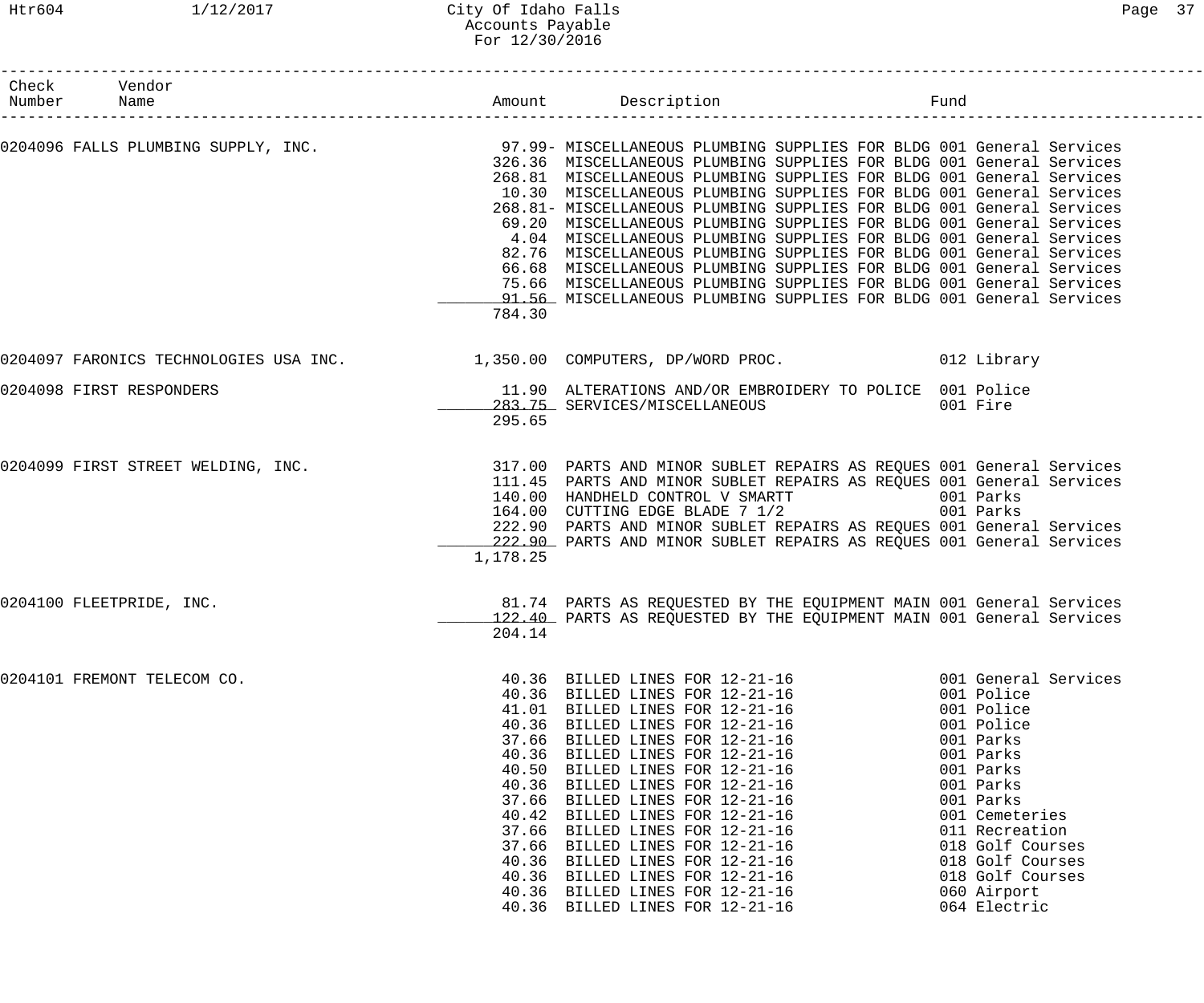# City Of Idaho Falls
## Accounts Payable
### For 12/30/2016

| Check Number | Vendor Name | Amount | Description | Fund |
|---|---|---|---|---|
| 0204096 | FALLS PLUMBING SUPPLY, INC. | 97.99- | MISCELLANEOUS PLUMBING SUPPLIES FOR BLDG | 001 General Services |
| | | 326.36 | MISCELLANEOUS PLUMBING SUPPLIES FOR BLDG | 001 General Services |
| | | 268.81 | MISCELLANEOUS PLUMBING SUPPLIES FOR BLDG | 001 General Services |
| | | 10.30 | MISCELLANEOUS PLUMBING SUPPLIES FOR BLDG | 001 General Services |
| | | 268.81- | MISCELLANEOUS PLUMBING SUPPLIES FOR BLDG | 001 General Services |
| | | 69.20 | MISCELLANEOUS PLUMBING SUPPLIES FOR BLDG | 001 General Services |
| | | 4.04 | MISCELLANEOUS PLUMBING SUPPLIES FOR BLDG | 001 General Services |
| | | 82.76 | MISCELLANEOUS PLUMBING SUPPLIES FOR BLDG | 001 General Services |
| | | 66.68 | MISCELLANEOUS PLUMBING SUPPLIES FOR BLDG | 001 General Services |
| | | 75.66 | MISCELLANEOUS PLUMBING SUPPLIES FOR BLDG | 001 General Services |
| | | 91.56 | MISCELLANEOUS PLUMBING SUPPLIES FOR BLDG | 001 General Services |
| | | 784.30 | | |
| 0204097 | FARONICS TECHNOLOGIES USA INC. | 1,350.00 | COMPUTERS, DP/WORD PROC. | 012 Library |
| 0204098 | FIRST RESPONDERS | 11.90 | ALTERATIONS AND/OR EMBROIDERY TO POLICE | 001 Police |
| | | 283.75 | SERVICES/MISCELLANEOUS | 001 Fire |
| | | 295.65 | | |
| 0204099 | FIRST STREET WELDING, INC. | 317.00 | PARTS AND MINOR SUBLET REPAIRS AS REQUES | 001 General Services |
| | | 111.45 | PARTS AND MINOR SUBLET REPAIRS AS REQUES | 001 General Services |
| | | 140.00 | HANDHELD CONTROL V SMARTT | 001 Parks |
| | | 164.00 | CUTTING EDGE BLADE 7 1/2 | 001 Parks |
| | | 222.90 | PARTS AND MINOR SUBLET REPAIRS AS REQUES | 001 General Services |
| | | 222.90 | PARTS AND MINOR SUBLET REPAIRS AS REQUES | 001 General Services |
| | | 1,178.25 | | |
| 0204100 | FLEETPRIDE, INC. | 81.74 | PARTS AS REQUESTED BY THE EQUIPMENT MAIN | 001 General Services |
| | | 122.40 | PARTS AS REQUESTED BY THE EQUIPMENT MAIN | 001 General Services |
| | | 204.14 | | |
| 0204101 | FREMONT TELECOM CO. | 40.36 | BILLED LINES FOR 12-21-16 | 001 General Services |
| | | 40.36 | BILLED LINES FOR 12-21-16 | 001 Police |
| | | 41.01 | BILLED LINES FOR 12-21-16 | 001 Police |
| | | 40.36 | BILLED LINES FOR 12-21-16 | 001 Police |
| | | 37.66 | BILLED LINES FOR 12-21-16 | 001 Parks |
| | | 40.36 | BILLED LINES FOR 12-21-16 | 001 Parks |
| | | 40.50 | BILLED LINES FOR 12-21-16 | 001 Parks |
| | | 40.36 | BILLED LINES FOR 12-21-16 | 001 Parks |
| | | 37.66 | BILLED LINES FOR 12-21-16 | 001 Parks |
| | | 40.42 | BILLED LINES FOR 12-21-16 | 001 Cemeteries |
| | | 37.66 | BILLED LINES FOR 12-21-16 | 011 Recreation |
| | | 37.66 | BILLED LINES FOR 12-21-16 | 018 Golf Courses |
| | | 40.36 | BILLED LINES FOR 12-21-16 | 018 Golf Courses |
| | | 40.36 | BILLED LINES FOR 12-21-16 | 018 Golf Courses |
| | | 40.36 | BILLED LINES FOR 12-21-16 | 060 Airport |
| | | 40.36 | BILLED LINES FOR 12-21-16 | 064 Electric |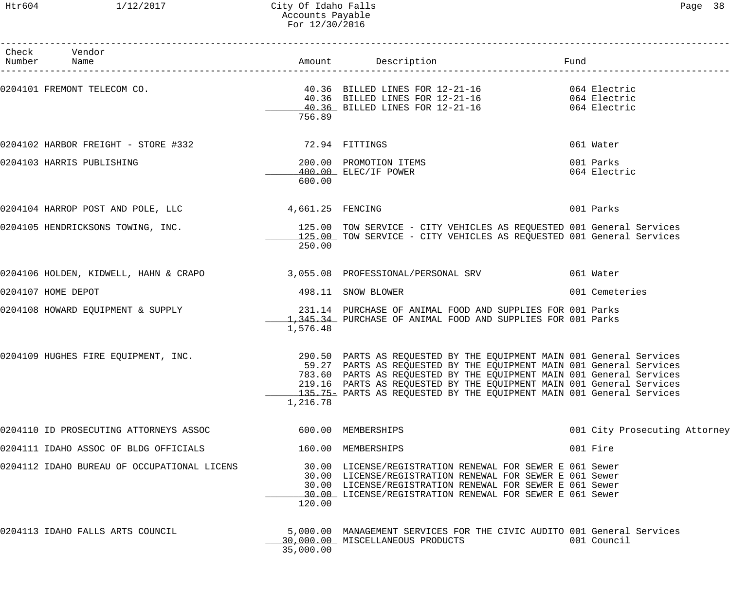City Of Idaho Falls
Accounts Payable
For 12/30/2016

| Check Number | Vendor Name | Amount | Description | Fund |
|---|---|---|---|---|
| 0204101 | FREMONT TELECOM CO. | 40.36 | BILLED LINES FOR 12-21-16 | 064 Electric |
| | | 40.36 | BILLED LINES FOR 12-21-16 | 064 Electric |
| | | 40.36 | BILLED LINES FOR 12-21-16 | 064 Electric |
| | | 756.89 | | |
| 0204102 | HARBOR FREIGHT - STORE #332 | 72.94 | FITTINGS | 061 Water |
| 0204103 | HARRIS PUBLISHING | 200.00 | PROMOTION ITEMS | 001 Parks |
| | | 400.00 | ELEC/IF POWER | 064 Electric |
| | | 600.00 | | |
| 0204104 | HARROP POST AND POLE, LLC | 4,661.25 | FENCING | 001 Parks |
| 0204105 | HENDRICKSONS TOWING, INC. | 125.00 | TOW SERVICE - CITY VEHICLES AS REQUESTED | 001 General Services |
| | | 125.00 | TOW SERVICE - CITY VEHICLES AS REQUESTED | 001 General Services |
| | | 250.00 | | |
| 0204106 | HOLDEN, KIDWELL, HAHN & CRAPO | 3,055.08 | PROFESSIONAL/PERSONAL SRV | 061 Water |
| 0204107 | HOME DEPOT | 498.11 | SNOW BLOWER | 001 Cemeteries |
| 0204108 | HOWARD EQUIPMENT & SUPPLY | 231.14 | PURCHASE OF ANIMAL FOOD AND SUPPLIES FOR | 001 Parks |
| | | 1,345.34 | PURCHASE OF ANIMAL FOOD AND SUPPLIES FOR | 001 Parks |
| | | 1,576.48 | | |
| 0204109 | HUGHES FIRE EQUIPMENT, INC. | 290.50 | PARTS AS REQUESTED BY THE EQUIPMENT MAIN | 001 General Services |
| | | 59.27 | PARTS AS REQUESTED BY THE EQUIPMENT MAIN | 001 General Services |
| | | 783.60 | PARTS AS REQUESTED BY THE EQUIPMENT MAIN | 001 General Services |
| | | 219.16 | PARTS AS REQUESTED BY THE EQUIPMENT MAIN | 001 General Services |
| | | 135.75- | PARTS AS REQUESTED BY THE EQUIPMENT MAIN | 001 General Services |
| | | 1,216.78 | | |
| 0204110 | ID PROSECUTING ATTORNEYS ASSOC | 600.00 | MEMBERSHIPS | 001 City Prosecuting Attorney |
| 0204111 | IDAHO ASSOC OF BLDG OFFICIALS | 160.00 | MEMBERSHIPS | 001 Fire |
| 0204112 | IDAHO BUREAU OF OCCUPATIONAL LICENS | 30.00 | LICENSE/REGISTRATION RENEWAL FOR SEWER E | 061 Sewer |
| | | 30.00 | LICENSE/REGISTRATION RENEWAL FOR SEWER E | 061 Sewer |
| | | 30.00 | LICENSE/REGISTRATION RENEWAL FOR SEWER E | 061 Sewer |
| | | 30.00 | LICENSE/REGISTRATION RENEWAL FOR SEWER E | 061 Sewer |
| | | 120.00 | | |
| 0204113 | IDAHO FALLS ARTS COUNCIL | 5,000.00 | MANAGEMENT SERVICES FOR THE CIVIC AUDITO | 001 General Services |
| | | 30,000.00 | MISCELLANEOUS PRODUCTS | 001 Council |
| | | 35,000.00 | | |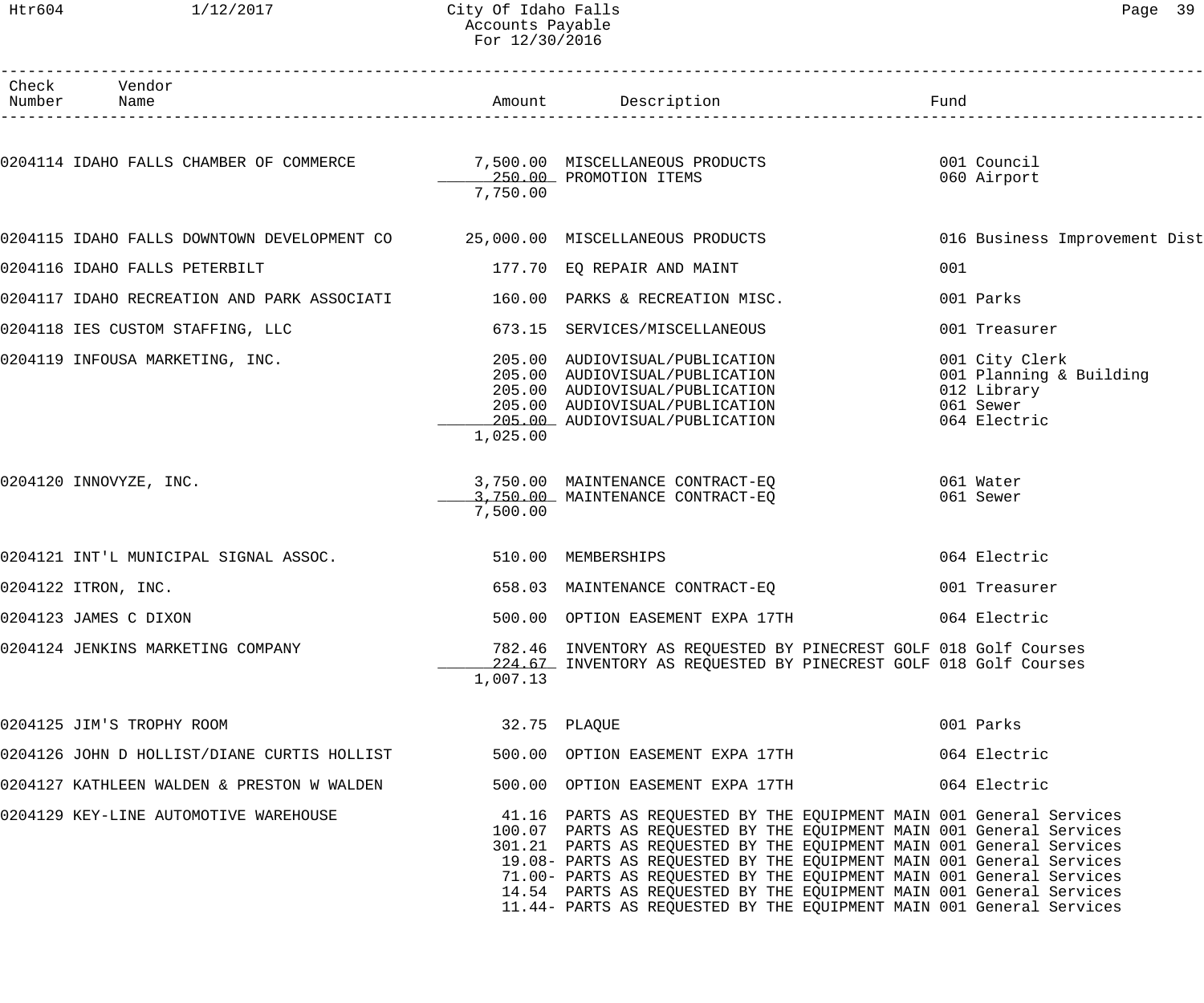City Of Idaho Falls
Accounts Payable
For 12/30/2016

| Check Number | Vendor Name | Amount | Description | Fund |
|---|---|---|---|---|
| 0204114 | IDAHO FALLS CHAMBER OF COMMERCE | 7,500.00 | MISCELLANEOUS PRODUCTS | 001 Council |
| | | 250.00 | PROMOTION ITEMS | 060 Airport |
| | | 7,750.00 | | |
| 0204115 | IDAHO FALLS DOWNTOWN DEVELOPMENT CO | 25,000.00 | MISCELLANEOUS PRODUCTS | 016 Business Improvement Dist |
| 0204116 | IDAHO FALLS PETERBILT | 177.70 | EQ REPAIR AND MAINT | 001 |
| 0204117 | IDAHO RECREATION AND PARK ASSOCIATI | 160.00 | PARKS & RECREATION MISC. | 001 Parks |
| 0204118 | IES CUSTOM STAFFING, LLC | 673.15 | SERVICES/MISCELLANEOUS | 001 Treasurer |
| 0204119 | INFOUSA MARKETING, INC. | 205.00 | AUDIOVISUAL/PUBLICATION | 001 City Clerk |
| | | 205.00 | AUDIOVISUAL/PUBLICATION | 001 Planning & Building |
| | | 205.00 | AUDIOVISUAL/PUBLICATION | 012 Library |
| | | 205.00 | AUDIOVISUAL/PUBLICATION | 061 Sewer |
| | | 205.00 | AUDIOVISUAL/PUBLICATION | 064 Electric |
| | | 1,025.00 | | |
| 0204120 | INNOVYZE, INC. | 3,750.00 | MAINTENANCE CONTRACT-EQ | 061 Water |
| | | 3,750.00 | MAINTENANCE CONTRACT-EQ | 061 Sewer |
| | | 7,500.00 | | |
| 0204121 | INT'L MUNICIPAL SIGNAL ASSOC. | 510.00 | MEMBERSHIPS | 064 Electric |
| 0204122 | ITRON, INC. | 658.03 | MAINTENANCE CONTRACT-EQ | 001 Treasurer |
| 0204123 | JAMES C DIXON | 500.00 | OPTION EASEMENT EXPA 17TH | 064 Electric |
| 0204124 | JENKINS MARKETING COMPANY | 782.46 | INVENTORY AS REQUESTED BY PINECREST GOLF | 018 Golf Courses |
| | | 224.67 | INVENTORY AS REQUESTED BY PINECREST GOLF | 018 Golf Courses |
| | | 1,007.13 | | |
| 0204125 | JIM'S TROPHY ROOM | 32.75 | PLAQUE | 001 Parks |
| 0204126 | JOHN D HOLLIST/DIANE CURTIS HOLLIST | 500.00 | OPTION EASEMENT EXPA 17TH | 064 Electric |
| 0204127 | KATHLEEN WALDEN & PRESTON W WALDEN | 500.00 | OPTION EASEMENT EXPA 17TH | 064 Electric |
| 0204129 | KEY-LINE AUTOMOTIVE WAREHOUSE | 41.16 | PARTS AS REQUESTED BY THE EQUIPMENT MAIN | 001 General Services |
| | | 100.07 | PARTS AS REQUESTED BY THE EQUIPMENT MAIN | 001 General Services |
| | | 301.21 | PARTS AS REQUESTED BY THE EQUIPMENT MAIN | 001 General Services |
| | | 19.08- | PARTS AS REQUESTED BY THE EQUIPMENT MAIN | 001 General Services |
| | | 71.00- | PARTS AS REQUESTED BY THE EQUIPMENT MAIN | 001 General Services |
| | | 14.54 | PARTS AS REQUESTED BY THE EQUIPMENT MAIN | 001 General Services |
| | | 11.44- | PARTS AS REQUESTED BY THE EQUIPMENT MAIN | 001 General Services |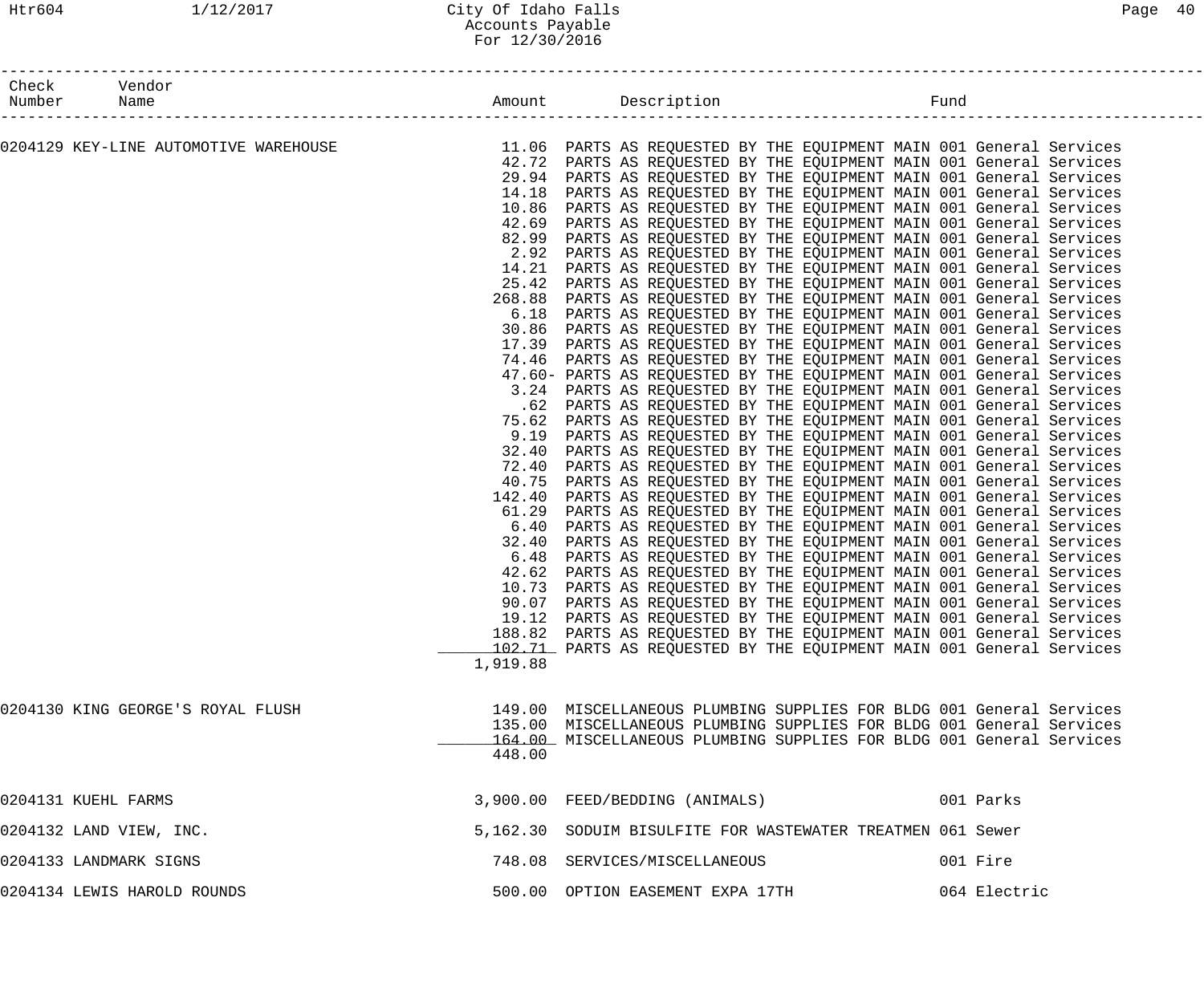# City Of Idaho Falls
## Accounts Payable
### For 12/30/2016

| Check Number | Vendor Name | Amount | Description | Fund |
|---|---|---|---|---|
| 0204129 | KEY-LINE AUTOMOTIVE WAREHOUSE | 11.06 | PARTS AS REQUESTED BY THE EQUIPMENT MAIN | 001 General Services |
| | | 42.72 | PARTS AS REQUESTED BY THE EQUIPMENT MAIN | 001 General Services |
| | | 29.94 | PARTS AS REQUESTED BY THE EQUIPMENT MAIN | 001 General Services |
| | | 14.18 | PARTS AS REQUESTED BY THE EQUIPMENT MAIN | 001 General Services |
| | | 10.86 | PARTS AS REQUESTED BY THE EQUIPMENT MAIN | 001 General Services |
| | | 42.69 | PARTS AS REQUESTED BY THE EQUIPMENT MAIN | 001 General Services |
| | | 82.99 | PARTS AS REQUESTED BY THE EQUIPMENT MAIN | 001 General Services |
| | | 2.92 | PARTS AS REQUESTED BY THE EQUIPMENT MAIN | 001 General Services |
| | | 14.21 | PARTS AS REQUESTED BY THE EQUIPMENT MAIN | 001 General Services |
| | | 25.42 | PARTS AS REQUESTED BY THE EQUIPMENT MAIN | 001 General Services |
| | | 268.88 | PARTS AS REQUESTED BY THE EQUIPMENT MAIN | 001 General Services |
| | | 6.18 | PARTS AS REQUESTED BY THE EQUIPMENT MAIN | 001 General Services |
| | | 30.86 | PARTS AS REQUESTED BY THE EQUIPMENT MAIN | 001 General Services |
| | | 17.39 | PARTS AS REQUESTED BY THE EQUIPMENT MAIN | 001 General Services |
| | | 74.46 | PARTS AS REQUESTED BY THE EQUIPMENT MAIN | 001 General Services |
| | | 47.60- | PARTS AS REQUESTED BY THE EQUIPMENT MAIN | 001 General Services |
| | | 3.24 | PARTS AS REQUESTED BY THE EQUIPMENT MAIN | 001 General Services |
| | | .62 | PARTS AS REQUESTED BY THE EQUIPMENT MAIN | 001 General Services |
| | | 75.62 | PARTS AS REQUESTED BY THE EQUIPMENT MAIN | 001 General Services |
| | | 9.19 | PARTS AS REQUESTED BY THE EQUIPMENT MAIN | 001 General Services |
| | | 32.40 | PARTS AS REQUESTED BY THE EQUIPMENT MAIN | 001 General Services |
| | | 72.40 | PARTS AS REQUESTED BY THE EQUIPMENT MAIN | 001 General Services |
| | | 40.75 | PARTS AS REQUESTED BY THE EQUIPMENT MAIN | 001 General Services |
| | | 142.40 | PARTS AS REQUESTED BY THE EQUIPMENT MAIN | 001 General Services |
| | | 61.29 | PARTS AS REQUESTED BY THE EQUIPMENT MAIN | 001 General Services |
| | | 6.40 | PARTS AS REQUESTED BY THE EQUIPMENT MAIN | 001 General Services |
| | | 32.40 | PARTS AS REQUESTED BY THE EQUIPMENT MAIN | 001 General Services |
| | | 6.48 | PARTS AS REQUESTED BY THE EQUIPMENT MAIN | 001 General Services |
| | | 42.62 | PARTS AS REQUESTED BY THE EQUIPMENT MAIN | 001 General Services |
| | | 10.73 | PARTS AS REQUESTED BY THE EQUIPMENT MAIN | 001 General Services |
| | | 90.07 | PARTS AS REQUESTED BY THE EQUIPMENT MAIN | 001 General Services |
| | | 19.12 | PARTS AS REQUESTED BY THE EQUIPMENT MAIN | 001 General Services |
| | | 188.82 | PARTS AS REQUESTED BY THE EQUIPMENT MAIN | 001 General Services |
| | | 102.71 | PARTS AS REQUESTED BY THE EQUIPMENT MAIN | 001 General Services |
| | | 1,919.88 | | |
| 0204130 | KING GEORGE'S ROYAL FLUSH | 149.00 | MISCELLANEOUS PLUMBING SUPPLIES FOR BLDG | 001 General Services |
| | | 135.00 | MISCELLANEOUS PLUMBING SUPPLIES FOR BLDG | 001 General Services |
| | | 164.00 | MISCELLANEOUS PLUMBING SUPPLIES FOR BLDG | 001 General Services |
| | | 448.00 | | |
| 0204131 | KUEHL FARMS | 3,900.00 | FEED/BEDDING (ANIMALS) | 001 Parks |
| 0204132 | LAND VIEW, INC. | 5,162.30 | SODUIM BISULFITE FOR WASTEWATER TREATMEN | 061 Sewer |
| 0204133 | LANDMARK SIGNS | 748.08 | SERVICES/MISCELLANEOUS | 001 Fire |
| 0204134 | LEWIS HAROLD ROUNDS | 500.00 | OPTION EASEMENT EXPA 17TH | 064 Electric |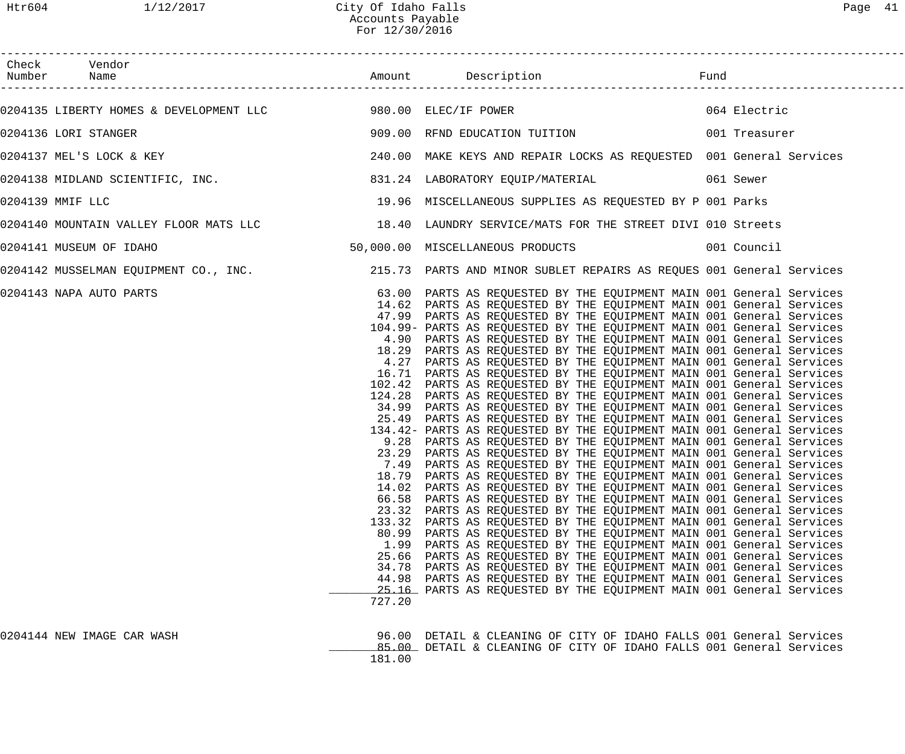| Check Number | Vendor Name | Amount | Description | Fund |
|---|---|---|---|---|
| 0204135 | LIBERTY HOMES & DEVELOPMENT LLC | 980.00 | ELEC/IF POWER | 064 Electric |
| 0204136 | LORI STANGER | 909.00 | RFND EDUCATION TUITION | 001 Treasurer |
| 0204137 | MEL'S LOCK & KEY | 240.00 | MAKE KEYS AND REPAIR LOCKS AS REQUESTED | 001 General Services |
| 0204138 | MIDLAND SCIENTIFIC, INC. | 831.24 | LABORATORY EQUIP/MATERIAL | 061 Sewer |
| 0204139 | MMIF LLC | 19.96 | MISCELLANEOUS SUPPLIES AS REQUESTED BY P | 001 Parks |
| 0204140 | MOUNTAIN VALLEY FLOOR MATS LLC | 18.40 | LAUNDRY SERVICE/MATS FOR THE STREET DIVI | 010 Streets |
| 0204141 | MUSEUM OF IDAHO | 50,000.00 | MISCELLANEOUS PRODUCTS | 001 Council |
| 0204142 | MUSSELMAN EQUIPMENT CO., INC. | 215.73 | PARTS AND MINOR SUBLET REPAIRS AS REQUES | 001 General Services |
| 0204143 | NAPA AUTO PARTS | 63.00 | PARTS AS REQUESTED BY THE EQUIPMENT MAIN | 001 General Services |
| | | 14.62 | PARTS AS REQUESTED BY THE EQUIPMENT MAIN | 001 General Services |
| | | 47.99 | PARTS AS REQUESTED BY THE EQUIPMENT MAIN | 001 General Services |
| | | 104.99- | PARTS AS REQUESTED BY THE EQUIPMENT MAIN | 001 General Services |
| | | 4.90 | PARTS AS REQUESTED BY THE EQUIPMENT MAIN | 001 General Services |
| | | 18.29 | PARTS AS REQUESTED BY THE EQUIPMENT MAIN | 001 General Services |
| | | 4.27 | PARTS AS REQUESTED BY THE EQUIPMENT MAIN | 001 General Services |
| | | 16.71 | PARTS AS REQUESTED BY THE EQUIPMENT MAIN | 001 General Services |
| | | 102.42 | PARTS AS REQUESTED BY THE EQUIPMENT MAIN | 001 General Services |
| | | 124.28 | PARTS AS REQUESTED BY THE EQUIPMENT MAIN | 001 General Services |
| | | 34.99 | PARTS AS REQUESTED BY THE EQUIPMENT MAIN | 001 General Services |
| | | 25.49 | PARTS AS REQUESTED BY THE EQUIPMENT MAIN | 001 General Services |
| | | 134.42- | PARTS AS REQUESTED BY THE EQUIPMENT MAIN | 001 General Services |
| | | 9.28 | PARTS AS REQUESTED BY THE EQUIPMENT MAIN | 001 General Services |
| | | 23.29 | PARTS AS REQUESTED BY THE EQUIPMENT MAIN | 001 General Services |
| | | 7.49 | PARTS AS REQUESTED BY THE EQUIPMENT MAIN | 001 General Services |
| | | 18.79 | PARTS AS REQUESTED BY THE EQUIPMENT MAIN | 001 General Services |
| | | 14.02 | PARTS AS REQUESTED BY THE EQUIPMENT MAIN | 001 General Services |
| | | 66.58 | PARTS AS REQUESTED BY THE EQUIPMENT MAIN | 001 General Services |
| | | 23.32 | PARTS AS REQUESTED BY THE EQUIPMENT MAIN | 001 General Services |
| | | 133.32 | PARTS AS REQUESTED BY THE EQUIPMENT MAIN | 001 General Services |
| | | 80.99 | PARTS AS REQUESTED BY THE EQUIPMENT MAIN | 001 General Services |
| | | 1.99 | PARTS AS REQUESTED BY THE EQUIPMENT MAIN | 001 General Services |
| | | 25.66 | PARTS AS REQUESTED BY THE EQUIPMENT MAIN | 001 General Services |
| | | 34.78 | PARTS AS REQUESTED BY THE EQUIPMENT MAIN | 001 General Services |
| | | 44.98 | PARTS AS REQUESTED BY THE EQUIPMENT MAIN | 001 General Services |
| | | 25.16 | PARTS AS REQUESTED BY THE EQUIPMENT MAIN | 001 General Services |
| | | 727.20 | | |
| 0204144 | NEW IMAGE CAR WASH | 96.00 | DETAIL & CLEANING OF CITY OF IDAHO FALLS | 001 General Services |
| | | 85.00 | DETAIL & CLEANING OF CITY OF IDAHO FALLS | 001 General Services |
| | | 181.00 | | |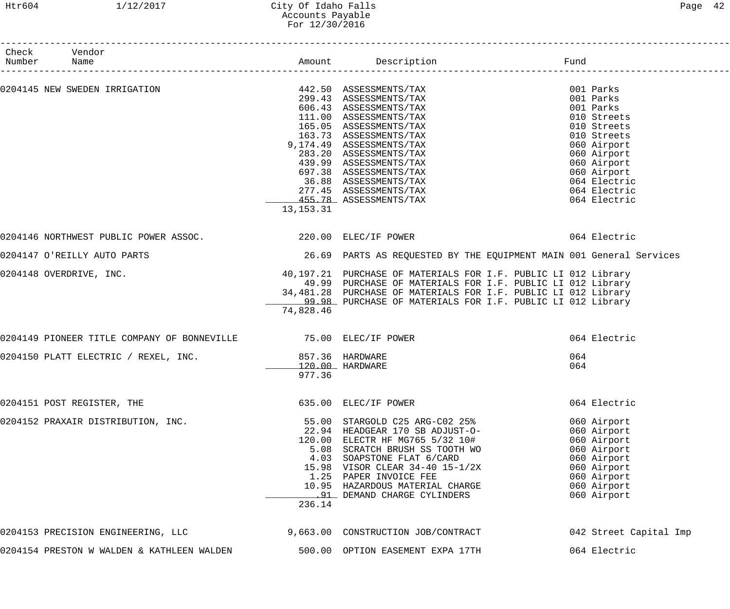# City Of Idaho Falls
## Accounts Payable
### For 12/30/2016

| Check Number | Vendor Name | Amount | Description | Fund |
|---|---|---|---|---|
| 0204145 | NEW SWEDEN IRRIGATION | 442.50 | ASSESSMENTS/TAX | 001 Parks |
| | | 299.43 | ASSESSMENTS/TAX | 001 Parks |
| | | 606.43 | ASSESSMENTS/TAX | 001 Parks |
| | | 111.00 | ASSESSMENTS/TAX | 010 Streets |
| | | 165.05 | ASSESSMENTS/TAX | 010 Streets |
| | | 163.73 | ASSESSMENTS/TAX | 010 Streets |
| | | 9,174.49 | ASSESSMENTS/TAX | 060 Airport |
| | | 283.20 | ASSESSMENTS/TAX | 060 Airport |
| | | 439.99 | ASSESSMENTS/TAX | 060 Airport |
| | | 697.38 | ASSESSMENTS/TAX | 060 Airport |
| | | 36.88 | ASSESSMENTS/TAX | 064 Electric |
| | | 277.45 | ASSESSMENTS/TAX | 064 Electric |
| | | 455.78 | ASSESSMENTS/TAX | 064 Electric |
| | | 13,153.31 | | |
| 0204146 | NORTHWEST PUBLIC POWER ASSOC. | 220.00 | ELEC/IF POWER | 064 Electric |
| 0204147 | O'REILLY AUTO PARTS | 26.69 | PARTS AS REQUESTED BY THE EQUIPMENT MAIN | 001 General Services |
| 0204148 | OVERDRIVE, INC. | 40,197.21 | PURCHASE OF MATERIALS FOR I.F. PUBLIC LI | 012 Library |
| | | 49.99 | PURCHASE OF MATERIALS FOR I.F. PUBLIC LI | 012 Library |
| | | 34,481.28 | PURCHASE OF MATERIALS FOR I.F. PUBLIC LI | 012 Library |
| | | 99.98 | PURCHASE OF MATERIALS FOR I.F. PUBLIC LI | 012 Library |
| | | 74,828.46 | | |
| 0204149 | PIONEER TITLE COMPANY OF BONNEVILLE | 75.00 | ELEC/IF POWER | 064 Electric |
| 0204150 | PLATT ELECTRIC / REXEL, INC. | 857.36 | HARDWARE | 064 |
| | | 120.00 | HARDWARE | 064 |
| | | 977.36 | | |
| 0204151 | POST REGISTER, THE | 635.00 | ELEC/IF POWER | 064 Electric |
| 0204152 | PRAXAIR DISTRIBUTION, INC. | 55.00 | STARGOLD C25 ARG-C02 25% | 060 Airport |
| | | 22.94 | HEADGEAR 170 SB ADJUST-O- | 060 Airport |
| | | 120.00 | ELECTR HF MG765 5/32 10# | 060 Airport |
| | | 5.08 | SCRATCH BRUSH SS TOOTH WO | 060 Airport |
| | | 4.03 | SOAPSTONE FLAT 6/CARD | 060 Airport |
| | | 15.98 | VISOR CLEAR 34-40 15-1/2X | 060 Airport |
| | | 1.25 | PAPER INVOICE FEE | 060 Airport |
| | | 10.95 | HAZARDOUS MATERIAL CHARGE | 060 Airport |
| | | .91 | DEMAND CHARGE CYLINDERS | 060 Airport |
| | | 236.14 | | |
| 0204153 | PRECISION ENGINEERING, LLC | 9,663.00 | CONSTRUCTION JOB/CONTRACT | 042 Street Capital Imp |
| 0204154 | PRESTON W WALDEN & KATHLEEN WALDEN | 500.00 | OPTION EASEMENT EXPA 17TH | 064 Electric |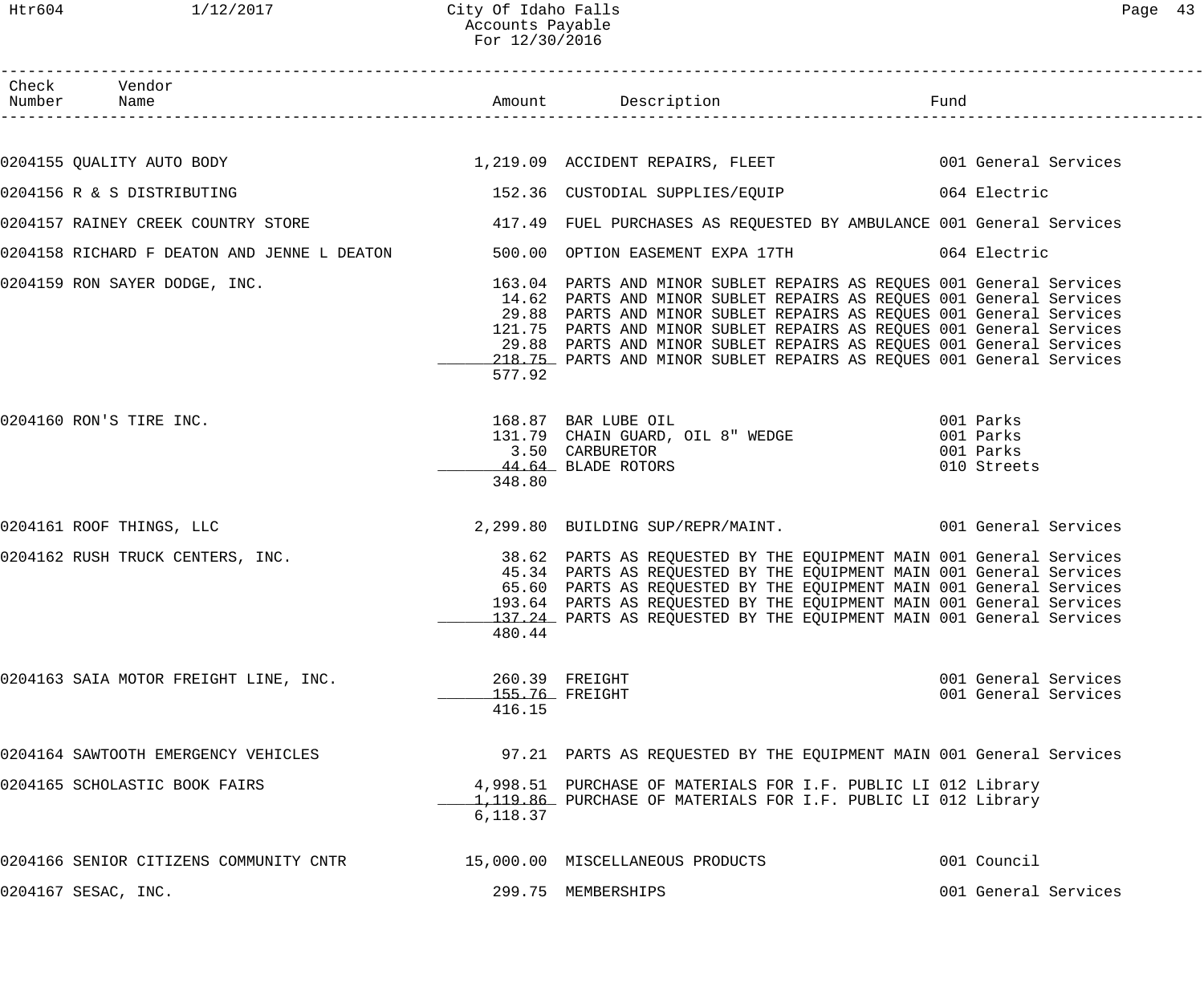City Of Idaho Falls
Accounts Payable
For 12/30/2016

| Check Number | Vendor Name | Amount | Description | Fund |
|---|---|---|---|---|
| 0204155 | QUALITY AUTO BODY | 1,219.09 | ACCIDENT REPAIRS, FLEET | 001 General Services |
| 0204156 | R & S DISTRIBUTING | 152.36 | CUSTODIAL SUPPLIES/EQUIP | 064 Electric |
| 0204157 | RAINEY CREEK COUNTRY STORE | 417.49 | FUEL PURCHASES AS REQUESTED BY AMBULANCE | 001 General Services |
| 0204158 | RICHARD F DEATON AND JENNE L DEATON | 500.00 | OPTION EASEMENT EXPA 17TH | 064 Electric |
| 0204159 | RON SAYER DODGE, INC. | 163.04 | PARTS AND MINOR SUBLET REPAIRS AS REQUES | 001 General Services |
| | | 14.62 | PARTS AND MINOR SUBLET REPAIRS AS REQUES | 001 General Services |
| | | 29.88 | PARTS AND MINOR SUBLET REPAIRS AS REQUES | 001 General Services |
| | | 121.75 | PARTS AND MINOR SUBLET REPAIRS AS REQUES | 001 General Services |
| | | 29.88 | PARTS AND MINOR SUBLET REPAIRS AS REQUES | 001 General Services |
| | | 218.75 | PARTS AND MINOR SUBLET REPAIRS AS REQUES | 001 General Services |
| | | 577.92 | | |
| 0204160 | RON'S TIRE INC. | 168.87 | BAR LUBE OIL | 001 Parks |
| | | 131.79 | CHAIN GUARD, OIL 8" WEDGE | 001 Parks |
| | | 3.50 | CARBURETOR | 001 Parks |
| | | 44.64 | BLADE ROTORS | 010 Streets |
| | | 348.80 | | |
| 0204161 | ROOF THINGS, LLC | 2,299.80 | BUILDING SUP/REPR/MAINT. | 001 General Services |
| 0204162 | RUSH TRUCK CENTERS, INC. | 38.62 | PARTS AS REQUESTED BY THE EQUIPMENT MAIN | 001 General Services |
| | | 45.34 | PARTS AS REQUESTED BY THE EQUIPMENT MAIN | 001 General Services |
| | | 65.60 | PARTS AS REQUESTED BY THE EQUIPMENT MAIN | 001 General Services |
| | | 193.64 | PARTS AS REQUESTED BY THE EQUIPMENT MAIN | 001 General Services |
| | | 137.24 | PARTS AS REQUESTED BY THE EQUIPMENT MAIN | 001 General Services |
| | | 480.44 | | |
| 0204163 | SAIA MOTOR FREIGHT LINE, INC. | 260.39 | FREIGHT | 001 General Services |
| | | 155.76 | FREIGHT | 001 General Services |
| | | 416.15 | | |
| 0204164 | SAWTOOTH EMERGENCY VEHICLES | 97.21 | PARTS AS REQUESTED BY THE EQUIPMENT MAIN | 001 General Services |
| 0204165 | SCHOLASTIC BOOK FAIRS | 4,998.51 | PURCHASE OF MATERIALS FOR I.F. PUBLIC LI | 012 Library |
| | | 1,119.86 | PURCHASE OF MATERIALS FOR I.F. PUBLIC LI | 012 Library |
| | | 6,118.37 | | |
| 0204166 | SENIOR CITIZENS COMMUNITY CNTR | 15,000.00 | MISCELLANEOUS PRODUCTS | 001 Council |
| 0204167 | SESAC, INC. | 299.75 | MEMBERSHIPS | 001 General Services |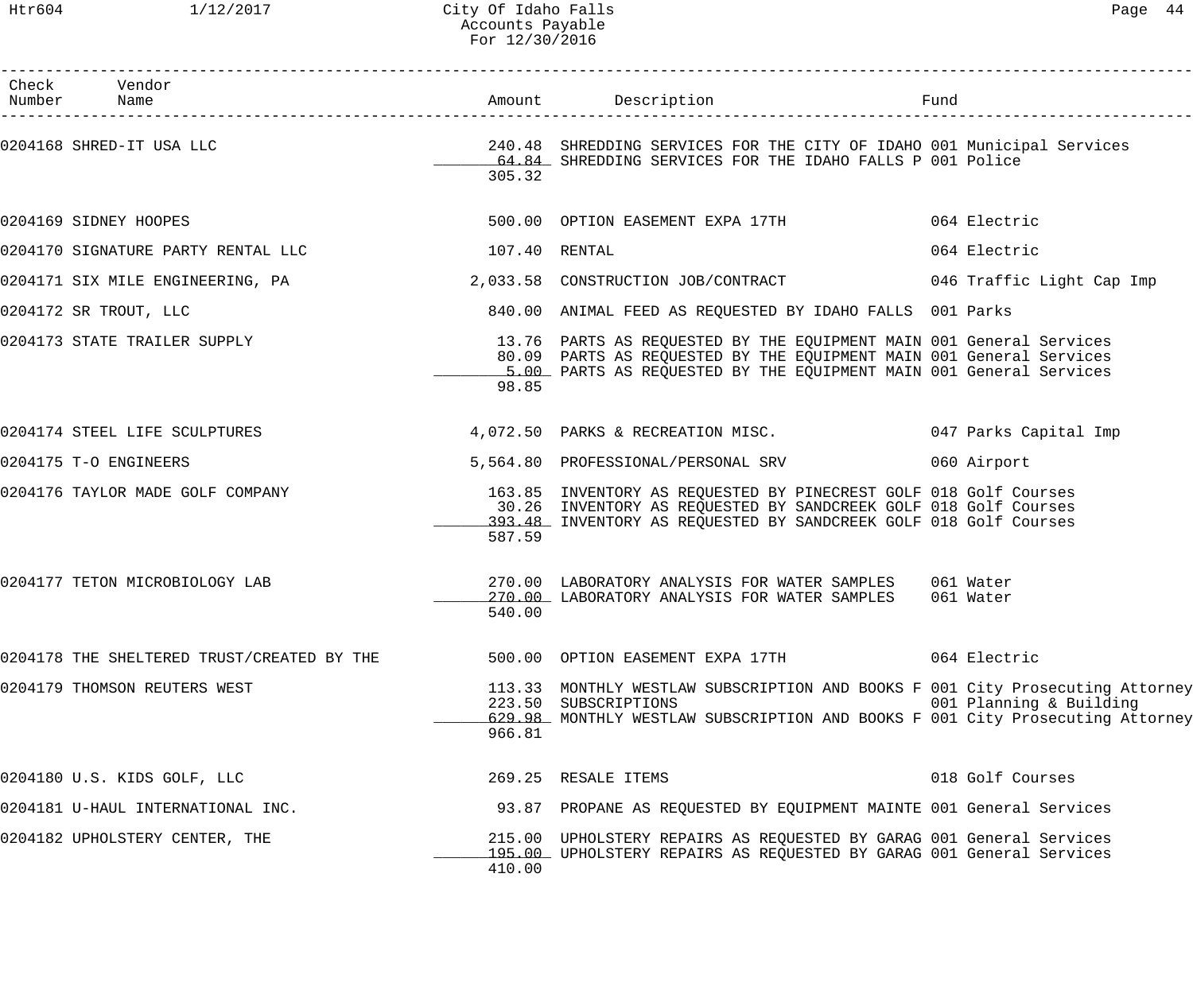| Check Number | Vendor Name | Amount | Description | Fund |
|---|---|---|---|---|
| 0204168 | SHRED-IT USA LLC | 240.48 | SHREDDING SERVICES FOR THE CITY OF IDAHO | 001 Municipal Services |
| | | 64.84 | SHREDDING SERVICES FOR THE IDAHO FALLS P | 001 Police |
| | | 305.32 | | |
| 0204169 | SIDNEY HOOPES | 500.00 | OPTION EASEMENT EXPA 17TH | 064 Electric |
| 0204170 | SIGNATURE PARTY RENTAL LLC | 107.40 | RENTAL | 064 Electric |
| 0204171 | SIX MILE ENGINEERING, PA | 2,033.58 | CONSTRUCTION JOB/CONTRACT | 046 Traffic Light Cap Imp |
| 0204172 | SR TROUT, LLC | 840.00 | ANIMAL FEED AS REQUESTED BY IDAHO FALLS | 001 Parks |
| 0204173 | STATE TRAILER SUPPLY | 13.76 | PARTS AS REQUESTED BY THE EQUIPMENT MAIN | 001 General Services |
| | | 80.09 | PARTS AS REQUESTED BY THE EQUIPMENT MAIN | 001 General Services |
| | | 5.00 | PARTS AS REQUESTED BY THE EQUIPMENT MAIN | 001 General Services |
| | | 98.85 | | |
| 0204174 | STEEL LIFE SCULPTURES | 4,072.50 | PARKS & RECREATION MISC. | 047 Parks Capital Imp |
| 0204175 | T-O ENGINEERS | 5,564.80 | PROFESSIONAL/PERSONAL SRV | 060 Airport |
| 0204176 | TAYLOR MADE GOLF COMPANY | 163.85 | INVENTORY AS REQUESTED BY PINECREST GOLF | 018 Golf Courses |
| | | 30.26 | INVENTORY AS REQUESTED BY SANDCREEK GOLF | 018 Golf Courses |
| | | 393.48 | INVENTORY AS REQUESTED BY SANDCREEK GOLF | 018 Golf Courses |
| | | 587.59 | | |
| 0204177 | TETON MICROBIOLOGY LAB | 270.00 | LABORATORY ANALYSIS FOR WATER SAMPLES | 061 Water |
| | | 270.00 | LABORATORY ANALYSIS FOR WATER SAMPLES | 061 Water |
| | | 540.00 | | |
| 0204178 | THE SHELTERED TRUST/CREATED BY THE | 500.00 | OPTION EASEMENT EXPA 17TH | 064 Electric |
| 0204179 | THOMSON REUTERS WEST | 113.33 | MONTHLY WESTLAW SUBSCRIPTION AND BOOKS F | 001 City Prosecuting Attorney |
| | | 223.50 | SUBSCRIPTIONS | 001 Planning & Building |
| | | 629.98 | MONTHLY WESTLAW SUBSCRIPTION AND BOOKS F | 001 City Prosecuting Attorney |
| | | 966.81 | | |
| 0204180 | U.S. KIDS GOLF, LLC | 269.25 | RESALE ITEMS | 018 Golf Courses |
| 0204181 | U-HAUL INTERNATIONAL INC. | 93.87 | PROPANE AS REQUESTED BY EQUIPMENT MAINTE | 001 General Services |
| 0204182 | UPHOLSTERY CENTER, THE | 215.00 | UPHOLSTERY REPAIRS AS REQUESTED BY GARAG | 001 General Services |
| | | 195.00 | UPHOLSTERY REPAIRS AS REQUESTED BY GARAG | 001 General Services |
| | | 410.00 | | |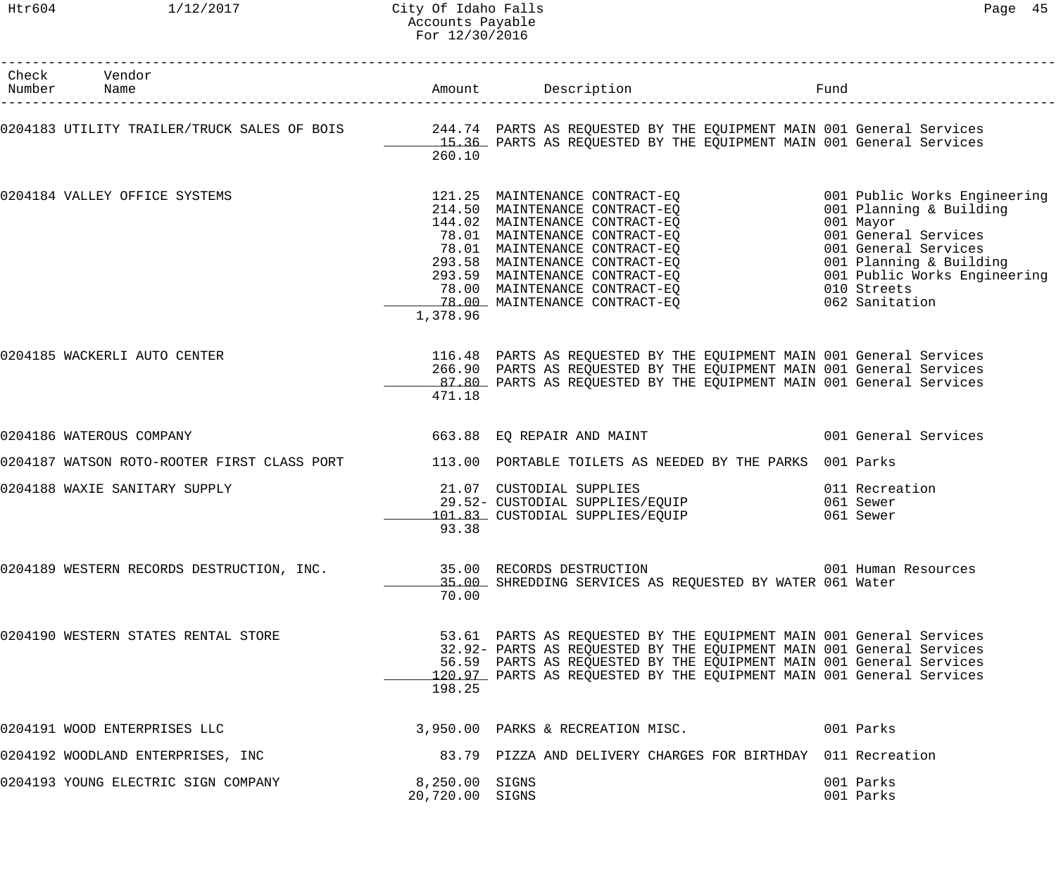# City Of Idaho Falls
## Accounts Payable
### For 12/30/2016

| Check Number | Vendor Name | Amount | Description | Fund |
|---|---|---|---|---|
| 0204183 | UTILITY TRAILER/TRUCK SALES OF BOIS | 244.74 | PARTS AS REQUESTED BY THE EQUIPMENT MAIN | 001 General Services |
| | | 15.36 | PARTS AS REQUESTED BY THE EQUIPMENT MAIN | 001 General Services |
| | | 260.10 | | |
| 0204184 | VALLEY OFFICE SYSTEMS | 121.25 | MAINTENANCE CONTRACT-EQ | 001 Public Works Engineering |
| | | 214.50 | MAINTENANCE CONTRACT-EQ | 001 Planning & Building |
| | | 144.02 | MAINTENANCE CONTRACT-EQ | 001 Mayor |
| | | 78.01 | MAINTENANCE CONTRACT-EQ | 001 General Services |
| | | 78.01 | MAINTENANCE CONTRACT-EQ | 001 General Services |
| | | 293.58 | MAINTENANCE CONTRACT-EQ | 001 Planning & Building |
| | | 293.59 | MAINTENANCE CONTRACT-EQ | 001 Public Works Engineering |
| | | 78.00 | MAINTENANCE CONTRACT-EQ | 010 Streets |
| | | 78.00 | MAINTENANCE CONTRACT-EQ | 062 Sanitation |
| | | 1,378.96 | | |
| 0204185 | WACKERLI AUTO CENTER | 116.48 | PARTS AS REQUESTED BY THE EQUIPMENT MAIN | 001 General Services |
| | | 266.90 | PARTS AS REQUESTED BY THE EQUIPMENT MAIN | 001 General Services |
| | | 87.80 | PARTS AS REQUESTED BY THE EQUIPMENT MAIN | 001 General Services |
| | | 471.18 | | |
| 0204186 | WATEROUS COMPANY | 663.88 | EQ REPAIR AND MAINT | 001 General Services |
| 0204187 | WATSON ROTO-ROOTER FIRST CLASS PORT | 113.00 | PORTABLE TOILETS AS NEEDED BY THE PARKS | 001 Parks |
| 0204188 | WAXIE SANITARY SUPPLY | 21.07 | CUSTODIAL SUPPLIES | 011 Recreation |
| | | 29.52- | CUSTODIAL SUPPLIES/EQUIP | 061 Sewer |
| | | 101.83 | CUSTODIAL SUPPLIES/EQUIP | 061 Sewer |
| | | 93.38 | | |
| 0204189 | WESTERN RECORDS DESTRUCTION, INC. | 35.00 | RECORDS DESTRUCTION | 001 Human Resources |
| | | 35.00 | SHREDDING SERVICES AS REQUESTED BY WATER | 061 Water |
| | | 70.00 | | |
| 0204190 | WESTERN STATES RENTAL STORE | 53.61 | PARTS AS REQUESTED BY THE EQUIPMENT MAIN | 001 General Services |
| | | 32.92- | PARTS AS REQUESTED BY THE EQUIPMENT MAIN | 001 General Services |
| | | 56.59 | PARTS AS REQUESTED BY THE EQUIPMENT MAIN | 001 General Services |
| | | 120.97 | PARTS AS REQUESTED BY THE EQUIPMENT MAIN | 001 General Services |
| | | 198.25 | | |
| 0204191 | WOOD ENTERPRISES LLC | 3,950.00 | PARKS & RECREATION MISC. | 001 Parks |
| 0204192 | WOODLAND ENTERPRISES, INC | 83.79 | PIZZA AND DELIVERY CHARGES FOR BIRTHDAY | 011 Recreation |
| 0204193 | YOUNG ELECTRIC SIGN COMPANY | 8,250.00 | SIGNS | 001 Parks |
| | | 20,720.00 | SIGNS | 001 Parks |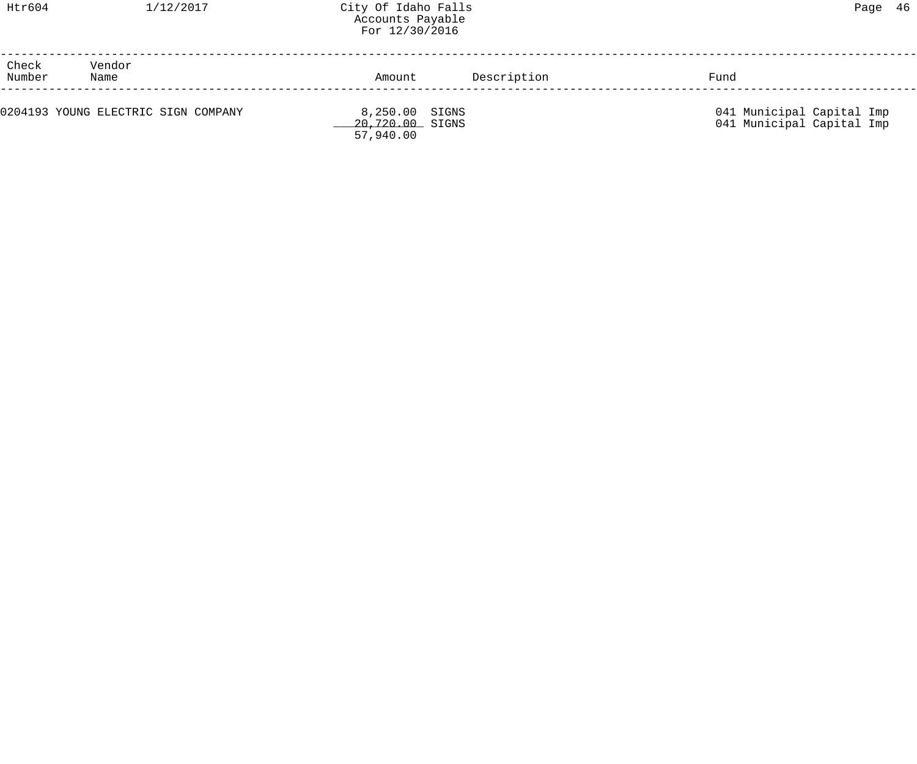| Check Number | Vendor Name | Amount | Description | Fund |
|---|---|---|---|---|
| 0204193 | YOUNG ELECTRIC SIGN COMPANY | 8,250.00 | SIGNS | 041 Municipal Capital Imp |
| | | 20,720.00 | SIGNS | 041 Municipal Capital Imp |
| | | 57,940.00 | | |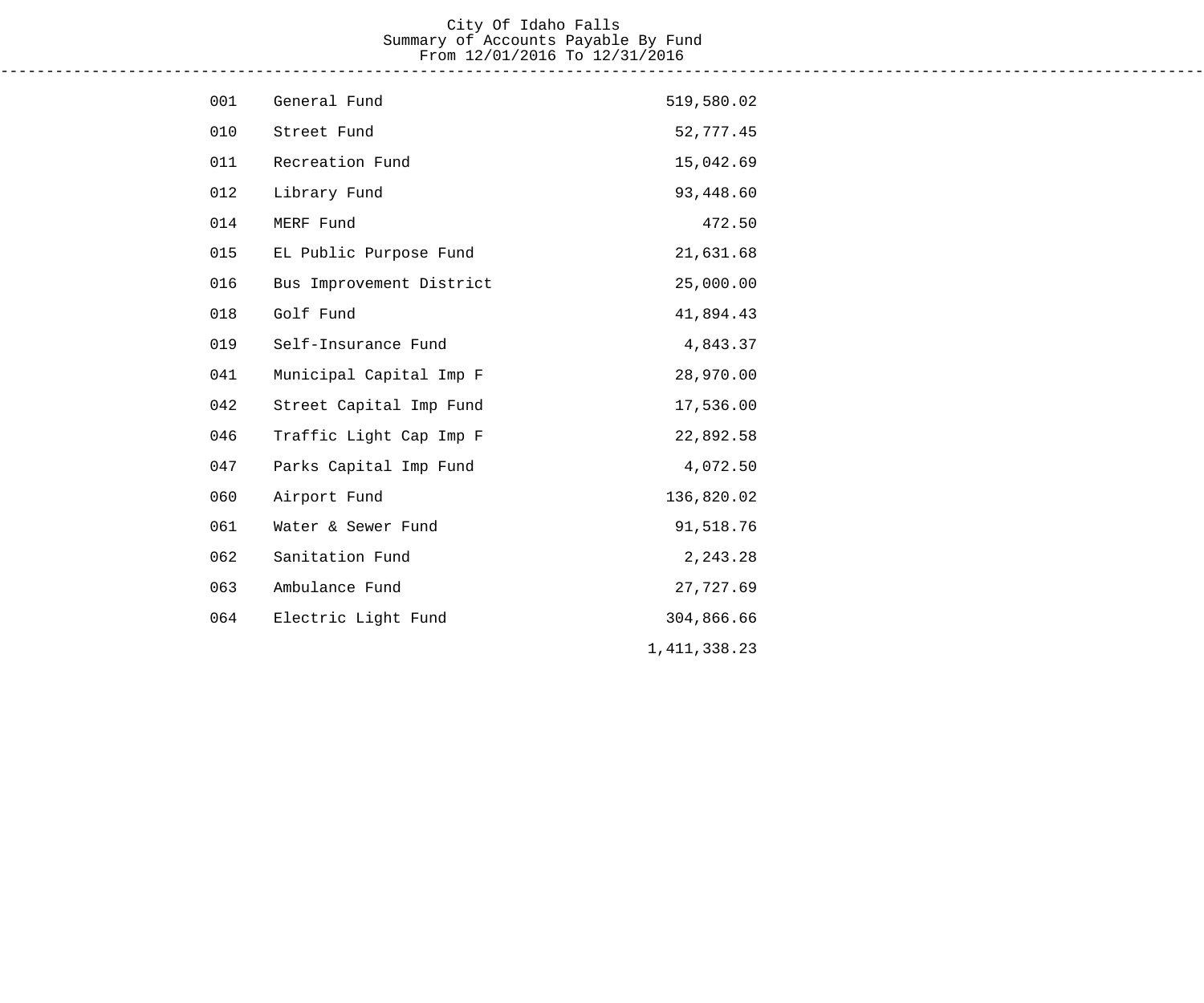City Of Idaho Falls
Summary of Accounts Payable By Fund
From 12/01/2016 To 12/31/2016

| | | |
|---|---|---|
| 001 | General Fund | 519,580.02 |
| 010 | Street Fund | 52,777.45 |
| 011 | Recreation Fund | 15,042.69 |
| 012 | Library Fund | 93,448.60 |
| 014 | MERF Fund | 472.50 |
| 015 | EL Public Purpose Fund | 21,631.68 |
| 016 | Bus Improvement District | 25,000.00 |
| 018 | Golf Fund | 41,894.43 |
| 019 | Self-Insurance Fund | 4,843.37 |
| 041 | Municipal Capital Imp F | 28,970.00 |
| 042 | Street Capital Imp Fund | 17,536.00 |
| 046 | Traffic Light Cap Imp F | 22,892.58 |
| 047 | Parks Capital Imp Fund | 4,072.50 |
| 060 | Airport Fund | 136,820.02 |
| 061 | Water & Sewer Fund | 91,518.76 |
| 062 | Sanitation Fund | 2,243.28 |
| 063 | Ambulance Fund | 27,727.69 |
| 064 | Electric Light Fund | 304,866.66 |
| | | 1,411,338.23 |